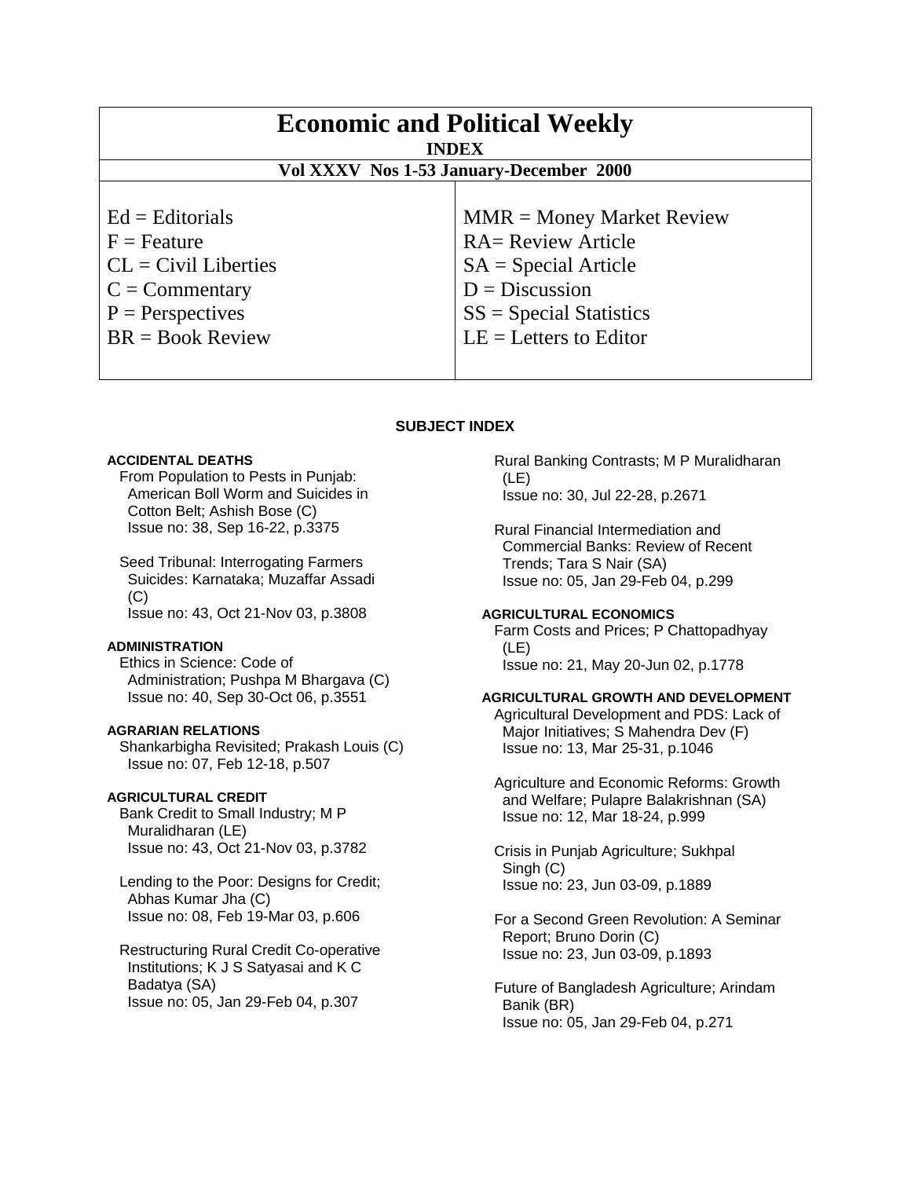# Economic and Political Weekly

**INDEX**

**Vol XXXV Nos 1-53 January-December 2000**

| | |
|---|---|
| Ed = Editorials | MMR = Money Market Review |
| F = Feature | RA= Review Article |
| CL = Civil Liberties | SA = Special Article |
| C = Commentary | D = Discussion |
| P = Perspectives | SS = Special Statistics |
| BR = Book Review | LE = Letters to Editor |

## SUBJECT INDEX

### ACCIDENTAL DEATHS

From Population to Pests in Punjab: American Boll Worm and Suicides in Cotton Belt; Ashish Bose (C)
Issue no: 38, Sep 16-22, p.3375

Seed Tribunal: Interrogating Farmers Suicides: Karnataka; Muzaffar Assadi (C)
Issue no: 43, Oct 21-Nov 03, p.3808

### ADMINISTRATION

Ethics in Science: Code of Administration; Pushpa M Bhargava (C)
Issue no: 40, Sep 30-Oct 06, p.3551

### AGRARIAN RELATIONS

Shankarbigha Revisited; Prakash Louis (C)
Issue no: 07, Feb 12-18, p.507

### AGRICULTURAL CREDIT

Bank Credit to Small Industry; M P Muralidharan (LE)
Issue no: 43, Oct 21-Nov 03, p.3782

Lending to the Poor: Designs for Credit; Abhas Kumar Jha (C)
Issue no: 08, Feb 19-Mar 03, p.606

Restructuring Rural Credit Co-operative Institutions; K J S Satyasai and K C Badatya (SA)
Issue no: 05, Jan 29-Feb 04, p.307

Rural Banking Contrasts; M P Muralidharan (LE)
Issue no: 30, Jul 22-28, p.2671

Rural Financial Intermediation and Commercial Banks: Review of Recent Trends; Tara S Nair (SA)
Issue no: 05, Jan 29-Feb 04, p.299

### AGRICULTURAL ECONOMICS

Farm Costs and Prices; P Chattopadhyay (LE)
Issue no: 21, May 20-Jun 02, p.1778

### AGRICULTURAL GROWTH AND DEVELOPMENT

Agricultural Development and PDS: Lack of Major Initiatives; S Mahendra Dev (F)
Issue no: 13, Mar 25-31, p.1046

Agriculture and Economic Reforms: Growth and Welfare; Pulapre Balakrishnan (SA)
Issue no: 12, Mar 18-24, p.999

Crisis in Punjab Agriculture; Sukhpal Singh (C)
Issue no: 23, Jun 03-09, p.1889

For a Second Green Revolution: A Seminar Report; Bruno Dorin (C)
Issue no: 23, Jun 03-09, p.1893

Future of Bangladesh Agriculture; Arindam Banik (BR)
Issue no: 05, Jan 29-Feb 04, p.271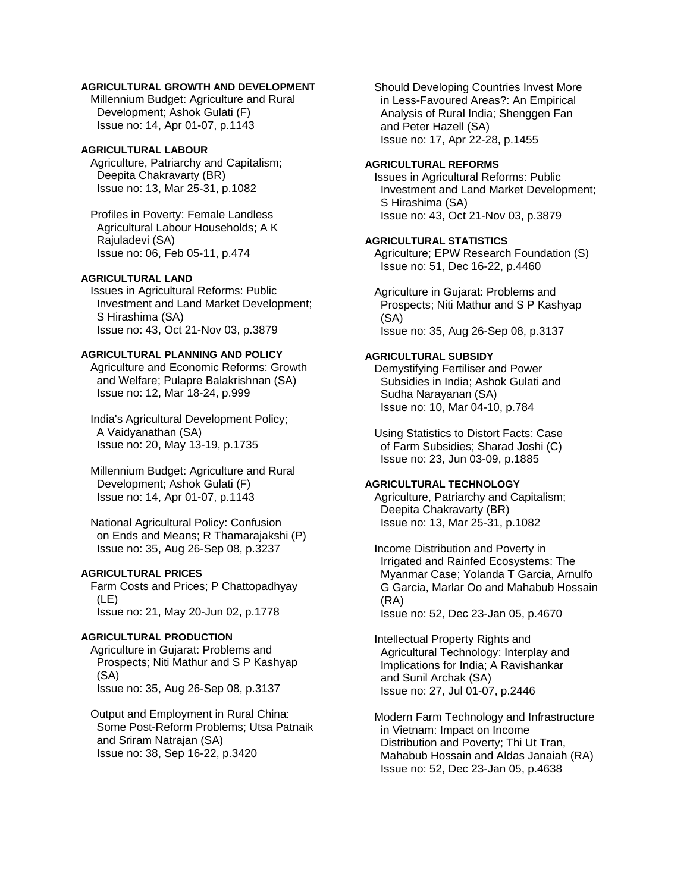**AGRICULTURAL GROWTH AND DEVELOPMENT**

Millennium Budget: Agriculture and Rural Development; Ashok Gulati (F)
Issue no: 14, Apr 01-07, p.1143

**AGRICULTURAL LABOUR**

Agriculture, Patriarchy and Capitalism; Deepita Chakravarty (BR)
Issue no: 13, Mar 25-31, p.1082

Profiles in Poverty: Female Landless Agricultural Labour Households; A K Rajuladevi (SA)
Issue no: 06, Feb 05-11, p.474

**AGRICULTURAL LAND**

Issues in Agricultural Reforms: Public Investment and Land Market Development; S Hirashima (SA)
Issue no: 43, Oct 21-Nov 03, p.3879

**AGRICULTURAL PLANNING AND POLICY**

Agriculture and Economic Reforms: Growth and Welfare; Pulapre Balakrishnan (SA)
Issue no: 12, Mar 18-24, p.999

India's Agricultural Development Policy; A Vaidyanathan (SA)
Issue no: 20, May 13-19, p.1735

Millennium Budget: Agriculture and Rural Development; Ashok Gulati (F)
Issue no: 14, Apr 01-07, p.1143

National Agricultural Policy: Confusion on Ends and Means; R Thamarajakshi (P)
Issue no: 35, Aug 26-Sep 08, p.3237

**AGRICULTURAL PRICES**

Farm Costs and Prices; P Chattopadhyay (LE)
Issue no: 21, May 20-Jun 02, p.1778

**AGRICULTURAL PRODUCTION**

Agriculture in Gujarat: Problems and Prospects; Niti Mathur and S P Kashyap (SA)
Issue no: 35, Aug 26-Sep 08, p.3137

Output and Employment in Rural China: Some Post-Reform Problems; Utsa Patnaik and Sriram Natrajan (SA)
Issue no: 38, Sep 16-22, p.3420

Should Developing Countries Invest More in Less-Favoured Areas?: An Empirical Analysis of Rural India; Shenggen Fan and Peter Hazell (SA)
Issue no: 17, Apr 22-28, p.1455

**AGRICULTURAL REFORMS**

Issues in Agricultural Reforms: Public Investment and Land Market Development; S Hirashima (SA)
Issue no: 43, Oct 21-Nov 03, p.3879

**AGRICULTURAL STATISTICS**

Agriculture; EPW Research Foundation (S)
Issue no: 51, Dec 16-22, p.4460

Agriculture in Gujarat: Problems and Prospects; Niti Mathur and S P Kashyap (SA)
Issue no: 35, Aug 26-Sep 08, p.3137

**AGRICULTURAL SUBSIDY**

Demystifying Fertiliser and Power Subsidies in India; Ashok Gulati and Sudha Narayanan (SA)
Issue no: 10, Mar 04-10, p.784

Using Statistics to Distort Facts: Case of Farm Subsidies; Sharad Joshi (C)
Issue no: 23, Jun 03-09, p.1885

**AGRICULTURAL TECHNOLOGY**

Agriculture, Patriarchy and Capitalism; Deepita Chakravarty (BR)
Issue no: 13, Mar 25-31, p.1082

Income Distribution and Poverty in Irrigated and Rainfed Ecosystems: The Myanmar Case; Yolanda T Garcia, Arnulfo G Garcia, Marlar Oo and Mahabub Hossain (RA)
Issue no: 52, Dec 23-Jan 05, p.4670

Intellectual Property Rights and Agricultural Technology: Interplay and Implications for India; A Ravishankar and Sunil Archak (SA)
Issue no: 27, Jul 01-07, p.2446

Modern Farm Technology and Infrastructure in Vietnam: Impact on Income Distribution and Poverty; Thi Ut Tran, Mahabub Hossain and Aldas Janaiah (RA)
Issue no: 52, Dec 23-Jan 05, p.4638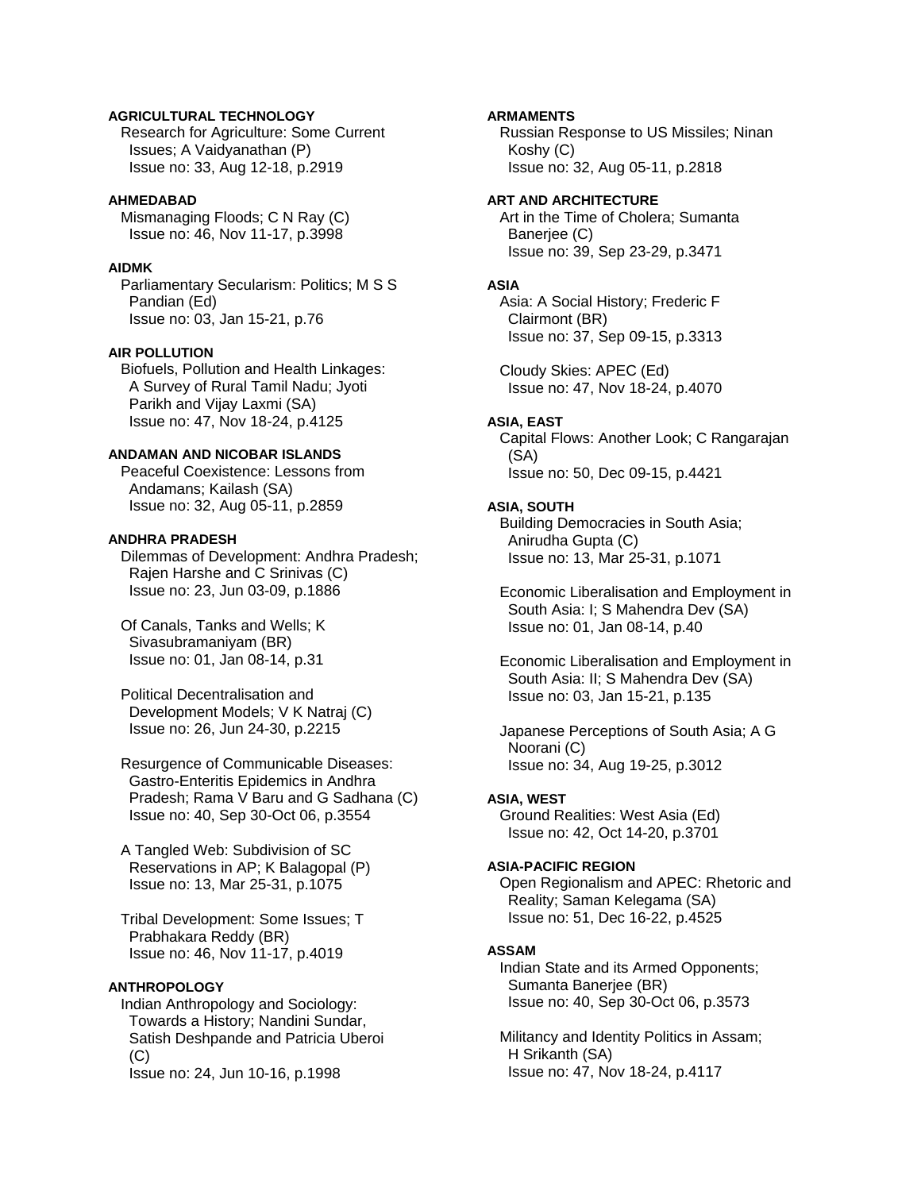**AGRICULTURAL TECHNOLOGY**

Research for Agriculture: Some Current Issues; A Vaidyanathan (P)
Issue no: 33, Aug 12-18, p.2919

**AHMEDABAD**

Mismanaging Floods; C N Ray (C)
Issue no: 46, Nov 11-17, p.3998

**AIDMK**

Parliamentary Secularism: Politics; M S S Pandian (Ed)
Issue no: 03, Jan 15-21, p.76

**AIR POLLUTION**

Biofuels, Pollution and Health Linkages: A Survey of Rural Tamil Nadu; Jyoti Parikh and Vijay Laxmi (SA)
Issue no: 47, Nov 18-24, p.4125

**ANDAMAN AND NICOBAR ISLANDS**

Peaceful Coexistence: Lessons from Andamans; Kailash (SA)
Issue no: 32, Aug 05-11, p.2859

**ANDHRA PRADESH**

Dilemmas of Development: Andhra Pradesh; Rajen Harshe and C Srinivas (C)
Issue no: 23, Jun 03-09, p.1886

Of Canals, Tanks and Wells; K Sivasubramaniyam (BR)
Issue no: 01, Jan 08-14, p.31

Political Decentralisation and Development Models; V K Natraj (C)
Issue no: 26, Jun 24-30, p.2215

Resurgence of Communicable Diseases: Gastro-Enteritis Epidemics in Andhra Pradesh; Rama V Baru and G Sadhana (C)
Issue no: 40, Sep 30-Oct 06, p.3554

A Tangled Web: Subdivision of SC Reservations in AP; K Balagopal (P)
Issue no: 13, Mar 25-31, p.1075

Tribal Development: Some Issues; T Prabhakara Reddy (BR)
Issue no: 46, Nov 11-17, p.4019

**ANTHROPOLOGY**

Indian Anthropology and Sociology: Towards a History; Nandini Sundar, Satish Deshpande and Patricia Uberoi (C)
Issue no: 24, Jun 10-16, p.1998

**ARMAMENTS**

Russian Response to US Missiles; Ninan Koshy (C)
Issue no: 32, Aug 05-11, p.2818

**ART AND ARCHITECTURE**

Art in the Time of Cholera; Sumanta Banerjee (C)
Issue no: 39, Sep 23-29, p.3471

**ASIA**

Asia: A Social History; Frederic F Clairmont (BR)
Issue no: 37, Sep 09-15, p.3313

Cloudy Skies: APEC (Ed)
Issue no: 47, Nov 18-24, p.4070

**ASIA, EAST**

Capital Flows: Another Look; C Rangarajan (SA)
Issue no: 50, Dec 09-15, p.4421

**ASIA, SOUTH**

Building Democracies in South Asia; Anirudha Gupta (C)
Issue no: 13, Mar 25-31, p.1071

Economic Liberalisation and Employment in South Asia: I; S Mahendra Dev (SA)
Issue no: 01, Jan 08-14, p.40

Economic Liberalisation and Employment in South Asia: II; S Mahendra Dev (SA)
Issue no: 03, Jan 15-21, p.135

Japanese Perceptions of South Asia; A G Noorani (C)
Issue no: 34, Aug 19-25, p.3012

**ASIA, WEST**

Ground Realities: West Asia (Ed)
Issue no: 42, Oct 14-20, p.3701

**ASIA-PACIFIC REGION**

Open Regionalism and APEC: Rhetoric and Reality; Saman Kelegama (SA)
Issue no: 51, Dec 16-22, p.4525

**ASSAM**

Indian State and its Armed Opponents; Sumanta Banerjee (BR)
Issue no: 40, Sep 30-Oct 06, p.3573

Militancy and Identity Politics in Assam; H Srikanth (SA)
Issue no: 47, Nov 18-24, p.4117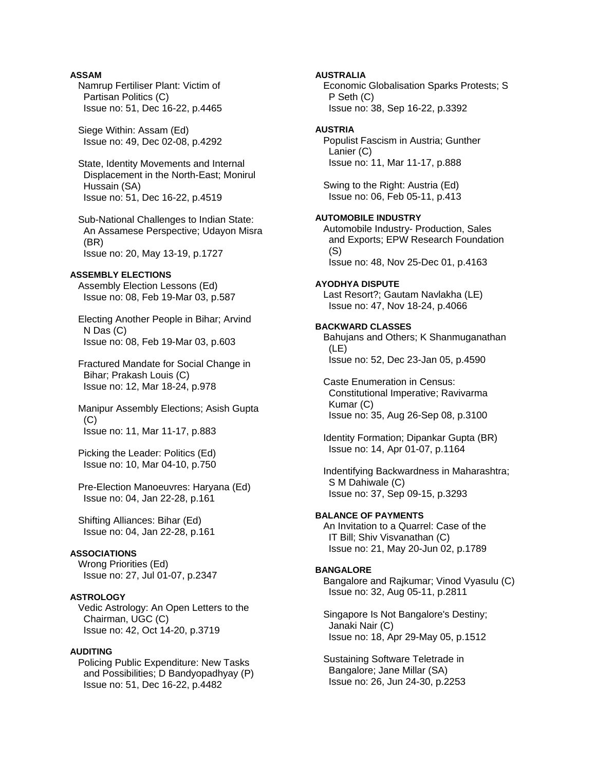**ASSAM**

Namrup Fertiliser Plant: Victim of Partisan Politics (C)
Issue no: 51, Dec 16-22, p.4465

Siege Within: Assam (Ed)
Issue no: 49, Dec 02-08, p.4292

State, Identity Movements and Internal Displacement in the North-East; Monirul Hussain (SA)
Issue no: 51, Dec 16-22, p.4519

Sub-National Challenges to Indian State: An Assamese Perspective; Udayon Misra (BR)
Issue no: 20, May 13-19, p.1727

**ASSEMBLY ELECTIONS**

Assembly Election Lessons (Ed)
Issue no: 08, Feb 19-Mar 03, p.587

Electing Another People in Bihar; Arvind N Das (C)
Issue no: 08, Feb 19-Mar 03, p.603

Fractured Mandate for Social Change in Bihar; Prakash Louis (C)
Issue no: 12, Mar 18-24, p.978

Manipur Assembly Elections; Asish Gupta (C)
Issue no: 11, Mar 11-17, p.883

Picking the Leader: Politics (Ed)
Issue no: 10, Mar 04-10, p.750

Pre-Election Manoeuvres: Haryana (Ed)
Issue no: 04, Jan 22-28, p.161

Shifting Alliances: Bihar (Ed)
Issue no: 04, Jan 22-28, p.161

**ASSOCIATIONS**

Wrong Priorities (Ed)
Issue no: 27, Jul 01-07, p.2347

**ASTROLOGY**

Vedic Astrology: An Open Letters to the Chairman, UGC (C)
Issue no: 42, Oct 14-20, p.3719

**AUDITING**

Policing Public Expenditure: New Tasks and Possibilities; D Bandyopadhyay (P)
Issue no: 51, Dec 16-22, p.4482

**AUSTRALIA**

Economic Globalisation Sparks Protests; S P Seth (C)
Issue no: 38, Sep 16-22, p.3392

**AUSTRIA**

Populist Fascism in Austria; Gunther Lanier (C)
Issue no: 11, Mar 11-17, p.888

Swing to the Right: Austria (Ed)
Issue no: 06, Feb 05-11, p.413

**AUTOMOBILE INDUSTRY**

Automobile Industry- Production, Sales and Exports; EPW Research Foundation (S)
Issue no: 48, Nov 25-Dec 01, p.4163

**AYODHYA DISPUTE**

Last Resort?; Gautam Navlakha (LE)
Issue no: 47, Nov 18-24, p.4066

**BACKWARD CLASSES**

Bahujans and Others; K Shanmuganathan (LE)
Issue no: 52, Dec 23-Jan 05, p.4590

Caste Enumeration in Census: Constitutional Imperative; Ravivarma Kumar (C)
Issue no: 35, Aug 26-Sep 08, p.3100

Identity Formation; Dipankar Gupta (BR)
Issue no: 14, Apr 01-07, p.1164

Indentifying Backwardness in Maharashtra; S M Dahiwale (C)
Issue no: 37, Sep 09-15, p.3293

**BALANCE OF PAYMENTS**

An Invitation to a Quarrel: Case of the IT Bill; Shiv Visvanathan (C)
Issue no: 21, May 20-Jun 02, p.1789

**BANGALORE**

Bangalore and Rajkumar; Vinod Vyasulu (C)
Issue no: 32, Aug 05-11, p.2811

Singapore Is Not Bangalore's Destiny; Janaki Nair (C)
Issue no: 18, Apr 29-May 05, p.1512

Sustaining Software Teletrade in Bangalore; Jane Millar (SA)
Issue no: 26, Jun 24-30, p.2253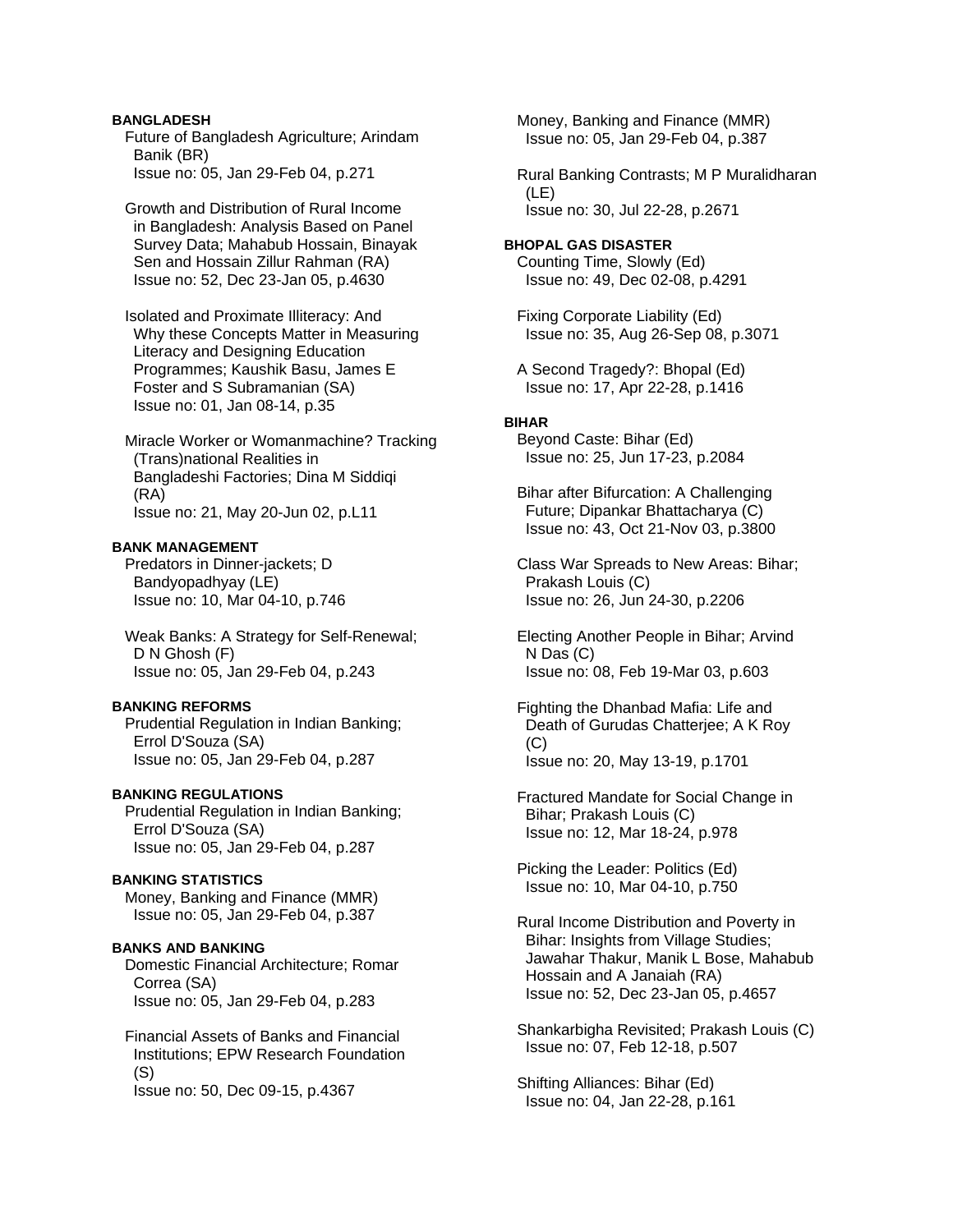**BANGLADESH**

Future of Bangladesh Agriculture; Arindam Banik (BR)
Issue no: 05, Jan 29-Feb 04, p.271

Growth and Distribution of Rural Income in Bangladesh: Analysis Based on Panel Survey Data; Mahabub Hossain, Binayak Sen and Hossain Zillur Rahman (RA)
Issue no: 52, Dec 23-Jan 05, p.4630

Isolated and Proximate Illiteracy: And Why these Concepts Matter in Measuring Literacy and Designing Education Programmes; Kaushik Basu, James E Foster and S Subramanian (SA)
Issue no: 01, Jan 08-14, p.35

Miracle Worker or Womanmachine? Tracking (Trans)national Realities in Bangladeshi Factories; Dina M Siddiqi (RA)
Issue no: 21, May 20-Jun 02, p.L11

**BANK MANAGEMENT**

Predators in Dinner-jackets; D Bandyopadhyay (LE)
Issue no: 10, Mar 04-10, p.746

Weak Banks: A Strategy for Self-Renewal; D N Ghosh (F)
Issue no: 05, Jan 29-Feb 04, p.243

**BANKING REFORMS**

Prudential Regulation in Indian Banking; Errol D'Souza (SA)
Issue no: 05, Jan 29-Feb 04, p.287

**BANKING REGULATIONS**

Prudential Regulation in Indian Banking; Errol D'Souza (SA)
Issue no: 05, Jan 29-Feb 04, p.287

**BANKING STATISTICS**

Money, Banking and Finance (MMR)
Issue no: 05, Jan 29-Feb 04, p.387

**BANKS AND BANKING**

Domestic Financial Architecture; Romar Correa (SA)
Issue no: 05, Jan 29-Feb 04, p.283

Financial Assets of Banks and Financial Institutions; EPW Research Foundation (S)
Issue no: 50, Dec 09-15, p.4367

Money, Banking and Finance (MMR)
Issue no: 05, Jan 29-Feb 04, p.387

Rural Banking Contrasts; M P Muralidharan (LE)
Issue no: 30, Jul 22-28, p.2671

**BHOPAL GAS DISASTER**

Counting Time, Slowly (Ed)
Issue no: 49, Dec 02-08, p.4291

Fixing Corporate Liability (Ed)
Issue no: 35, Aug 26-Sep 08, p.3071

A Second Tragedy?: Bhopal (Ed)
Issue no: 17, Apr 22-28, p.1416

**BIHAR**

Beyond Caste: Bihar (Ed)
Issue no: 25, Jun 17-23, p.2084

Bihar after Bifurcation: A Challenging Future; Dipankar Bhattacharya (C)
Issue no: 43, Oct 21-Nov 03, p.3800

Class War Spreads to New Areas: Bihar; Prakash Louis (C)
Issue no: 26, Jun 24-30, p.2206

Electing Another People in Bihar; Arvind N Das (C)
Issue no: 08, Feb 19-Mar 03, p.603

Fighting the Dhanbad Mafia: Life and Death of Gurudas Chatterjee; A K Roy (C)
Issue no: 20, May 13-19, p.1701

Fractured Mandate for Social Change in Bihar; Prakash Louis (C)
Issue no: 12, Mar 18-24, p.978

Picking the Leader: Politics (Ed)
Issue no: 10, Mar 04-10, p.750

Rural Income Distribution and Poverty in Bihar: Insights from Village Studies; Jawahar Thakur, Manik L Bose, Mahabub Hossain and A Janaiah (RA)
Issue no: 52, Dec 23-Jan 05, p.4657

Shankarbigha Revisited; Prakash Louis (C)
Issue no: 07, Feb 12-18, p.507

Shifting Alliances: Bihar (Ed)
Issue no: 04, Jan 22-28, p.161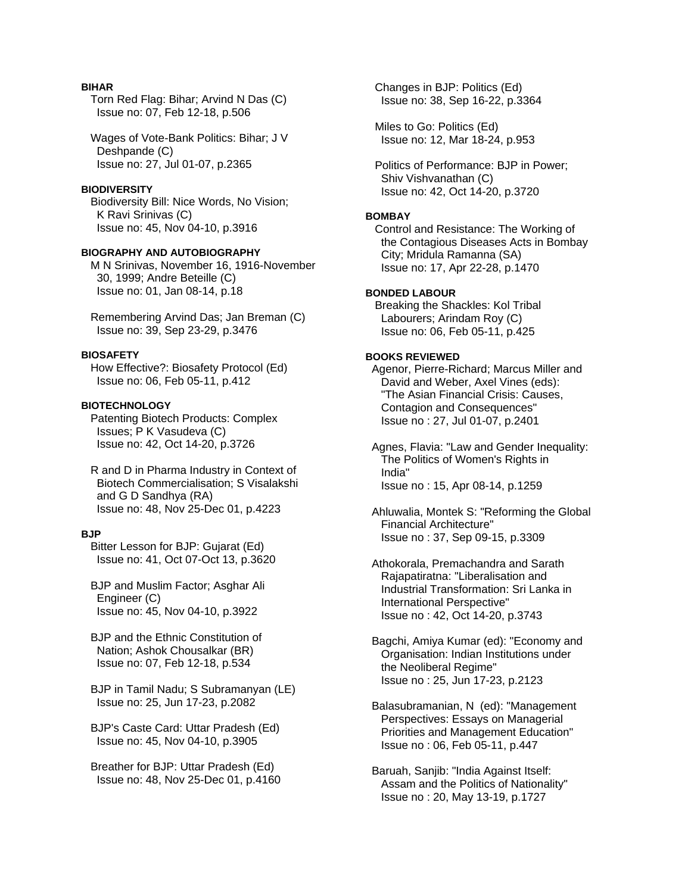**BIHAR**

Torn Red Flag: Bihar; Arvind N Das (C)
Issue no: 07, Feb 12-18, p.506

Wages of Vote-Bank Politics: Bihar; J V Deshpande (C)
Issue no: 27, Jul 01-07, p.2365

**BIODIVERSITY**

Biodiversity Bill: Nice Words, No Vision; K Ravi Srinivas (C)
Issue no: 45, Nov 04-10, p.3916

**BIOGRAPHY AND AUTOBIOGRAPHY**

M N Srinivas, November 16, 1916-November 30, 1999; Andre Beteille (C)
Issue no: 01, Jan 08-14, p.18

Remembering Arvind Das; Jan Breman (C)
Issue no: 39, Sep 23-29, p.3476

**BIOSAFETY**

How Effective?: Biosafety Protocol (Ed)
Issue no: 06, Feb 05-11, p.412

**BIOTECHNOLOGY**

Patenting Biotech Products: Complex Issues; P K Vasudeva (C)
Issue no: 42, Oct 14-20, p.3726

R and D in Pharma Industry in Context of Biotech Commercialisation; S Visalakshi and G D Sandhya (RA)
Issue no: 48, Nov 25-Dec 01, p.4223

**BJP**

Bitter Lesson for BJP: Gujarat (Ed)
Issue no: 41, Oct 07-Oct 13, p.3620

BJP and Muslim Factor; Asghar Ali Engineer (C)
Issue no: 45, Nov 04-10, p.3922

BJP and the Ethnic Constitution of Nation; Ashok Chousalkar (BR)
Issue no: 07, Feb 12-18, p.534

BJP in Tamil Nadu; S Subramanyan (LE)
Issue no: 25, Jun 17-23, p.2082

BJP's Caste Card: Uttar Pradesh (Ed)
Issue no: 45, Nov 04-10, p.3905

Breather for BJP: Uttar Pradesh (Ed)
Issue no: 48, Nov 25-Dec 01, p.4160

Changes in BJP: Politics (Ed)
Issue no: 38, Sep 16-22, p.3364

Miles to Go: Politics (Ed)
Issue no: 12, Mar 18-24, p.953

Politics of Performance: BJP in Power; Shiv Vishvanathan (C)
Issue no: 42, Oct 14-20, p.3720

**BOMBAY**

Control and Resistance: The Working of the Contagious Diseases Acts in Bombay City; Mridula Ramanna (SA)
Issue no: 17, Apr 22-28, p.1470

**BONDED LABOUR**

Breaking the Shackles: Kol Tribal Labourers; Arindam Roy (C)
Issue no: 06, Feb 05-11, p.425

**BOOKS REVIEWED**

Agenor, Pierre-Richard; Marcus Miller and David and Weber, Axel Vines (eds): "The Asian Financial Crisis: Causes, Contagion and Consequences"
Issue no : 27, Jul 01-07, p.2401

Agnes, Flavia: "Law and Gender Inequality: The Politics of Women's Rights in India"
Issue no : 15, Apr 08-14, p.1259

Ahluwalia, Montek S: "Reforming the Global Financial Architecture"
Issue no : 37, Sep 09-15, p.3309

Athokorala, Premachandra and Sarath Rajapatiratna: "Liberalisation and Industrial Transformation: Sri Lanka in International Perspective"
Issue no : 42, Oct 14-20, p.3743

Bagchi, Amiya Kumar (ed): "Economy and Organisation: Indian Institutions under the Neoliberal Regime"
Issue no : 25, Jun 17-23, p.2123

Balasubramanian, N (ed): "Management Perspectives: Essays on Managerial Priorities and Management Education"
Issue no : 06, Feb 05-11, p.447

Baruah, Sanjib: "India Against Itself: Assam and the Politics of Nationality"
Issue no : 20, May 13-19, p.1727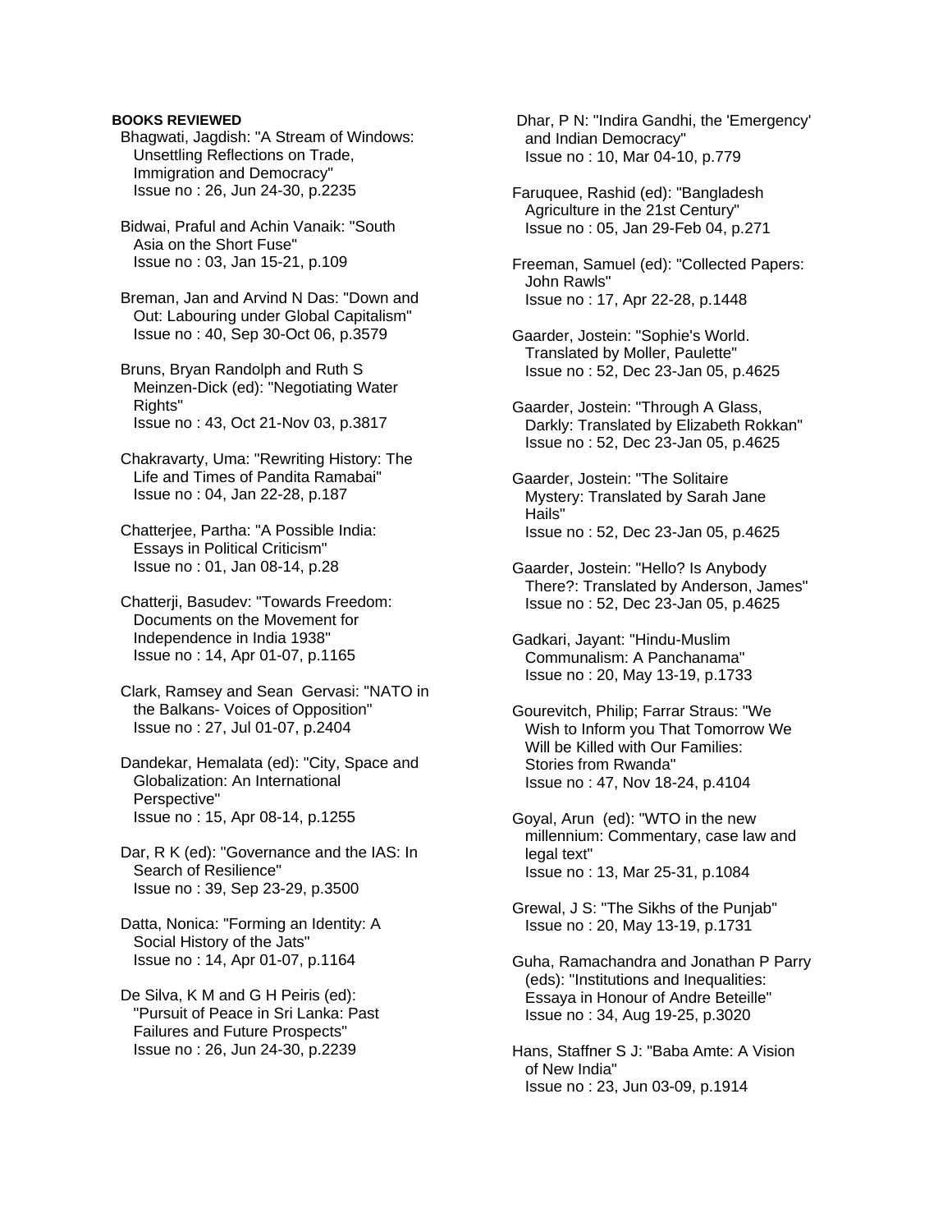**BOOKS REVIEWED**

Bhagwati, Jagdish: "A Stream of Windows: Unsettling Reflections on Trade, Immigration and Democracy"
Issue no : 26, Jun 24-30, p.2235

Bidwai, Praful and Achin Vanaik: "South Asia on the Short Fuse"
Issue no : 03, Jan 15-21, p.109

Breman, Jan and Arvind N Das: "Down and Out: Labouring under Global Capitalism"
Issue no : 40, Sep 30-Oct 06, p.3579

Bruns, Bryan Randolph and Ruth S Meinzen-Dick (ed): "Negotiating Water Rights"
Issue no : 43, Oct 21-Nov 03, p.3817

Chakravarty, Uma: "Rewriting History: The Life and Times of Pandita Ramabai"
Issue no : 04, Jan 22-28, p.187

Chatterjee, Partha: "A Possible India: Essays in Political Criticism"
Issue no : 01, Jan 08-14, p.28

Chatterji, Basudev: "Towards Freedom: Documents on the Movement for Independence in India 1938"
Issue no : 14, Apr 01-07, p.1165

Clark, Ramsey and Sean Gervasi: "NATO in the Balkans- Voices of Opposition"
Issue no : 27, Jul 01-07, p.2404

Dandekar, Hemalata (ed): "City, Space and Globalization: An International Perspective"
Issue no : 15, Apr 08-14, p.1255

Dar, R K (ed): "Governance and the IAS: In Search of Resilience"
Issue no : 39, Sep 23-29, p.3500

Datta, Nonica: "Forming an Identity: A Social History of the Jats"
Issue no : 14, Apr 01-07, p.1164

De Silva, K M and G H Peiris (ed): "Pursuit of Peace in Sri Lanka: Past Failures and Future Prospects"
Issue no : 26, Jun 24-30, p.2239

Dhar, P N: "Indira Gandhi, the 'Emergency' and Indian Democracy"
Issue no : 10, Mar 04-10, p.779

Faruquee, Rashid (ed): "Bangladesh Agriculture in the 21st Century"
Issue no : 05, Jan 29-Feb 04, p.271

Freeman, Samuel (ed): "Collected Papers: John Rawls"
Issue no : 17, Apr 22-28, p.1448

Gaarder, Jostein: "Sophie's World. Translated by Moller, Paulette"
Issue no : 52, Dec 23-Jan 05, p.4625

Gaarder, Jostein: "Through A Glass, Darkly: Translated by Elizabeth Rokkan"
Issue no : 52, Dec 23-Jan 05, p.4625

Gaarder, Jostein: "The Solitaire Mystery: Translated by Sarah Jane Hails"
Issue no : 52, Dec 23-Jan 05, p.4625

Gaarder, Jostein: "Hello? Is Anybody There?: Translated by Anderson, James"
Issue no : 52, Dec 23-Jan 05, p.4625

Gadkari, Jayant: "Hindu-Muslim Communalism: A Panchanama"
Issue no : 20, May 13-19, p.1733

Gourevitch, Philip; Farrar Straus: "We Wish to Inform you That Tomorrow We Will be Killed with Our Families: Stories from Rwanda"
Issue no : 47, Nov 18-24, p.4104

Goyal, Arun (ed): "WTO in the new millennium: Commentary, case law and legal text"
Issue no : 13, Mar 25-31, p.1084

Grewal, J S: "The Sikhs of the Punjab"
Issue no : 20, May 13-19, p.1731

Guha, Ramachandra and Jonathan P Parry (eds): "Institutions and Inequalities: Essaya in Honour of Andre Beteille"
Issue no : 34, Aug 19-25, p.3020

Hans, Staffner S J: "Baba Amte: A Vision of New India"
Issue no : 23, Jun 03-09, p.1914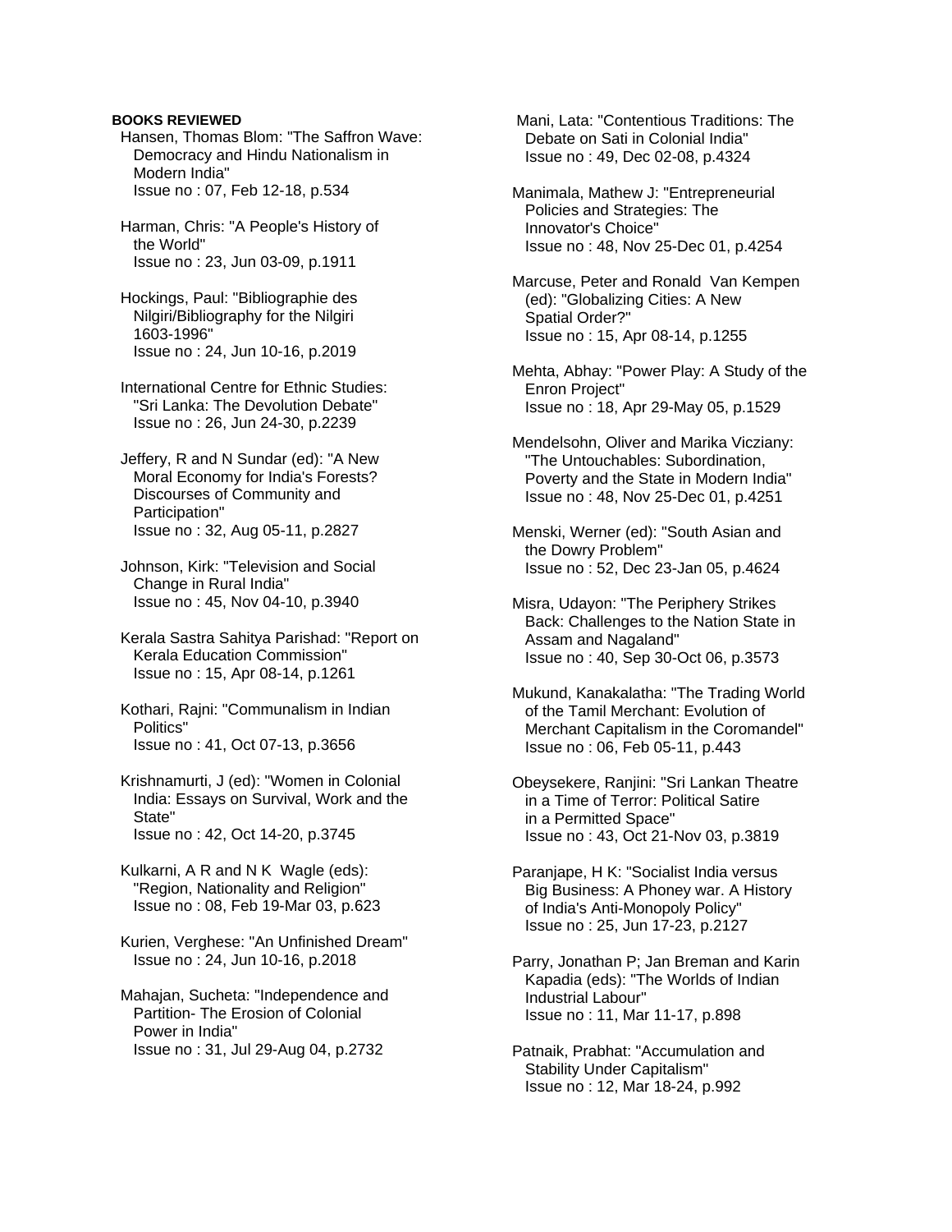**BOOKS REVIEWED**

Hansen, Thomas Blom: "The Saffron Wave: Democracy and Hindu Nationalism in Modern India"
Issue no : 07, Feb 12-18, p.534

Harman, Chris: "A People's History of the World"
Issue no : 23, Jun 03-09, p.1911

Hockings, Paul: "Bibliographie des Nilgiri/Bibliography for the Nilgiri 1603-1996"
Issue no : 24, Jun 10-16, p.2019

International Centre for Ethnic Studies: "Sri Lanka: The Devolution Debate"
Issue no : 26, Jun 24-30, p.2239

Jeffery, R and N Sundar (ed): "A New Moral Economy for India's Forests? Discourses of Community and Participation"
Issue no : 32, Aug 05-11, p.2827

Johnson, Kirk: "Television and Social Change in Rural India"
Issue no : 45, Nov 04-10, p.3940

Kerala Sastra Sahitya Parishad: "Report on Kerala Education Commission"
Issue no : 15, Apr 08-14, p.1261

Kothari, Rajni: "Communalism in Indian Politics"
Issue no : 41, Oct 07-13, p.3656

Krishnamurti, J (ed): "Women in Colonial India: Essays on Survival, Work and the State"
Issue no : 42, Oct 14-20, p.3745

Kulkarni, A R and N K Wagle (eds): "Region, Nationality and Religion"
Issue no : 08, Feb 19-Mar 03, p.623

Kurien, Verghese: "An Unfinished Dream"
Issue no : 24, Jun 10-16, p.2018

Mahajan, Sucheta: "Independence and Partition- The Erosion of Colonial Power in India"
Issue no : 31, Jul 29-Aug 04, p.2732

Mani, Lata: "Contentious Traditions: The Debate on Sati in Colonial India"
Issue no : 49, Dec 02-08, p.4324

Manimala, Mathew J: "Entrepreneurial Policies and Strategies: The Innovator's Choice"
Issue no : 48, Nov 25-Dec 01, p.4254

Marcuse, Peter and Ronald Van Kempen (ed): "Globalizing Cities: A New Spatial Order?"
Issue no : 15, Apr 08-14, p.1255

Mehta, Abhay: "Power Play: A Study of the Enron Project"
Issue no : 18, Apr 29-May 05, p.1529

Mendelsohn, Oliver and Marika Vicziany: "The Untouchables: Subordination, Poverty and the State in Modern India"
Issue no : 48, Nov 25-Dec 01, p.4251

Menski, Werner (ed): "South Asian and the Dowry Problem"
Issue no : 52, Dec 23-Jan 05, p.4624

Misra, Udayon: "The Periphery Strikes Back: Challenges to the Nation State in Assam and Nagaland"
Issue no : 40, Sep 30-Oct 06, p.3573

Mukund, Kanakalatha: "The Trading World of the Tamil Merchant: Evolution of Merchant Capitalism in the Coromandel"
Issue no : 06, Feb 05-11, p.443

Obeysekere, Ranjini: "Sri Lankan Theatre in a Time of Terror: Political Satire in a Permitted Space"
Issue no : 43, Oct 21-Nov 03, p.3819

Paranjape, H K: "Socialist India versus Big Business: A Phoney war. A History of India's Anti-Monopoly Policy"
Issue no : 25, Jun 17-23, p.2127

Parry, Jonathan P; Jan Breman and Karin Kapadia (eds): "The Worlds of Indian Industrial Labour"
Issue no : 11, Mar 11-17, p.898

Patnaik, Prabhat: "Accumulation and Stability Under Capitalism"
Issue no : 12, Mar 18-24, p.992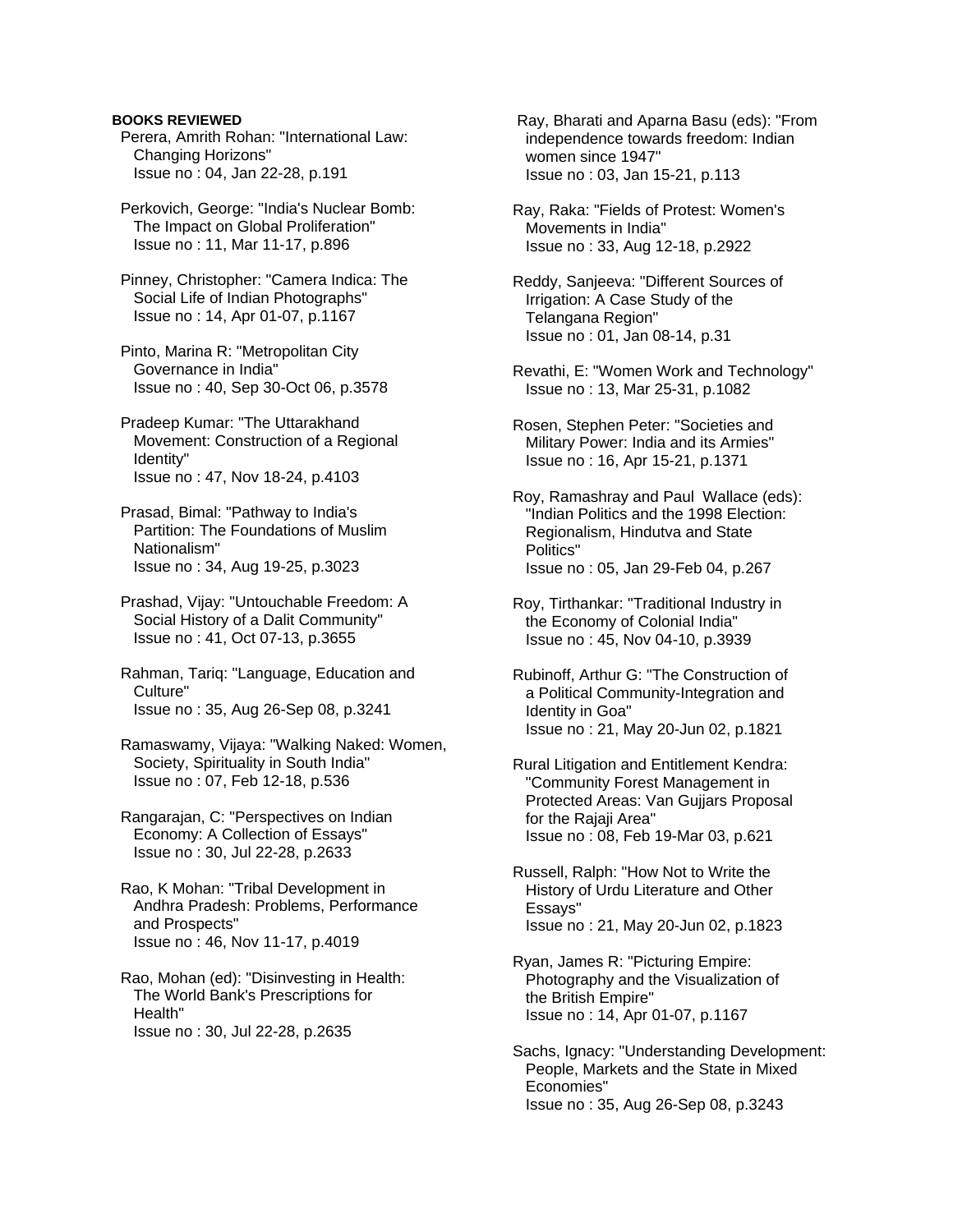**BOOKS REVIEWED**

Perera, Amrith Rohan: "International Law: Changing Horizons"
Issue no : 04, Jan 22-28, p.191

Perkovich, George: "India's Nuclear Bomb: The Impact on Global Proliferation"
Issue no : 11, Mar 11-17, p.896

Pinney, Christopher: "Camera Indica: The Social Life of Indian Photographs"
Issue no : 14, Apr 01-07, p.1167

Pinto, Marina R: "Metropolitan City Governance in India"
Issue no : 40, Sep 30-Oct 06, p.3578

Pradeep Kumar: "The Uttarakhand Movement: Construction of a Regional Identity"
Issue no : 47, Nov 18-24, p.4103

Prasad, Bimal: "Pathway to India's Partition: The Foundations of Muslim Nationalism"
Issue no : 34, Aug 19-25, p.3023

Prashad, Vijay: "Untouchable Freedom: A Social History of a Dalit Community"
Issue no : 41, Oct 07-13, p.3655

Rahman, Tariq: "Language, Education and Culture"
Issue no : 35, Aug 26-Sep 08, p.3241

Ramaswamy, Vijaya: "Walking Naked: Women, Society, Spirituality in South India"
Issue no : 07, Feb 12-18, p.536

Rangarajan, C: "Perspectives on Indian Economy: A Collection of Essays"
Issue no : 30, Jul 22-28, p.2633

Rao, K Mohan: "Tribal Development in Andhra Pradesh: Problems, Performance and Prospects"
Issue no : 46, Nov 11-17, p.4019

Rao, Mohan (ed): "Disinvesting in Health: The World Bank's Prescriptions for Health"
Issue no : 30, Jul 22-28, p.2635

Ray, Bharati and Aparna Basu (eds): "From independence towards freedom: Indian women since 1947"
Issue no : 03, Jan 15-21, p.113

Ray, Raka: "Fields of Protest: Women's Movements in India"
Issue no : 33, Aug 12-18, p.2922

Reddy, Sanjeeva: "Different Sources of Irrigation: A Case Study of the Telangana Region"
Issue no : 01, Jan 08-14, p.31

Revathi, E: "Women Work and Technology"
Issue no : 13, Mar 25-31, p.1082

Rosen, Stephen Peter: "Societies and Military Power: India and its Armies"
Issue no : 16, Apr 15-21, p.1371

Roy, Ramashray and Paul Wallace (eds): "Indian Politics and the 1998 Election: Regionalism, Hindutva and State Politics"
Issue no : 05, Jan 29-Feb 04, p.267

Roy, Tirthankar: "Traditional Industry in the Economy of Colonial India"
Issue no : 45, Nov 04-10, p.3939

Rubinoff, Arthur G: "The Construction of a Political Community-Integration and Identity in Goa"
Issue no : 21, May 20-Jun 02, p.1821

Rural Litigation and Entitlement Kendra: "Community Forest Management in Protected Areas: Van Gujjars Proposal for the Rajaji Area"
Issue no : 08, Feb 19-Mar 03, p.621

Russell, Ralph: "How Not to Write the History of Urdu Literature and Other Essays"
Issue no : 21, May 20-Jun 02, p.1823

Ryan, James R: "Picturing Empire: Photography and the Visualization of the British Empire"
Issue no : 14, Apr 01-07, p.1167

Sachs, Ignacy: "Understanding Development: People, Markets and the State in Mixed Economies"
Issue no : 35, Aug 26-Sep 08, p.3243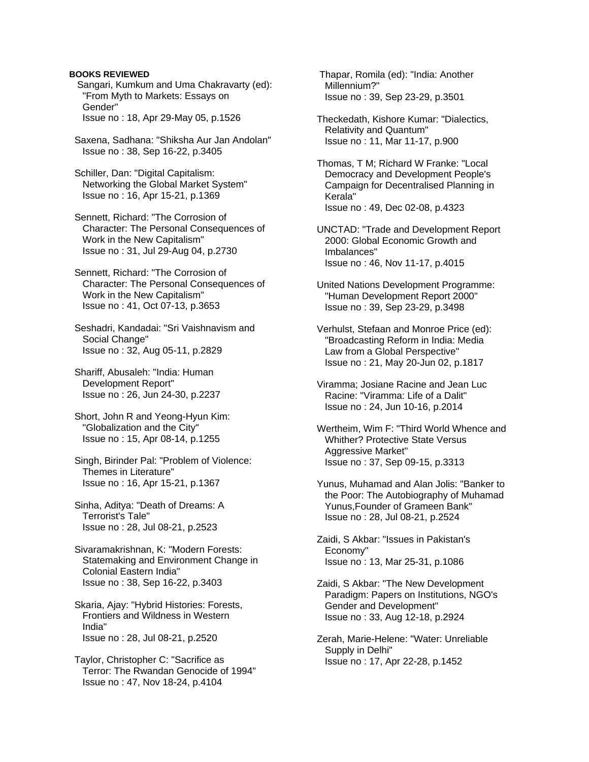**BOOKS REVIEWED**

Sangari, Kumkum and Uma Chakravarty (ed): "From Myth to Markets: Essays on Gender"
Issue no : 18, Apr 29-May 05, p.1526

Saxena, Sadhana: "Shiksha Aur Jan Andolan"
Issue no : 38, Sep 16-22, p.3405

Schiller, Dan: "Digital Capitalism: Networking the Global Market System"
Issue no : 16, Apr 15-21, p.1369

Sennett, Richard: "The Corrosion of Character: The Personal Consequences of Work in the New Capitalism"
Issue no : 31, Jul 29-Aug 04, p.2730

Sennett, Richard: "The Corrosion of Character: The Personal Consequences of Work in the New Capitalism"
Issue no : 41, Oct 07-13, p.3653

Seshadri, Kandadai: "Sri Vaishnavism and Social Change"
Issue no : 32, Aug 05-11, p.2829

Shariff, Abusaleh: "India: Human Development Report"
Issue no : 26, Jun 24-30, p.2237

Short, John R and Yeong-Hyun Kim: "Globalization and the City"
Issue no : 15, Apr 08-14, p.1255

Singh, Birinder Pal: "Problem of Violence: Themes in Literature"
Issue no : 16, Apr 15-21, p.1367

Sinha, Aditya: "Death of Dreams: A Terrorist's Tale"
Issue no : 28, Jul 08-21, p.2523

Sivaramakrishnan, K: "Modern Forests: Statemaking and Environment Change in Colonial Eastern India"
Issue no : 38, Sep 16-22, p.3403

Skaria, Ajay: "Hybrid Histories: Forests, Frontiers and Wildness in Western India"
Issue no : 28, Jul 08-21, p.2520

Taylor, Christopher C: "Sacrifice as Terror: The Rwandan Genocide of 1994"
Issue no : 47, Nov 18-24, p.4104

Thapar, Romila (ed): "India: Another Millennium?"
Issue no : 39, Sep 23-29, p.3501

Theckedath, Kishore Kumar: "Dialectics, Relativity and Quantum"
Issue no : 11, Mar 11-17, p.900

Thomas, T M; Richard W Franke: "Local Democracy and Development People's Campaign for Decentralised Planning in Kerala"
Issue no : 49, Dec 02-08, p.4323

UNCTAD: "Trade and Development Report 2000: Global Economic Growth and Imbalances"
Issue no : 46, Nov 11-17, p.4015

United Nations Development Programme: "Human Development Report 2000"
Issue no : 39, Sep 23-29, p.3498

Verhulst, Stefaan and Monroe Price (ed): "Broadcasting Reform in India: Media Law from a Global Perspective"
Issue no : 21, May 20-Jun 02, p.1817

Viramma; Josiane Racine and Jean Luc Racine: "Viramma: Life of a Dalit"
Issue no : 24, Jun 10-16, p.2014

Wertheim, Wim F: "Third World Whence and Whither? Protective State Versus Aggressive Market"
Issue no : 37, Sep 09-15, p.3313

Yunus, Muhamad and Alan Jolis: "Banker to the Poor: The Autobiography of Muhamad Yunus,Founder of Grameen Bank"
Issue no : 28, Jul 08-21, p.2524

Zaidi, S Akbar: "Issues in Pakistan's Economy"
Issue no : 13, Mar 25-31, p.1086

Zaidi, S Akbar: "The New Development Paradigm: Papers on Institutions, NGO's Gender and Development"
Issue no : 33, Aug 12-18, p.2924

Zerah, Marie-Helene: "Water: Unreliable Supply in Delhi"
Issue no : 17, Apr 22-28, p.1452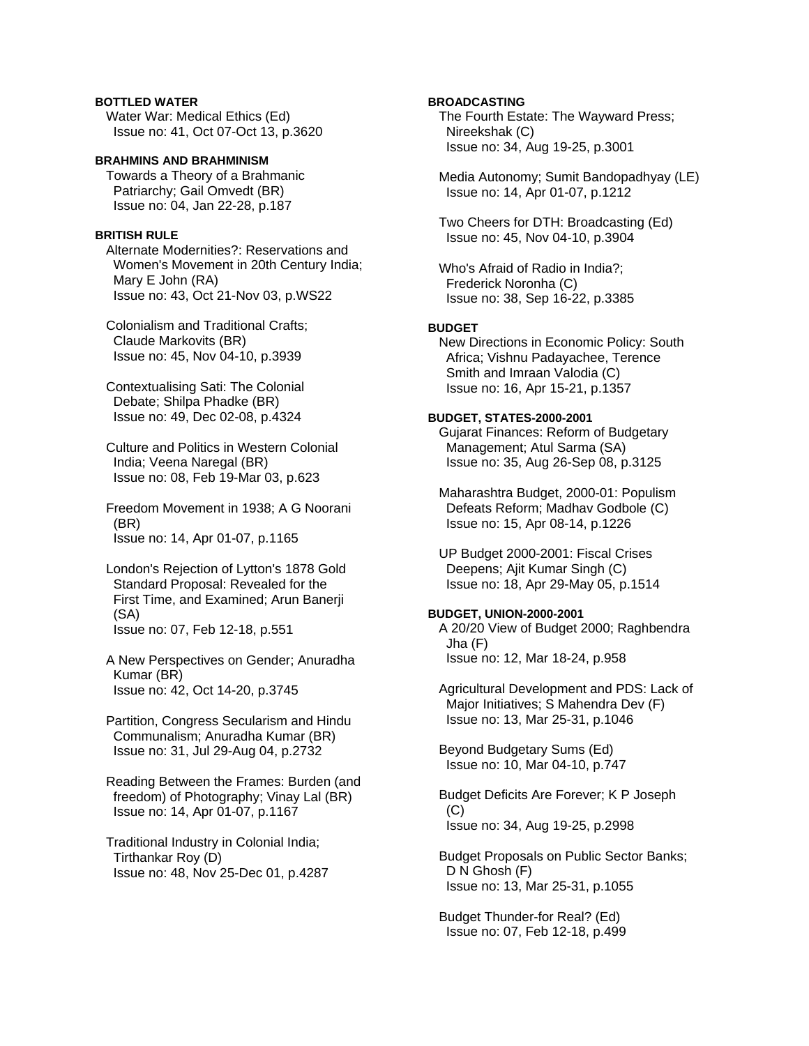**BOTTLED WATER**

Water War: Medical Ethics (Ed)
Issue no: 41, Oct 07-Oct 13, p.3620

**BRAHMINS AND BRAHMINISM**

Towards a Theory of a Brahmanic Patriarchy; Gail Omvedt (BR)
Issue no: 04, Jan 22-28, p.187

**BRITISH RULE**

Alternate Modernities?: Reservations and Women's Movement in 20th Century India; Mary E John (RA)
Issue no: 43, Oct 21-Nov 03, p.WS22

Colonialism and Traditional Crafts; Claude Markovits (BR)
Issue no: 45, Nov 04-10, p.3939

Contextualising Sati: The Colonial Debate; Shilpa Phadke (BR)
Issue no: 49, Dec 02-08, p.4324

Culture and Politics in Western Colonial India; Veena Naregal (BR)
Issue no: 08, Feb 19-Mar 03, p.623

Freedom Movement in 1938; A G Noorani (BR)
Issue no: 14, Apr 01-07, p.1165

London's Rejection of Lytton's 1878 Gold Standard Proposal: Revealed for the First Time, and Examined; Arun Banerji (SA)
Issue no: 07, Feb 12-18, p.551

A New Perspectives on Gender; Anuradha Kumar (BR)
Issue no: 42, Oct 14-20, p.3745

Partition, Congress Secularism and Hindu Communalism; Anuradha Kumar (BR)
Issue no: 31, Jul 29-Aug 04, p.2732

Reading Between the Frames: Burden (and freedom) of Photography; Vinay Lal (BR)
Issue no: 14, Apr 01-07, p.1167

Traditional Industry in Colonial India; Tirthankar Roy (D)
Issue no: 48, Nov 25-Dec 01, p.4287

**BROADCASTING**

The Fourth Estate: The Wayward Press; Nireekshak (C)
Issue no: 34, Aug 19-25, p.3001

Media Autonomy; Sumit Bandopadhyay (LE)
Issue no: 14, Apr 01-07, p.1212

Two Cheers for DTH: Broadcasting (Ed)
Issue no: 45, Nov 04-10, p.3904

Who's Afraid of Radio in India?; Frederick Noronha (C)
Issue no: 38, Sep 16-22, p.3385

**BUDGET**

New Directions in Economic Policy: South Africa; Vishnu Padayachee, Terence Smith and Imraan Valodia (C)
Issue no: 16, Apr 15-21, p.1357

**BUDGET, STATES-2000-2001**

Gujarat Finances: Reform of Budgetary Management; Atul Sarma (SA)
Issue no: 35, Aug 26-Sep 08, p.3125

Maharashtra Budget, 2000-01: Populism Defeats Reform; Madhav Godbole (C)
Issue no: 15, Apr 08-14, p.1226

UP Budget 2000-2001: Fiscal Crises Deepens; Ajit Kumar Singh (C)
Issue no: 18, Apr 29-May 05, p.1514

**BUDGET, UNION-2000-2001**

A 20/20 View of Budget 2000; Raghbendra Jha (F)
Issue no: 12, Mar 18-24, p.958

Agricultural Development and PDS: Lack of Major Initiatives; S Mahendra Dev (F)
Issue no: 13, Mar 25-31, p.1046

Beyond Budgetary Sums (Ed)
Issue no: 10, Mar 04-10, p.747

Budget Deficits Are Forever; K P Joseph (C)
Issue no: 34, Aug 19-25, p.2998

Budget Proposals on Public Sector Banks; D N Ghosh (F)
Issue no: 13, Mar 25-31, p.1055

Budget Thunder-for Real? (Ed)
Issue no: 07, Feb 12-18, p.499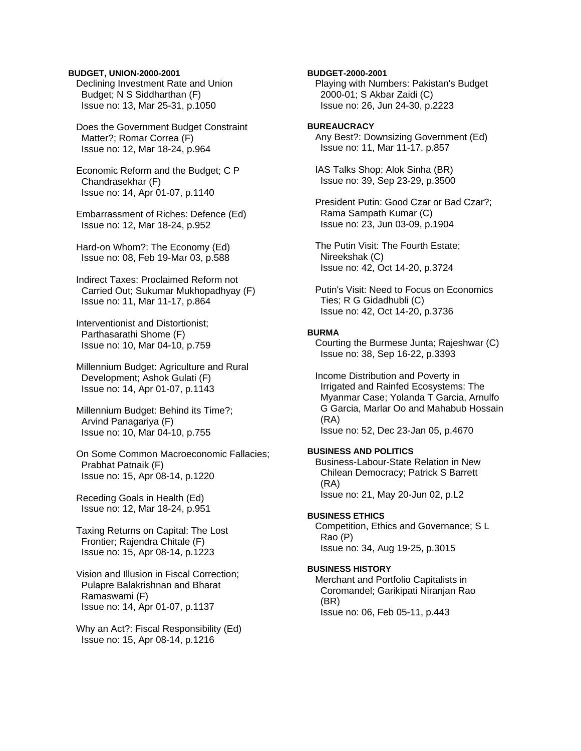**BUDGET, UNION-2000-2001**

Declining Investment Rate and Union Budget; N S Siddharthan (F)
Issue no: 13, Mar 25-31, p.1050

Does the Government Budget Constraint Matter?; Romar Correa (F)
Issue no: 12, Mar 18-24, p.964

Economic Reform and the Budget; C P Chandrasekhar (F)
Issue no: 14, Apr 01-07, p.1140

Embarrassment of Riches: Defence (Ed)
Issue no: 12, Mar 18-24, p.952

Hard-on Whom?: The Economy (Ed)
Issue no: 08, Feb 19-Mar 03, p.588

Indirect Taxes: Proclaimed Reform not Carried Out; Sukumar Mukhopadhyay (F)
Issue no: 11, Mar 11-17, p.864

Interventionist and Distortionist; Parthasarathi Shome (F)
Issue no: 10, Mar 04-10, p.759

Millennium Budget: Agriculture and Rural Development; Ashok Gulati (F)
Issue no: 14, Apr 01-07, p.1143

Millennium Budget: Behind its Time?; Arvind Panagariya (F)
Issue no: 10, Mar 04-10, p.755

On Some Common Macroeconomic Fallacies; Prabhat Patnaik (F)
Issue no: 15, Apr 08-14, p.1220

Receding Goals in Health (Ed)
Issue no: 12, Mar 18-24, p.951

Taxing Returns on Capital: The Lost Frontier; Rajendra Chitale (F)
Issue no: 15, Apr 08-14, p.1223

Vision and Illusion in Fiscal Correction; Pulapre Balakrishnan and Bharat Ramaswami (F)
Issue no: 14, Apr 01-07, p.1137

Why an Act?: Fiscal Responsibility (Ed)
Issue no: 15, Apr 08-14, p.1216

**BUDGET-2000-2001**

Playing with Numbers: Pakistan's Budget 2000-01; S Akbar Zaidi (C)
Issue no: 26, Jun 24-30, p.2223

**BUREAUCRACY**

Any Best?: Downsizing Government (Ed)
Issue no: 11, Mar 11-17, p.857

IAS Talks Shop; Alok Sinha (BR)
Issue no: 39, Sep 23-29, p.3500

President Putin: Good Czar or Bad Czar?; Rama Sampath Kumar (C)
Issue no: 23, Jun 03-09, p.1904

The Putin Visit: The Fourth Estate; Nireekshak (C)
Issue no: 42, Oct 14-20, p.3724

Putin's Visit: Need to Focus on Economics Ties; R G Gidadhubli (C)
Issue no: 42, Oct 14-20, p.3736

**BURMA**

Courting the Burmese Junta; Rajeshwar (C)
Issue no: 38, Sep 16-22, p.3393

Income Distribution and Poverty in Irrigated and Rainfed Ecosystems: The Myanmar Case; Yolanda T Garcia, Arnulfo G Garcia, Marlar Oo and Mahabub Hossain (RA)
Issue no: 52, Dec 23-Jan 05, p.4670

**BUSINESS AND POLITICS**

Business-Labour-State Relation in New Chilean Democracy; Patrick S Barrett (RA)
Issue no: 21, May 20-Jun 02, p.L2

**BUSINESS ETHICS**

Competition, Ethics and Governance; S L Rao (P)
Issue no: 34, Aug 19-25, p.3015

**BUSINESS HISTORY**

Merchant and Portfolio Capitalists in Coromandel; Garikipati Niranjan Rao (BR)
Issue no: 06, Feb 05-11, p.443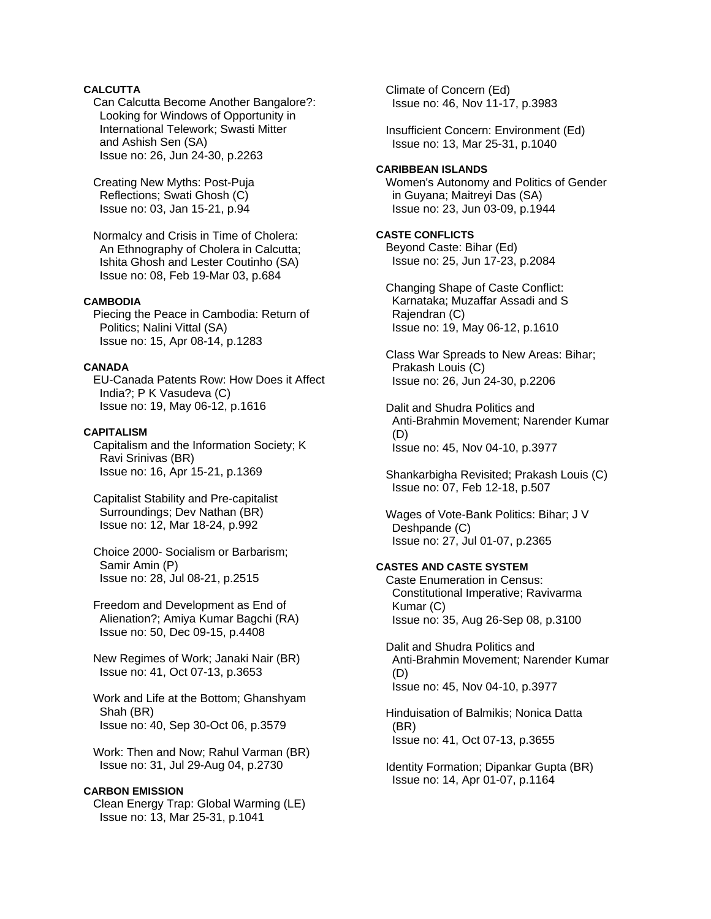**CALCUTTA**

Can Calcutta Become Another Bangalore?: Looking for Windows of Opportunity in International Telework; Swasti Mitter and Ashish Sen (SA)
Issue no: 26, Jun 24-30, p.2263

Creating New Myths: Post-Puja Reflections; Swati Ghosh (C)
Issue no: 03, Jan 15-21, p.94

Normalcy and Crisis in Time of Cholera: An Ethnography of Cholera in Calcutta; Ishita Ghosh and Lester Coutinho (SA)
Issue no: 08, Feb 19-Mar 03, p.684

**CAMBODIA**

Piecing the Peace in Cambodia: Return of Politics; Nalini Vittal (SA)
Issue no: 15, Apr 08-14, p.1283

**CANADA**

EU-Canada Patents Row: How Does it Affect India?; P K Vasudeva (C)
Issue no: 19, May 06-12, p.1616

**CAPITALISM**

Capitalism and the Information Society; K Ravi Srinivas (BR)
Issue no: 16, Apr 15-21, p.1369

Capitalist Stability and Pre-capitalist Surroundings; Dev Nathan (BR)
Issue no: 12, Mar 18-24, p.992

Choice 2000- Socialism or Barbarism; Samir Amin (P)
Issue no: 28, Jul 08-21, p.2515

Freedom and Development as End of Alienation?; Amiya Kumar Bagchi (RA)
Issue no: 50, Dec 09-15, p.4408

New Regimes of Work; Janaki Nair (BR)
Issue no: 41, Oct 07-13, p.3653

Work and Life at the Bottom; Ghanshyam Shah (BR)
Issue no: 40, Sep 30-Oct 06, p.3579

Work: Then and Now; Rahul Varman (BR)
Issue no: 31, Jul 29-Aug 04, p.2730

**CARBON EMISSION**

Clean Energy Trap: Global Warming (LE)
Issue no: 13, Mar 25-31, p.1041

Climate of Concern (Ed)
Issue no: 46, Nov 11-17, p.3983

Insufficient Concern: Environment (Ed)
Issue no: 13, Mar 25-31, p.1040

**CARIBBEAN ISLANDS**

Women's Autonomy and Politics of Gender in Guyana; Maitreyi Das (SA)
Issue no: 23, Jun 03-09, p.1944

**CASTE CONFLICTS**

Beyond Caste: Bihar (Ed)
Issue no: 25, Jun 17-23, p.2084

Changing Shape of Caste Conflict: Karnataka; Muzaffar Assadi and S Rajendran (C)
Issue no: 19, May 06-12, p.1610

Class War Spreads to New Areas: Bihar; Prakash Louis (C)
Issue no: 26, Jun 24-30, p.2206

Dalit and Shudra Politics and Anti-Brahmin Movement; Narender Kumar (D)
Issue no: 45, Nov 04-10, p.3977

Shankarbigha Revisited; Prakash Louis (C)
Issue no: 07, Feb 12-18, p.507

Wages of Vote-Bank Politics: Bihar; J V Deshpande (C)
Issue no: 27, Jul 01-07, p.2365

**CASTES AND CASTE SYSTEM**

Caste Enumeration in Census: Constitutional Imperative; Ravivarma Kumar (C)
Issue no: 35, Aug 26-Sep 08, p.3100

Dalit and Shudra Politics and Anti-Brahmin Movement; Narender Kumar (D)
Issue no: 45, Nov 04-10, p.3977

Hinduisation of Balmikis; Nonica Datta (BR)
Issue no: 41, Oct 07-13, p.3655

Identity Formation; Dipankar Gupta (BR)
Issue no: 14, Apr 01-07, p.1164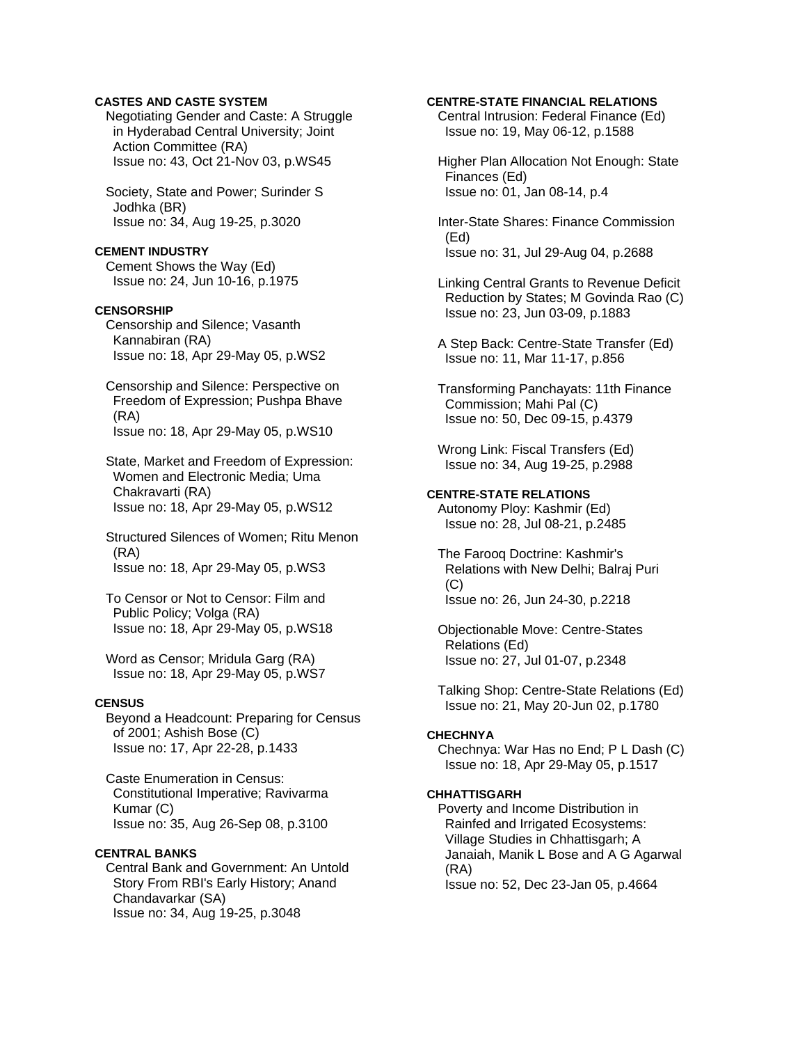**CASTES AND CASTE SYSTEM**

Negotiating Gender and Caste: A Struggle in Hyderabad Central University; Joint Action Committee (RA)
Issue no: 43, Oct 21-Nov 03, p.WS45

Society, State and Power; Surinder S Jodhka (BR)
Issue no: 34, Aug 19-25, p.3020

**CEMENT INDUSTRY**

Cement Shows the Way (Ed)
Issue no: 24, Jun 10-16, p.1975

**CENSORSHIP**

Censorship and Silence; Vasanth Kannabiran (RA)
Issue no: 18, Apr 29-May 05, p.WS2

Censorship and Silence: Perspective on Freedom of Expression; Pushpa Bhave (RA)
Issue no: 18, Apr 29-May 05, p.WS10

State, Market and Freedom of Expression: Women and Electronic Media; Uma Chakravarti (RA)
Issue no: 18, Apr 29-May 05, p.WS12

Structured Silences of Women; Ritu Menon (RA)
Issue no: 18, Apr 29-May 05, p.WS3

To Censor or Not to Censor: Film and Public Policy; Volga (RA)
Issue no: 18, Apr 29-May 05, p.WS18

Word as Censor; Mridula Garg (RA)
Issue no: 18, Apr 29-May 05, p.WS7

**CENSUS**

Beyond a Headcount: Preparing for Census of 2001; Ashish Bose (C)
Issue no: 17, Apr 22-28, p.1433

Caste Enumeration in Census: Constitutional Imperative; Ravivarma Kumar (C)
Issue no: 35, Aug 26-Sep 08, p.3100

**CENTRAL BANKS**

Central Bank and Government: An Untold Story From RBI's Early History; Anand Chandavarkar (SA)
Issue no: 34, Aug 19-25, p.3048

**CENTRE-STATE FINANCIAL RELATIONS**

Central Intrusion: Federal Finance (Ed)
Issue no: 19, May 06-12, p.1588

Higher Plan Allocation Not Enough: State Finances (Ed)
Issue no: 01, Jan 08-14, p.4

Inter-State Shares: Finance Commission (Ed)
Issue no: 31, Jul 29-Aug 04, p.2688

Linking Central Grants to Revenue Deficit Reduction by States; M Govinda Rao (C)
Issue no: 23, Jun 03-09, p.1883

A Step Back: Centre-State Transfer (Ed)
Issue no: 11, Mar 11-17, p.856

Transforming Panchayats: 11th Finance Commission; Mahi Pal (C)
Issue no: 50, Dec 09-15, p.4379

Wrong Link: Fiscal Transfers (Ed)
Issue no: 34, Aug 19-25, p.2988

**CENTRE-STATE RELATIONS**

Autonomy Ploy: Kashmir (Ed)
Issue no: 28, Jul 08-21, p.2485

The Farooq Doctrine: Kashmir's Relations with New Delhi; Balraj Puri (C)
Issue no: 26, Jun 24-30, p.2218

Objectionable Move: Centre-States Relations (Ed)
Issue no: 27, Jul 01-07, p.2348

Talking Shop: Centre-State Relations (Ed)
Issue no: 21, May 20-Jun 02, p.1780

**CHECHNYA**

Chechnya: War Has no End; P L Dash (C)
Issue no: 18, Apr 29-May 05, p.1517

**CHHATTISGARH**

Poverty and Income Distribution in Rainfed and Irrigated Ecosystems: Village Studies in Chhattisgarh; A Janaiah, Manik L Bose and A G Agarwal (RA)
Issue no: 52, Dec 23-Jan 05, p.4664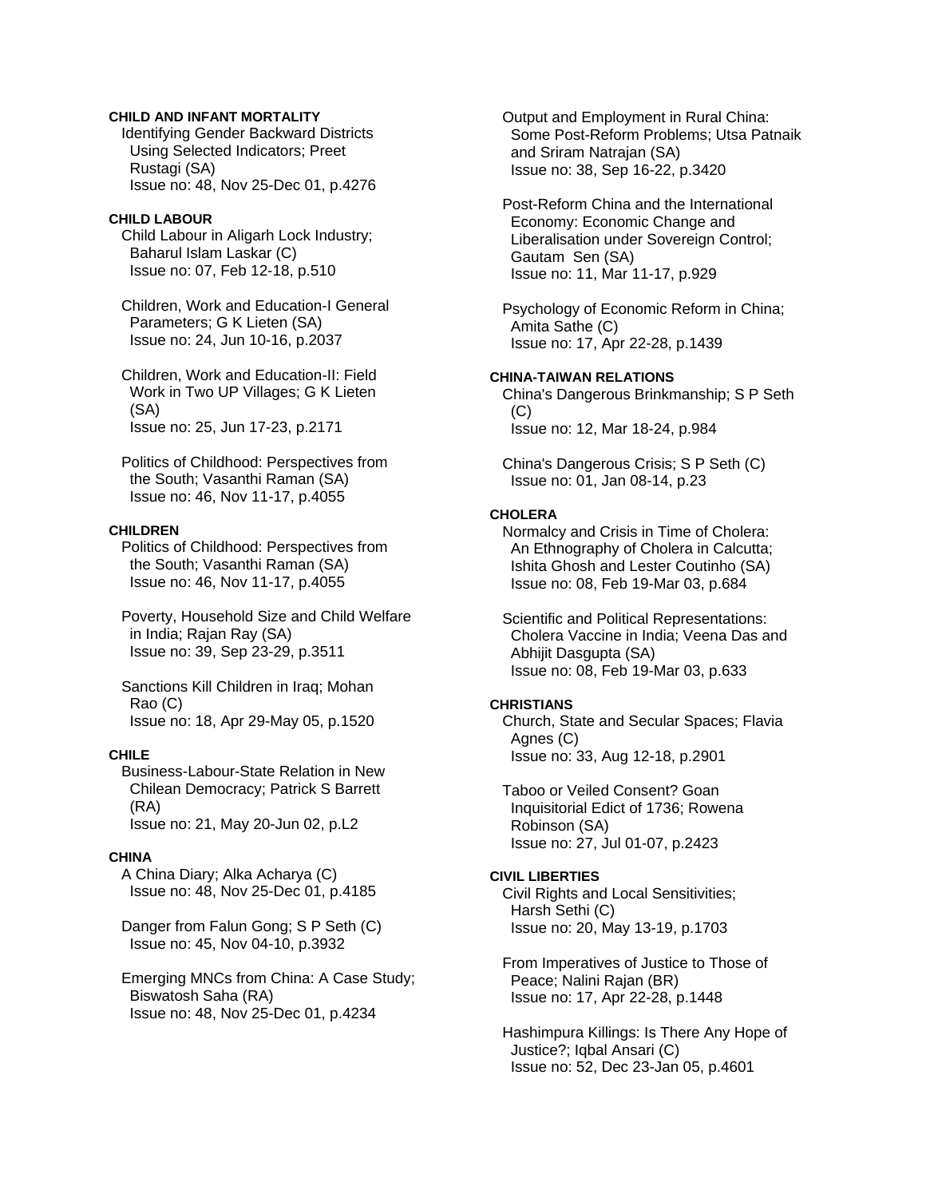**CHILD AND INFANT MORTALITY**

Identifying Gender Backward Districts Using Selected Indicators; Preet Rustagi (SA)
Issue no: 48, Nov 25-Dec 01, p.4276

**CHILD LABOUR**

Child Labour in Aligarh Lock Industry; Baharul Islam Laskar (C)
Issue no: 07, Feb 12-18, p.510

Children, Work and Education-I General Parameters; G K Lieten (SA)
Issue no: 24, Jun 10-16, p.2037

Children, Work and Education-II: Field Work in Two UP Villages; G K Lieten (SA)
Issue no: 25, Jun 17-23, p.2171

Politics of Childhood: Perspectives from the South; Vasanthi Raman (SA)
Issue no: 46, Nov 11-17, p.4055

**CHILDREN**

Politics of Childhood: Perspectives from the South; Vasanthi Raman (SA)
Issue no: 46, Nov 11-17, p.4055

Poverty, Household Size and Child Welfare in India; Rajan Ray (SA)
Issue no: 39, Sep 23-29, p.3511

Sanctions Kill Children in Iraq; Mohan Rao (C)
Issue no: 18, Apr 29-May 05, p.1520

**CHILE**

Business-Labour-State Relation in New Chilean Democracy; Patrick S Barrett (RA)
Issue no: 21, May 20-Jun 02, p.L2

**CHINA**

A China Diary; Alka Acharya (C)
Issue no: 48, Nov 25-Dec 01, p.4185

Danger from Falun Gong; S P Seth (C)
Issue no: 45, Nov 04-10, p.3932

Emerging MNCs from China: A Case Study; Biswatosh Saha (RA)
Issue no: 48, Nov 25-Dec 01, p.4234

Output and Employment in Rural China: Some Post-Reform Problems; Utsa Patnaik and Sriram Natrajan (SA)
Issue no: 38, Sep 16-22, p.3420

Post-Reform China and the International Economy: Economic Change and Liberalisation under Sovereign Control; Gautam Sen (SA)
Issue no: 11, Mar 11-17, p.929

Psychology of Economic Reform in China; Amita Sathe (C)
Issue no: 17, Apr 22-28, p.1439

**CHINA-TAIWAN RELATIONS**

China's Dangerous Brinkmanship; S P Seth (C)
Issue no: 12, Mar 18-24, p.984

China's Dangerous Crisis; S P Seth (C)
Issue no: 01, Jan 08-14, p.23

**CHOLERA**

Normalcy and Crisis in Time of Cholera: An Ethnography of Cholera in Calcutta; Ishita Ghosh and Lester Coutinho (SA)
Issue no: 08, Feb 19-Mar 03, p.684

Scientific and Political Representations: Cholera Vaccine in India; Veena Das and Abhijit Dasgupta (SA)
Issue no: 08, Feb 19-Mar 03, p.633

**CHRISTIANS**

Church, State and Secular Spaces; Flavia Agnes (C)
Issue no: 33, Aug 12-18, p.2901

Taboo or Veiled Consent? Goan Inquisitorial Edict of 1736; Rowena Robinson (SA)
Issue no: 27, Jul 01-07, p.2423

**CIVIL LIBERTIES**

Civil Rights and Local Sensitivities; Harsh Sethi (C)
Issue no: 20, May 13-19, p.1703

From Imperatives of Justice to Those of Peace; Nalini Rajan (BR)
Issue no: 17, Apr 22-28, p.1448

Hashimpura Killings: Is There Any Hope of Justice?; Iqbal Ansari (C)
Issue no: 52, Dec 23-Jan 05, p.4601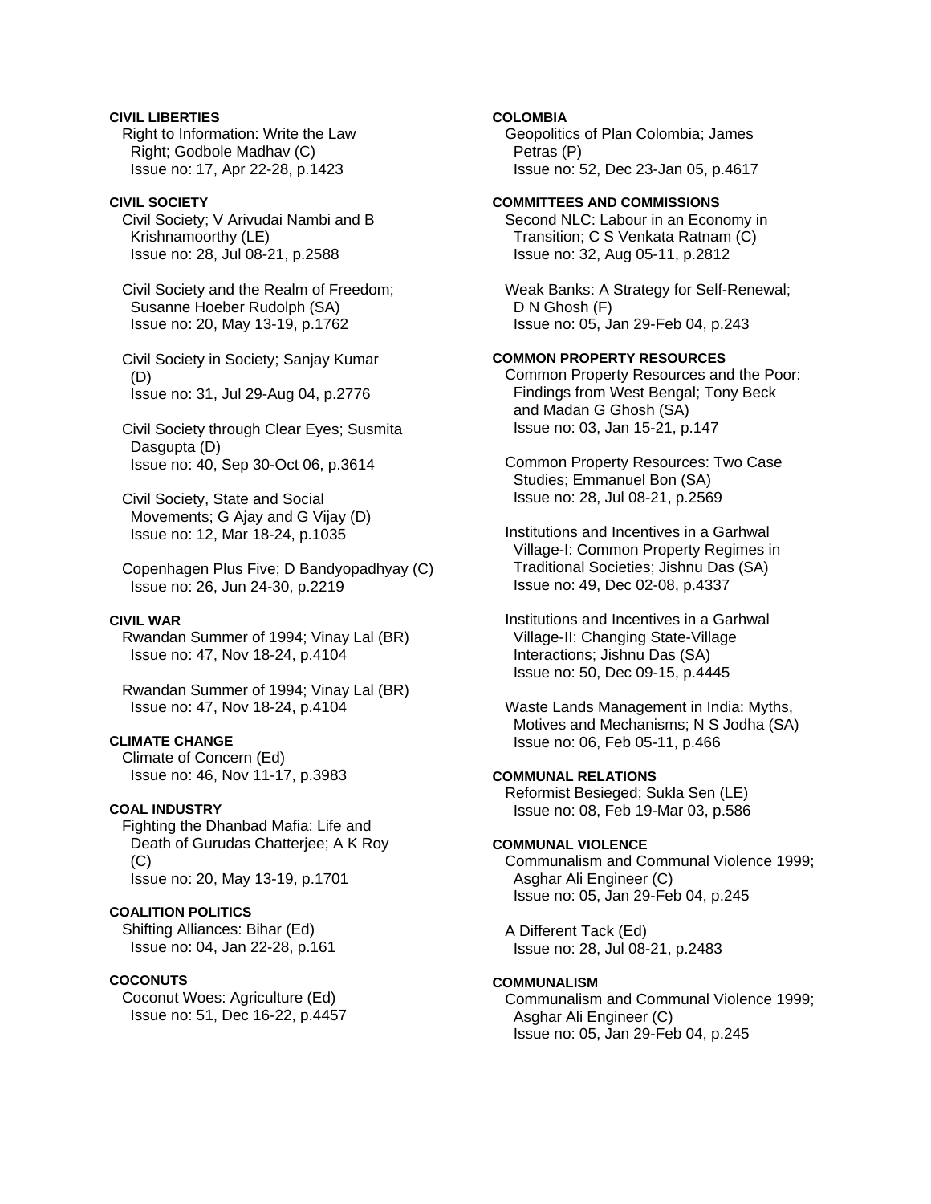**CIVIL LIBERTIES**
Right to Information: Write the Law Right; Godbole Madhav (C)
Issue no: 17, Apr 22-28, p.1423

**CIVIL SOCIETY**
Civil Society; V Arivudai Nambi and B Krishnamoorthy (LE)
Issue no: 28, Jul 08-21, p.2588

Civil Society and the Realm of Freedom; Susanne Hoeber Rudolph (SA)
Issue no: 20, May 13-19, p.1762

Civil Society in Society; Sanjay Kumar (D)
Issue no: 31, Jul 29-Aug 04, p.2776

Civil Society through Clear Eyes; Susmita Dasgupta (D)
Issue no: 40, Sep 30-Oct 06, p.3614

Civil Society, State and Social Movements; G Ajay and G Vijay (D)
Issue no: 12, Mar 18-24, p.1035

Copenhagen Plus Five; D Bandyopadhyay (C)
Issue no: 26, Jun 24-30, p.2219

**CIVIL WAR**
Rwandan Summer of 1994; Vinay Lal (BR)
Issue no: 47, Nov 18-24, p.4104

Rwandan Summer of 1994; Vinay Lal (BR)
Issue no: 47, Nov 18-24, p.4104

**CLIMATE CHANGE**
Climate of Concern (Ed)
Issue no: 46, Nov 11-17, p.3983

**COAL INDUSTRY**
Fighting the Dhanbad Mafia: Life and Death of Gurudas Chatterjee; A K Roy (C)
Issue no: 20, May 13-19, p.1701

**COALITION POLITICS**
Shifting Alliances: Bihar (Ed)
Issue no: 04, Jan 22-28, p.161

**COCONUTS**
Coconut Woes: Agriculture (Ed)
Issue no: 51, Dec 16-22, p.4457

**COLOMBIA**
Geopolitics of Plan Colombia; James Petras (P)
Issue no: 52, Dec 23-Jan 05, p.4617

**COMMITTEES AND COMMISSIONS**
Second NLC: Labour in an Economy in Transition; C S Venkata Ratnam (C)
Issue no: 32, Aug 05-11, p.2812

Weak Banks: A Strategy for Self-Renewal; D N Ghosh (F)
Issue no: 05, Jan 29-Feb 04, p.243

**COMMON PROPERTY RESOURCES**
Common Property Resources and the Poor: Findings from West Bengal; Tony Beck and Madan G Ghosh (SA)
Issue no: 03, Jan 15-21, p.147

Common Property Resources: Two Case Studies; Emmanuel Bon (SA)
Issue no: 28, Jul 08-21, p.2569

Institutions and Incentives in a Garhwal Village-I: Common Property Regimes in Traditional Societies; Jishnu Das (SA)
Issue no: 49, Dec 02-08, p.4337

Institutions and Incentives in a Garhwal Village-II: Changing State-Village Interactions; Jishnu Das (SA)
Issue no: 50, Dec 09-15, p.4445

Waste Lands Management in India: Myths, Motives and Mechanisms; N S Jodha (SA)
Issue no: 06, Feb 05-11, p.466

**COMMUNAL RELATIONS**
Reformist Besieged; Sukla Sen (LE)
Issue no: 08, Feb 19-Mar 03, p.586

**COMMUNAL VIOLENCE**
Communalism and Communal Violence 1999; Asghar Ali Engineer (C)
Issue no: 05, Jan 29-Feb 04, p.245

A Different Tack (Ed)
Issue no: 28, Jul 08-21, p.2483

**COMMUNALISM**
Communalism and Communal Violence 1999; Asghar Ali Engineer (C)
Issue no: 05, Jan 29-Feb 04, p.245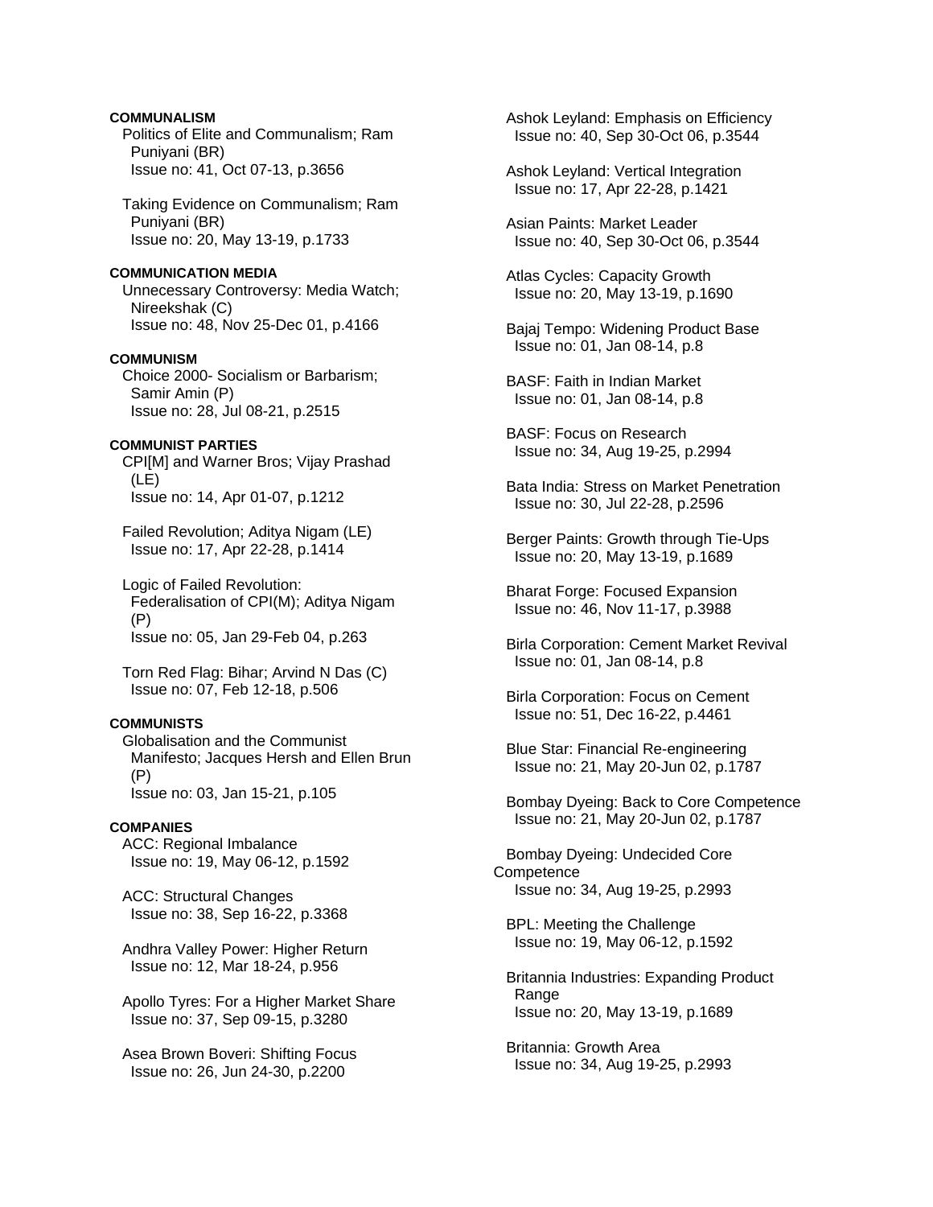**COMMUNALISM**

Politics of Elite and Communalism; Ram Puniyani (BR)
Issue no: 41, Oct 07-13, p.3656

Taking Evidence on Communalism; Ram Puniyani (BR)
Issue no: 20, May 13-19, p.1733

**COMMUNICATION MEDIA**

Unnecessary Controversy: Media Watch; Nireekshak (C)
Issue no: 48, Nov 25-Dec 01, p.4166

**COMMUNISM**

Choice 2000- Socialism or Barbarism; Samir Amin (P)
Issue no: 28, Jul 08-21, p.2515

**COMMUNIST PARTIES**

CPI[M] and Warner Bros; Vijay Prashad (LE)
Issue no: 14, Apr 01-07, p.1212

Failed Revolution; Aditya Nigam (LE)
Issue no: 17, Apr 22-28, p.1414

Logic of Failed Revolution: Federalisation of CPI(M); Aditya Nigam (P)
Issue no: 05, Jan 29-Feb 04, p.263

Torn Red Flag: Bihar; Arvind N Das (C)
Issue no: 07, Feb 12-18, p.506

**COMMUNISTS**

Globalisation and the Communist Manifesto; Jacques Hersh and Ellen Brun (P)
Issue no: 03, Jan 15-21, p.105

**COMPANIES**

ACC: Regional Imbalance
Issue no: 19, May 06-12, p.1592

ACC: Structural Changes
Issue no: 38, Sep 16-22, p.3368

Andhra Valley Power: Higher Return
Issue no: 12, Mar 18-24, p.956

Apollo Tyres: For a Higher Market Share
Issue no: 37, Sep 09-15, p.3280

Asea Brown Boveri: Shifting Focus
Issue no: 26, Jun 24-30, p.2200

Ashok Leyland: Emphasis on Efficiency
Issue no: 40, Sep 30-Oct 06, p.3544

Ashok Leyland: Vertical Integration
Issue no: 17, Apr 22-28, p.1421

Asian Paints: Market Leader
Issue no: 40, Sep 30-Oct 06, p.3544

Atlas Cycles: Capacity Growth
Issue no: 20, May 13-19, p.1690

Bajaj Tempo: Widening Product Base
Issue no: 01, Jan 08-14, p.8

BASF: Faith in Indian Market
Issue no: 01, Jan 08-14, p.8

BASF: Focus on Research
Issue no: 34, Aug 19-25, p.2994

Bata India: Stress on Market Penetration
Issue no: 30, Jul 22-28, p.2596

Berger Paints: Growth through Tie-Ups
Issue no: 20, May 13-19, p.1689

Bharat Forge: Focused Expansion
Issue no: 46, Nov 11-17, p.3988

Birla Corporation: Cement Market Revival
Issue no: 01, Jan 08-14, p.8

Birla Corporation: Focus on Cement
Issue no: 51, Dec 16-22, p.4461

Blue Star: Financial Re-engineering
Issue no: 21, May 20-Jun 02, p.1787

Bombay Dyeing: Back to Core Competence
Issue no: 21, May 20-Jun 02, p.1787

Bombay Dyeing: Undecided Core Competence
Issue no: 34, Aug 19-25, p.2993

BPL: Meeting the Challenge
Issue no: 19, May 06-12, p.1592

Britannia Industries: Expanding Product Range
Issue no: 20, May 13-19, p.1689

Britannia: Growth Area
Issue no: 34, Aug 19-25, p.2993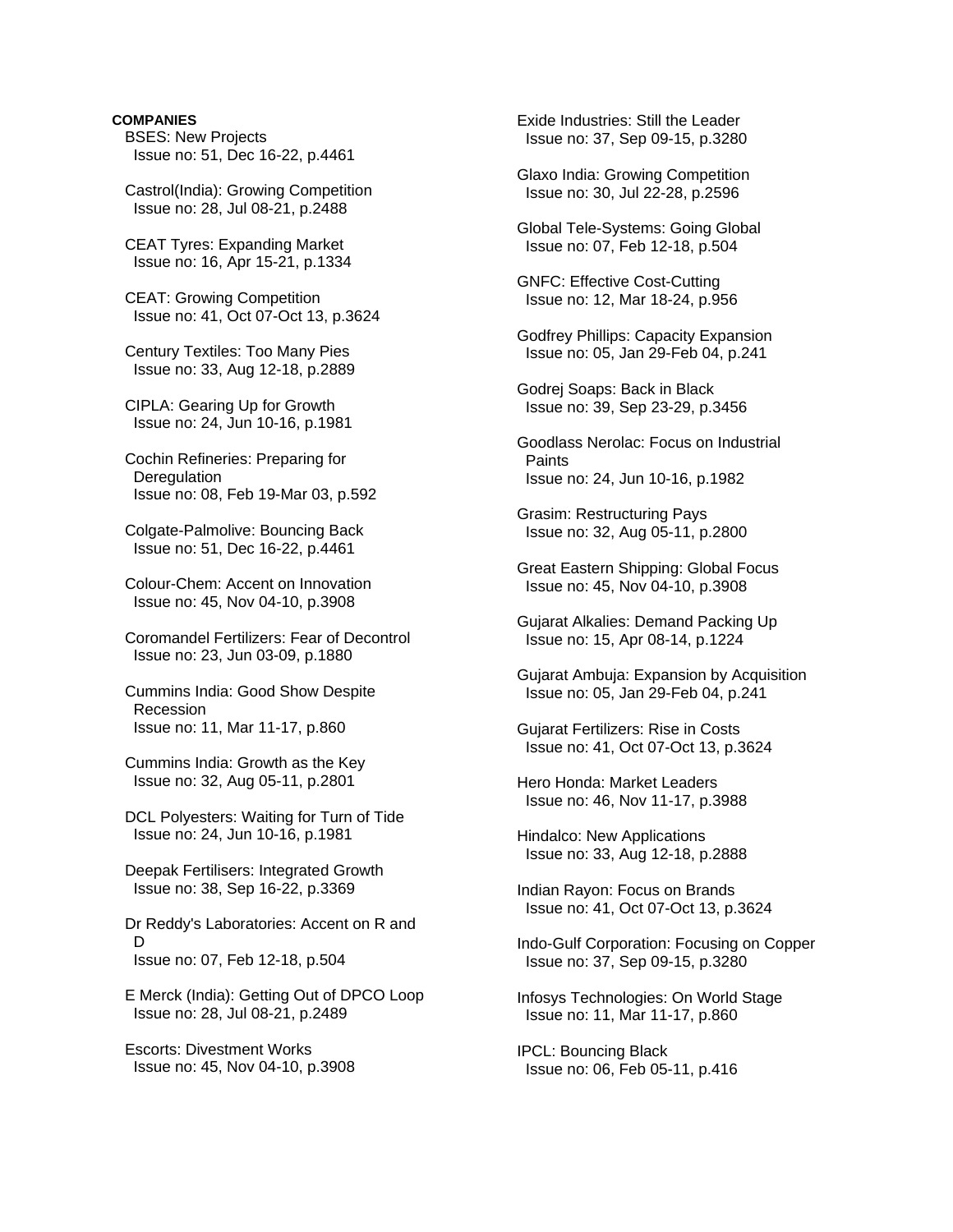**COMPANIES**

BSES: New Projects
Issue no: 51, Dec 16-22, p.4461

Castrol(India): Growing Competition
Issue no: 28, Jul 08-21, p.2488

CEAT Tyres: Expanding Market
Issue no: 16, Apr 15-21, p.1334

CEAT: Growing Competition
Issue no: 41, Oct 07-Oct 13, p.3624

Century Textiles: Too Many Pies
Issue no: 33, Aug 12-18, p.2889

CIPLA: Gearing Up for Growth
Issue no: 24, Jun 10-16, p.1981

Cochin Refineries: Preparing for Deregulation
Issue no: 08, Feb 19-Mar 03, p.592

Colgate-Palmolive: Bouncing Back
Issue no: 51, Dec 16-22, p.4461

Colour-Chem: Accent on Innovation
Issue no: 45, Nov 04-10, p.3908

Coromandel Fertilizers: Fear of Decontrol
Issue no: 23, Jun 03-09, p.1880

Cummins India: Good Show Despite Recession
Issue no: 11, Mar 11-17, p.860

Cummins India: Growth as the Key
Issue no: 32, Aug 05-11, p.2801

DCL Polyesters: Waiting for Turn of Tide
Issue no: 24, Jun 10-16, p.1981

Deepak Fertilisers: Integrated Growth
Issue no: 38, Sep 16-22, p.3369

Dr Reddy's Laboratories: Accent on R and D
Issue no: 07, Feb 12-18, p.504

E Merck (India): Getting Out of DPCO Loop
Issue no: 28, Jul 08-21, p.2489

Escorts: Divestment Works
Issue no: 45, Nov 04-10, p.3908

Exide Industries: Still the Leader
Issue no: 37, Sep 09-15, p.3280

Glaxo India: Growing Competition
Issue no: 30, Jul 22-28, p.2596

Global Tele-Systems: Going Global
Issue no: 07, Feb 12-18, p.504

GNFC: Effective Cost-Cutting
Issue no: 12, Mar 18-24, p.956

Godfrey Phillips: Capacity Expansion
Issue no: 05, Jan 29-Feb 04, p.241

Godrej Soaps: Back in Black
Issue no: 39, Sep 23-29, p.3456

Goodlass Nerolac: Focus on Industrial Paints
Issue no: 24, Jun 10-16, p.1982

Grasim: Restructuring Pays
Issue no: 32, Aug 05-11, p.2800

Great Eastern Shipping: Global Focus
Issue no: 45, Nov 04-10, p.3908

Gujarat Alkalies: Demand Packing Up
Issue no: 15, Apr 08-14, p.1224

Gujarat Ambuja: Expansion by Acquisition
Issue no: 05, Jan 29-Feb 04, p.241

Gujarat Fertilizers: Rise in Costs
Issue no: 41, Oct 07-Oct 13, p.3624

Hero Honda: Market Leaders
Issue no: 46, Nov 11-17, p.3988

Hindalco: New Applications
Issue no: 33, Aug 12-18, p.2888

Indian Rayon: Focus on Brands
Issue no: 41, Oct 07-Oct 13, p.3624

Indo-Gulf Corporation: Focusing on Copper
Issue no: 37, Sep 09-15, p.3280

Infosys Technologies: On World Stage
Issue no: 11, Mar 11-17, p.860

IPCL: Bouncing Black
Issue no: 06, Feb 05-11, p.416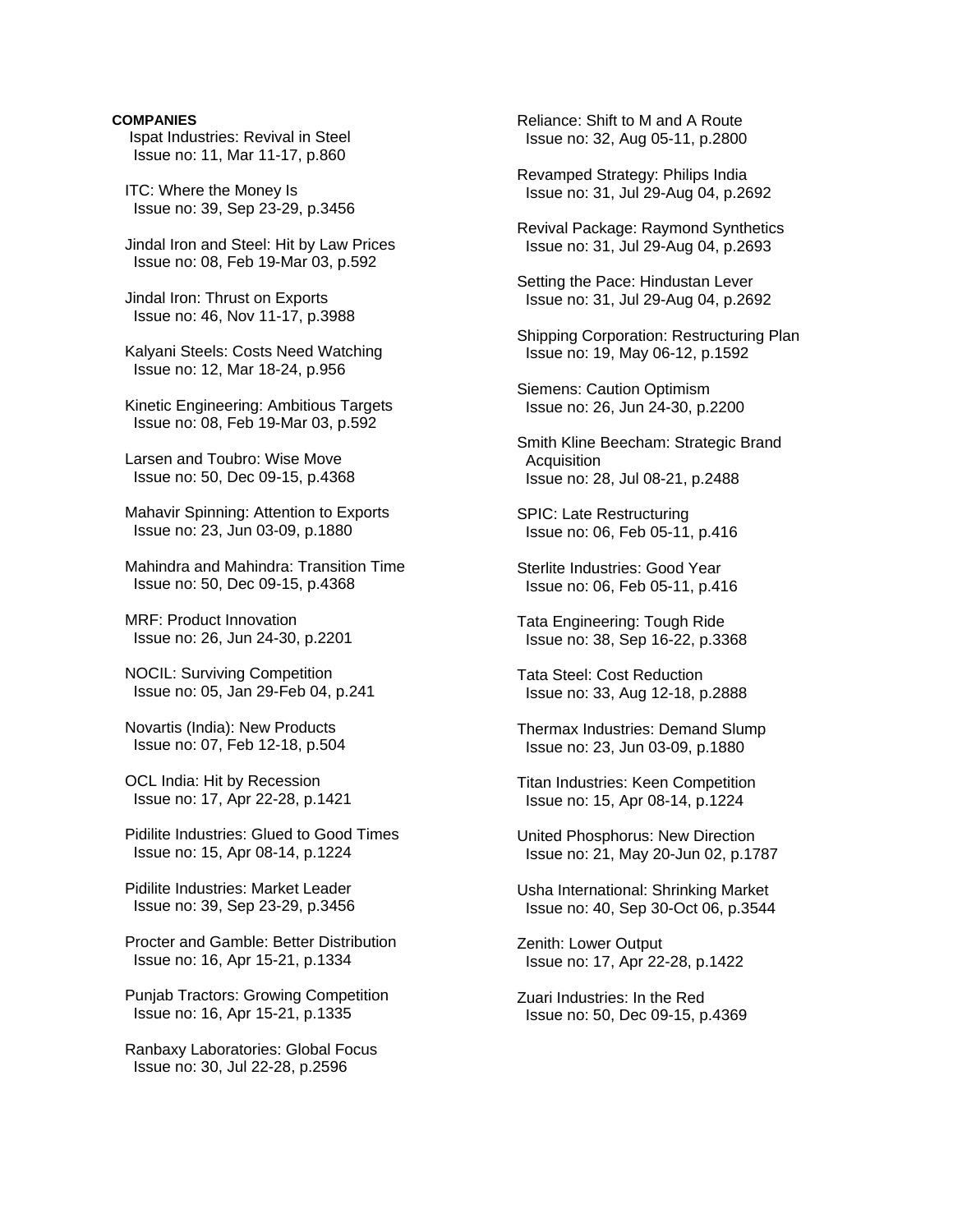**COMPANIES**

Ispat Industries: Revival in Steel
Issue no: 11, Mar 11-17, p.860

ITC: Where the Money Is
Issue no: 39, Sep 23-29, p.3456

Jindal Iron and Steel: Hit by Law Prices
Issue no: 08, Feb 19-Mar 03, p.592

Jindal Iron: Thrust on Exports
Issue no: 46, Nov 11-17, p.3988

Kalyani Steels: Costs Need Watching
Issue no: 12, Mar 18-24, p.956

Kinetic Engineering: Ambitious Targets
Issue no: 08, Feb 19-Mar 03, p.592

Larsen and Toubro: Wise Move
Issue no: 50, Dec 09-15, p.4368

Mahavir Spinning: Attention to Exports
Issue no: 23, Jun 03-09, p.1880

Mahindra and Mahindra: Transition Time
Issue no: 50, Dec 09-15, p.4368

MRF: Product Innovation
Issue no: 26, Jun 24-30, p.2201

NOCIL: Surviving Competition
Issue no: 05, Jan 29-Feb 04, p.241

Novartis (India): New Products
Issue no: 07, Feb 12-18, p.504

OCL India: Hit by Recession
Issue no: 17, Apr 22-28, p.1421

Pidilite Industries: Glued to Good Times
Issue no: 15, Apr 08-14, p.1224

Pidilite Industries: Market Leader
Issue no: 39, Sep 23-29, p.3456

Procter and Gamble: Better Distribution
Issue no: 16, Apr 15-21, p.1334

Punjab Tractors: Growing Competition
Issue no: 16, Apr 15-21, p.1335

Ranbaxy Laboratories: Global Focus
Issue no: 30, Jul 22-28, p.2596

Reliance: Shift to M and A Route
Issue no: 32, Aug 05-11, p.2800

Revamped Strategy: Philips India
Issue no: 31, Jul 29-Aug 04, p.2692

Revival Package: Raymond Synthetics
Issue no: 31, Jul 29-Aug 04, p.2693

Setting the Pace: Hindustan Lever
Issue no: 31, Jul 29-Aug 04, p.2692

Shipping Corporation: Restructuring Plan
Issue no: 19, May 06-12, p.1592

Siemens: Caution Optimism
Issue no: 26, Jun 24-30, p.2200

Smith Kline Beecham: Strategic Brand Acquisition
Issue no: 28, Jul 08-21, p.2488

SPIC: Late Restructuring
Issue no: 06, Feb 05-11, p.416

Sterlite Industries: Good Year
Issue no: 06, Feb 05-11, p.416

Tata Engineering: Tough Ride
Issue no: 38, Sep 16-22, p.3368

Tata Steel: Cost Reduction
Issue no: 33, Aug 12-18, p.2888

Thermax Industries: Demand Slump
Issue no: 23, Jun 03-09, p.1880

Titan Industries: Keen Competition
Issue no: 15, Apr 08-14, p.1224

United Phosphorus: New Direction
Issue no: 21, May 20-Jun 02, p.1787

Usha International: Shrinking Market
Issue no: 40, Sep 30-Oct 06, p.3544

Zenith: Lower Output
Issue no: 17, Apr 22-28, p.1422

Zuari Industries: In the Red
Issue no: 50, Dec 09-15, p.4369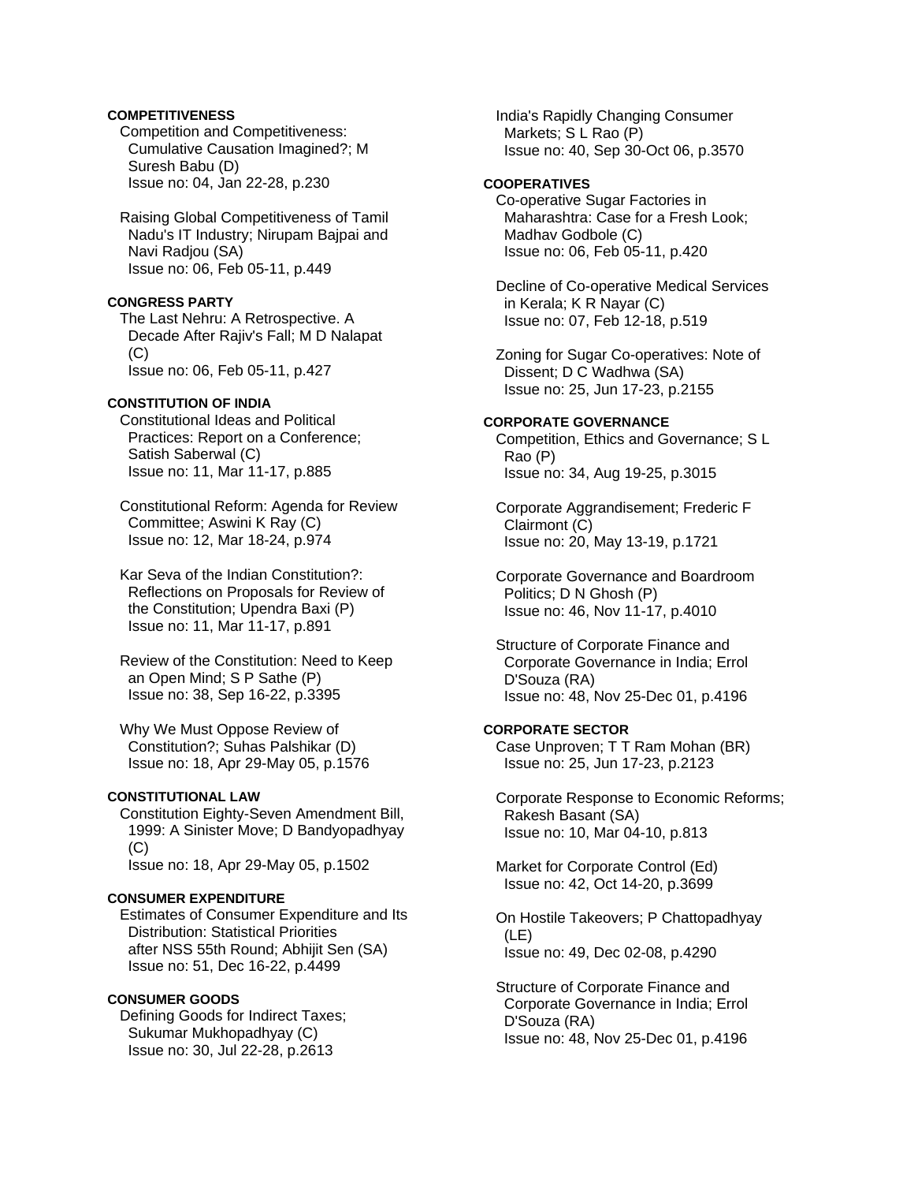**COMPETITIVENESS**

Competition and Competitiveness: Cumulative Causation Imagined?; M Suresh Babu (D)
Issue no: 04, Jan 22-28, p.230

Raising Global Competitiveness of Tamil Nadu's IT Industry; Nirupam Bajpai and Navi Radjou (SA)
Issue no: 06, Feb 05-11, p.449

**CONGRESS PARTY**

The Last Nehru: A Retrospective. A Decade After Rajiv's Fall; M D Nalapat (C)
Issue no: 06, Feb 05-11, p.427

**CONSTITUTION OF INDIA**

Constitutional Ideas and Political Practices: Report on a Conference; Satish Saberwal (C)
Issue no: 11, Mar 11-17, p.885

Constitutional Reform: Agenda for Review Committee; Aswini K Ray (C)
Issue no: 12, Mar 18-24, p.974

Kar Seva of the Indian Constitution?: Reflections on Proposals for Review of the Constitution; Upendra Baxi (P)
Issue no: 11, Mar 11-17, p.891

Review of the Constitution: Need to Keep an Open Mind; S P Sathe (P)
Issue no: 38, Sep 16-22, p.3395

Why We Must Oppose Review of Constitution?; Suhas Palshikar (D)
Issue no: 18, Apr 29-May 05, p.1576

**CONSTITUTIONAL LAW**

Constitution Eighty-Seven Amendment Bill, 1999: A Sinister Move; D Bandyopadhyay (C)
Issue no: 18, Apr 29-May 05, p.1502

**CONSUMER EXPENDITURE**

Estimates of Consumer Expenditure and Its Distribution: Statistical Priorities after NSS 55th Round; Abhijit Sen (SA)
Issue no: 51, Dec 16-22, p.4499

**CONSUMER GOODS**

Defining Goods for Indirect Taxes; Sukumar Mukhopadhyay (C)
Issue no: 30, Jul 22-28, p.2613

India's Rapidly Changing Consumer Markets; S L Rao (P)
Issue no: 40, Sep 30-Oct 06, p.3570

**COOPERATIVES**

Co-operative Sugar Factories in Maharashtra: Case for a Fresh Look; Madhav Godbole (C)
Issue no: 06, Feb 05-11, p.420

Decline of Co-operative Medical Services in Kerala; K R Nayar (C)
Issue no: 07, Feb 12-18, p.519

Zoning for Sugar Co-operatives: Note of Dissent; D C Wadhwa (SA)
Issue no: 25, Jun 17-23, p.2155

**CORPORATE GOVERNANCE**

Competition, Ethics and Governance; S L Rao (P)
Issue no: 34, Aug 19-25, p.3015

Corporate Aggrandisement; Frederic F Clairmont (C)
Issue no: 20, May 13-19, p.1721

Corporate Governance and Boardroom Politics; D N Ghosh (P)
Issue no: 46, Nov 11-17, p.4010

Structure of Corporate Finance and Corporate Governance in India; Errol D'Souza (RA)
Issue no: 48, Nov 25-Dec 01, p.4196

**CORPORATE SECTOR**

Case Unproven; T T Ram Mohan (BR)
Issue no: 25, Jun 17-23, p.2123

Corporate Response to Economic Reforms; Rakesh Basant (SA)
Issue no: 10, Mar 04-10, p.813

Market for Corporate Control (Ed)
Issue no: 42, Oct 14-20, p.3699

On Hostile Takeovers; P Chattopadhyay (LE)
Issue no: 49, Dec 02-08, p.4290

Structure of Corporate Finance and Corporate Governance in India; Errol D'Souza (RA)
Issue no: 48, Nov 25-Dec 01, p.4196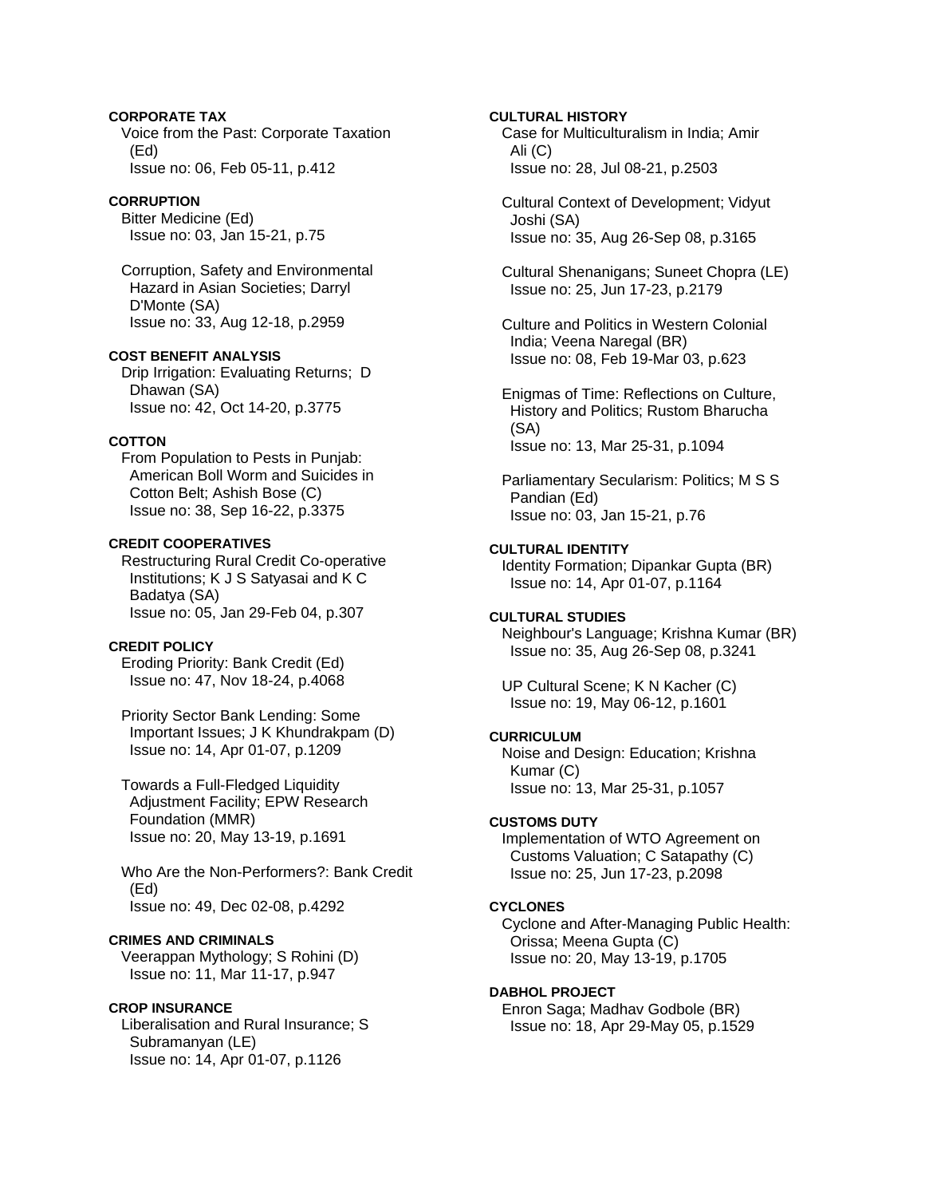**CORPORATE TAX**
Voice from the Past: Corporate Taxation (Ed)
Issue no: 06, Feb 05-11, p.412

**CORRUPTION**
Bitter Medicine (Ed)
Issue no: 03, Jan 15-21, p.75

Corruption, Safety and Environmental Hazard in Asian Societies; Darryl D'Monte (SA)
Issue no: 33, Aug 12-18, p.2959

**COST BENEFIT ANALYSIS**
Drip Irrigation: Evaluating Returns; D Dhawan (SA)
Issue no: 42, Oct 14-20, p.3775

**COTTON**
From Population to Pests in Punjab: American Boll Worm and Suicides in Cotton Belt; Ashish Bose (C)
Issue no: 38, Sep 16-22, p.3375

**CREDIT COOPERATIVES**
Restructuring Rural Credit Co-operative Institutions; K J S Satyasai and K C Badatya (SA)
Issue no: 05, Jan 29-Feb 04, p.307

**CREDIT POLICY**
Eroding Priority: Bank Credit (Ed)
Issue no: 47, Nov 18-24, p.4068

Priority Sector Bank Lending: Some Important Issues; J K Khundrakpam (D)
Issue no: 14, Apr 01-07, p.1209

Towards a Full-Fledged Liquidity Adjustment Facility; EPW Research Foundation (MMR)
Issue no: 20, May 13-19, p.1691

Who Are the Non-Performers?: Bank Credit (Ed)
Issue no: 49, Dec 02-08, p.4292

**CRIMES AND CRIMINALS**
Veerappan Mythology; S Rohini (D)
Issue no: 11, Mar 11-17, p.947

**CROP INSURANCE**
Liberalisation and Rural Insurance; S Subramanyan (LE)
Issue no: 14, Apr 01-07, p.1126

**CULTURAL HISTORY**
Case for Multiculturalism in India; Amir Ali (C)
Issue no: 28, Jul 08-21, p.2503

Cultural Context of Development; Vidyut Joshi (SA)
Issue no: 35, Aug 26-Sep 08, p.3165

Cultural Shenanigans; Suneet Chopra (LE)
Issue no: 25, Jun 17-23, p.2179

Culture and Politics in Western Colonial India; Veena Naregal (BR)
Issue no: 08, Feb 19-Mar 03, p.623

Enigmas of Time: Reflections on Culture, History and Politics; Rustom Bharucha (SA)
Issue no: 13, Mar 25-31, p.1094

Parliamentary Secularism: Politics; M S S Pandian (Ed)
Issue no: 03, Jan 15-21, p.76

**CULTURAL IDENTITY**
Identity Formation; Dipankar Gupta (BR)
Issue no: 14, Apr 01-07, p.1164

**CULTURAL STUDIES**
Neighbour's Language; Krishna Kumar (BR)
Issue no: 35, Aug 26-Sep 08, p.3241

UP Cultural Scene; K N Kacher (C)
Issue no: 19, May 06-12, p.1601

**CURRICULUM**
Noise and Design: Education; Krishna Kumar (C)
Issue no: 13, Mar 25-31, p.1057

**CUSTOMS DUTY**
Implementation of WTO Agreement on Customs Valuation; C Satapathy (C)
Issue no: 25, Jun 17-23, p.2098

**CYCLONES**
Cyclone and After-Managing Public Health: Orissa; Meena Gupta (C)
Issue no: 20, May 13-19, p.1705

**DABHOL PROJECT**
Enron Saga; Madhav Godbole (BR)
Issue no: 18, Apr 29-May 05, p.1529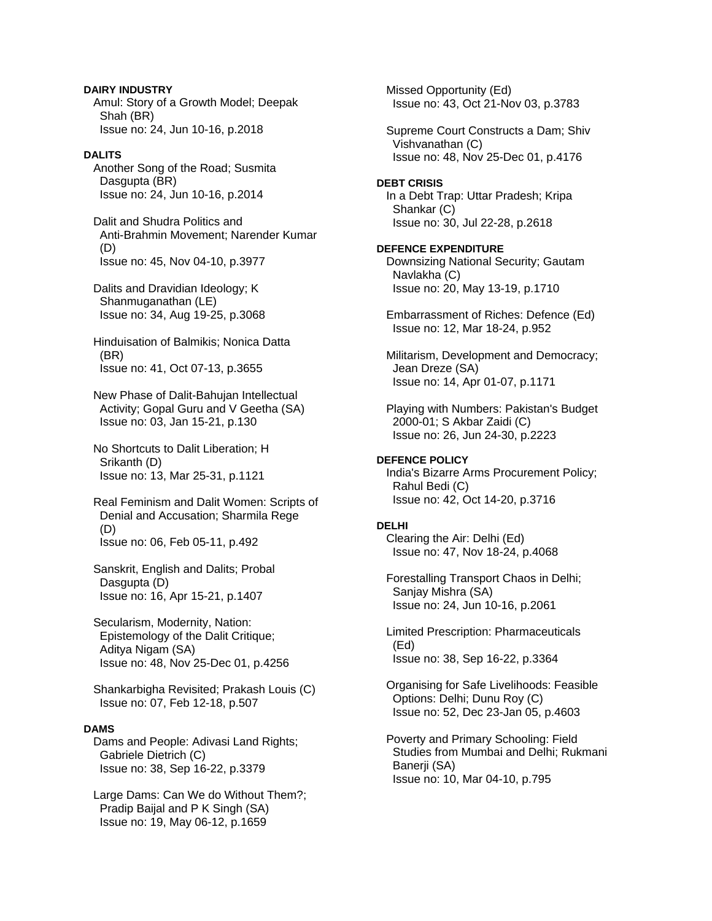**DAIRY INDUSTRY**

Amul: Story of a Growth Model; Deepak Shah (BR)
Issue no: 24, Jun 10-16, p.2018

**DALITS**

Another Song of the Road; Susmita Dasgupta (BR)
Issue no: 24, Jun 10-16, p.2014

Dalit and Shudra Politics and Anti-Brahmin Movement; Narender Kumar (D)
Issue no: 45, Nov 04-10, p.3977

Dalits and Dravidian Ideology; K Shanmuganathan (LE)
Issue no: 34, Aug 19-25, p.3068

Hinduisation of Balmikis; Nonica Datta (BR)
Issue no: 41, Oct 07-13, p.3655

New Phase of Dalit-Bahujan Intellectual Activity; Gopal Guru and V Geetha (SA)
Issue no: 03, Jan 15-21, p.130

No Shortcuts to Dalit Liberation; H Srikanth (D)
Issue no: 13, Mar 25-31, p.1121

Real Feminism and Dalit Women: Scripts of Denial and Accusation; Sharmila Rege (D)
Issue no: 06, Feb 05-11, p.492

Sanskrit, English and Dalits; Probal Dasgupta (D)
Issue no: 16, Apr 15-21, p.1407

Secularism, Modernity, Nation: Epistemology of the Dalit Critique; Aditya Nigam (SA)
Issue no: 48, Nov 25-Dec 01, p.4256

Shankarbigha Revisited; Prakash Louis (C)
Issue no: 07, Feb 12-18, p.507

**DAMS**

Dams and People: Adivasi Land Rights; Gabriele Dietrich (C)
Issue no: 38, Sep 16-22, p.3379

Large Dams: Can We do Without Them?; Pradip Baijal and P K Singh (SA)
Issue no: 19, May 06-12, p.1659

Missed Opportunity (Ed)
Issue no: 43, Oct 21-Nov 03, p.3783

Supreme Court Constructs a Dam; Shiv Vishvanathan (C)
Issue no: 48, Nov 25-Dec 01, p.4176

**DEBT CRISIS**

In a Debt Trap: Uttar Pradesh; Kripa Shankar (C)
Issue no: 30, Jul 22-28, p.2618

**DEFENCE EXPENDITURE**

Downsizing National Security; Gautam Navlakha (C)
Issue no: 20, May 13-19, p.1710

Embarrassment of Riches: Defence (Ed)
Issue no: 12, Mar 18-24, p.952

Militarism, Development and Democracy; Jean Dreze (SA)
Issue no: 14, Apr 01-07, p.1171

Playing with Numbers: Pakistan's Budget 2000-01; S Akbar Zaidi (C)
Issue no: 26, Jun 24-30, p.2223

**DEFENCE POLICY**

India's Bizarre Arms Procurement Policy; Rahul Bedi (C)
Issue no: 42, Oct 14-20, p.3716

**DELHI**

Clearing the Air: Delhi (Ed)
Issue no: 47, Nov 18-24, p.4068

Forestalling Transport Chaos in Delhi; Sanjay Mishra (SA)
Issue no: 24, Jun 10-16, p.2061

Limited Prescription: Pharmaceuticals (Ed)
Issue no: 38, Sep 16-22, p.3364

Organising for Safe Livelihoods: Feasible Options: Delhi; Dunu Roy (C)
Issue no: 52, Dec 23-Jan 05, p.4603

Poverty and Primary Schooling: Field Studies from Mumbai and Delhi; Rukmani Banerji (SA)
Issue no: 10, Mar 04-10, p.795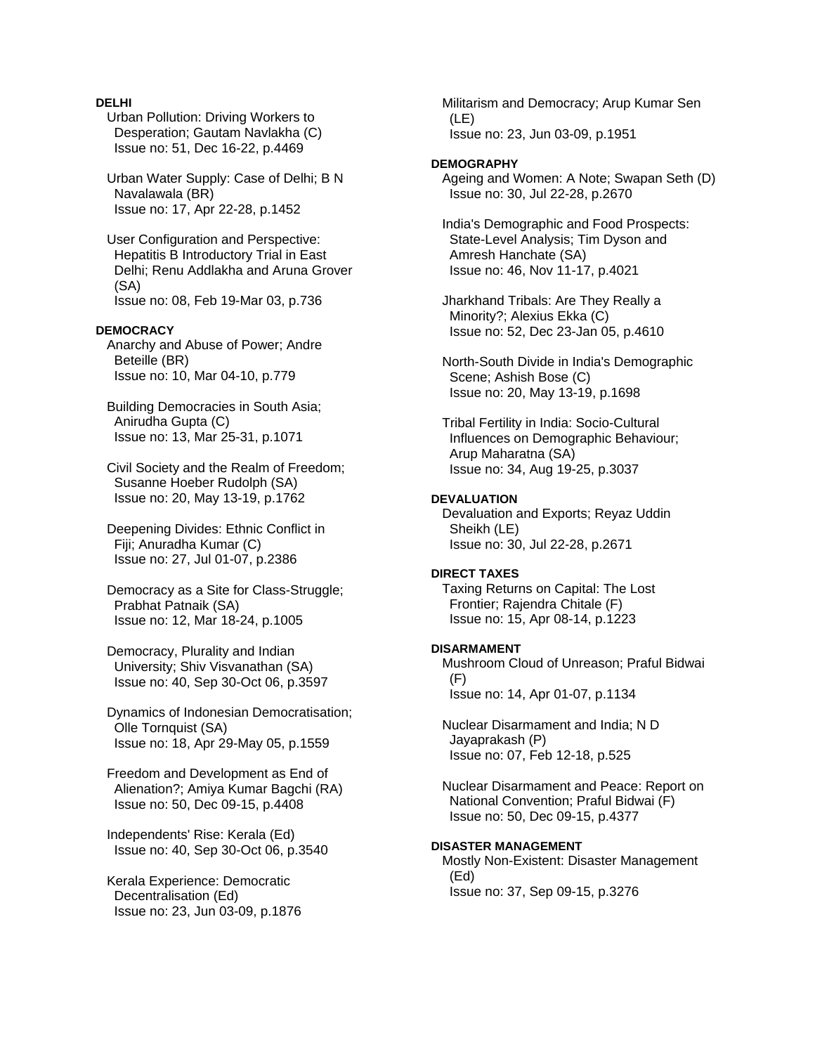**DELHI**

Urban Pollution: Driving Workers to Desperation; Gautam Navlakha (C)
Issue no: 51, Dec 16-22, p.4469

Urban Water Supply: Case of Delhi; B N Navalawala (BR)
Issue no: 17, Apr 22-28, p.1452

User Configuration and Perspective: Hepatitis B Introductory Trial in East Delhi; Renu Addlakha and Aruna Grover (SA)
Issue no: 08, Feb 19-Mar 03, p.736

**DEMOCRACY**

Anarchy and Abuse of Power; Andre Beteille (BR)
Issue no: 10, Mar 04-10, p.779

Building Democracies in South Asia; Anirudha Gupta (C)
Issue no: 13, Mar 25-31, p.1071

Civil Society and the Realm of Freedom; Susanne Hoeber Rudolph (SA)
Issue no: 20, May 13-19, p.1762

Deepening Divides: Ethnic Conflict in Fiji; Anuradha Kumar (C)
Issue no: 27, Jul 01-07, p.2386

Democracy as a Site for Class-Struggle; Prabhat Patnaik (SA)
Issue no: 12, Mar 18-24, p.1005

Democracy, Plurality and Indian University; Shiv Visvanathan (SA)
Issue no: 40, Sep 30-Oct 06, p.3597

Dynamics of Indonesian Democratisation; Olle Tornquist (SA)
Issue no: 18, Apr 29-May 05, p.1559

Freedom and Development as End of Alienation?; Amiya Kumar Bagchi (RA)
Issue no: 50, Dec 09-15, p.4408

Independents' Rise: Kerala (Ed)
Issue no: 40, Sep 30-Oct 06, p.3540

Kerala Experience: Democratic Decentralisation (Ed)
Issue no: 23, Jun 03-09, p.1876

Militarism and Democracy; Arup Kumar Sen (LE)
Issue no: 23, Jun 03-09, p.1951

**DEMOGRAPHY**

Ageing and Women: A Note; Swapan Seth (D)
Issue no: 30, Jul 22-28, p.2670

India's Demographic and Food Prospects: State-Level Analysis; Tim Dyson and Amresh Hanchate (SA)
Issue no: 46, Nov 11-17, p.4021

Jharkhand Tribals: Are They Really a Minority?; Alexius Ekka (C)
Issue no: 52, Dec 23-Jan 05, p.4610

North-South Divide in India's Demographic Scene; Ashish Bose (C)
Issue no: 20, May 13-19, p.1698

Tribal Fertility in India: Socio-Cultural Influences on Demographic Behaviour; Arup Maharatna (SA)
Issue no: 34, Aug 19-25, p.3037

**DEVALUATION**

Devaluation and Exports; Reyaz Uddin Sheikh (LE)
Issue no: 30, Jul 22-28, p.2671

**DIRECT TAXES**

Taxing Returns on Capital: The Lost Frontier; Rajendra Chitale (F)
Issue no: 15, Apr 08-14, p.1223

**DISARMAMENT**

Mushroom Cloud of Unreason; Praful Bidwai (F)
Issue no: 14, Apr 01-07, p.1134

Nuclear Disarmament and India; N D Jayaprakash (P)
Issue no: 07, Feb 12-18, p.525

Nuclear Disarmament and Peace: Report on National Convention; Praful Bidwai (F)
Issue no: 50, Dec 09-15, p.4377

**DISASTER MANAGEMENT**

Mostly Non-Existent: Disaster Management (Ed)
Issue no: 37, Sep 09-15, p.3276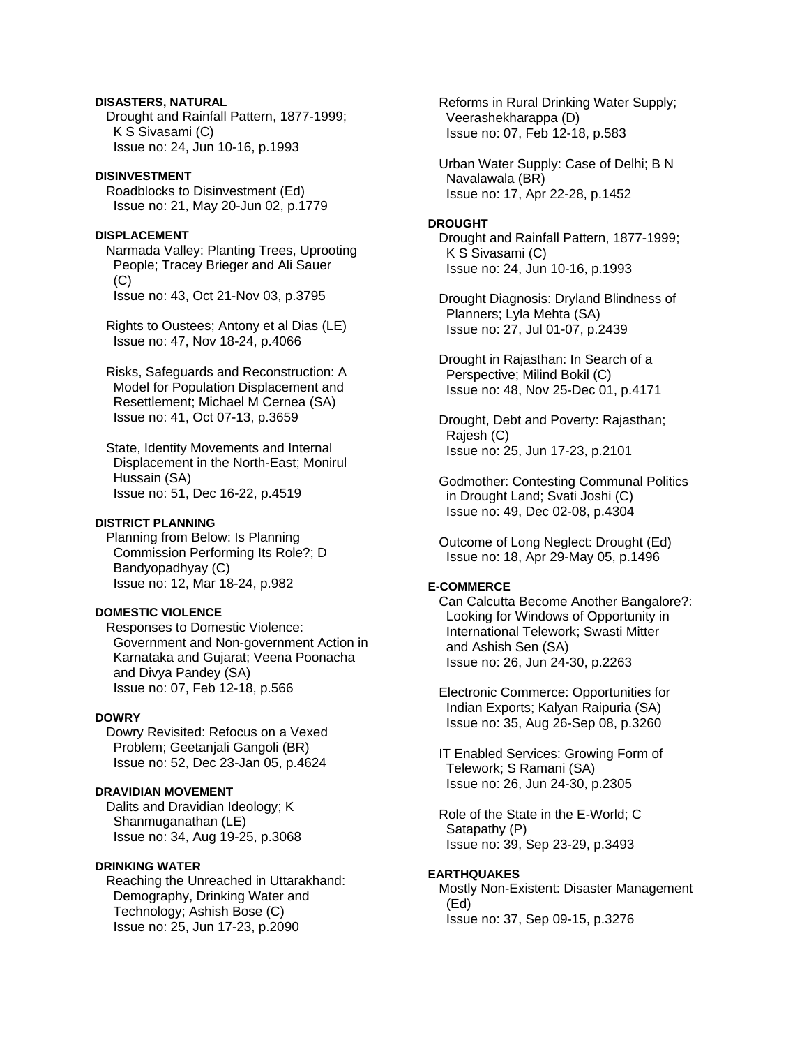**DISASTERS, NATURAL**

Drought and Rainfall Pattern, 1877-1999; K S Sivasami (C)
Issue no: 24, Jun 10-16, p.1993

**DISINVESTMENT**

Roadblocks to Disinvestment (Ed)
Issue no: 21, May 20-Jun 02, p.1779

**DISPLACEMENT**

Narmada Valley: Planting Trees, Uprooting People; Tracey Brieger and Ali Sauer (C)
Issue no: 43, Oct 21-Nov 03, p.3795

Rights to Oustees; Antony et al Dias (LE)
Issue no: 47, Nov 18-24, p.4066

Risks, Safeguards and Reconstruction: A Model for Population Displacement and Resettlement; Michael M Cernea (SA)
Issue no: 41, Oct 07-13, p.3659

State, Identity Movements and Internal Displacement in the North-East; Monirul Hussain (SA)
Issue no: 51, Dec 16-22, p.4519

**DISTRICT PLANNING**

Planning from Below: Is Planning Commission Performing Its Role?; D Bandyopadhyay (C)
Issue no: 12, Mar 18-24, p.982

**DOMESTIC VIOLENCE**

Responses to Domestic Violence: Government and Non-government Action in Karnataka and Gujarat; Veena Poonacha and Divya Pandey (SA)
Issue no: 07, Feb 12-18, p.566

**DOWRY**

Dowry Revisited: Refocus on a Vexed Problem; Geetanjali Gangoli (BR)
Issue no: 52, Dec 23-Jan 05, p.4624

**DRAVIDIAN MOVEMENT**

Dalits and Dravidian Ideology; K Shanmuganathan (LE)
Issue no: 34, Aug 19-25, p.3068

**DRINKING WATER**

Reaching the Unreached in Uttarakhand: Demography, Drinking Water and Technology; Ashish Bose (C)
Issue no: 25, Jun 17-23, p.2090

Reforms in Rural Drinking Water Supply; Veerashekharappa (D)
Issue no: 07, Feb 12-18, p.583

Urban Water Supply: Case of Delhi; B N Navalawala (BR)
Issue no: 17, Apr 22-28, p.1452

**DROUGHT**

Drought and Rainfall Pattern, 1877-1999; K S Sivasami (C)
Issue no: 24, Jun 10-16, p.1993

Drought Diagnosis: Dryland Blindness of Planners; Lyla Mehta (SA)
Issue no: 27, Jul 01-07, p.2439

Drought in Rajasthan: In Search of a Perspective; Milind Bokil (C)
Issue no: 48, Nov 25-Dec 01, p.4171

Drought, Debt and Poverty: Rajasthan; Rajesh (C)
Issue no: 25, Jun 17-23, p.2101

Godmother: Contesting Communal Politics in Drought Land; Svati Joshi (C)
Issue no: 49, Dec 02-08, p.4304

Outcome of Long Neglect: Drought (Ed)
Issue no: 18, Apr 29-May 05, p.1496

**E-COMMERCE**

Can Calcutta Become Another Bangalore?: Looking for Windows of Opportunity in International Telework; Swasti Mitter and Ashish Sen (SA)
Issue no: 26, Jun 24-30, p.2263

Electronic Commerce: Opportunities for Indian Exports; Kalyan Raipuria (SA)
Issue no: 35, Aug 26-Sep 08, p.3260

IT Enabled Services: Growing Form of Telework; S Ramani (SA)
Issue no: 26, Jun 24-30, p.2305

Role of the State in the E-World; C Satapathy (P)
Issue no: 39, Sep 23-29, p.3493

**EARTHQUAKES**

Mostly Non-Existent: Disaster Management (Ed)
Issue no: 37, Sep 09-15, p.3276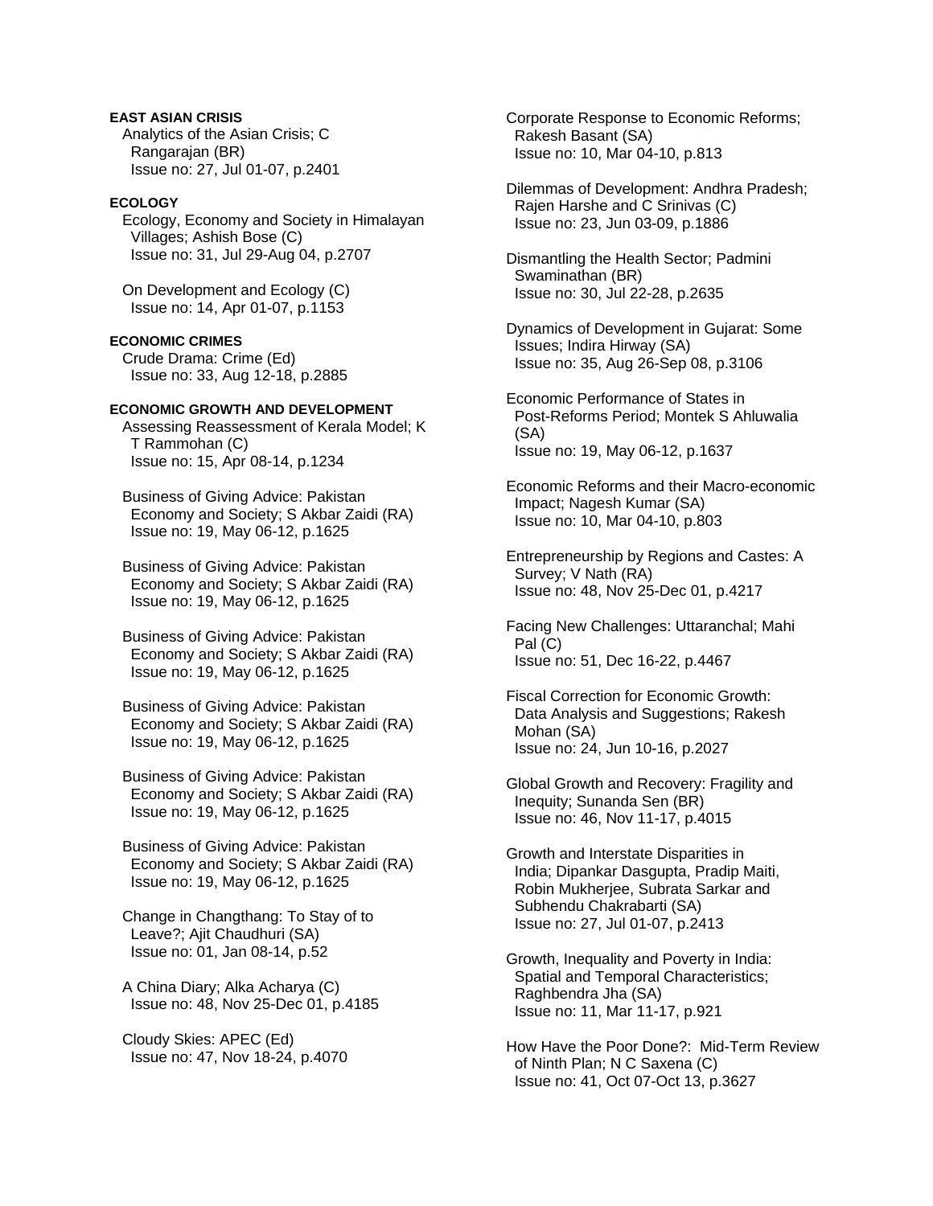**EAST ASIAN CRISIS**

Analytics of the Asian Crisis; C Rangarajan (BR)
Issue no: 27, Jul 01-07, p.2401

**ECOLOGY**

Ecology, Economy and Society in Himalayan Villages; Ashish Bose (C)
Issue no: 31, Jul 29-Aug 04, p.2707

On Development and Ecology (C)
Issue no: 14, Apr 01-07, p.1153

**ECONOMIC CRIMES**

Crude Drama: Crime (Ed)
Issue no: 33, Aug 12-18, p.2885

**ECONOMIC GROWTH AND DEVELOPMENT**

Assessing Reassessment of Kerala Model; K T Rammohan (C)
Issue no: 15, Apr 08-14, p.1234

Business of Giving Advice: Pakistan Economy and Society; S Akbar Zaidi (RA)
Issue no: 19, May 06-12, p.1625

Business of Giving Advice: Pakistan Economy and Society; S Akbar Zaidi (RA)
Issue no: 19, May 06-12, p.1625

Business of Giving Advice: Pakistan Economy and Society; S Akbar Zaidi (RA)
Issue no: 19, May 06-12, p.1625

Business of Giving Advice: Pakistan Economy and Society; S Akbar Zaidi (RA)
Issue no: 19, May 06-12, p.1625

Business of Giving Advice: Pakistan Economy and Society; S Akbar Zaidi (RA)
Issue no: 19, May 06-12, p.1625

Business of Giving Advice: Pakistan Economy and Society; S Akbar Zaidi (RA)
Issue no: 19, May 06-12, p.1625

Change in Changthang: To Stay of to Leave?; Ajit Chaudhuri (SA)
Issue no: 01, Jan 08-14, p.52

A China Diary; Alka Acharya (C)
Issue no: 48, Nov 25-Dec 01, p.4185

Cloudy Skies: APEC (Ed)
Issue no: 47, Nov 18-24, p.4070

Corporate Response to Economic Reforms; Rakesh Basant (SA)
Issue no: 10, Mar 04-10, p.813

Dilemmas of Development: Andhra Pradesh; Rajen Harshe and C Srinivas (C)
Issue no: 23, Jun 03-09, p.1886

Dismantling the Health Sector; Padmini Swaminathan (BR)
Issue no: 30, Jul 22-28, p.2635

Dynamics of Development in Gujarat: Some Issues; Indira Hirway (SA)
Issue no: 35, Aug 26-Sep 08, p.3106

Economic Performance of States in Post-Reforms Period; Montek S Ahluwalia (SA)
Issue no: 19, May 06-12, p.1637

Economic Reforms and their Macro-economic Impact; Nagesh Kumar (SA)
Issue no: 10, Mar 04-10, p.803

Entrepreneurship by Regions and Castes: A Survey; V Nath (RA)
Issue no: 48, Nov 25-Dec 01, p.4217

Facing New Challenges: Uttaranchal; Mahi Pal (C)
Issue no: 51, Dec 16-22, p.4467

Fiscal Correction for Economic Growth: Data Analysis and Suggestions; Rakesh Mohan (SA)
Issue no: 24, Jun 10-16, p.2027

Global Growth and Recovery: Fragility and Inequity; Sunanda Sen (BR)
Issue no: 46, Nov 11-17, p.4015

Growth and Interstate Disparities in India; Dipankar Dasgupta, Pradip Maiti, Robin Mukherjee, Subrata Sarkar and Subhendu Chakrabarti (SA)
Issue no: 27, Jul 01-07, p.2413

Growth, Inequality and Poverty in India: Spatial and Temporal Characteristics; Raghbendra Jha (SA)
Issue no: 11, Mar 11-17, p.921

How Have the Poor Done?: Mid-Term Review of Ninth Plan; N C Saxena (C)
Issue no: 41, Oct 07-Oct 13, p.3627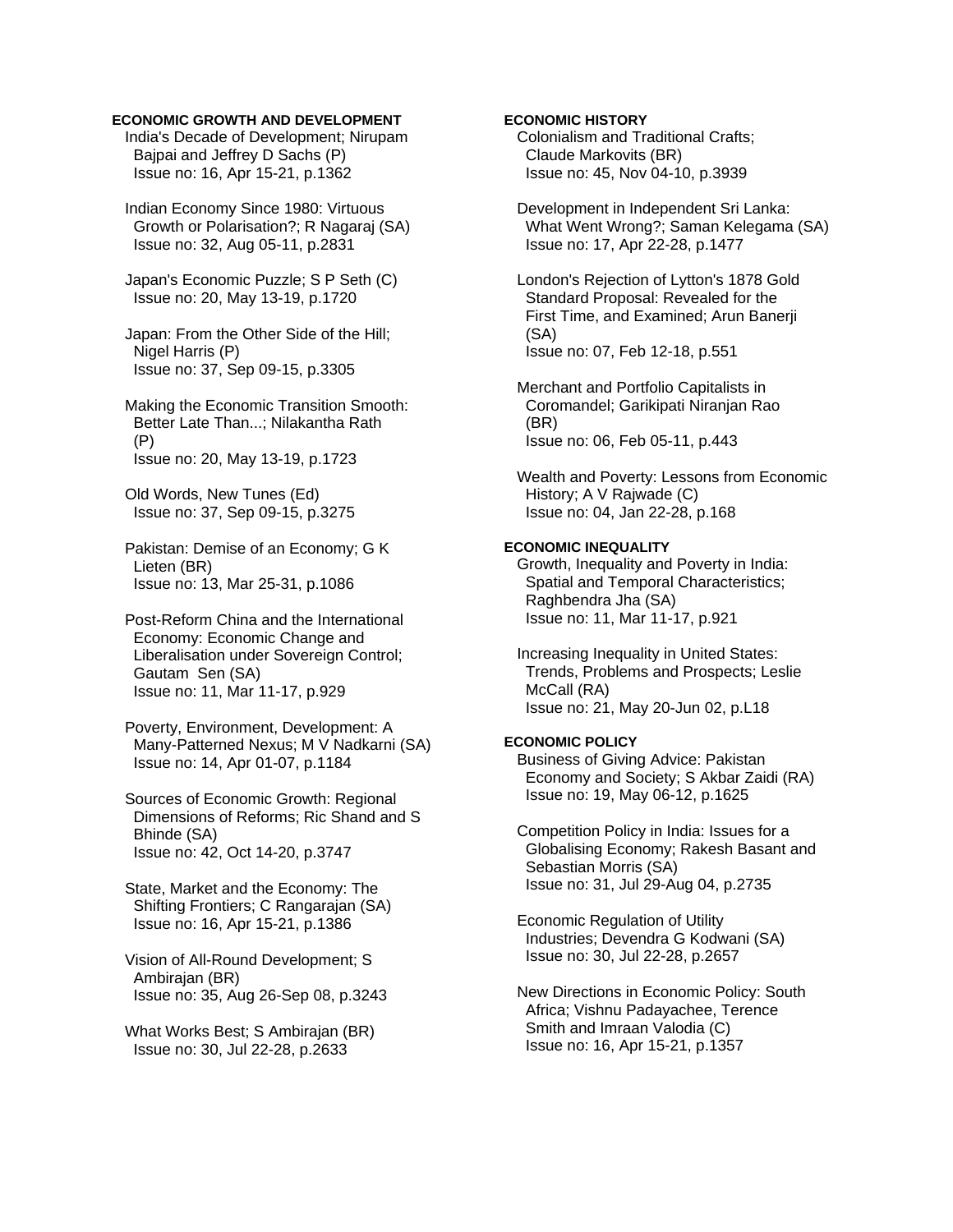**ECONOMIC GROWTH AND DEVELOPMENT**

India's Decade of Development; Nirupam Bajpai and Jeffrey D Sachs (P)
Issue no: 16, Apr 15-21, p.1362

Indian Economy Since 1980: Virtuous Growth or Polarisation?; R Nagaraj (SA)
Issue no: 32, Aug 05-11, p.2831

Japan's Economic Puzzle; S P Seth (C)
Issue no: 20, May 13-19, p.1720

Japan: From the Other Side of the Hill; Nigel Harris (P)
Issue no: 37, Sep 09-15, p.3305

Making the Economic Transition Smooth: Better Late Than...; Nilakantha Rath (P)
Issue no: 20, May 13-19, p.1723

Old Words, New Tunes (Ed)
Issue no: 37, Sep 09-15, p.3275

Pakistan: Demise of an Economy; G K Lieten (BR)
Issue no: 13, Mar 25-31, p.1086

Post-Reform China and the International Economy: Economic Change and Liberalisation under Sovereign Control; Gautam Sen (SA)
Issue no: 11, Mar 11-17, p.929

Poverty, Environment, Development: A Many-Patterned Nexus; M V Nadkarni (SA)
Issue no: 14, Apr 01-07, p.1184

Sources of Economic Growth: Regional Dimensions of Reforms; Ric Shand and S Bhinde (SA)
Issue no: 42, Oct 14-20, p.3747

State, Market and the Economy: The Shifting Frontiers; C Rangarajan (SA)
Issue no: 16, Apr 15-21, p.1386

Vision of All-Round Development; S Ambirajan (BR)
Issue no: 35, Aug 26-Sep 08, p.3243

What Works Best; S Ambirajan (BR)
Issue no: 30, Jul 22-28, p.2633

**ECONOMIC HISTORY**

Colonialism and Traditional Crafts; Claude Markovits (BR)
Issue no: 45, Nov 04-10, p.3939

Development in Independent Sri Lanka: What Went Wrong?; Saman Kelegama (SA)
Issue no: 17, Apr 22-28, p.1477

London's Rejection of Lytton's 1878 Gold Standard Proposal: Revealed for the First Time, and Examined; Arun Banerji (SA)
Issue no: 07, Feb 12-18, p.551

Merchant and Portfolio Capitalists in Coromandel; Garikipati Niranjan Rao (BR)
Issue no: 06, Feb 05-11, p.443

Wealth and Poverty: Lessons from Economic History; A V Rajwade (C)
Issue no: 04, Jan 22-28, p.168

**ECONOMIC INEQUALITY**

Growth, Inequality and Poverty in India: Spatial and Temporal Characteristics; Raghbendra Jha (SA)
Issue no: 11, Mar 11-17, p.921

Increasing Inequality in United States: Trends, Problems and Prospects; Leslie McCall (RA)
Issue no: 21, May 20-Jun 02, p.L18

**ECONOMIC POLICY**

Business of Giving Advice: Pakistan Economy and Society; S Akbar Zaidi (RA)
Issue no: 19, May 06-12, p.1625

Competition Policy in India: Issues for a Globalising Economy; Rakesh Basant and Sebastian Morris (SA)
Issue no: 31, Jul 29-Aug 04, p.2735

Economic Regulation of Utility Industries; Devendra G Kodwani (SA)
Issue no: 30, Jul 22-28, p.2657

New Directions in Economic Policy: South Africa; Vishnu Padayachee, Terence Smith and Imraan Valodia (C)
Issue no: 16, Apr 15-21, p.1357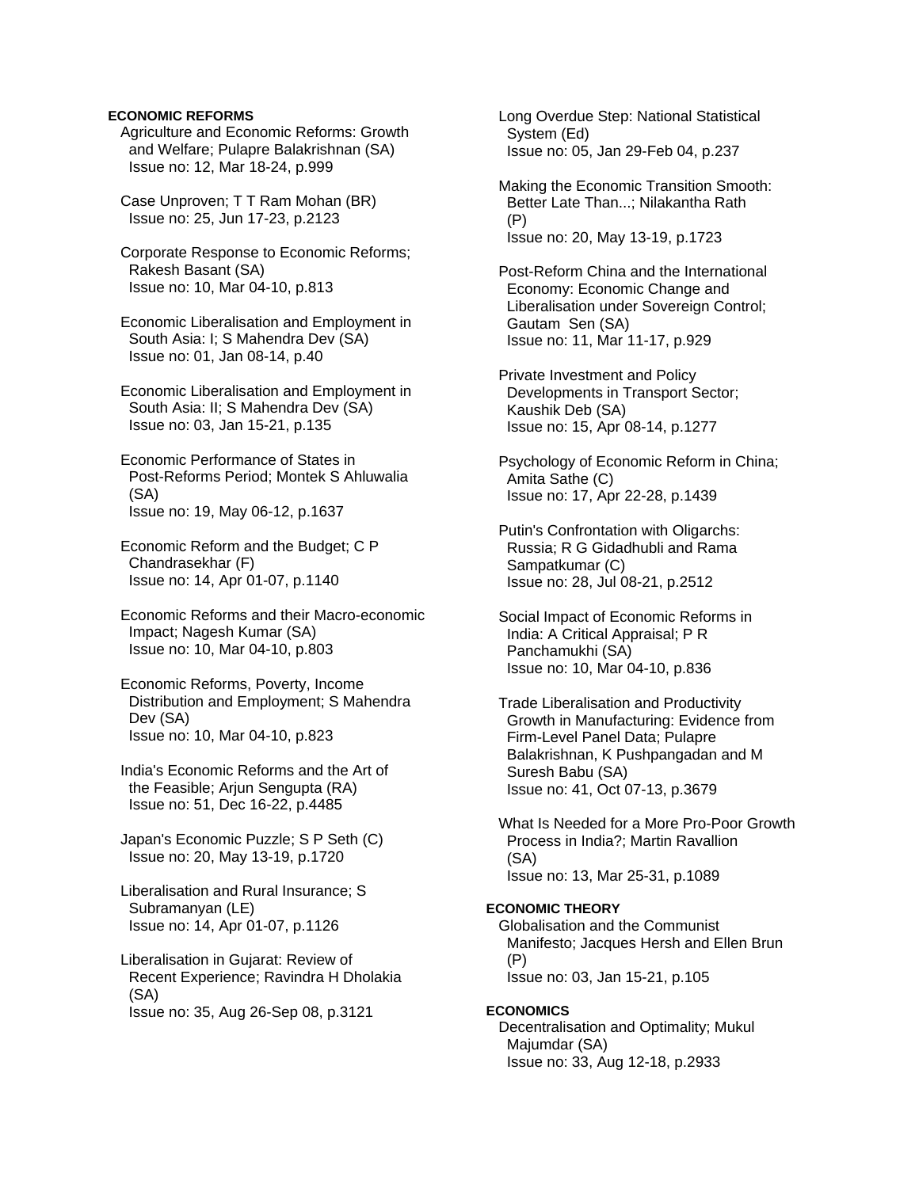**ECONOMIC REFORMS**

Agriculture and Economic Reforms: Growth and Welfare; Pulapre Balakrishnan (SA)
Issue no: 12, Mar 18-24, p.999

Case Unproven; T T Ram Mohan (BR)
Issue no: 25, Jun 17-23, p.2123

Corporate Response to Economic Reforms; Rakesh Basant (SA)
Issue no: 10, Mar 04-10, p.813

Economic Liberalisation and Employment in South Asia: I; S Mahendra Dev (SA)
Issue no: 01, Jan 08-14, p.40

Economic Liberalisation and Employment in South Asia: II; S Mahendra Dev (SA)
Issue no: 03, Jan 15-21, p.135

Economic Performance of States in Post-Reforms Period; Montek S Ahluwalia (SA)
Issue no: 19, May 06-12, p.1637

Economic Reform and the Budget; C P Chandrasekhar (F)
Issue no: 14, Apr 01-07, p.1140

Economic Reforms and their Macro-economic Impact; Nagesh Kumar (SA)
Issue no: 10, Mar 04-10, p.803

Economic Reforms, Poverty, Income Distribution and Employment; S Mahendra Dev (SA)
Issue no: 10, Mar 04-10, p.823

India's Economic Reforms and the Art of the Feasible; Arjun Sengupta (RA)
Issue no: 51, Dec 16-22, p.4485

Japan's Economic Puzzle; S P Seth (C)
Issue no: 20, May 13-19, p.1720

Liberalisation and Rural Insurance; S Subramanyan (LE)
Issue no: 14, Apr 01-07, p.1126

Liberalisation in Gujarat: Review of Recent Experience; Ravindra H Dholakia (SA)
Issue no: 35, Aug 26-Sep 08, p.3121

Long Overdue Step: National Statistical System (Ed)
Issue no: 05, Jan 29-Feb 04, p.237

Making the Economic Transition Smooth: Better Late Than...; Nilakantha Rath (P)
Issue no: 20, May 13-19, p.1723

Post-Reform China and the International Economy: Economic Change and Liberalisation under Sovereign Control; Gautam Sen (SA)
Issue no: 11, Mar 11-17, p.929

Private Investment and Policy Developments in Transport Sector; Kaushik Deb (SA)
Issue no: 15, Apr 08-14, p.1277

Psychology of Economic Reform in China; Amita Sathe (C)
Issue no: 17, Apr 22-28, p.1439

Putin's Confrontation with Oligarchs: Russia; R G Gidadhubli and Rama Sampatkumar (C)
Issue no: 28, Jul 08-21, p.2512

Social Impact of Economic Reforms in India: A Critical Appraisal; P R Panchamukhi (SA)
Issue no: 10, Mar 04-10, p.836

Trade Liberalisation and Productivity Growth in Manufacturing: Evidence from Firm-Level Panel Data; Pulapre Balakrishnan, K Pushpangadan and M Suresh Babu (SA)
Issue no: 41, Oct 07-13, p.3679

What Is Needed for a More Pro-Poor Growth Process in India?; Martin Ravallion (SA)
Issue no: 13, Mar 25-31, p.1089

**ECONOMIC THEORY**

Globalisation and the Communist Manifesto; Jacques Hersh and Ellen Brun (P)
Issue no: 03, Jan 15-21, p.105

**ECONOMICS**

Decentralisation and Optimality; Mukul Majumdar (SA)
Issue no: 33, Aug 12-18, p.2933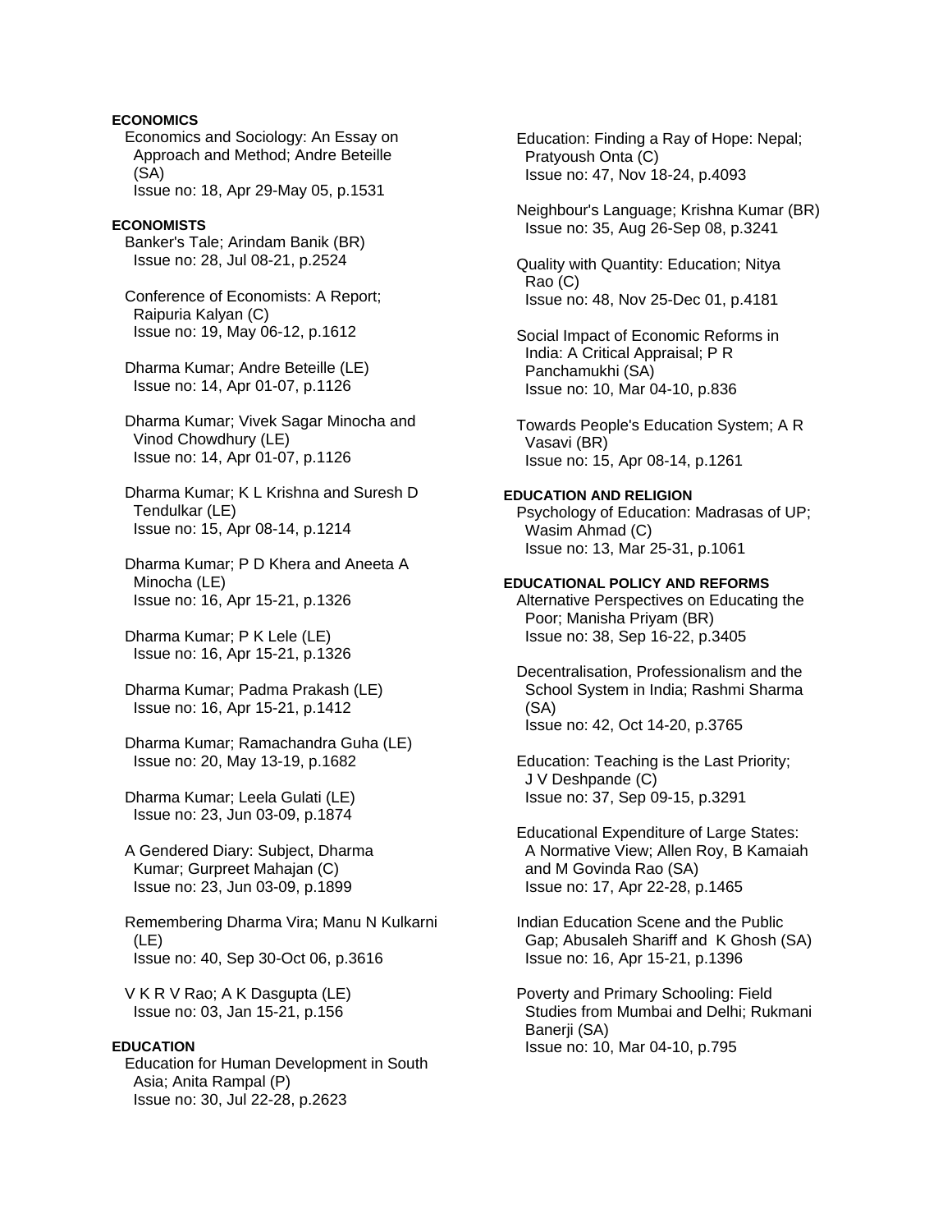**ECONOMICS**

Economics and Sociology: An Essay on Approach and Method; Andre Beteille (SA)
Issue no: 18, Apr 29-May 05, p.1531

**ECONOMISTS**

Banker's Tale; Arindam Banik (BR)
Issue no: 28, Jul 08-21, p.2524

Conference of Economists: A Report; Raipuria Kalyan (C)
Issue no: 19, May 06-12, p.1612

Dharma Kumar; Andre Beteille (LE)
Issue no: 14, Apr 01-07, p.1126

Dharma Kumar; Vivek Sagar Minocha and Vinod Chowdhury (LE)
Issue no: 14, Apr 01-07, p.1126

Dharma Kumar; K L Krishna and Suresh D Tendulkar (LE)
Issue no: 15, Apr 08-14, p.1214

Dharma Kumar; P D Khera and Aneeta A Minocha (LE)
Issue no: 16, Apr 15-21, p.1326

Dharma Kumar; P K Lele (LE)
Issue no: 16, Apr 15-21, p.1326

Dharma Kumar; Padma Prakash (LE)
Issue no: 16, Apr 15-21, p.1412

Dharma Kumar; Ramachandra Guha (LE)
Issue no: 20, May 13-19, p.1682

Dharma Kumar; Leela Gulati (LE)
Issue no: 23, Jun 03-09, p.1874

A Gendered Diary: Subject, Dharma Kumar; Gurpreet Mahajan (C)
Issue no: 23, Jun 03-09, p.1899

Remembering Dharma Vira; Manu N Kulkarni (LE)
Issue no: 40, Sep 30-Oct 06, p.3616

V K R V Rao; A K Dasgupta (LE)
Issue no: 03, Jan 15-21, p.156

**EDUCATION**

Education for Human Development in South Asia; Anita Rampal (P)
Issue no: 30, Jul 22-28, p.2623

Education: Finding a Ray of Hope: Nepal; Pratyoush Onta (C)
Issue no: 47, Nov 18-24, p.4093

Neighbour's Language; Krishna Kumar (BR)
Issue no: 35, Aug 26-Sep 08, p.3241

Quality with Quantity: Education; Nitya Rao (C)
Issue no: 48, Nov 25-Dec 01, p.4181

Social Impact of Economic Reforms in India: A Critical Appraisal; P R Panchamukhi (SA)
Issue no: 10, Mar 04-10, p.836

Towards People's Education System; A R Vasavi (BR)
Issue no: 15, Apr 08-14, p.1261

**EDUCATION AND RELIGION**

Psychology of Education: Madrasas of UP; Wasim Ahmad (C)
Issue no: 13, Mar 25-31, p.1061

**EDUCATIONAL POLICY AND REFORMS**

Alternative Perspectives on Educating the Poor; Manisha Priyam (BR)
Issue no: 38, Sep 16-22, p.3405

Decentralisation, Professionalism and the School System in India; Rashmi Sharma (SA)
Issue no: 42, Oct 14-20, p.3765

Education: Teaching is the Last Priority; J V Deshpande (C)
Issue no: 37, Sep 09-15, p.3291

Educational Expenditure of Large States: A Normative View; Allen Roy, B Kamaiah and M Govinda Rao (SA)
Issue no: 17, Apr 22-28, p.1465

Indian Education Scene and the Public Gap; Abusaleh Shariff and K Ghosh (SA)
Issue no: 16, Apr 15-21, p.1396

Poverty and Primary Schooling: Field Studies from Mumbai and Delhi; Rukmani Banerji (SA)
Issue no: 10, Mar 04-10, p.795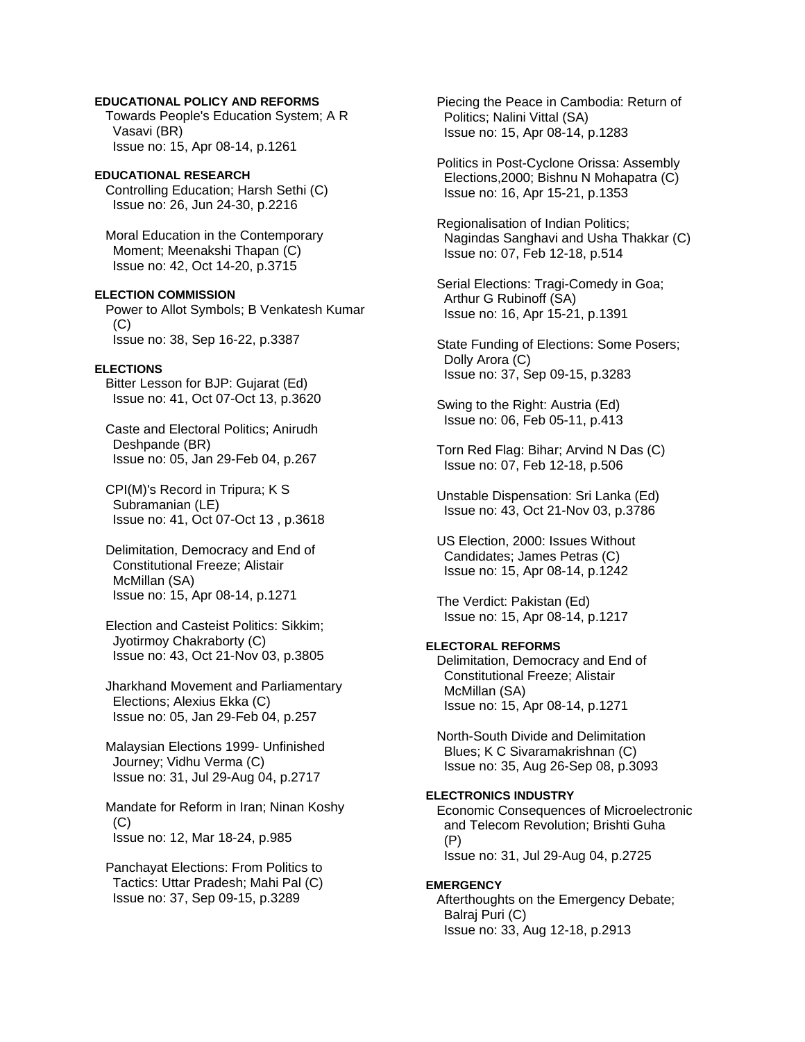**EDUCATIONAL POLICY AND REFORMS**

Towards People's Education System; A R Vasavi (BR)
Issue no: 15, Apr 08-14, p.1261

**EDUCATIONAL RESEARCH**

Controlling Education; Harsh Sethi (C)
Issue no: 26, Jun 24-30, p.2216

Moral Education in the Contemporary Moment; Meenakshi Thapan (C)
Issue no: 42, Oct 14-20, p.3715

**ELECTION COMMISSION**

Power to Allot Symbols; B Venkatesh Kumar (C)
Issue no: 38, Sep 16-22, p.3387

**ELECTIONS**

Bitter Lesson for BJP: Gujarat (Ed)
Issue no: 41, Oct 07-Oct 13, p.3620

Caste and Electoral Politics; Anirudh Deshpande (BR)
Issue no: 05, Jan 29-Feb 04, p.267

CPI(M)'s Record in Tripura; K S Subramanian (LE)
Issue no: 41, Oct 07-Oct 13 , p.3618

Delimitation, Democracy and End of Constitutional Freeze; Alistair McMillan (SA)
Issue no: 15, Apr 08-14, p.1271

Election and Casteist Politics: Sikkim; Jyotirmoy Chakraborty (C)
Issue no: 43, Oct 21-Nov 03, p.3805

Jharkhand Movement and Parliamentary Elections; Alexius Ekka (C)
Issue no: 05, Jan 29-Feb 04, p.257

Malaysian Elections 1999- Unfinished Journey; Vidhu Verma (C)
Issue no: 31, Jul 29-Aug 04, p.2717

Mandate for Reform in Iran; Ninan Koshy (C)
Issue no: 12, Mar 18-24, p.985

Panchayat Elections: From Politics to Tactics: Uttar Pradesh; Mahi Pal (C)
Issue no: 37, Sep 09-15, p.3289

Piecing the Peace in Cambodia: Return of Politics; Nalini Vittal (SA)
Issue no: 15, Apr 08-14, p.1283

Politics in Post-Cyclone Orissa: Assembly Elections,2000; Bishnu N Mohapatra (C)
Issue no: 16, Apr 15-21, p.1353

Regionalisation of Indian Politics; Nagindas Sanghavi and Usha Thakkar (C)
Issue no: 07, Feb 12-18, p.514

Serial Elections: Tragi-Comedy in Goa; Arthur G Rubinoff (SA)
Issue no: 16, Apr 15-21, p.1391

State Funding of Elections: Some Posers; Dolly Arora (C)
Issue no: 37, Sep 09-15, p.3283

Swing to the Right: Austria (Ed)
Issue no: 06, Feb 05-11, p.413

Torn Red Flag: Bihar; Arvind N Das (C)
Issue no: 07, Feb 12-18, p.506

Unstable Dispensation: Sri Lanka (Ed)
Issue no: 43, Oct 21-Nov 03, p.3786

US Election, 2000: Issues Without Candidates; James Petras (C)
Issue no: 15, Apr 08-14, p.1242

The Verdict: Pakistan (Ed)
Issue no: 15, Apr 08-14, p.1217

**ELECTORAL REFORMS**

Delimitation, Democracy and End of Constitutional Freeze; Alistair McMillan (SA)
Issue no: 15, Apr 08-14, p.1271

North-South Divide and Delimitation Blues; K C Sivaramakrishnan (C)
Issue no: 35, Aug 26-Sep 08, p.3093

**ELECTRONICS INDUSTRY**

Economic Consequences of Microelectronic and Telecom Revolution; Brishti Guha (P)
Issue no: 31, Jul 29-Aug 04, p.2725

**EMERGENCY**

Afterthoughts on the Emergency Debate; Balraj Puri (C)
Issue no: 33, Aug 12-18, p.2913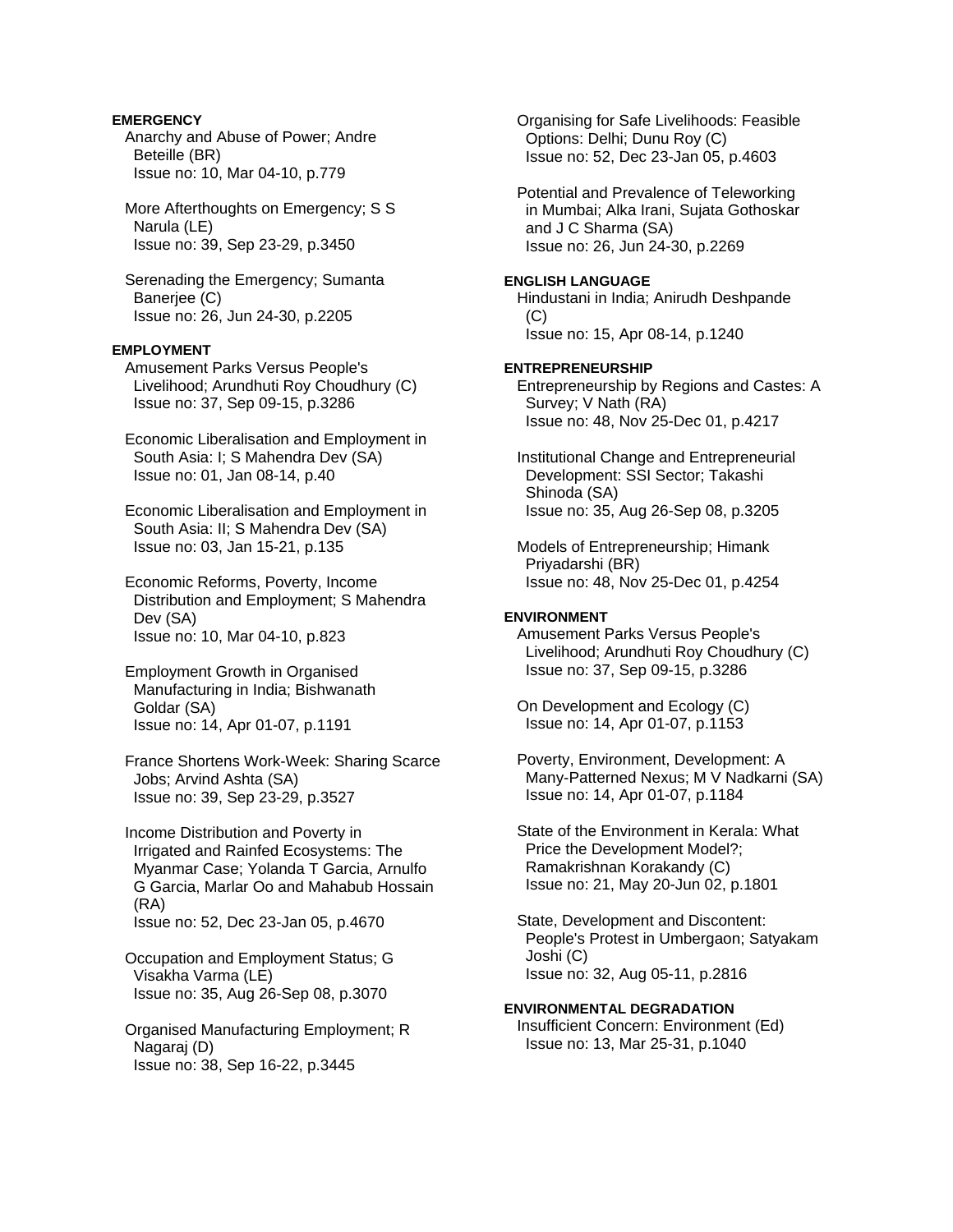**EMERGENCY**

Anarchy and Abuse of Power; Andre Beteille (BR)
Issue no: 10, Mar 04-10, p.779

More Afterthoughts on Emergency; S S Narula (LE)
Issue no: 39, Sep 23-29, p.3450

Serenading the Emergency; Sumanta Banerjee (C)
Issue no: 26, Jun 24-30, p.2205

**EMPLOYMENT**

Amusement Parks Versus People's Livelihood; Arundhuti Roy Choudhury (C)
Issue no: 37, Sep 09-15, p.3286

Economic Liberalisation and Employment in South Asia: I; S Mahendra Dev (SA)
Issue no: 01, Jan 08-14, p.40

Economic Liberalisation and Employment in South Asia: II; S Mahendra Dev (SA)
Issue no: 03, Jan 15-21, p.135

Economic Reforms, Poverty, Income Distribution and Employment; S Mahendra Dev (SA)
Issue no: 10, Mar 04-10, p.823

Employment Growth in Organised Manufacturing in India; Bishwanath Goldar (SA)
Issue no: 14, Apr 01-07, p.1191

France Shortens Work-Week: Sharing Scarce Jobs; Arvind Ashta (SA)
Issue no: 39, Sep 23-29, p.3527

Income Distribution and Poverty in Irrigated and Rainfed Ecosystems: The Myanmar Case; Yolanda T Garcia, Arnulfo G Garcia, Marlar Oo and Mahabub Hossain (RA)
Issue no: 52, Dec 23-Jan 05, p.4670

Occupation and Employment Status; G Visakha Varma (LE)
Issue no: 35, Aug 26-Sep 08, p.3070

Organised Manufacturing Employment; R Nagaraj (D)
Issue no: 38, Sep 16-22, p.3445

Organising for Safe Livelihoods: Feasible Options: Delhi; Dunu Roy (C)
Issue no: 52, Dec 23-Jan 05, p.4603

Potential and Prevalence of Teleworking in Mumbai; Alka Irani, Sujata Gothoskar and J C Sharma (SA)
Issue no: 26, Jun 24-30, p.2269

**ENGLISH LANGUAGE**

Hindustani in India; Anirudh Deshpande (C)
Issue no: 15, Apr 08-14, p.1240

**ENTREPRENEURSHIP**

Entrepreneurship by Regions and Castes: A Survey; V Nath (RA)
Issue no: 48, Nov 25-Dec 01, p.4217

Institutional Change and Entrepreneurial Development: SSI Sector; Takashi Shinoda (SA)
Issue no: 35, Aug 26-Sep 08, p.3205

Models of Entrepreneurship; Himank Priyadarshi (BR)
Issue no: 48, Nov 25-Dec 01, p.4254

**ENVIRONMENT**

Amusement Parks Versus People's Livelihood; Arundhuti Roy Choudhury (C)
Issue no: 37, Sep 09-15, p.3286

On Development and Ecology (C)
Issue no: 14, Apr 01-07, p.1153

Poverty, Environment, Development: A Many-Patterned Nexus; M V Nadkarni (SA)
Issue no: 14, Apr 01-07, p.1184

State of the Environment in Kerala: What Price the Development Model?; Ramakrishnan Korakandy (C)
Issue no: 21, May 20-Jun 02, p.1801

State, Development and Discontent: People's Protest in Umbergaon; Satyakam Joshi (C)
Issue no: 32, Aug 05-11, p.2816

**ENVIRONMENTAL DEGRADATION**

Insufficient Concern: Environment (Ed)
Issue no: 13, Mar 25-31, p.1040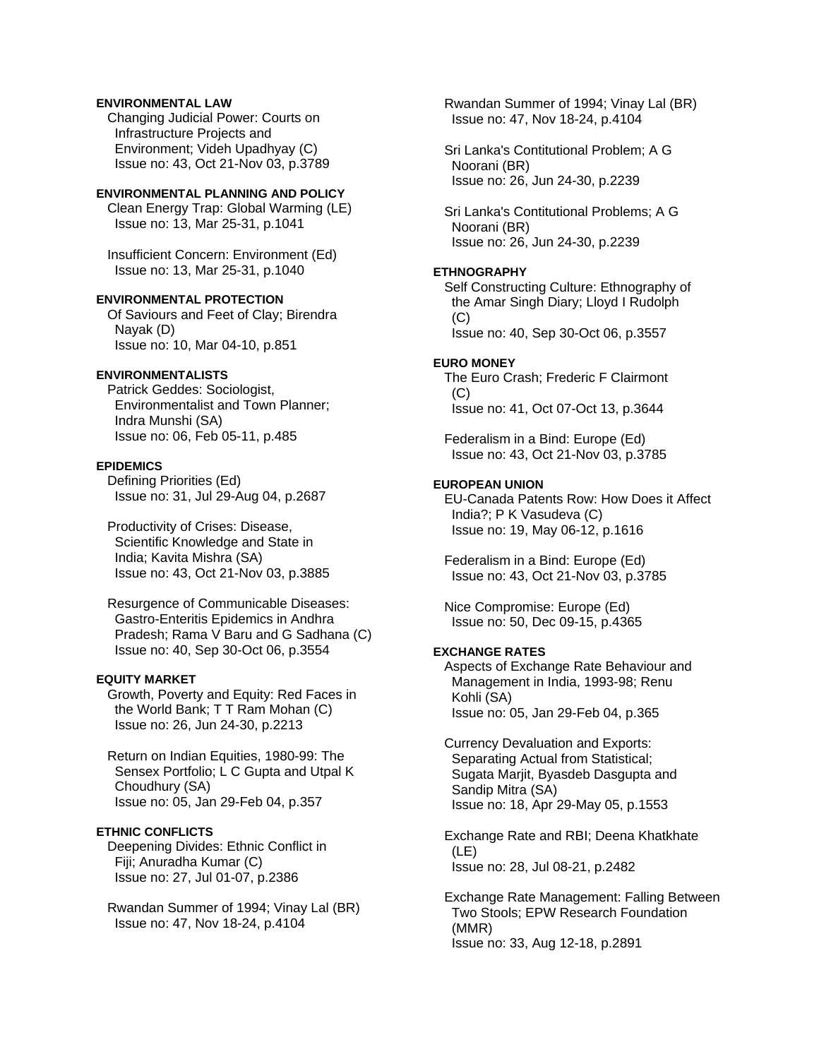**ENVIRONMENTAL LAW**

Changing Judicial Power: Courts on Infrastructure Projects and Environment; Videh Upadhyay (C)
Issue no: 43, Oct 21-Nov 03, p.3789

**ENVIRONMENTAL PLANNING AND POLICY**

Clean Energy Trap: Global Warming (LE)
Issue no: 13, Mar 25-31, p.1041

Insufficient Concern: Environment (Ed)
Issue no: 13, Mar 25-31, p.1040

**ENVIRONMENTAL PROTECTION**

Of Saviours and Feet of Clay; Birendra Nayak (D)
Issue no: 10, Mar 04-10, p.851

**ENVIRONMENTALISTS**

Patrick Geddes: Sociologist, Environmentalist and Town Planner; Indra Munshi (SA)
Issue no: 06, Feb 05-11, p.485

**EPIDEMICS**

Defining Priorities (Ed)
Issue no: 31, Jul 29-Aug 04, p.2687

Productivity of Crises: Disease, Scientific Knowledge and State in India; Kavita Mishra (SA)
Issue no: 43, Oct 21-Nov 03, p.3885

Resurgence of Communicable Diseases: Gastro-Enteritis Epidemics in Andhra Pradesh; Rama V Baru and G Sadhana (C)
Issue no: 40, Sep 30-Oct 06, p.3554

**EQUITY MARKET**

Growth, Poverty and Equity: Red Faces in the World Bank; T T Ram Mohan (C)
Issue no: 26, Jun 24-30, p.2213

Return on Indian Equities, 1980-99: The Sensex Portfolio; L C Gupta and Utpal K Choudhury (SA)
Issue no: 05, Jan 29-Feb 04, p.357

**ETHNIC CONFLICTS**

Deepening Divides: Ethnic Conflict in Fiji; Anuradha Kumar (C)
Issue no: 27, Jul 01-07, p.2386

Rwandan Summer of 1994; Vinay Lal (BR)
Issue no: 47, Nov 18-24, p.4104

Rwandan Summer of 1994; Vinay Lal (BR)
Issue no: 47, Nov 18-24, p.4104

Sri Lanka's Contitutional Problem; A G Noorani (BR)
Issue no: 26, Jun 24-30, p.2239

Sri Lanka's Contitutional Problems; A G Noorani (BR)
Issue no: 26, Jun 24-30, p.2239

**ETHNOGRAPHY**

Self Constructing Culture: Ethnography of the Amar Singh Diary; Lloyd I Rudolph (C)
Issue no: 40, Sep 30-Oct 06, p.3557

**EURO MONEY**

The Euro Crash; Frederic F Clairmont (C)
Issue no: 41, Oct 07-Oct 13, p.3644

Federalism in a Bind: Europe (Ed)
Issue no: 43, Oct 21-Nov 03, p.3785

**EUROPEAN UNION**

EU-Canada Patents Row: How Does it Affect India?; P K Vasudeva (C)
Issue no: 19, May 06-12, p.1616

Federalism in a Bind: Europe (Ed)
Issue no: 43, Oct 21-Nov 03, p.3785

Nice Compromise: Europe (Ed)
Issue no: 50, Dec 09-15, p.4365

**EXCHANGE RATES**

Aspects of Exchange Rate Behaviour and Management in India, 1993-98; Renu Kohli (SA)
Issue no: 05, Jan 29-Feb 04, p.365

Currency Devaluation and Exports: Separating Actual from Statistical; Sugata Marjit, Byasdeb Dasgupta and Sandip Mitra (SA)
Issue no: 18, Apr 29-May 05, p.1553

Exchange Rate and RBI; Deena Khatkhate (LE)
Issue no: 28, Jul 08-21, p.2482

Exchange Rate Management: Falling Between Two Stools; EPW Research Foundation (MMR)
Issue no: 33, Aug 12-18, p.2891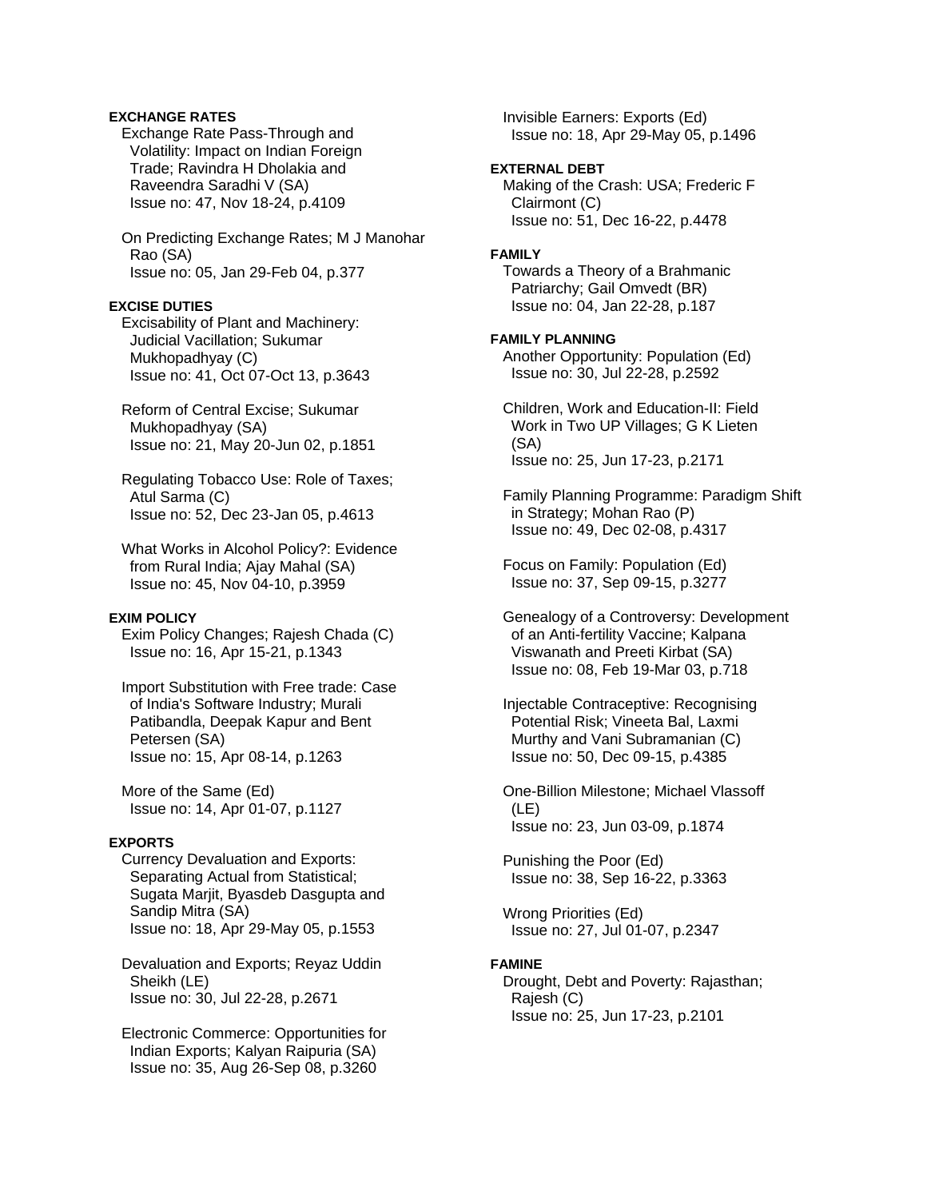**EXCHANGE RATES**

Exchange Rate Pass-Through and Volatility: Impact on Indian Foreign Trade; Ravindra H Dholakia and Raveendra Saradhi V (SA)
Issue no: 47, Nov 18-24, p.4109

On Predicting Exchange Rates; M J Manohar Rao (SA)
Issue no: 05, Jan 29-Feb 04, p.377

**EXCISE DUTIES**

Excisability of Plant and Machinery: Judicial Vacillation; Sukumar Mukhopadhyay (C)
Issue no: 41, Oct 07-Oct 13, p.3643

Reform of Central Excise; Sukumar Mukhopadhyay (SA)
Issue no: 21, May 20-Jun 02, p.1851

Regulating Tobacco Use: Role of Taxes; Atul Sarma (C)
Issue no: 52, Dec 23-Jan 05, p.4613

What Works in Alcohol Policy?: Evidence from Rural India; Ajay Mahal (SA)
Issue no: 45, Nov 04-10, p.3959

**EXIM POLICY**

Exim Policy Changes; Rajesh Chada (C)
Issue no: 16, Apr 15-21, p.1343

Import Substitution with Free trade: Case of India's Software Industry; Murali Patibandla, Deepak Kapur and Bent Petersen (SA)
Issue no: 15, Apr 08-14, p.1263

More of the Same (Ed)
Issue no: 14, Apr 01-07, p.1127

**EXPORTS**

Currency Devaluation and Exports: Separating Actual from Statistical; Sugata Marjit, Byasdeb Dasgupta and Sandip Mitra (SA)
Issue no: 18, Apr 29-May 05, p.1553

Devaluation and Exports; Reyaz Uddin Sheikh (LE)
Issue no: 30, Jul 22-28, p.2671

Electronic Commerce: Opportunities for Indian Exports; Kalyan Raipuria (SA)
Issue no: 35, Aug 26-Sep 08, p.3260

Invisible Earners: Exports (Ed)
Issue no: 18, Apr 29-May 05, p.1496

**EXTERNAL DEBT**

Making of the Crash: USA; Frederic F Clairmont (C)
Issue no: 51, Dec 16-22, p.4478

**FAMILY**

Towards a Theory of a Brahmanic Patriarchy; Gail Omvedt (BR)
Issue no: 04, Jan 22-28, p.187

**FAMILY PLANNING**

Another Opportunity: Population (Ed)
Issue no: 30, Jul 22-28, p.2592

Children, Work and Education-II: Field Work in Two UP Villages; G K Lieten (SA)
Issue no: 25, Jun 17-23, p.2171

Family Planning Programme: Paradigm Shift in Strategy; Mohan Rao (P)
Issue no: 49, Dec 02-08, p.4317

Focus on Family: Population (Ed)
Issue no: 37, Sep 09-15, p.3277

Genealogy of a Controversy: Development of an Anti-fertility Vaccine; Kalpana Viswanath and Preeti Kirbat (SA)
Issue no: 08, Feb 19-Mar 03, p.718

Injectable Contraceptive: Recognising Potential Risk; Vineeta Bal, Laxmi Murthy and Vani Subramanian (C)
Issue no: 50, Dec 09-15, p.4385

One-Billion Milestone; Michael Vlassoff (LE)
Issue no: 23, Jun 03-09, p.1874

Punishing the Poor (Ed)
Issue no: 38, Sep 16-22, p.3363

Wrong Priorities (Ed)
Issue no: 27, Jul 01-07, p.2347

**FAMINE**

Drought, Debt and Poverty: Rajasthan; Rajesh (C)
Issue no: 25, Jun 17-23, p.2101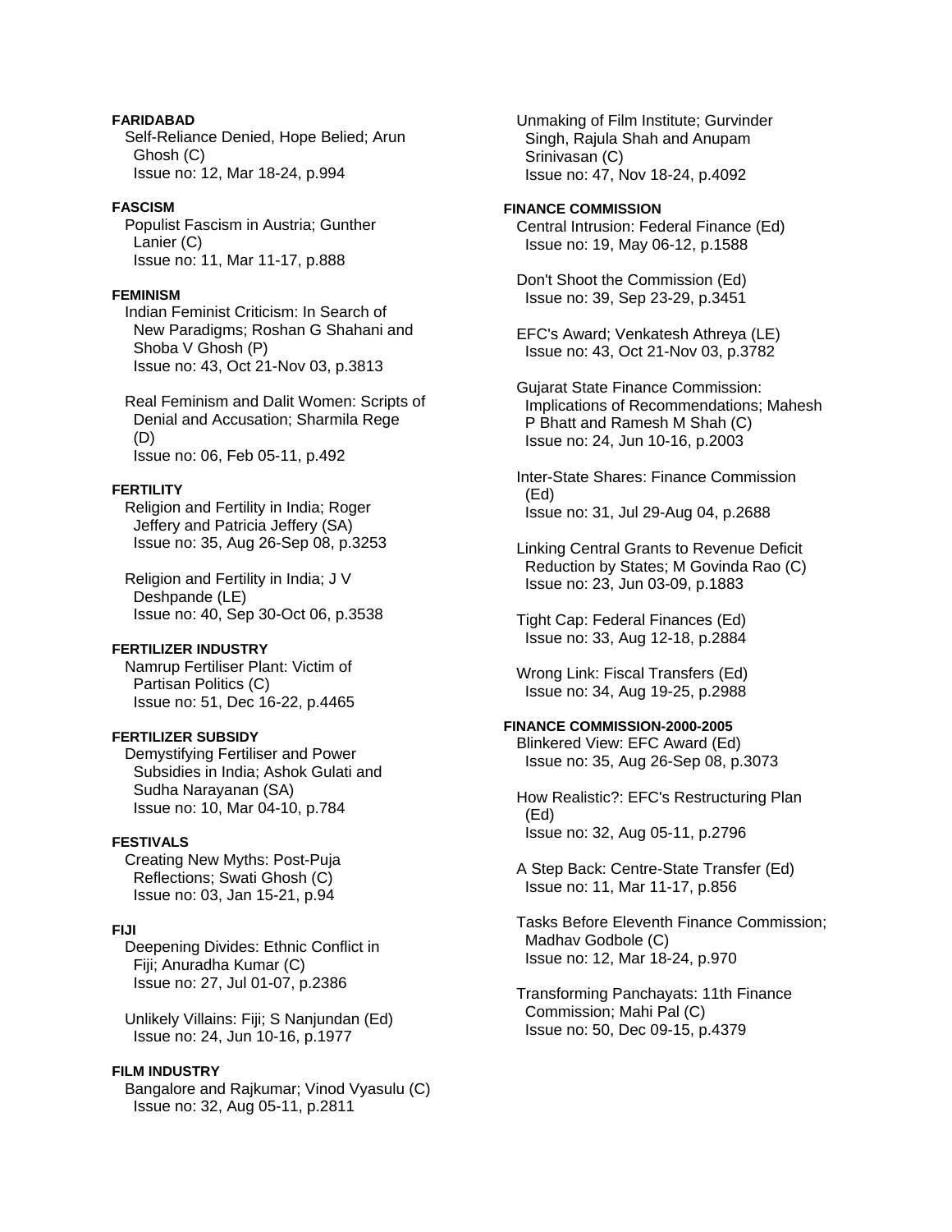**FARIDABAD**

Self-Reliance Denied, Hope Belied; Arun Ghosh (C)
Issue no: 12, Mar 18-24, p.994

**FASCISM**

Populist Fascism in Austria; Gunther Lanier (C)
Issue no: 11, Mar 11-17, p.888

**FEMINISM**

Indian Feminist Criticism: In Search of New Paradigms; Roshan G Shahani and Shoba V Ghosh (P)
Issue no: 43, Oct 21-Nov 03, p.3813

Real Feminism and Dalit Women: Scripts of Denial and Accusation; Sharmila Rege (D)
Issue no: 06, Feb 05-11, p.492

**FERTILITY**

Religion and Fertility in India; Roger Jeffery and Patricia Jeffery (SA)
Issue no: 35, Aug 26-Sep 08, p.3253

Religion and Fertility in India; J V Deshpande (LE)
Issue no: 40, Sep 30-Oct 06, p.3538

**FERTILIZER INDUSTRY**

Namrup Fertiliser Plant: Victim of Partisan Politics (C)
Issue no: 51, Dec 16-22, p.4465

**FERTILIZER SUBSIDY**

Demystifying Fertiliser and Power Subsidies in India; Ashok Gulati and Sudha Narayanan (SA)
Issue no: 10, Mar 04-10, p.784

**FESTIVALS**

Creating New Myths: Post-Puja Reflections; Swati Ghosh (C)
Issue no: 03, Jan 15-21, p.94

**FIJI**

Deepening Divides: Ethnic Conflict in Fiji; Anuradha Kumar (C)
Issue no: 27, Jul 01-07, p.2386

Unlikely Villains: Fiji; S Nanjundan (Ed)
Issue no: 24, Jun 10-16, p.1977

**FILM INDUSTRY**

Bangalore and Rajkumar; Vinod Vyasulu (C)
Issue no: 32, Aug 05-11, p.2811

Unmaking of Film Institute; Gurvinder Singh, Rajula Shah and Anupam Srinivasan (C)
Issue no: 47, Nov 18-24, p.4092

**FINANCE COMMISSION**

Central Intrusion: Federal Finance (Ed)
Issue no: 19, May 06-12, p.1588

Don't Shoot the Commission (Ed)
Issue no: 39, Sep 23-29, p.3451

EFC's Award; Venkatesh Athreya (LE)
Issue no: 43, Oct 21-Nov 03, p.3782

Gujarat State Finance Commission: Implications of Recommendations; Mahesh P Bhatt and Ramesh M Shah (C)
Issue no: 24, Jun 10-16, p.2003

Inter-State Shares: Finance Commission (Ed)
Issue no: 31, Jul 29-Aug 04, p.2688

Linking Central Grants to Revenue Deficit Reduction by States; M Govinda Rao (C)
Issue no: 23, Jun 03-09, p.1883

Tight Cap: Federal Finances (Ed)
Issue no: 33, Aug 12-18, p.2884

Wrong Link: Fiscal Transfers (Ed)
Issue no: 34, Aug 19-25, p.2988

**FINANCE COMMISSION-2000-2005**

Blinkered View: EFC Award (Ed)
Issue no: 35, Aug 26-Sep 08, p.3073

How Realistic?: EFC's Restructuring Plan (Ed)
Issue no: 32, Aug 05-11, p.2796

A Step Back: Centre-State Transfer (Ed)
Issue no: 11, Mar 11-17, p.856

Tasks Before Eleventh Finance Commission; Madhav Godbole (C)
Issue no: 12, Mar 18-24, p.970

Transforming Panchayats: 11th Finance Commission; Mahi Pal (C)
Issue no: 50, Dec 09-15, p.4379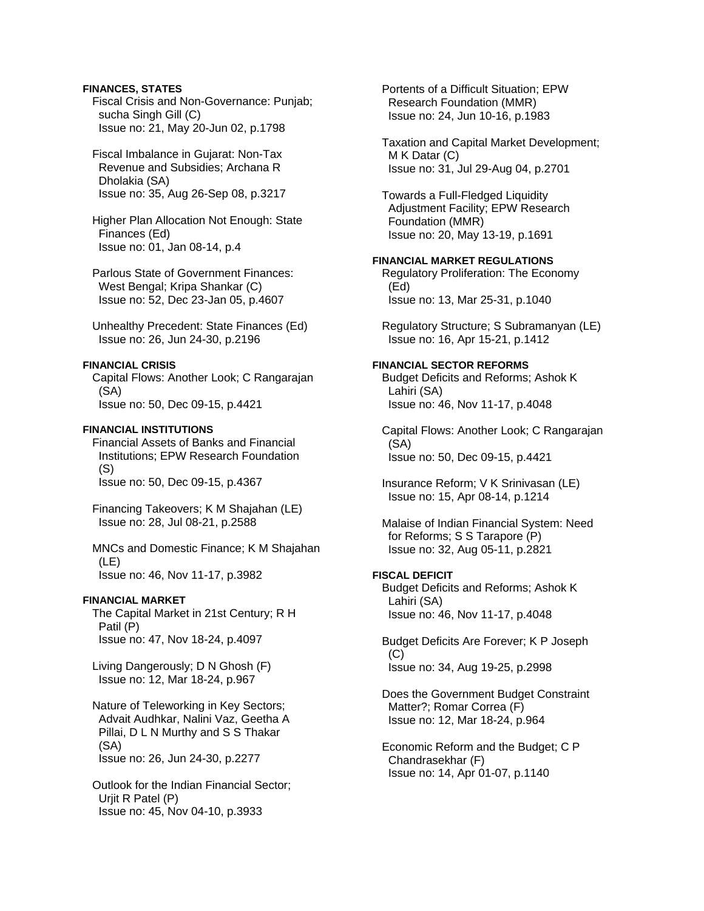**FINANCES, STATES**

Fiscal Crisis and Non-Governance: Punjab; sucha Singh Gill (C)
Issue no: 21, May 20-Jun 02, p.1798

Fiscal Imbalance in Gujarat: Non-Tax Revenue and Subsidies; Archana R Dholakia (SA)
Issue no: 35, Aug 26-Sep 08, p.3217

Higher Plan Allocation Not Enough: State Finances (Ed)
Issue no: 01, Jan 08-14, p.4

Parlous State of Government Finances: West Bengal; Kripa Shankar (C)
Issue no: 52, Dec 23-Jan 05, p.4607

Unhealthy Precedent: State Finances (Ed)
Issue no: 26, Jun 24-30, p.2196

**FINANCIAL CRISIS**

Capital Flows: Another Look; C Rangarajan (SA)
Issue no: 50, Dec 09-15, p.4421

**FINANCIAL INSTITUTIONS**

Financial Assets of Banks and Financial Institutions; EPW Research Foundation (S)
Issue no: 50, Dec 09-15, p.4367

Financing Takeovers; K M Shajahan (LE)
Issue no: 28, Jul 08-21, p.2588

MNCs and Domestic Finance; K M Shajahan (LE)
Issue no: 46, Nov 11-17, p.3982

**FINANCIAL MARKET**

The Capital Market in 21st Century; R H Patil (P)
Issue no: 47, Nov 18-24, p.4097

Living Dangerously; D N Ghosh (F)
Issue no: 12, Mar 18-24, p.967

Nature of Teleworking in Key Sectors; Advait Audhkar, Nalini Vaz, Geetha A Pillai, D L N Murthy and S S Thakar (SA)
Issue no: 26, Jun 24-30, p.2277

Outlook for the Indian Financial Sector; Urjit R Patel (P)
Issue no: 45, Nov 04-10, p.3933

Portents of a Difficult Situation; EPW Research Foundation (MMR)
Issue no: 24, Jun 10-16, p.1983

Taxation and Capital Market Development; M K Datar (C)
Issue no: 31, Jul 29-Aug 04, p.2701

Towards a Full-Fledged Liquidity Adjustment Facility; EPW Research Foundation (MMR)
Issue no: 20, May 13-19, p.1691

**FINANCIAL MARKET REGULATIONS**

Regulatory Proliferation: The Economy (Ed)
Issue no: 13, Mar 25-31, p.1040

Regulatory Structure; S Subramanyan (LE)
Issue no: 16, Apr 15-21, p.1412

**FINANCIAL SECTOR REFORMS**

Budget Deficits and Reforms; Ashok K Lahiri (SA)
Issue no: 46, Nov 11-17, p.4048

Capital Flows: Another Look; C Rangarajan (SA)
Issue no: 50, Dec 09-15, p.4421

Insurance Reform; V K Srinivasan (LE)
Issue no: 15, Apr 08-14, p.1214

Malaise of Indian Financial System: Need for Reforms; S S Tarapore (P)
Issue no: 32, Aug 05-11, p.2821

**FISCAL DEFICIT**

Budget Deficits and Reforms; Ashok K Lahiri (SA)
Issue no: 46, Nov 11-17, p.4048

Budget Deficits Are Forever; K P Joseph (C)
Issue no: 34, Aug 19-25, p.2998

Does the Government Budget Constraint Matter?; Romar Correa (F)
Issue no: 12, Mar 18-24, p.964

Economic Reform and the Budget; C P Chandrasekhar (F)
Issue no: 14, Apr 01-07, p.1140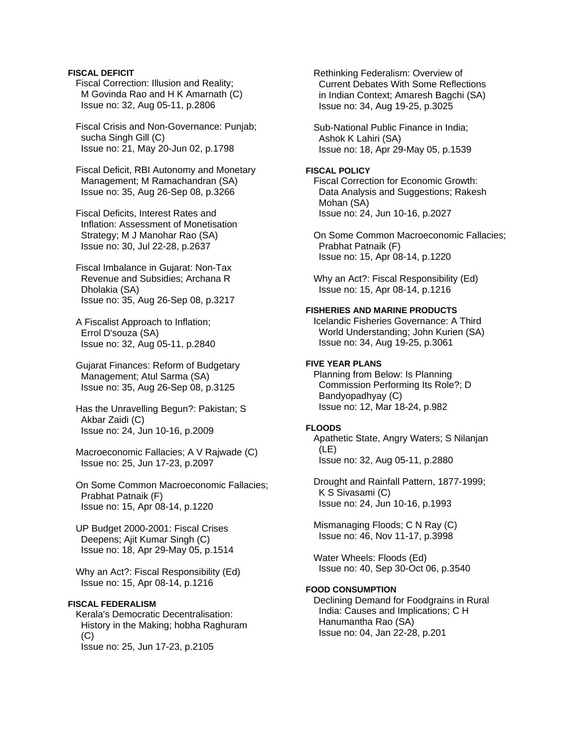**FISCAL DEFICIT**

Fiscal Correction: Illusion and Reality; M Govinda Rao and H K Amarnath (C)
Issue no: 32, Aug 05-11, p.2806

Fiscal Crisis and Non-Governance: Punjab; sucha Singh Gill (C)
Issue no: 21, May 20-Jun 02, p.1798

Fiscal Deficit, RBI Autonomy and Monetary Management; M Ramachandran (SA)
Issue no: 35, Aug 26-Sep 08, p.3266

Fiscal Deficits, Interest Rates and Inflation: Assessment of Monetisation Strategy; M J Manohar Rao (SA)
Issue no: 30, Jul 22-28, p.2637

Fiscal Imbalance in Gujarat: Non-Tax Revenue and Subsidies; Archana R Dholakia (SA)
Issue no: 35, Aug 26-Sep 08, p.3217

A Fiscalist Approach to Inflation; Errol D'souza (SA)
Issue no: 32, Aug 05-11, p.2840

Gujarat Finances: Reform of Budgetary Management; Atul Sarma (SA)
Issue no: 35, Aug 26-Sep 08, p.3125

Has the Unravelling Begun?: Pakistan; S Akbar Zaidi (C)
Issue no: 24, Jun 10-16, p.2009

Macroeconomic Fallacies; A V Rajwade (C)
Issue no: 25, Jun 17-23, p.2097

On Some Common Macroeconomic Fallacies; Prabhat Patnaik (F)
Issue no: 15, Apr 08-14, p.1220

UP Budget 2000-2001: Fiscal Crises Deepens; Ajit Kumar Singh (C)
Issue no: 18, Apr 29-May 05, p.1514

Why an Act?: Fiscal Responsibility (Ed)
Issue no: 15, Apr 08-14, p.1216

**FISCAL FEDERALISM**

Kerala's Democratic Decentralisation: History in the Making; hobha Raghuram (C)
Issue no: 25, Jun 17-23, p.2105

Rethinking Federalism: Overview of Current Debates With Some Reflections in Indian Context; Amaresh Bagchi (SA)
Issue no: 34, Aug 19-25, p.3025

Sub-National Public Finance in India; Ashok K Lahiri (SA)
Issue no: 18, Apr 29-May 05, p.1539

**FISCAL POLICY**

Fiscal Correction for Economic Growth: Data Analysis and Suggestions; Rakesh Mohan (SA)
Issue no: 24, Jun 10-16, p.2027

On Some Common Macroeconomic Fallacies; Prabhat Patnaik (F)
Issue no: 15, Apr 08-14, p.1220

Why an Act?: Fiscal Responsibility (Ed)
Issue no: 15, Apr 08-14, p.1216

**FISHERIES AND MARINE PRODUCTS**

Icelandic Fisheries Governance: A Third World Understanding; John Kurien (SA)
Issue no: 34, Aug 19-25, p.3061

**FIVE YEAR PLANS**

Planning from Below: Is Planning Commission Performing Its Role?; D Bandyopadhyay (C)
Issue no: 12, Mar 18-24, p.982

**FLOODS**

Apathetic State, Angry Waters; S Nilanjan (LE)
Issue no: 32, Aug 05-11, p.2880

Drought and Rainfall Pattern, 1877-1999; K S Sivasami (C)
Issue no: 24, Jun 10-16, p.1993

Mismanaging Floods; C N Ray (C)
Issue no: 46, Nov 11-17, p.3998

Water Wheels: Floods (Ed)
Issue no: 40, Sep 30-Oct 06, p.3540

**FOOD CONSUMPTION**

Declining Demand for Foodgrains in Rural India: Causes and Implications; C H Hanumantha Rao (SA)
Issue no: 04, Jan 22-28, p.201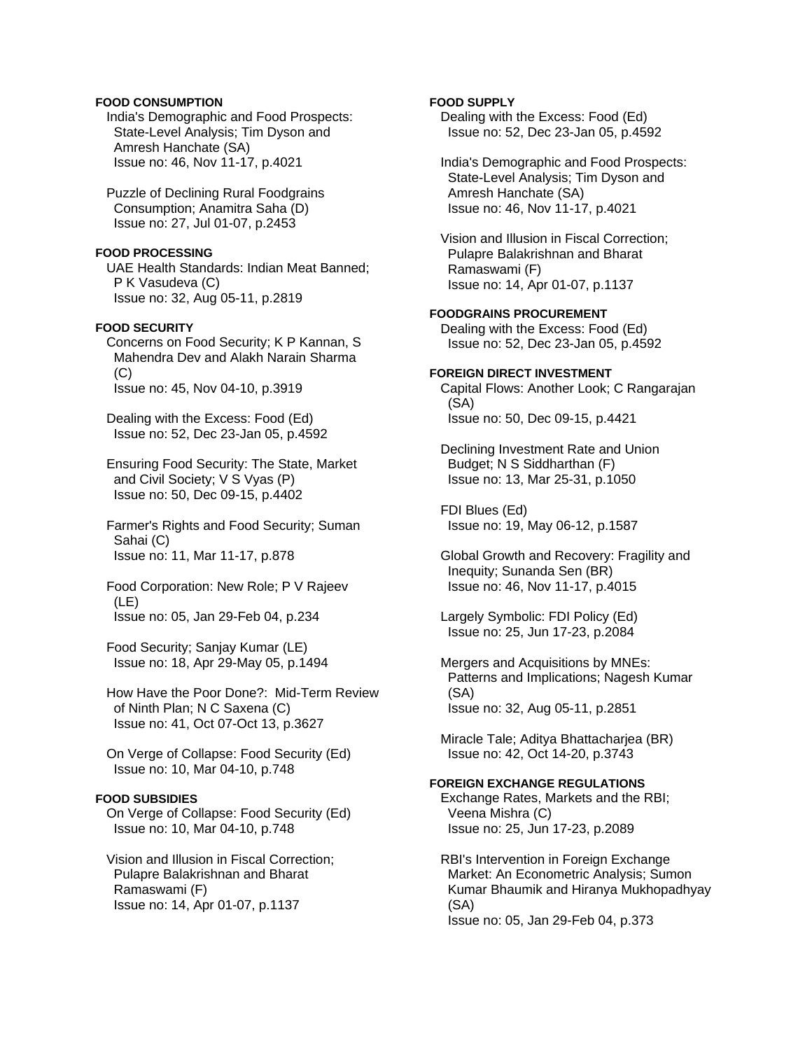**FOOD CONSUMPTION**

India's Demographic and Food Prospects: State-Level Analysis; Tim Dyson and Amresh Hanchate (SA)
Issue no: 46, Nov 11-17, p.4021

Puzzle of Declining Rural Foodgrains Consumption; Anamitra Saha (D)
Issue no: 27, Jul 01-07, p.2453

**FOOD PROCESSING**

UAE Health Standards: Indian Meat Banned; P K Vasudeva (C)
Issue no: 32, Aug 05-11, p.2819

**FOOD SECURITY**

Concerns on Food Security; K P Kannan, S Mahendra Dev and Alakh Narain Sharma (C)
Issue no: 45, Nov 04-10, p.3919

Dealing with the Excess: Food (Ed)
Issue no: 52, Dec 23-Jan 05, p.4592

Ensuring Food Security: The State, Market and Civil Society; V S Vyas (P)
Issue no: 50, Dec 09-15, p.4402

Farmer's Rights and Food Security; Suman Sahai (C)
Issue no: 11, Mar 11-17, p.878

Food Corporation: New Role; P V Rajeev (LE)
Issue no: 05, Jan 29-Feb 04, p.234

Food Security; Sanjay Kumar (LE)
Issue no: 18, Apr 29-May 05, p.1494

How Have the Poor Done?: Mid-Term Review of Ninth Plan; N C Saxena (C)
Issue no: 41, Oct 07-Oct 13, p.3627

On Verge of Collapse: Food Security (Ed)
Issue no: 10, Mar 04-10, p.748

**FOOD SUBSIDIES**

On Verge of Collapse: Food Security (Ed)
Issue no: 10, Mar 04-10, p.748

Vision and Illusion in Fiscal Correction; Pulapre Balakrishnan and Bharat Ramaswami (F)
Issue no: 14, Apr 01-07, p.1137

**FOOD SUPPLY**

Dealing with the Excess: Food (Ed)
Issue no: 52, Dec 23-Jan 05, p.4592

India's Demographic and Food Prospects: State-Level Analysis; Tim Dyson and Amresh Hanchate (SA)
Issue no: 46, Nov 11-17, p.4021

Vision and Illusion in Fiscal Correction; Pulapre Balakrishnan and Bharat Ramaswami (F)
Issue no: 14, Apr 01-07, p.1137

**FOODGRAINS PROCUREMENT**

Dealing with the Excess: Food (Ed)
Issue no: 52, Dec 23-Jan 05, p.4592

**FOREIGN DIRECT INVESTMENT**

Capital Flows: Another Look; C Rangarajan (SA)
Issue no: 50, Dec 09-15, p.4421

Declining Investment Rate and Union Budget; N S Siddharthan (F)
Issue no: 13, Mar 25-31, p.1050

FDI Blues (Ed)
Issue no: 19, May 06-12, p.1587

Global Growth and Recovery: Fragility and Inequity; Sunanda Sen (BR)
Issue no: 46, Nov 11-17, p.4015

Largely Symbolic: FDI Policy (Ed)
Issue no: 25, Jun 17-23, p.2084

Mergers and Acquisitions by MNEs: Patterns and Implications; Nagesh Kumar (SA)
Issue no: 32, Aug 05-11, p.2851

Miracle Tale; Aditya Bhattacharjea (BR)
Issue no: 42, Oct 14-20, p.3743

**FOREIGN EXCHANGE REGULATIONS**

Exchange Rates, Markets and the RBI; Veena Mishra (C)
Issue no: 25, Jun 17-23, p.2089

RBI's Intervention in Foreign Exchange Market: An Econometric Analysis; Sumon Kumar Bhaumik and Hiranya Mukhopadhyay (SA)
Issue no: 05, Jan 29-Feb 04, p.373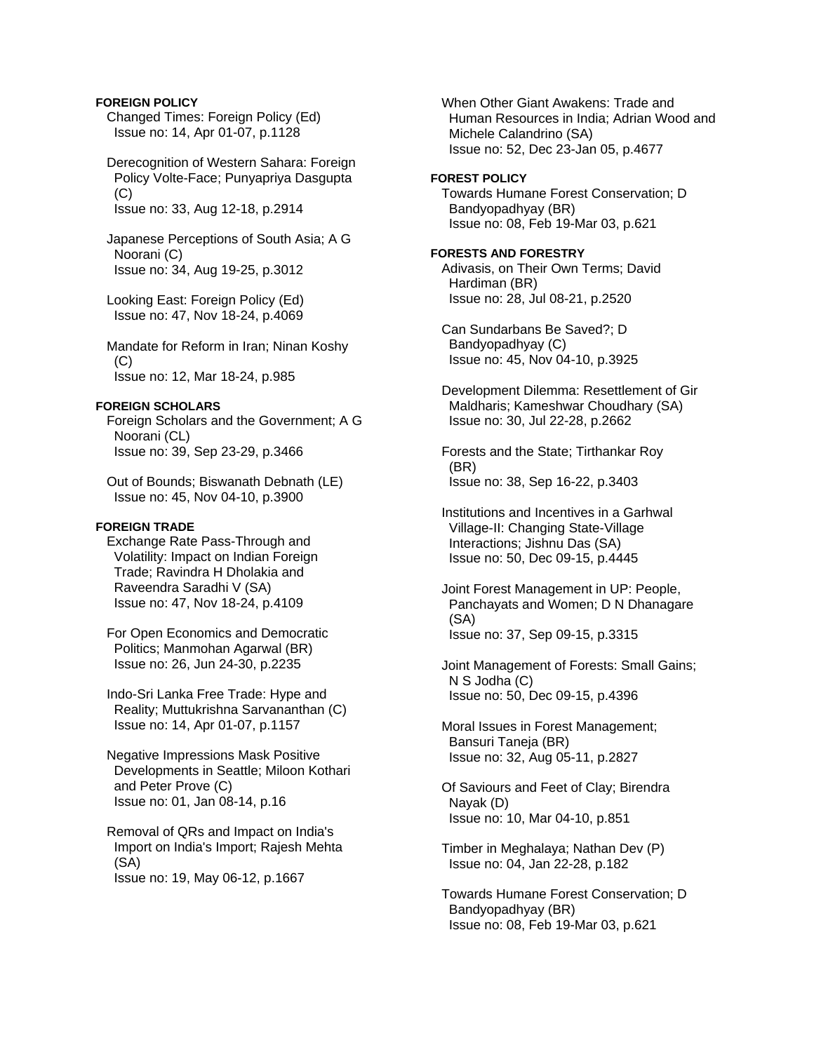**FOREIGN POLICY**

Changed Times: Foreign Policy (Ed)
Issue no: 14, Apr 01-07, p.1128

Derecognition of Western Sahara: Foreign Policy Volte-Face; Punyapriya Dasgupta (C)
Issue no: 33, Aug 12-18, p.2914

Japanese Perceptions of South Asia; A G Noorani (C)
Issue no: 34, Aug 19-25, p.3012

Looking East: Foreign Policy (Ed)
Issue no: 47, Nov 18-24, p.4069

Mandate for Reform in Iran; Ninan Koshy (C)
Issue no: 12, Mar 18-24, p.985

**FOREIGN SCHOLARS**

Foreign Scholars and the Government; A G Noorani (CL)
Issue no: 39, Sep 23-29, p.3466

Out of Bounds; Biswanath Debnath (LE)
Issue no: 45, Nov 04-10, p.3900

**FOREIGN TRADE**

Exchange Rate Pass-Through and Volatility: Impact on Indian Foreign Trade; Ravindra H Dholakia and Raveendra Saradhi V (SA)
Issue no: 47, Nov 18-24, p.4109

For Open Economics and Democratic Politics; Manmohan Agarwal (BR)
Issue no: 26, Jun 24-30, p.2235

Indo-Sri Lanka Free Trade: Hype and Reality; Muttukrishna Sarvananthan (C)
Issue no: 14, Apr 01-07, p.1157

Negative Impressions Mask Positive Developments in Seattle; Miloon Kothari and Peter Prove (C)
Issue no: 01, Jan 08-14, p.16

Removal of QRs and Impact on India's Import on India's Import; Rajesh Mehta (SA)
Issue no: 19, May 06-12, p.1667

When Other Giant Awakens: Trade and Human Resources in India; Adrian Wood and Michele Calandrino (SA)
Issue no: 52, Dec 23-Jan 05, p.4677

**FOREST POLICY**

Towards Humane Forest Conservation; D Bandyopadhyay (BR)
Issue no: 08, Feb 19-Mar 03, p.621

**FORESTS AND FORESTRY**

Adivasis, on Their Own Terms; David Hardiman (BR)
Issue no: 28, Jul 08-21, p.2520

Can Sundarbans Be Saved?; D Bandyopadhyay (C)
Issue no: 45, Nov 04-10, p.3925

Development Dilemma: Resettlement of Gir Maldharis; Kameshwar Choudhary (SA)
Issue no: 30, Jul 22-28, p.2662

Forests and the State; Tirthankar Roy (BR)
Issue no: 38, Sep 16-22, p.3403

Institutions and Incentives in a Garhwal Village-II: Changing State-Village Interactions; Jishnu Das (SA)
Issue no: 50, Dec 09-15, p.4445

Joint Forest Management in UP: People, Panchayats and Women; D N Dhanagare (SA)
Issue no: 37, Sep 09-15, p.3315

Joint Management of Forests: Small Gains; N S Jodha (C)
Issue no: 50, Dec 09-15, p.4396

Moral Issues in Forest Management; Bansuri Taneja (BR)
Issue no: 32, Aug 05-11, p.2827

Of Saviours and Feet of Clay; Birendra Nayak (D)
Issue no: 10, Mar 04-10, p.851

Timber in Meghalaya; Nathan Dev (P)
Issue no: 04, Jan 22-28, p.182

Towards Humane Forest Conservation; D Bandyopadhyay (BR)
Issue no: 08, Feb 19-Mar 03, p.621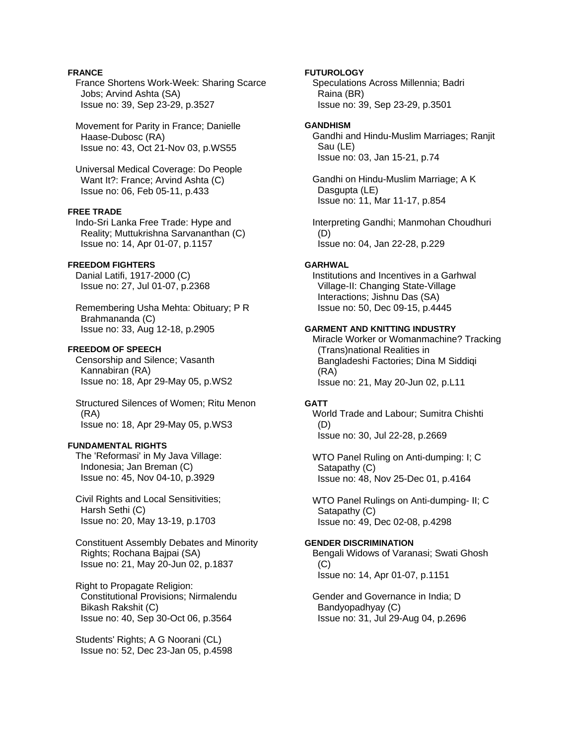**FRANCE**

France Shortens Work-Week: Sharing Scarce Jobs; Arvind Ashta (SA)
Issue no: 39, Sep 23-29, p.3527

Movement for Parity in France; Danielle Haase-Dubosc (RA)
Issue no: 43, Oct 21-Nov 03, p.WS55

Universal Medical Coverage: Do People Want It?: France; Arvind Ashta (C)
Issue no: 06, Feb 05-11, p.433

**FREE TRADE**

Indo-Sri Lanka Free Trade: Hype and Reality; Muttukrishna Sarvananthan (C)
Issue no: 14, Apr 01-07, p.1157

**FREEDOM FIGHTERS**

Danial Latifi, 1917-2000 (C)
Issue no: 27, Jul 01-07, p.2368

Remembering Usha Mehta: Obituary; P R Brahmananda (C)
Issue no: 33, Aug 12-18, p.2905

**FREEDOM OF SPEECH**

Censorship and Silence; Vasanth Kannabiran (RA)
Issue no: 18, Apr 29-May 05, p.WS2

Structured Silences of Women; Ritu Menon (RA)
Issue no: 18, Apr 29-May 05, p.WS3

**FUNDAMENTAL RIGHTS**

The 'Reformasi' in My Java Village: Indonesia; Jan Breman (C)
Issue no: 45, Nov 04-10, p.3929

Civil Rights and Local Sensitivities; Harsh Sethi (C)
Issue no: 20, May 13-19, p.1703

Constituent Assembly Debates and Minority Rights; Rochana Bajpai (SA)
Issue no: 21, May 20-Jun 02, p.1837

Right to Propagate Religion: Constitutional Provisions; Nirmalendu Bikash Rakshit (C)
Issue no: 40, Sep 30-Oct 06, p.3564

Students' Rights; A G Noorani (CL)
Issue no: 52, Dec 23-Jan 05, p.4598

**FUTUROLOGY**

Speculations Across Millennia; Badri Raina (BR)
Issue no: 39, Sep 23-29, p.3501

**GANDHISM**

Gandhi and Hindu-Muslim Marriages; Ranjit Sau (LE)
Issue no: 03, Jan 15-21, p.74

Gandhi on Hindu-Muslim Marriage; A K Dasgupta (LE)
Issue no: 11, Mar 11-17, p.854

Interpreting Gandhi; Manmohan Choudhuri (D)
Issue no: 04, Jan 22-28, p.229

**GARHWAL**

Institutions and Incentives in a Garhwal Village-II: Changing State-Village Interactions; Jishnu Das (SA)
Issue no: 50, Dec 09-15, p.4445

**GARMENT AND KNITTING INDUSTRY**

Miracle Worker or Womanmachine? Tracking (Trans)national Realities in Bangladeshi Factories; Dina M Siddiqi (RA)
Issue no: 21, May 20-Jun 02, p.L11

**GATT**

World Trade and Labour; Sumitra Chishti (D)
Issue no: 30, Jul 22-28, p.2669

WTO Panel Ruling on Anti-dumping: I; C Satapathy (C)
Issue no: 48, Nov 25-Dec 01, p.4164

WTO Panel Rulings on Anti-dumping- II; C Satapathy (C)
Issue no: 49, Dec 02-08, p.4298

**GENDER DISCRIMINATION**

Bengali Widows of Varanasi; Swati Ghosh (C)
Issue no: 14, Apr 01-07, p.1151

Gender and Governance in India; D Bandyopadhyay (C)
Issue no: 31, Jul 29-Aug 04, p.2696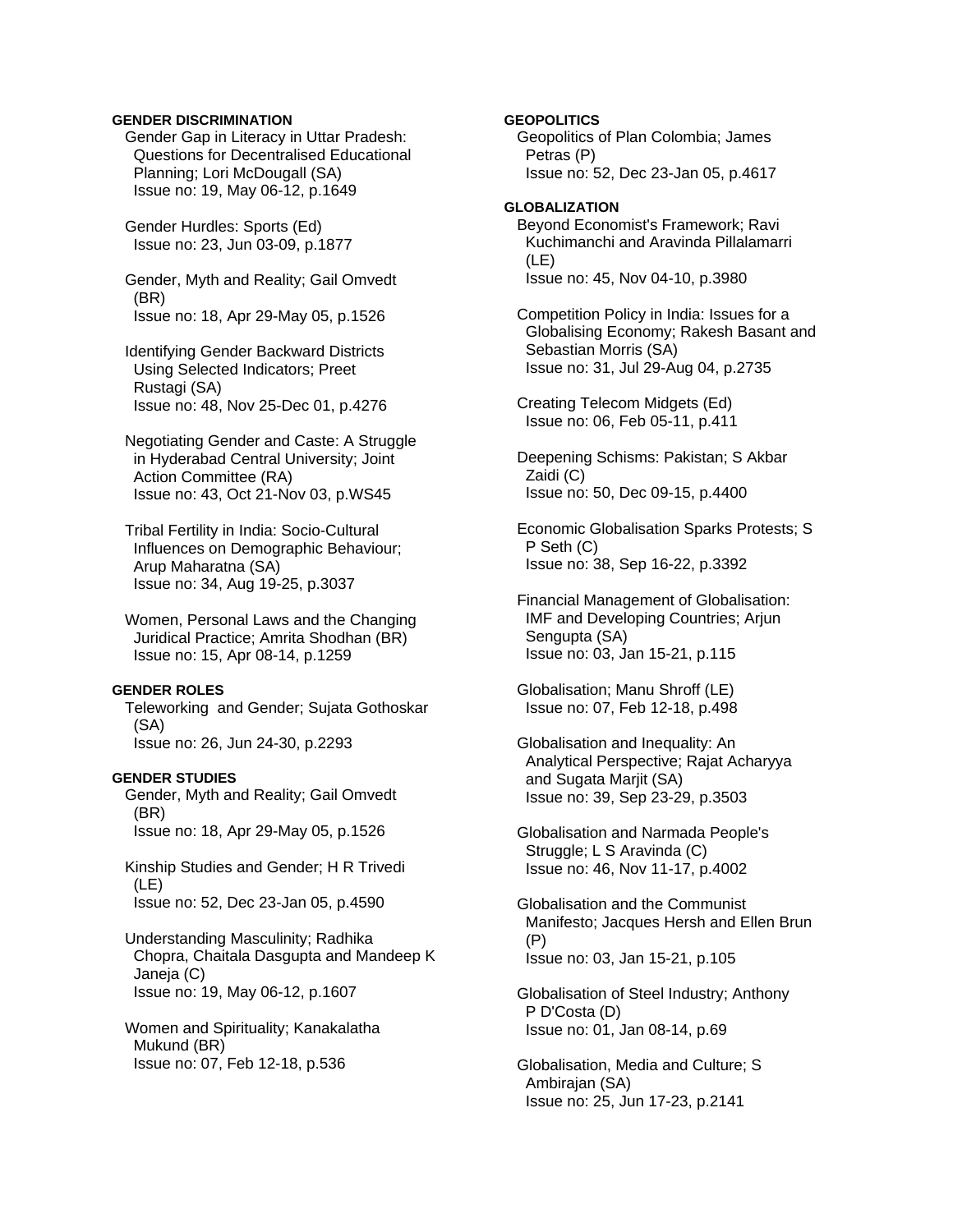**GENDER DISCRIMINATION**

Gender Gap in Literacy in Uttar Pradesh: Questions for Decentralised Educational Planning; Lori McDougall (SA)
Issue no: 19, May 06-12, p.1649

Gender Hurdles: Sports (Ed)
Issue no: 23, Jun 03-09, p.1877

Gender, Myth and Reality; Gail Omvedt (BR)
Issue no: 18, Apr 29-May 05, p.1526

Identifying Gender Backward Districts Using Selected Indicators; Preet Rustagi (SA)
Issue no: 48, Nov 25-Dec 01, p.4276

Negotiating Gender and Caste: A Struggle in Hyderabad Central University; Joint Action Committee (RA)
Issue no: 43, Oct 21-Nov 03, p.WS45

Tribal Fertility in India: Socio-Cultural Influences on Demographic Behaviour; Arup Maharatna (SA)
Issue no: 34, Aug 19-25, p.3037

Women, Personal Laws and the Changing Juridical Practice; Amrita Shodhan (BR)
Issue no: 15, Apr 08-14, p.1259

**GENDER ROLES**

Teleworking and Gender; Sujata Gothoskar (SA)
Issue no: 26, Jun 24-30, p.2293

**GENDER STUDIES**

Gender, Myth and Reality; Gail Omvedt (BR)
Issue no: 18, Apr 29-May 05, p.1526

Kinship Studies and Gender; H R Trivedi (LE)
Issue no: 52, Dec 23-Jan 05, p.4590

Understanding Masculinity; Radhika Chopra, Chaitala Dasgupta and Mandeep K Janeja (C)
Issue no: 19, May 06-12, p.1607

Women and Spirituality; Kanakalatha Mukund (BR)
Issue no: 07, Feb 12-18, p.536

**GEOPOLITICS**

Geopolitics of Plan Colombia; James Petras (P)
Issue no: 52, Dec 23-Jan 05, p.4617

**GLOBALIZATION**

Beyond Economist's Framework; Ravi Kuchimanchi and Aravinda Pillalamarri (LE)
Issue no: 45, Nov 04-10, p.3980

Competition Policy in India: Issues for a Globalising Economy; Rakesh Basant and Sebastian Morris (SA)
Issue no: 31, Jul 29-Aug 04, p.2735

Creating Telecom Midgets (Ed)
Issue no: 06, Feb 05-11, p.411

Deepening Schisms: Pakistan; S Akbar Zaidi (C)
Issue no: 50, Dec 09-15, p.4400

Economic Globalisation Sparks Protests; S P Seth (C)
Issue no: 38, Sep 16-22, p.3392

Financial Management of Globalisation: IMF and Developing Countries; Arjun Sengupta (SA)
Issue no: 03, Jan 15-21, p.115

Globalisation; Manu Shroff (LE)
Issue no: 07, Feb 12-18, p.498

Globalisation and Inequality: An Analytical Perspective; Rajat Acharyya and Sugata Marjit (SA)
Issue no: 39, Sep 23-29, p.3503

Globalisation and Narmada People's Struggle; L S Aravinda (C)
Issue no: 46, Nov 11-17, p.4002

Globalisation and the Communist Manifesto; Jacques Hersh and Ellen Brun (P)
Issue no: 03, Jan 15-21, p.105

Globalisation of Steel Industry; Anthony P D'Costa (D)
Issue no: 01, Jan 08-14, p.69

Globalisation, Media and Culture; S Ambirajan (SA)
Issue no: 25, Jun 17-23, p.2141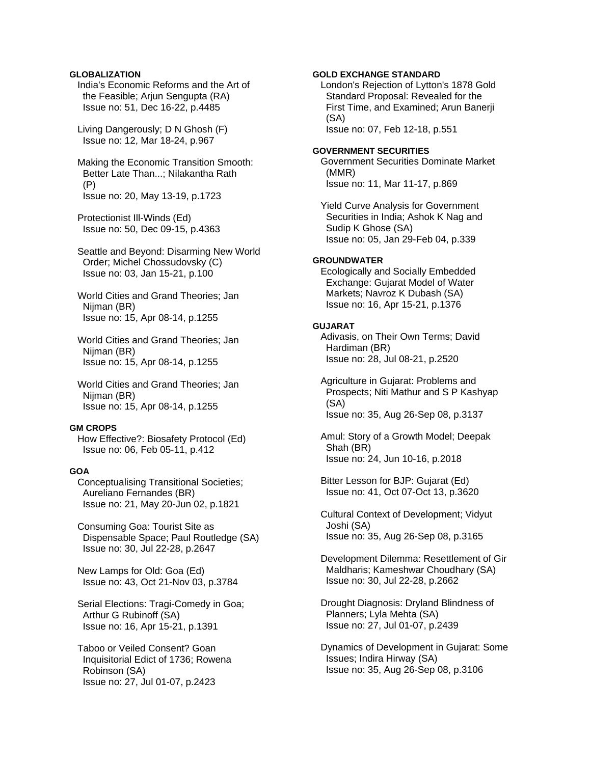**GLOBALIZATION**

India's Economic Reforms and the Art of the Feasible; Arjun Sengupta (RA)
Issue no: 51, Dec 16-22, p.4485

Living Dangerously; D N Ghosh (F)
Issue no: 12, Mar 18-24, p.967

Making the Economic Transition Smooth: Better Late Than...; Nilakantha Rath (P)
Issue no: 20, May 13-19, p.1723

Protectionist Ill-Winds (Ed)
Issue no: 50, Dec 09-15, p.4363

Seattle and Beyond: Disarming New World Order; Michel Chossudovsky (C)
Issue no: 03, Jan 15-21, p.100

World Cities and Grand Theories; Jan Nijman (BR)
Issue no: 15, Apr 08-14, p.1255

World Cities and Grand Theories; Jan Nijman (BR)
Issue no: 15, Apr 08-14, p.1255

World Cities and Grand Theories; Jan Nijman (BR)
Issue no: 15, Apr 08-14, p.1255

**GM CROPS**

How Effective?: Biosafety Protocol (Ed)
Issue no: 06, Feb 05-11, p.412

**GOA**

Conceptualising Transitional Societies; Aureliano Fernandes (BR)
Issue no: 21, May 20-Jun 02, p.1821

Consuming Goa: Tourist Site as Dispensable Space; Paul Routledge (SA)
Issue no: 30, Jul 22-28, p.2647

New Lamps for Old: Goa (Ed)
Issue no: 43, Oct 21-Nov 03, p.3784

Serial Elections: Tragi-Comedy in Goa; Arthur G Rubinoff (SA)
Issue no: 16, Apr 15-21, p.1391

Taboo or Veiled Consent? Goan Inquisitorial Edict of 1736; Rowena Robinson (SA)
Issue no: 27, Jul 01-07, p.2423

**GOLD EXCHANGE STANDARD**

London's Rejection of Lytton's 1878 Gold Standard Proposal: Revealed for the First Time, and Examined; Arun Banerji (SA)
Issue no: 07, Feb 12-18, p.551

**GOVERNMENT SECURITIES**

Government Securities Dominate Market (MMR)
Issue no: 11, Mar 11-17, p.869

Yield Curve Analysis for Government Securities in India; Ashok K Nag and Sudip K Ghose (SA)
Issue no: 05, Jan 29-Feb 04, p.339

**GROUNDWATER**

Ecologically and Socially Embedded Exchange: Gujarat Model of Water Markets; Navroz K Dubash (SA)
Issue no: 16, Apr 15-21, p.1376

**GUJARAT**

Adivasis, on Their Own Terms; David Hardiman (BR)
Issue no: 28, Jul 08-21, p.2520

Agriculture in Gujarat: Problems and Prospects; Niti Mathur and S P Kashyap (SA)
Issue no: 35, Aug 26-Sep 08, p.3137

Amul: Story of a Growth Model; Deepak Shah (BR)
Issue no: 24, Jun 10-16, p.2018

Bitter Lesson for BJP: Gujarat (Ed)
Issue no: 41, Oct 07-Oct 13, p.3620

Cultural Context of Development; Vidyut Joshi (SA)
Issue no: 35, Aug 26-Sep 08, p.3165

Development Dilemma: Resettlement of Gir Maldharis; Kameshwar Choudhary (SA)
Issue no: 30, Jul 22-28, p.2662

Drought Diagnosis: Dryland Blindness of Planners; Lyla Mehta (SA)
Issue no: 27, Jul 01-07, p.2439

Dynamics of Development in Gujarat: Some Issues; Indira Hirway (SA)
Issue no: 35, Aug 26-Sep 08, p.3106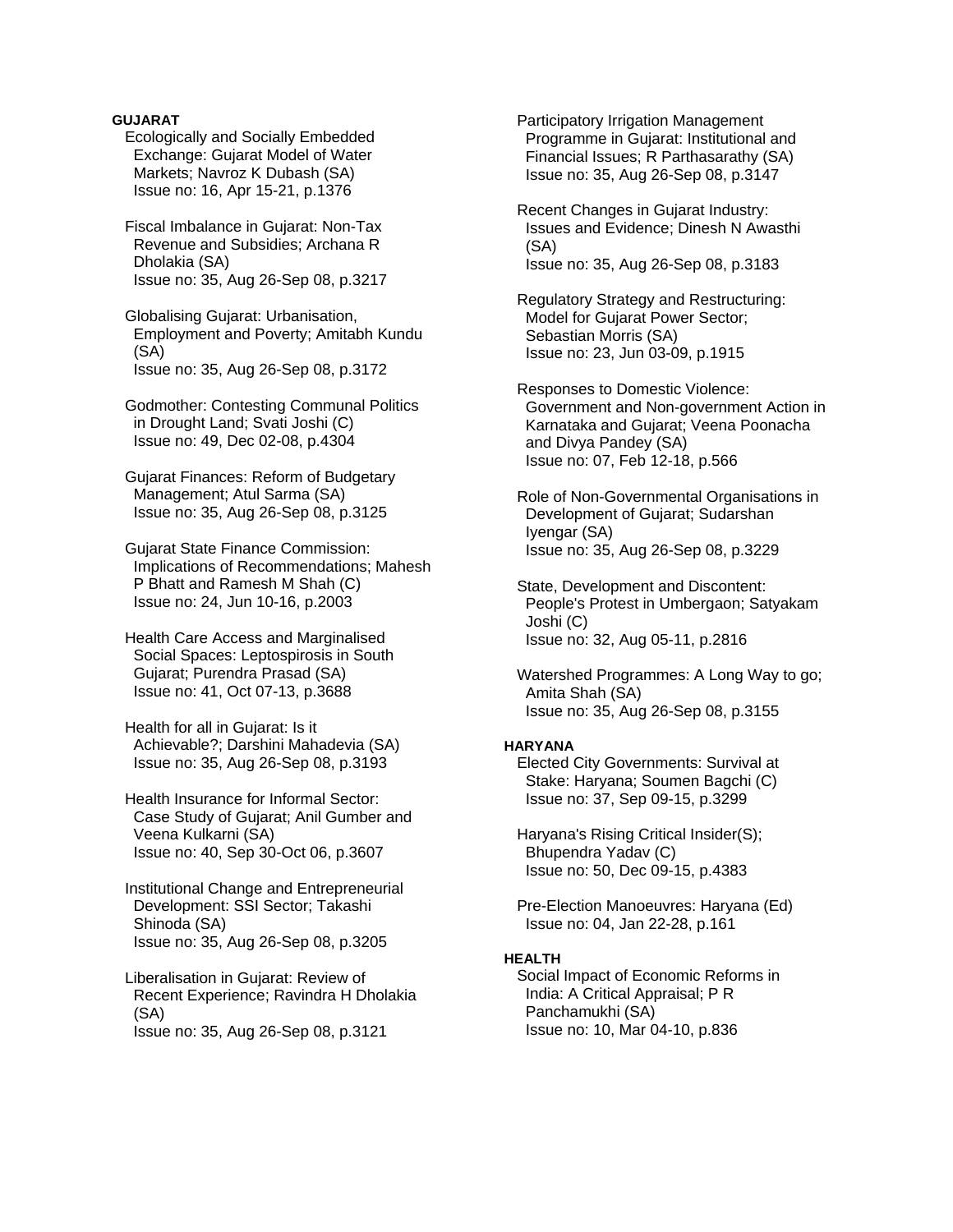**GUJARAT**

Ecologically and Socially Embedded Exchange: Gujarat Model of Water Markets; Navroz K Dubash (SA)
Issue no: 16, Apr 15-21, p.1376

Fiscal Imbalance in Gujarat: Non-Tax Revenue and Subsidies; Archana R Dholakia (SA)
Issue no: 35, Aug 26-Sep 08, p.3217

Globalising Gujarat: Urbanisation, Employment and Poverty; Amitabh Kundu (SA)
Issue no: 35, Aug 26-Sep 08, p.3172

Godmother: Contesting Communal Politics in Drought Land; Svati Joshi (C)
Issue no: 49, Dec 02-08, p.4304

Gujarat Finances: Reform of Budgetary Management; Atul Sarma (SA)
Issue no: 35, Aug 26-Sep 08, p.3125

Gujarat State Finance Commission: Implications of Recommendations; Mahesh P Bhatt and Ramesh M Shah (C)
Issue no: 24, Jun 10-16, p.2003

Health Care Access and Marginalised Social Spaces: Leptospirosis in South Gujarat; Purendra Prasad (SA)
Issue no: 41, Oct 07-13, p.3688

Health for all in Gujarat: Is it Achievable?; Darshini Mahadevia (SA)
Issue no: 35, Aug 26-Sep 08, p.3193

Health Insurance for Informal Sector: Case Study of Gujarat; Anil Gumber and Veena Kulkarni (SA)
Issue no: 40, Sep 30-Oct 06, p.3607

Institutional Change and Entrepreneurial Development: SSI Sector; Takashi Shinoda (SA)
Issue no: 35, Aug 26-Sep 08, p.3205

Liberalisation in Gujarat: Review of Recent Experience; Ravindra H Dholakia (SA)
Issue no: 35, Aug 26-Sep 08, p.3121

Participatory Irrigation Management Programme in Gujarat: Institutional and Financial Issues; R Parthasarathy (SA)
Issue no: 35, Aug 26-Sep 08, p.3147

Recent Changes in Gujarat Industry: Issues and Evidence; Dinesh N Awasthi (SA)
Issue no: 35, Aug 26-Sep 08, p.3183

Regulatory Strategy and Restructuring: Model for Gujarat Power Sector; Sebastian Morris (SA)
Issue no: 23, Jun 03-09, p.1915

Responses to Domestic Violence: Government and Non-government Action in Karnataka and Gujarat; Veena Poonacha and Divya Pandey (SA)
Issue no: 07, Feb 12-18, p.566

Role of Non-Governmental Organisations in Development of Gujarat; Sudarshan Iyengar (SA)
Issue no: 35, Aug 26-Sep 08, p.3229

State, Development and Discontent: People's Protest in Umbergaon; Satyakam Joshi (C)
Issue no: 32, Aug 05-11, p.2816

Watershed Programmes: A Long Way to go; Amita Shah (SA)
Issue no: 35, Aug 26-Sep 08, p.3155

**HARYANA**

Elected City Governments: Survival at Stake: Haryana; Soumen Bagchi (C)
Issue no: 37, Sep 09-15, p.3299

Haryana's Rising Critical Insider(S); Bhupendra Yadav (C)
Issue no: 50, Dec 09-15, p.4383

Pre-Election Manoeuvres: Haryana (Ed)
Issue no: 04, Jan 22-28, p.161

**HEALTH**

Social Impact of Economic Reforms in India: A Critical Appraisal; P R Panchamukhi (SA)
Issue no: 10, Mar 04-10, p.836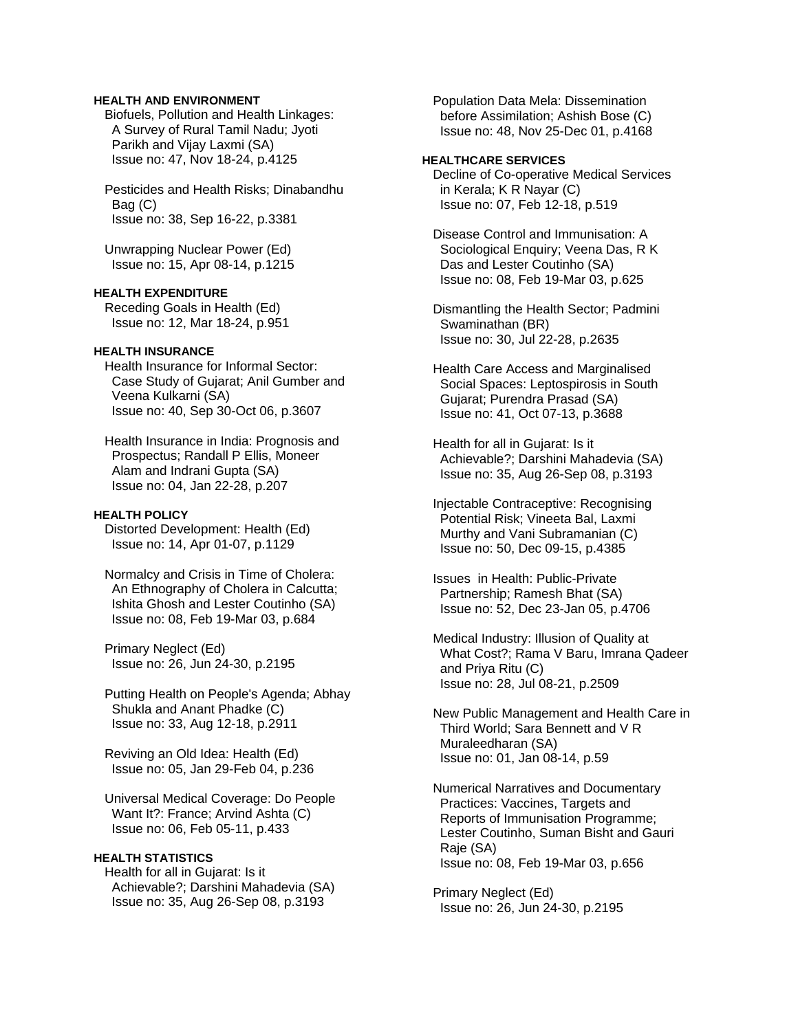**HEALTH AND ENVIRONMENT**

Biofuels, Pollution and Health Linkages: A Survey of Rural Tamil Nadu; Jyoti Parikh and Vijay Laxmi (SA)
Issue no: 47, Nov 18-24, p.4125

Pesticides and Health Risks; Dinabandhu Bag (C)
Issue no: 38, Sep 16-22, p.3381

Unwrapping Nuclear Power (Ed)
Issue no: 15, Apr 08-14, p.1215

**HEALTH EXPENDITURE**

Receding Goals in Health (Ed)
Issue no: 12, Mar 18-24, p.951

**HEALTH INSURANCE**

Health Insurance for Informal Sector: Case Study of Gujarat; Anil Gumber and Veena Kulkarni (SA)
Issue no: 40, Sep 30-Oct 06, p.3607

Health Insurance in India: Prognosis and Prospectus; Randall P Ellis, Moneer Alam and Indrani Gupta (SA)
Issue no: 04, Jan 22-28, p.207

**HEALTH POLICY**

Distorted Development: Health (Ed)
Issue no: 14, Apr 01-07, p.1129

Normalcy and Crisis in Time of Cholera: An Ethnography of Cholera in Calcutta; Ishita Ghosh and Lester Coutinho (SA)
Issue no: 08, Feb 19-Mar 03, p.684

Primary Neglect (Ed)
Issue no: 26, Jun 24-30, p.2195

Putting Health on People's Agenda; Abhay Shukla and Anant Phadke (C)
Issue no: 33, Aug 12-18, p.2911

Reviving an Old Idea: Health (Ed)
Issue no: 05, Jan 29-Feb 04, p.236

Universal Medical Coverage: Do People Want It?: France; Arvind Ashta (C)
Issue no: 06, Feb 05-11, p.433

**HEALTH STATISTICS**

Health for all in Gujarat: Is it Achievable?; Darshini Mahadevia (SA)
Issue no: 35, Aug 26-Sep 08, p.3193

Population Data Mela: Dissemination before Assimilation; Ashish Bose (C)
Issue no: 48, Nov 25-Dec 01, p.4168

**HEALTHCARE SERVICES**

Decline of Co-operative Medical Services in Kerala; K R Nayar (C)
Issue no: 07, Feb 12-18, p.519

Disease Control and Immunisation: A Sociological Enquiry; Veena Das, R K Das and Lester Coutinho (SA)
Issue no: 08, Feb 19-Mar 03, p.625

Dismantling the Health Sector; Padmini Swaminathan (BR)
Issue no: 30, Jul 22-28, p.2635

Health Care Access and Marginalised Social Spaces: Leptospirosis in South Gujarat; Purendra Prasad (SA)
Issue no: 41, Oct 07-13, p.3688

Health for all in Gujarat: Is it Achievable?; Darshini Mahadevia (SA)
Issue no: 35, Aug 26-Sep 08, p.3193

Injectable Contraceptive: Recognising Potential Risk; Vineeta Bal, Laxmi Murthy and Vani Subramanian (C)
Issue no: 50, Dec 09-15, p.4385

Issues in Health: Public-Private Partnership; Ramesh Bhat (SA)
Issue no: 52, Dec 23-Jan 05, p.4706

Medical Industry: Illusion of Quality at What Cost?; Rama V Baru, Imrana Qadeer and Priya Ritu (C)
Issue no: 28, Jul 08-21, p.2509

New Public Management and Health Care in Third World; Sara Bennett and V R Muraleedharan (SA)
Issue no: 01, Jan 08-14, p.59

Numerical Narratives and Documentary Practices: Vaccines, Targets and Reports of Immunisation Programme; Lester Coutinho, Suman Bisht and Gauri Raje (SA)
Issue no: 08, Feb 19-Mar 03, p.656

Primary Neglect (Ed)
Issue no: 26, Jun 24-30, p.2195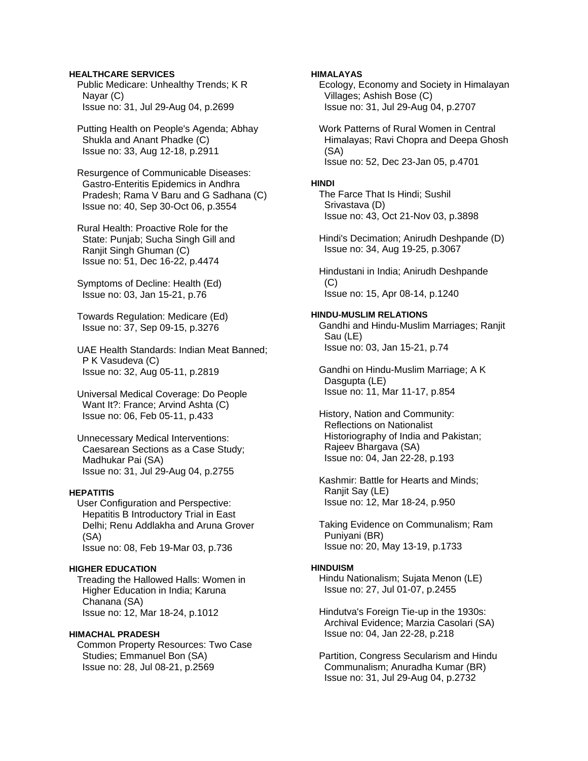**HEALTHCARE SERVICES**

Public Medicare: Unhealthy Trends; K R Nayar (C)
Issue no: 31, Jul 29-Aug 04, p.2699

Putting Health on People's Agenda; Abhay Shukla and Anant Phadke (C)
Issue no: 33, Aug 12-18, p.2911

Resurgence of Communicable Diseases: Gastro-Enteritis Epidemics in Andhra Pradesh; Rama V Baru and G Sadhana (C)
Issue no: 40, Sep 30-Oct 06, p.3554

Rural Health: Proactive Role for the State: Punjab; Sucha Singh Gill and Ranjit Singh Ghuman (C)
Issue no: 51, Dec 16-22, p.4474

Symptoms of Decline: Health (Ed)
Issue no: 03, Jan 15-21, p.76

Towards Regulation: Medicare (Ed)
Issue no: 37, Sep 09-15, p.3276

UAE Health Standards: Indian Meat Banned; P K Vasudeva (C)
Issue no: 32, Aug 05-11, p.2819

Universal Medical Coverage: Do People Want It?: France; Arvind Ashta (C)
Issue no: 06, Feb 05-11, p.433

Unnecessary Medical Interventions: Caesarean Sections as a Case Study; Madhukar Pai (SA)
Issue no: 31, Jul 29-Aug 04, p.2755

**HEPATITIS**

User Configuration and Perspective: Hepatitis B Introductory Trial in East Delhi; Renu Addlakha and Aruna Grover (SA)
Issue no: 08, Feb 19-Mar 03, p.736

**HIGHER EDUCATION**

Treading the Hallowed Halls: Women in Higher Education in India; Karuna Chanana (SA)
Issue no: 12, Mar 18-24, p.1012

**HIMACHAL PRADESH**

Common Property Resources: Two Case Studies; Emmanuel Bon (SA)
Issue no: 28, Jul 08-21, p.2569

**HIMALAYAS**

Ecology, Economy and Society in Himalayan Villages; Ashish Bose (C)
Issue no: 31, Jul 29-Aug 04, p.2707

Work Patterns of Rural Women in Central Himalayas; Ravi Chopra and Deepa Ghosh (SA)
Issue no: 52, Dec 23-Jan 05, p.4701

**HINDI**

The Farce That Is Hindi; Sushil Srivastava (D)
Issue no: 43, Oct 21-Nov 03, p.3898

Hindi's Decimation; Anirudh Deshpande (D)
Issue no: 34, Aug 19-25, p.3067

Hindustani in India; Anirudh Deshpande (C)
Issue no: 15, Apr 08-14, p.1240

**HINDU-MUSLIM RELATIONS**

Gandhi and Hindu-Muslim Marriages; Ranjit Sau (LE)
Issue no: 03, Jan 15-21, p.74

Gandhi on Hindu-Muslim Marriage; A K Dasgupta (LE)
Issue no: 11, Mar 11-17, p.854

History, Nation and Community: Reflections on Nationalist Historiography of India and Pakistan; Rajeev Bhargava (SA)
Issue no: 04, Jan 22-28, p.193

Kashmir: Battle for Hearts and Minds; Ranjit Say (LE)
Issue no: 12, Mar 18-24, p.950

Taking Evidence on Communalism; Ram Puniyani (BR)
Issue no: 20, May 13-19, p.1733

**HINDUISM**

Hindu Nationalism; Sujata Menon (LE)
Issue no: 27, Jul 01-07, p.2455

Hindutva's Foreign Tie-up in the 1930s: Archival Evidence; Marzia Casolari (SA)
Issue no: 04, Jan 22-28, p.218

Partition, Congress Secularism and Hindu Communalism; Anuradha Kumar (BR)
Issue no: 31, Jul 29-Aug 04, p.2732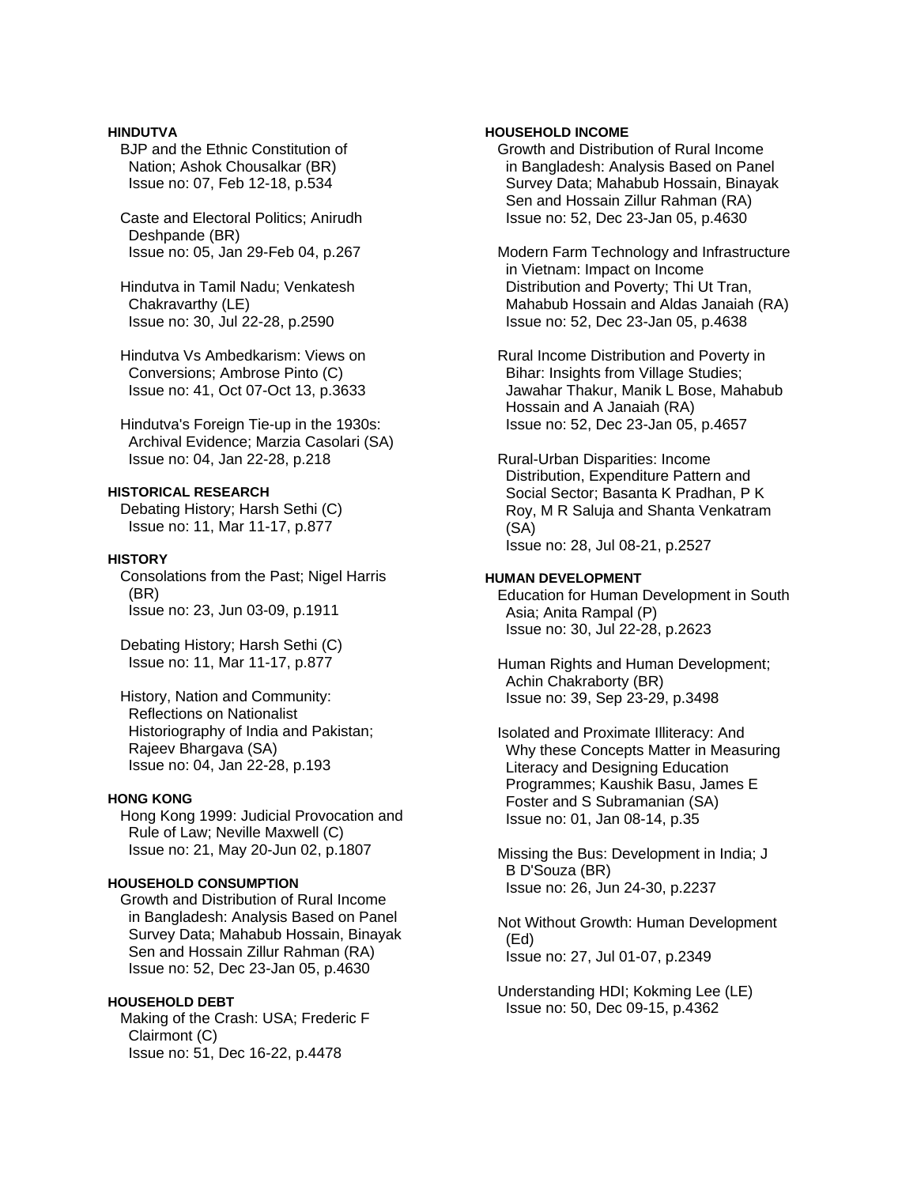**HINDUTVA**

BJP and the Ethnic Constitution of Nation; Ashok Chousalkar (BR)
Issue no: 07, Feb 12-18, p.534

Caste and Electoral Politics; Anirudh Deshpande (BR)
Issue no: 05, Jan 29-Feb 04, p.267

Hindutva in Tamil Nadu; Venkatesh Chakravarthy (LE)
Issue no: 30, Jul 22-28, p.2590

Hindutva Vs Ambedkarism: Views on Conversions; Ambrose Pinto (C)
Issue no: 41, Oct 07-Oct 13, p.3633

Hindutva's Foreign Tie-up in the 1930s: Archival Evidence; Marzia Casolari (SA)
Issue no: 04, Jan 22-28, p.218

**HISTORICAL RESEARCH**

Debating History; Harsh Sethi (C)
Issue no: 11, Mar 11-17, p.877

**HISTORY**

Consolations from the Past; Nigel Harris (BR)
Issue no: 23, Jun 03-09, p.1911

Debating History; Harsh Sethi (C)
Issue no: 11, Mar 11-17, p.877

History, Nation and Community: Reflections on Nationalist Historiography of India and Pakistan; Rajeev Bhargava (SA)
Issue no: 04, Jan 22-28, p.193

**HONG KONG**

Hong Kong 1999: Judicial Provocation and Rule of Law; Neville Maxwell (C)
Issue no: 21, May 20-Jun 02, p.1807

**HOUSEHOLD CONSUMPTION**

Growth and Distribution of Rural Income in Bangladesh: Analysis Based on Panel Survey Data; Mahabub Hossain, Binayak Sen and Hossain Zillur Rahman (RA)
Issue no: 52, Dec 23-Jan 05, p.4630

**HOUSEHOLD DEBT**

Making of the Crash: USA; Frederic F Clairmont (C)
Issue no: 51, Dec 16-22, p.4478

**HOUSEHOLD INCOME**

Growth and Distribution of Rural Income in Bangladesh: Analysis Based on Panel Survey Data; Mahabub Hossain, Binayak Sen and Hossain Zillur Rahman (RA)
Issue no: 52, Dec 23-Jan 05, p.4630

Modern Farm Technology and Infrastructure in Vietnam: Impact on Income Distribution and Poverty; Thi Ut Tran, Mahabub Hossain and Aldas Janaiah (RA)
Issue no: 52, Dec 23-Jan 05, p.4638

Rural Income Distribution and Poverty in Bihar: Insights from Village Studies; Jawahar Thakur, Manik L Bose, Mahabub Hossain and A Janaiah (RA)
Issue no: 52, Dec 23-Jan 05, p.4657

Rural-Urban Disparities: Income Distribution, Expenditure Pattern and Social Sector; Basanta K Pradhan, P K Roy, M R Saluja and Shanta Venkatram (SA)
Issue no: 28, Jul 08-21, p.2527

**HUMAN DEVELOPMENT**

Education for Human Development in South Asia; Anita Rampal (P)
Issue no: 30, Jul 22-28, p.2623

Human Rights and Human Development; Achin Chakraborty (BR)
Issue no: 39, Sep 23-29, p.3498

Isolated and Proximate Illiteracy: And Why these Concepts Matter in Measuring Literacy and Designing Education Programmes; Kaushik Basu, James E Foster and S Subramanian (SA)
Issue no: 01, Jan 08-14, p.35

Missing the Bus: Development in India; J B D'Souza (BR)
Issue no: 26, Jun 24-30, p.2237

Not Without Growth: Human Development (Ed)
Issue no: 27, Jul 01-07, p.2349

Understanding HDI; Kokming Lee (LE)
Issue no: 50, Dec 09-15, p.4362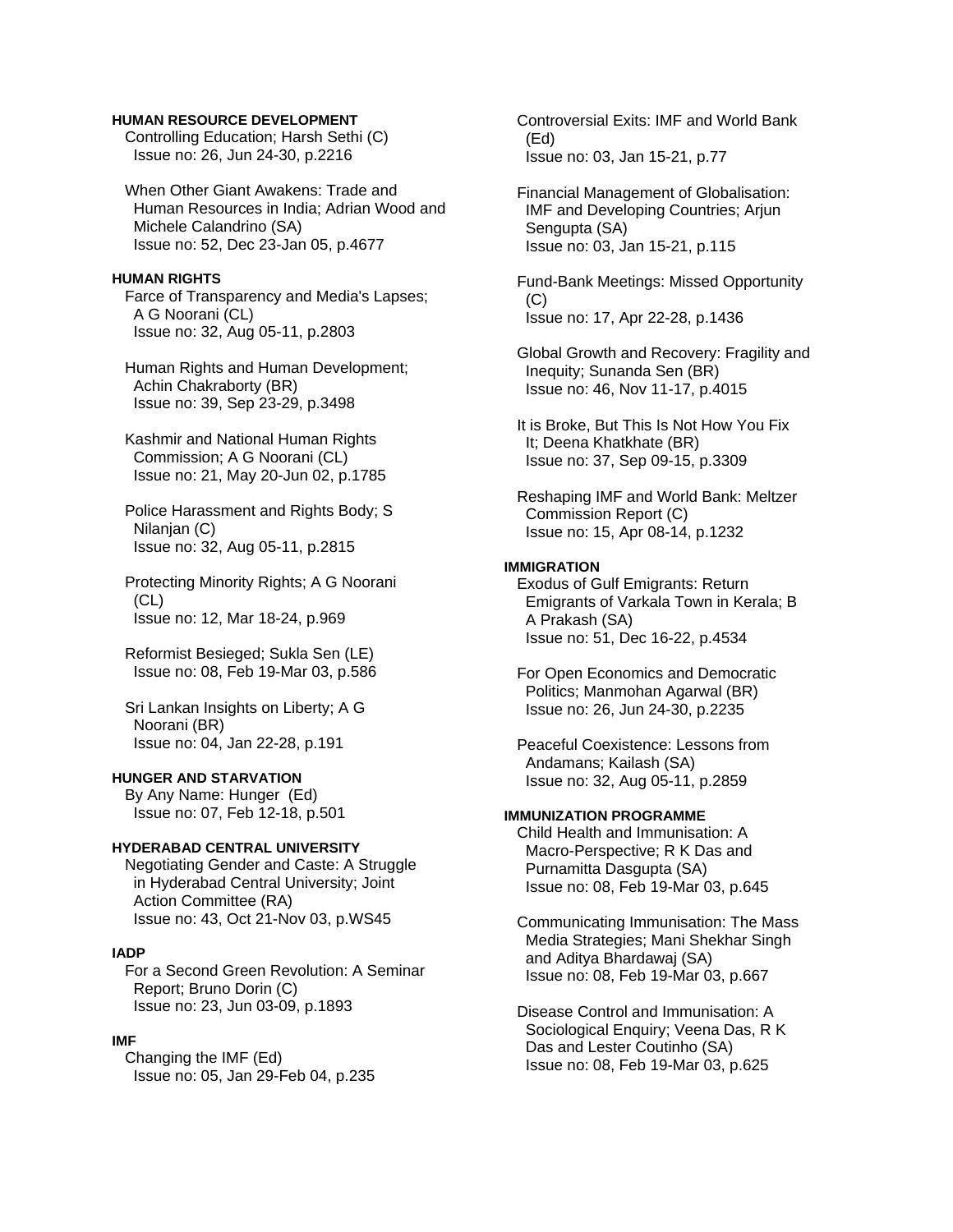**HUMAN RESOURCE DEVELOPMENT**

Controlling Education; Harsh Sethi (C)
Issue no: 26, Jun 24-30, p.2216

When Other Giant Awakens: Trade and Human Resources in India; Adrian Wood and Michele Calandrino (SA)
Issue no: 52, Dec 23-Jan 05, p.4677

**HUMAN RIGHTS**

Farce of Transparency and Media's Lapses; A G Noorani (CL)
Issue no: 32, Aug 05-11, p.2803

Human Rights and Human Development; Achin Chakraborty (BR)
Issue no: 39, Sep 23-29, p.3498

Kashmir and National Human Rights Commission; A G Noorani (CL)
Issue no: 21, May 20-Jun 02, p.1785

Police Harassment and Rights Body; S Nilanjan (C)
Issue no: 32, Aug 05-11, p.2815

Protecting Minority Rights; A G Noorani (CL)
Issue no: 12, Mar 18-24, p.969

Reformist Besieged; Sukla Sen (LE)
Issue no: 08, Feb 19-Mar 03, p.586

Sri Lankan Insights on Liberty; A G Noorani (BR)
Issue no: 04, Jan 22-28, p.191

**HUNGER AND STARVATION**

By Any Name: Hunger (Ed)
Issue no: 07, Feb 12-18, p.501

**HYDERABAD CENTRAL UNIVERSITY**

Negotiating Gender and Caste: A Struggle in Hyderabad Central University; Joint Action Committee (RA)
Issue no: 43, Oct 21-Nov 03, p.WS45

**IADP**

For a Second Green Revolution: A Seminar Report; Bruno Dorin (C)
Issue no: 23, Jun 03-09, p.1893

**IMF**

Changing the IMF (Ed)
Issue no: 05, Jan 29-Feb 04, p.235

Controversial Exits: IMF and World Bank (Ed)
Issue no: 03, Jan 15-21, p.77

Financial Management of Globalisation: IMF and Developing Countries; Arjun Sengupta (SA)
Issue no: 03, Jan 15-21, p.115

Fund-Bank Meetings: Missed Opportunity (C)
Issue no: 17, Apr 22-28, p.1436

Global Growth and Recovery: Fragility and Inequity; Sunanda Sen (BR)
Issue no: 46, Nov 11-17, p.4015

It is Broke, But This Is Not How You Fix It; Deena Khatkhate (BR)
Issue no: 37, Sep 09-15, p.3309

Reshaping IMF and World Bank: Meltzer Commission Report (C)
Issue no: 15, Apr 08-14, p.1232

**IMMIGRATION**

Exodus of Gulf Emigrants: Return Emigrants of Varkala Town in Kerala; B A Prakash (SA)
Issue no: 51, Dec 16-22, p.4534

For Open Economics and Democratic Politics; Manmohan Agarwal (BR)
Issue no: 26, Jun 24-30, p.2235

Peaceful Coexistence: Lessons from Andamans; Kailash (SA)
Issue no: 32, Aug 05-11, p.2859

**IMMUNIZATION PROGRAMME**

Child Health and Immunisation: A Macro-Perspective; R K Das and Purnamitta Dasgupta (SA)
Issue no: 08, Feb 19-Mar 03, p.645

Communicating Immunisation: The Mass Media Strategies; Mani Shekhar Singh and Aditya Bhardawaj (SA)
Issue no: 08, Feb 19-Mar 03, p.667

Disease Control and Immunisation: A Sociological Enquiry; Veena Das, R K Das and Lester Coutinho (SA)
Issue no: 08, Feb 19-Mar 03, p.625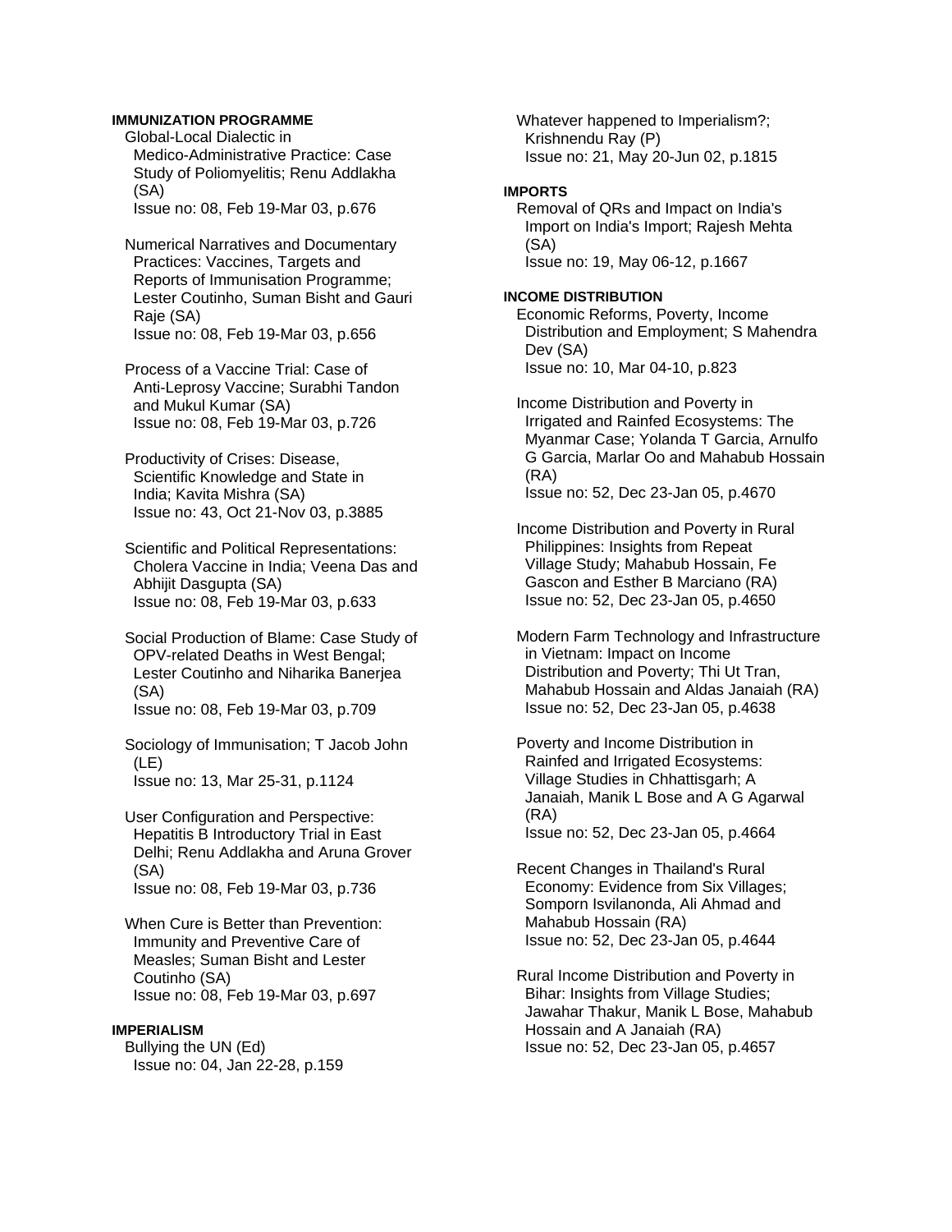**IMMUNIZATION PROGRAMME**

Global-Local Dialectic in Medico-Administrative Practice: Case Study of Poliomyelitis; Renu Addlakha (SA)
Issue no: 08, Feb 19-Mar 03, p.676

Numerical Narratives and Documentary Practices: Vaccines, Targets and Reports of Immunisation Programme; Lester Coutinho, Suman Bisht and Gauri Raje (SA)
Issue no: 08, Feb 19-Mar 03, p.656

Process of a Vaccine Trial: Case of Anti-Leprosy Vaccine; Surabhi Tandon and Mukul Kumar (SA)
Issue no: 08, Feb 19-Mar 03, p.726

Productivity of Crises: Disease, Scientific Knowledge and State in India; Kavita Mishra (SA)
Issue no: 43, Oct 21-Nov 03, p.3885

Scientific and Political Representations: Cholera Vaccine in India; Veena Das and Abhijit Dasgupta (SA)
Issue no: 08, Feb 19-Mar 03, p.633

Social Production of Blame: Case Study of OPV-related Deaths in West Bengal; Lester Coutinho and Niharika Banerjea (SA)
Issue no: 08, Feb 19-Mar 03, p.709

Sociology of Immunisation; T Jacob John (LE)
Issue no: 13, Mar 25-31, p.1124

User Configuration and Perspective: Hepatitis B Introductory Trial in East Delhi; Renu Addlakha and Aruna Grover (SA)
Issue no: 08, Feb 19-Mar 03, p.736

When Cure is Better than Prevention: Immunity and Preventive Care of Measles; Suman Bisht and Lester Coutinho (SA)
Issue no: 08, Feb 19-Mar 03, p.697

**IMPERIALISM**

Bullying the UN (Ed)
Issue no: 04, Jan 22-28, p.159

Whatever happened to Imperialism?; Krishnendu Ray (P)
Issue no: 21, May 20-Jun 02, p.1815

**IMPORTS**

Removal of QRs and Impact on India's Import on India's Import; Rajesh Mehta (SA)
Issue no: 19, May 06-12, p.1667

**INCOME DISTRIBUTION**

Economic Reforms, Poverty, Income Distribution and Employment; S Mahendra Dev (SA)
Issue no: 10, Mar 04-10, p.823

Income Distribution and Poverty in Irrigated and Rainfed Ecosystems: The Myanmar Case; Yolanda T Garcia, Arnulfo G Garcia, Marlar Oo and Mahabub Hossain (RA)
Issue no: 52, Dec 23-Jan 05, p.4670

Income Distribution and Poverty in Rural Philippines: Insights from Repeat Village Study; Mahabub Hossain, Fe Gascon and Esther B Marciano (RA)
Issue no: 52, Dec 23-Jan 05, p.4650

Modern Farm Technology and Infrastructure in Vietnam: Impact on Income Distribution and Poverty; Thi Ut Tran, Mahabub Hossain and Aldas Janaiah (RA)
Issue no: 52, Dec 23-Jan 05, p.4638

Poverty and Income Distribution in Rainfed and Irrigated Ecosystems: Village Studies in Chhattisgarh; A Janaiah, Manik L Bose and A G Agarwal (RA)
Issue no: 52, Dec 23-Jan 05, p.4664

Recent Changes in Thailand's Rural Economy: Evidence from Six Villages; Somporn Isvilanonda, Ali Ahmad and Mahabub Hossain (RA)
Issue no: 52, Dec 23-Jan 05, p.4644

Rural Income Distribution and Poverty in Bihar: Insights from Village Studies; Jawahar Thakur, Manik L Bose, Mahabub Hossain and A Janaiah (RA)
Issue no: 52, Dec 23-Jan 05, p.4657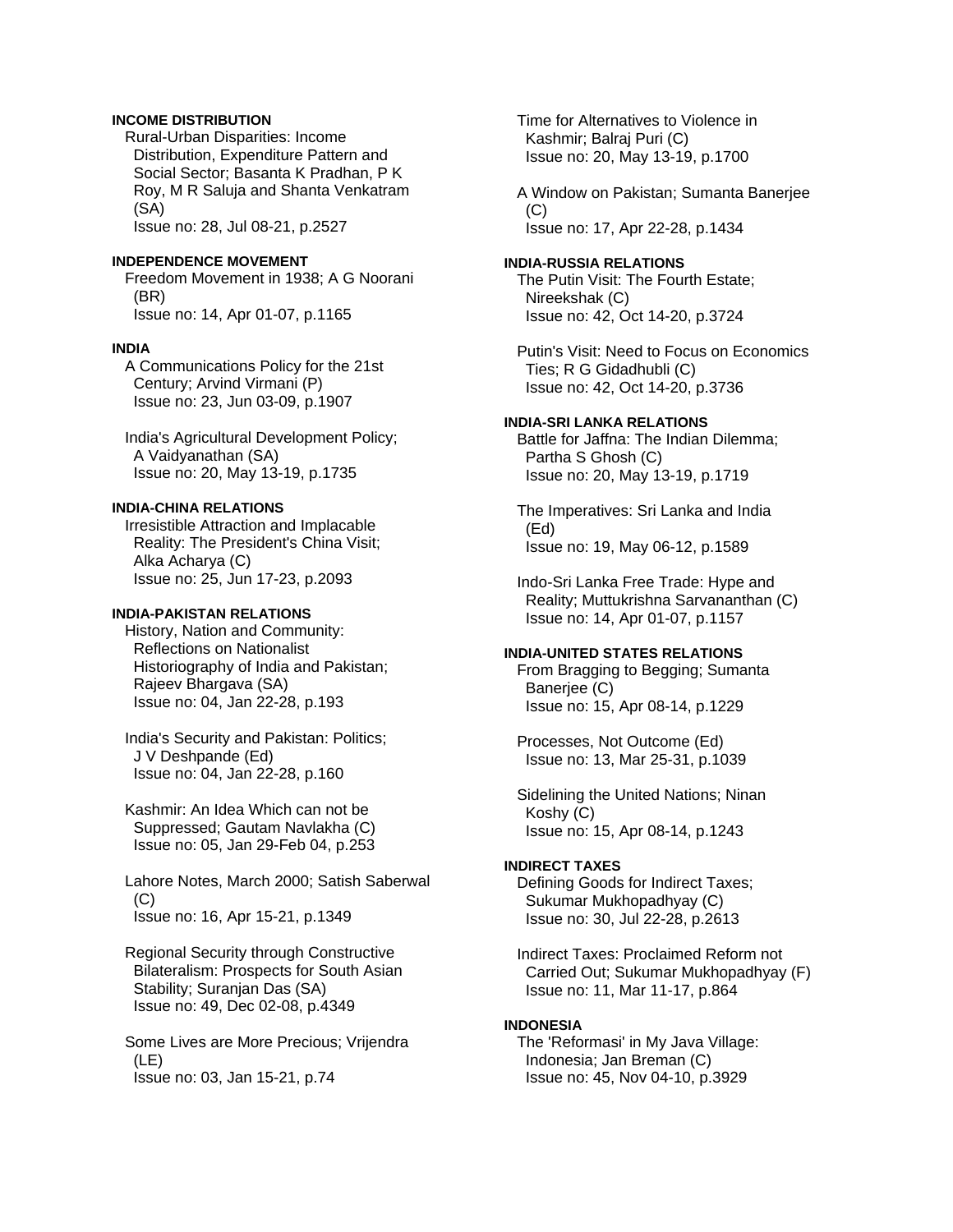**INCOME DISTRIBUTION**

Rural-Urban Disparities: Income Distribution, Expenditure Pattern and Social Sector; Basanta K Pradhan, P K Roy, M R Saluja and Shanta Venkatram (SA)
Issue no: 28, Jul 08-21, p.2527

**INDEPENDENCE MOVEMENT**

Freedom Movement in 1938; A G Noorani (BR)
Issue no: 14, Apr 01-07, p.1165

**INDIA**

A Communications Policy for the 21st Century; Arvind Virmani (P)
Issue no: 23, Jun 03-09, p.1907

India's Agricultural Development Policy; A Vaidyanathan (SA)
Issue no: 20, May 13-19, p.1735

**INDIA-CHINA RELATIONS**

Irresistible Attraction and Implacable Reality: The President's China Visit; Alka Acharya (C)
Issue no: 25, Jun 17-23, p.2093

**INDIA-PAKISTAN RELATIONS**

History, Nation and Community: Reflections on Nationalist Historiography of India and Pakistan; Rajeev Bhargava (SA)
Issue no: 04, Jan 22-28, p.193

India's Security and Pakistan: Politics; J V Deshpande (Ed)
Issue no: 04, Jan 22-28, p.160

Kashmir: An Idea Which can not be Suppressed; Gautam Navlakha (C)
Issue no: 05, Jan 29-Feb 04, p.253

Lahore Notes, March 2000; Satish Saberwal (C)
Issue no: 16, Apr 15-21, p.1349

Regional Security through Constructive Bilateralism: Prospects for South Asian Stability; Suranjan Das (SA)
Issue no: 49, Dec 02-08, p.4349

Some Lives are More Precious; Vrijendra (LE)
Issue no: 03, Jan 15-21, p.74

Time for Alternatives to Violence in Kashmir; Balraj Puri (C)
Issue no: 20, May 13-19, p.1700

A Window on Pakistan; Sumanta Banerjee (C)
Issue no: 17, Apr 22-28, p.1434

**INDIA-RUSSIA RELATIONS**

The Putin Visit: The Fourth Estate; Nireekshak (C)
Issue no: 42, Oct 14-20, p.3724

Putin's Visit: Need to Focus on Economics Ties; R G Gidadhubli (C)
Issue no: 42, Oct 14-20, p.3736

**INDIA-SRI LANKA RELATIONS**

Battle for Jaffna: The Indian Dilemma; Partha S Ghosh (C)
Issue no: 20, May 13-19, p.1719

The Imperatives: Sri Lanka and India (Ed)
Issue no: 19, May 06-12, p.1589

Indo-Sri Lanka Free Trade: Hype and Reality; Muttukrishna Sarvananthan (C)
Issue no: 14, Apr 01-07, p.1157

**INDIA-UNITED STATES RELATIONS**

From Bragging to Begging; Sumanta Banerjee (C)
Issue no: 15, Apr 08-14, p.1229

Processes, Not Outcome (Ed)
Issue no: 13, Mar 25-31, p.1039

Sidelining the United Nations; Ninan Koshy (C)
Issue no: 15, Apr 08-14, p.1243

**INDIRECT TAXES**

Defining Goods for Indirect Taxes; Sukumar Mukhopadhyay (C)
Issue no: 30, Jul 22-28, p.2613

Indirect Taxes: Proclaimed Reform not Carried Out; Sukumar Mukhopadhyay (F)
Issue no: 11, Mar 11-17, p.864

**INDONESIA**

The 'Reformasi' in My Java Village: Indonesia; Jan Breman (C)
Issue no: 45, Nov 04-10, p.3929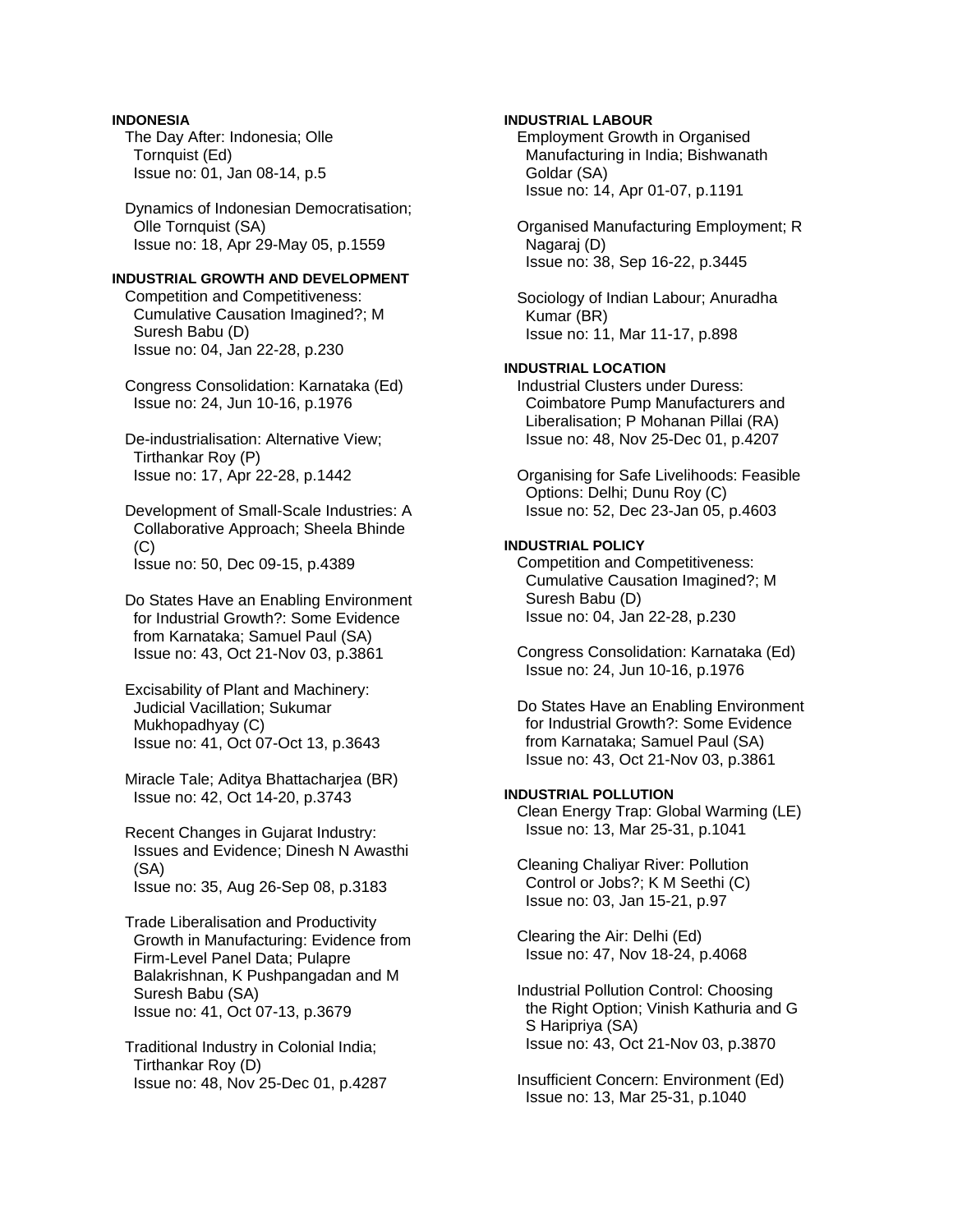**INDONESIA**

The Day After: Indonesia; Olle Tornquist (Ed)
Issue no: 01, Jan 08-14, p.5

Dynamics of Indonesian Democratisation; Olle Tornquist (SA)
Issue no: 18, Apr 29-May 05, p.1559

**INDUSTRIAL GROWTH AND DEVELOPMENT**

Competition and Competitiveness: Cumulative Causation Imagined?; M Suresh Babu (D)
Issue no: 04, Jan 22-28, p.230

Congress Consolidation: Karnataka (Ed)
Issue no: 24, Jun 10-16, p.1976

De-industrialisation: Alternative View; Tirthankar Roy (P)
Issue no: 17, Apr 22-28, p.1442

Development of Small-Scale Industries: A Collaborative Approach; Sheela Bhinde (C)
Issue no: 50, Dec 09-15, p.4389

Do States Have an Enabling Environment for Industrial Growth?: Some Evidence from Karnataka; Samuel Paul (SA)
Issue no: 43, Oct 21-Nov 03, p.3861

Excisability of Plant and Machinery: Judicial Vacillation; Sukumar Mukhopadhyay (C)
Issue no: 41, Oct 07-Oct 13, p.3643

Miracle Tale; Aditya Bhattacharjea (BR)
Issue no: 42, Oct 14-20, p.3743

Recent Changes in Gujarat Industry: Issues and Evidence; Dinesh N Awasthi (SA)
Issue no: 35, Aug 26-Sep 08, p.3183

Trade Liberalisation and Productivity Growth in Manufacturing: Evidence from Firm-Level Panel Data; Pulapre Balakrishnan, K Pushpangadan and M Suresh Babu (SA)
Issue no: 41, Oct 07-13, p.3679

Traditional Industry in Colonial India; Tirthankar Roy (D)
Issue no: 48, Nov 25-Dec 01, p.4287

**INDUSTRIAL LABOUR**

Employment Growth in Organised Manufacturing in India; Bishwanath Goldar (SA)
Issue no: 14, Apr 01-07, p.1191

Organised Manufacturing Employment; R Nagaraj (D)
Issue no: 38, Sep 16-22, p.3445

Sociology of Indian Labour; Anuradha Kumar (BR)
Issue no: 11, Mar 11-17, p.898

**INDUSTRIAL LOCATION**

Industrial Clusters under Duress: Coimbatore Pump Manufacturers and Liberalisation; P Mohanan Pillai (RA)
Issue no: 48, Nov 25-Dec 01, p.4207

Organising for Safe Livelihoods: Feasible Options: Delhi; Dunu Roy (C)
Issue no: 52, Dec 23-Jan 05, p.4603

**INDUSTRIAL POLICY**

Competition and Competitiveness: Cumulative Causation Imagined?; M Suresh Babu (D)
Issue no: 04, Jan 22-28, p.230

Congress Consolidation: Karnataka (Ed)
Issue no: 24, Jun 10-16, p.1976

Do States Have an Enabling Environment for Industrial Growth?: Some Evidence from Karnataka; Samuel Paul (SA)
Issue no: 43, Oct 21-Nov 03, p.3861

**INDUSTRIAL POLLUTION**

Clean Energy Trap: Global Warming (LE)
Issue no: 13, Mar 25-31, p.1041

Cleaning Chaliyar River: Pollution Control or Jobs?; K M Seethi (C)
Issue no: 03, Jan 15-21, p.97

Clearing the Air: Delhi (Ed)
Issue no: 47, Nov 18-24, p.4068

Industrial Pollution Control: Choosing the Right Option; Vinish Kathuria and G S Haripriya (SA)
Issue no: 43, Oct 21-Nov 03, p.3870

Insufficient Concern: Environment (Ed)
Issue no: 13, Mar 25-31, p.1040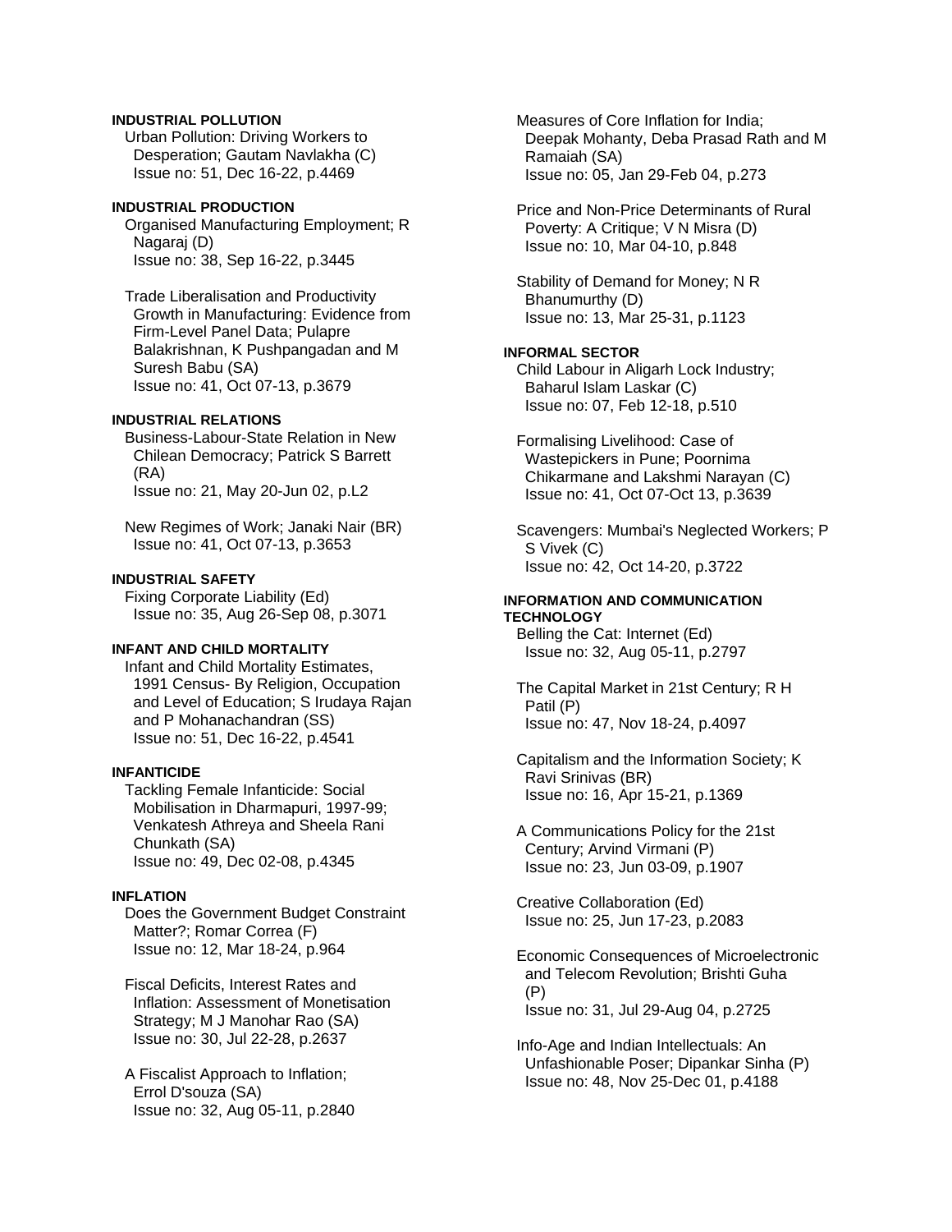**INDUSTRIAL POLLUTION**

Urban Pollution: Driving Workers to Desperation; Gautam Navlakha (C)
Issue no: 51, Dec 16-22, p.4469

**INDUSTRIAL PRODUCTION**

Organised Manufacturing Employment; R Nagaraj (D)
Issue no: 38, Sep 16-22, p.3445

Trade Liberalisation and Productivity Growth in Manufacturing: Evidence from Firm-Level Panel Data; Pulapre Balakrishnan, K Pushpangadan and M Suresh Babu (SA)
Issue no: 41, Oct 07-13, p.3679

**INDUSTRIAL RELATIONS**

Business-Labour-State Relation in New Chilean Democracy; Patrick S Barrett (RA)
Issue no: 21, May 20-Jun 02, p.L2

New Regimes of Work; Janaki Nair (BR)
Issue no: 41, Oct 07-13, p.3653

**INDUSTRIAL SAFETY**

Fixing Corporate Liability (Ed)
Issue no: 35, Aug 26-Sep 08, p.3071

**INFANT AND CHILD MORTALITY**

Infant and Child Mortality Estimates, 1991 Census- By Religion, Occupation and Level of Education; S Irudaya Rajan and P Mohanachandran (SS)
Issue no: 51, Dec 16-22, p.4541

**INFANTICIDE**

Tackling Female Infanticide: Social Mobilisation in Dharmapuri, 1997-99; Venkatesh Athreya and Sheela Rani Chunkath (SA)
Issue no: 49, Dec 02-08, p.4345

**INFLATION**

Does the Government Budget Constraint Matter?; Romar Correa (F)
Issue no: 12, Mar 18-24, p.964

Fiscal Deficits, Interest Rates and Inflation: Assessment of Monetisation Strategy; M J Manohar Rao (SA)
Issue no: 30, Jul 22-28, p.2637

A Fiscalist Approach to Inflation; Errol D'souza (SA)
Issue no: 32, Aug 05-11, p.2840

Measures of Core Inflation for India; Deepak Mohanty, Deba Prasad Rath and M Ramaiah (SA)
Issue no: 05, Jan 29-Feb 04, p.273

Price and Non-Price Determinants of Rural Poverty: A Critique; V N Misra (D)
Issue no: 10, Mar 04-10, p.848

Stability of Demand for Money; N R Bhanumurthy (D)
Issue no: 13, Mar 25-31, p.1123

**INFORMAL SECTOR**

Child Labour in Aligarh Lock Industry; Baharul Islam Laskar (C)
Issue no: 07, Feb 12-18, p.510

Formalising Livelihood: Case of Wastepickers in Pune; Poornima Chikarmane and Lakshmi Narayan (C)
Issue no: 41, Oct 07-Oct 13, p.3639

Scavengers: Mumbai's Neglected Workers; P S Vivek (C)
Issue no: 42, Oct 14-20, p.3722

**INFORMATION AND COMMUNICATION TECHNOLOGY**

Belling the Cat: Internet (Ed)
Issue no: 32, Aug 05-11, p.2797

The Capital Market in 21st Century; R H Patil (P)
Issue no: 47, Nov 18-24, p.4097

Capitalism and the Information Society; K Ravi Srinivas (BR)
Issue no: 16, Apr 15-21, p.1369

A Communications Policy for the 21st Century; Arvind Virmani (P)
Issue no: 23, Jun 03-09, p.1907

Creative Collaboration (Ed)
Issue no: 25, Jun 17-23, p.2083

Economic Consequences of Microelectronic and Telecom Revolution; Brishti Guha (P)
Issue no: 31, Jul 29-Aug 04, p.2725

Info-Age and Indian Intellectuals: An Unfashionable Poser; Dipankar Sinha (P)
Issue no: 48, Nov 25-Dec 01, p.4188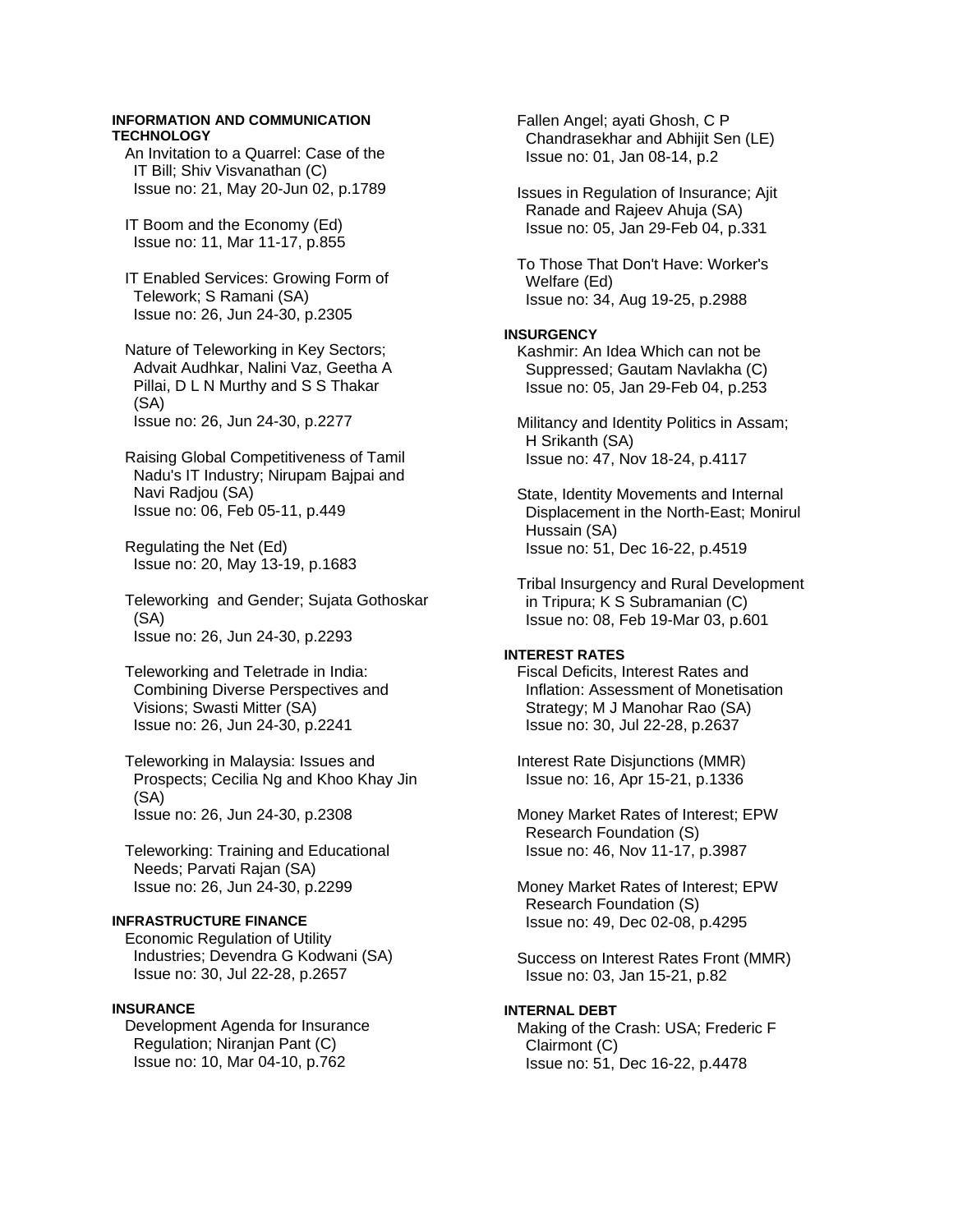**INFORMATION AND COMMUNICATION TECHNOLOGY**

An Invitation to a Quarrel: Case of the IT Bill; Shiv Visvanathan (C)
Issue no: 21, May 20-Jun 02, p.1789

IT Boom and the Economy (Ed)
Issue no: 11, Mar 11-17, p.855

IT Enabled Services: Growing Form of Telework; S Ramani (SA)
Issue no: 26, Jun 24-30, p.2305

Nature of Teleworking in Key Sectors; Advait Audhkar, Nalini Vaz, Geetha A Pillai, D L N Murthy and S S Thakar (SA)
Issue no: 26, Jun 24-30, p.2277

Raising Global Competitiveness of Tamil Nadu's IT Industry; Nirupam Bajpai and Navi Radjou (SA)
Issue no: 06, Feb 05-11, p.449

Regulating the Net (Ed)
Issue no: 20, May 13-19, p.1683

Teleworking and Gender; Sujata Gothoskar (SA)
Issue no: 26, Jun 24-30, p.2293

Teleworking and Teletrade in India: Combining Diverse Perspectives and Visions; Swasti Mitter (SA)
Issue no: 26, Jun 24-30, p.2241

Teleworking in Malaysia: Issues and Prospects; Cecilia Ng and Khoo Khay Jin (SA)
Issue no: 26, Jun 24-30, p.2308

Teleworking: Training and Educational Needs; Parvati Rajan (SA)
Issue no: 26, Jun 24-30, p.2299

**INFRASTRUCTURE FINANCE**

Economic Regulation of Utility Industries; Devendra G Kodwani (SA)
Issue no: 30, Jul 22-28, p.2657

**INSURANCE**

Development Agenda for Insurance Regulation; Niranjan Pant (C)
Issue no: 10, Mar 04-10, p.762

Fallen Angel; ayati Ghosh, C P Chandrasekhar and Abhijit Sen (LE)
Issue no: 01, Jan 08-14, p.2

Issues in Regulation of Insurance; Ajit Ranade and Rajeev Ahuja (SA)
Issue no: 05, Jan 29-Feb 04, p.331

To Those That Don't Have: Worker's Welfare (Ed)
Issue no: 34, Aug 19-25, p.2988

**INSURGENCY**

Kashmir: An Idea Which can not be Suppressed; Gautam Navlakha (C)
Issue no: 05, Jan 29-Feb 04, p.253

Militancy and Identity Politics in Assam; H Srikanth (SA)
Issue no: 47, Nov 18-24, p.4117

State, Identity Movements and Internal Displacement in the North-East; Monirul Hussain (SA)
Issue no: 51, Dec 16-22, p.4519

Tribal Insurgency and Rural Development in Tripura; K S Subramanian (C)
Issue no: 08, Feb 19-Mar 03, p.601

**INTEREST RATES**

Fiscal Deficits, Interest Rates and Inflation: Assessment of Monetisation Strategy; M J Manohar Rao (SA)
Issue no: 30, Jul 22-28, p.2637

Interest Rate Disjunctions (MMR)
Issue no: 16, Apr 15-21, p.1336

Money Market Rates of Interest; EPW Research Foundation (S)
Issue no: 46, Nov 11-17, p.3987

Money Market Rates of Interest; EPW Research Foundation (S)
Issue no: 49, Dec 02-08, p.4295

Success on Interest Rates Front (MMR)
Issue no: 03, Jan 15-21, p.82

**INTERNAL DEBT**

Making of the Crash: USA; Frederic F Clairmont (C)
Issue no: 51, Dec 16-22, p.4478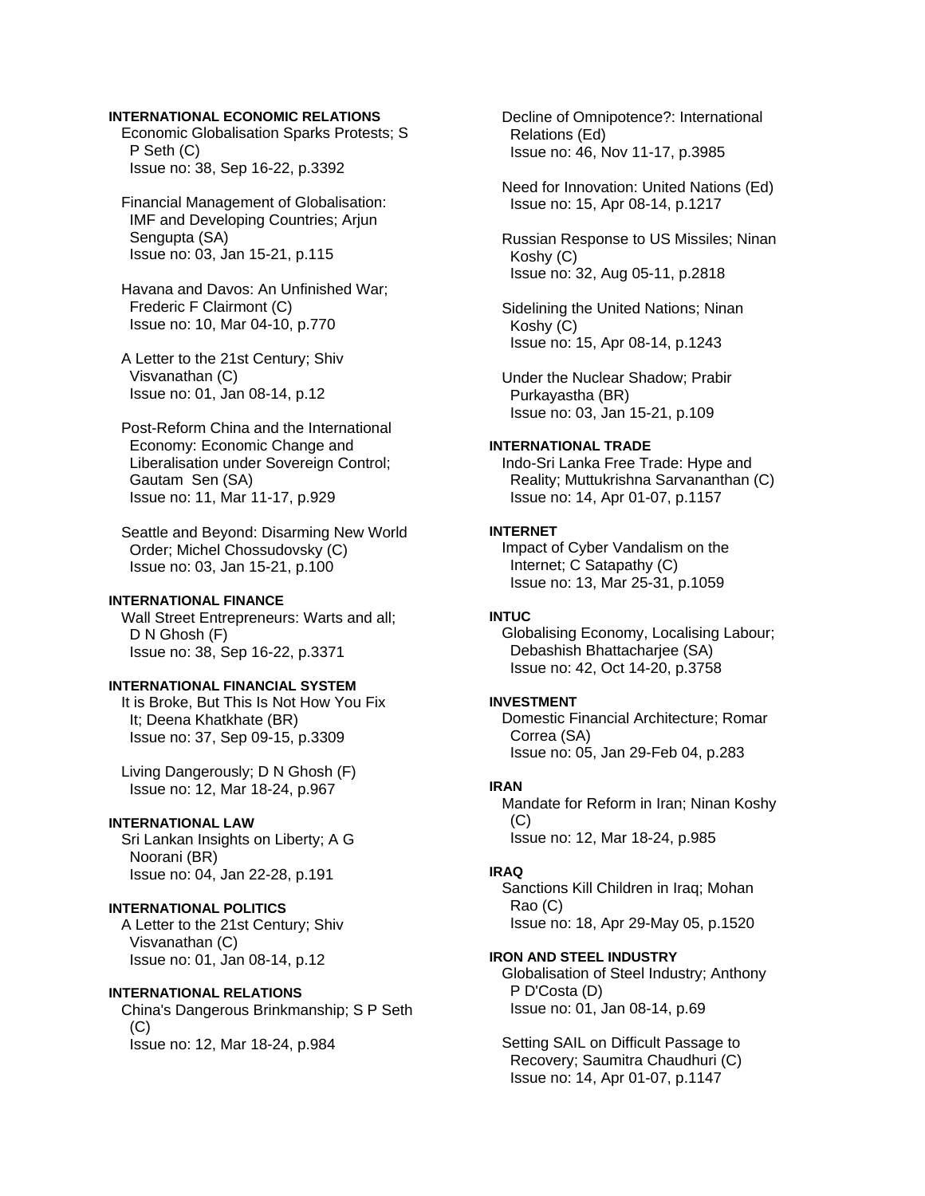**INTERNATIONAL ECONOMIC RELATIONS**

Economic Globalisation Sparks Protests; S P Seth (C)
Issue no: 38, Sep 16-22, p.3392

Financial Management of Globalisation: IMF and Developing Countries; Arjun Sengupta (SA)
Issue no: 03, Jan 15-21, p.115

Havana and Davos: An Unfinished War; Frederic F Clairmont (C)
Issue no: 10, Mar 04-10, p.770

A Letter to the 21st Century; Shiv Visvanathan (C)
Issue no: 01, Jan 08-14, p.12

Post-Reform China and the International Economy: Economic Change and Liberalisation under Sovereign Control; Gautam Sen (SA)
Issue no: 11, Mar 11-17, p.929

Seattle and Beyond: Disarming New World Order; Michel Chossudovsky (C)
Issue no: 03, Jan 15-21, p.100

**INTERNATIONAL FINANCE**

Wall Street Entrepreneurs: Warts and all; D N Ghosh (F)
Issue no: 38, Sep 16-22, p.3371

**INTERNATIONAL FINANCIAL SYSTEM**

It is Broke, But This Is Not How You Fix It; Deena Khatkhate (BR)
Issue no: 37, Sep 09-15, p.3309

Living Dangerously; D N Ghosh (F)
Issue no: 12, Mar 18-24, p.967

**INTERNATIONAL LAW**

Sri Lankan Insights on Liberty; A G Noorani (BR)
Issue no: 04, Jan 22-28, p.191

**INTERNATIONAL POLITICS**

A Letter to the 21st Century; Shiv Visvanathan (C)
Issue no: 01, Jan 08-14, p.12

**INTERNATIONAL RELATIONS**

China's Dangerous Brinkmanship; S P Seth (C)
Issue no: 12, Mar 18-24, p.984

Decline of Omnipotence?: International Relations (Ed)
Issue no: 46, Nov 11-17, p.3985

Need for Innovation: United Nations (Ed)
Issue no: 15, Apr 08-14, p.1217

Russian Response to US Missiles; Ninan Koshy (C)
Issue no: 32, Aug 05-11, p.2818

Sidelining the United Nations; Ninan Koshy (C)
Issue no: 15, Apr 08-14, p.1243

Under the Nuclear Shadow; Prabir Purkayastha (BR)
Issue no: 03, Jan 15-21, p.109

**INTERNATIONAL TRADE**

Indo-Sri Lanka Free Trade: Hype and Reality; Muttukrishna Sarvananthan (C)
Issue no: 14, Apr 01-07, p.1157

**INTERNET**

Impact of Cyber Vandalism on the Internet; C Satapathy (C)
Issue no: 13, Mar 25-31, p.1059

**INTUC**

Globalising Economy, Localising Labour; Debashish Bhattacharjee (SA)
Issue no: 42, Oct 14-20, p.3758

**INVESTMENT**

Domestic Financial Architecture; Romar Correa (SA)
Issue no: 05, Jan 29-Feb 04, p.283

**IRAN**

Mandate for Reform in Iran; Ninan Koshy (C)
Issue no: 12, Mar 18-24, p.985

**IRAQ**

Sanctions Kill Children in Iraq; Mohan Rao (C)
Issue no: 18, Apr 29-May 05, p.1520

**IRON AND STEEL INDUSTRY**

Globalisation of Steel Industry; Anthony P D'Costa (D)
Issue no: 01, Jan 08-14, p.69

Setting SAIL on Difficult Passage to Recovery; Saumitra Chaudhuri (C)
Issue no: 14, Apr 01-07, p.1147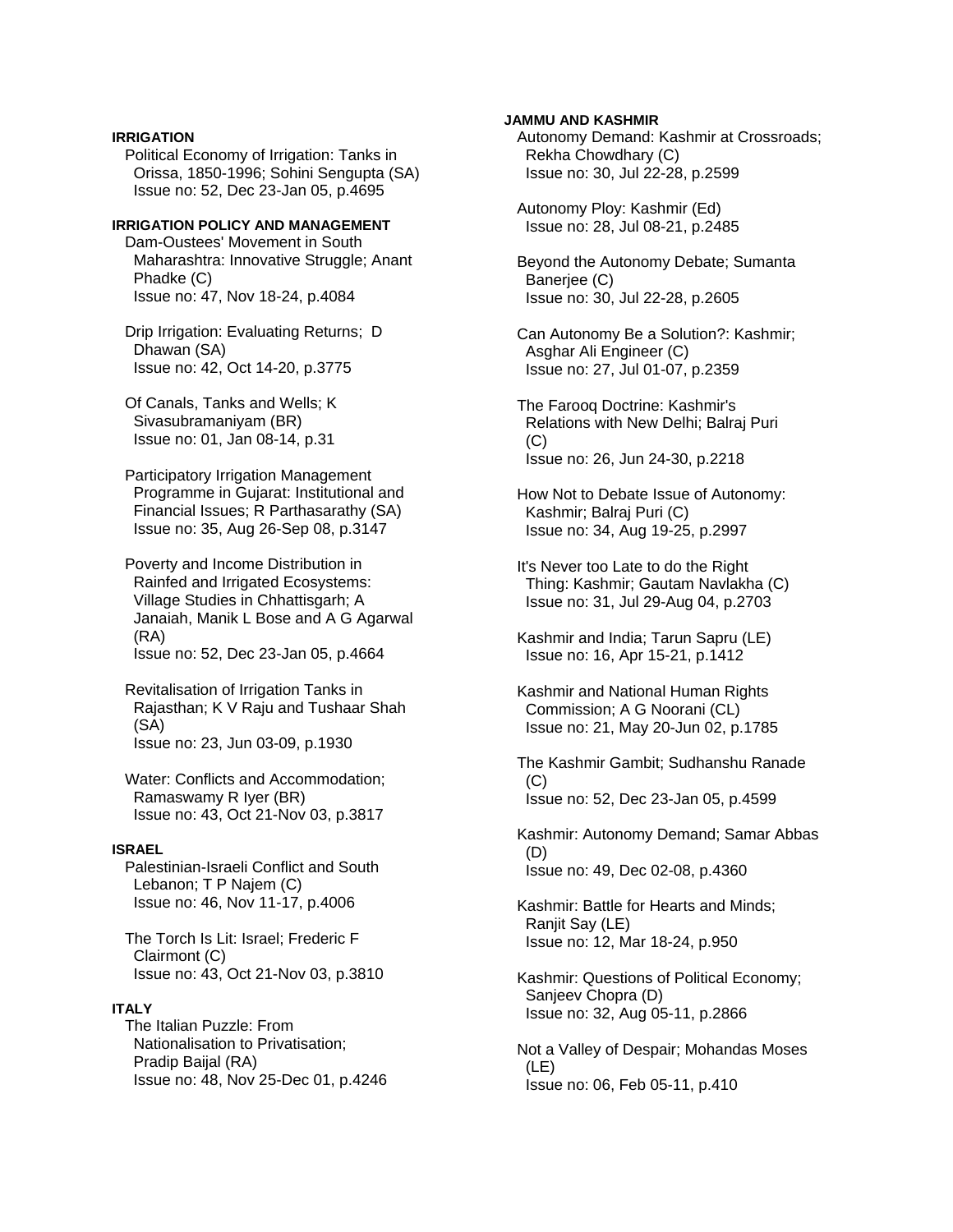**IRRIGATION**

Political Economy of Irrigation: Tanks in Orissa, 1850-1996; Sohini Sengupta (SA)
Issue no: 52, Dec 23-Jan 05, p.4695

**IRRIGATION POLICY AND MANAGEMENT**

Dam-Oustees' Movement in South Maharashtra: Innovative Struggle; Anant Phadke (C)
Issue no: 47, Nov 18-24, p.4084

Drip Irrigation: Evaluating Returns; D Dhawan (SA)
Issue no: 42, Oct 14-20, p.3775

Of Canals, Tanks and Wells; K Sivasubramaniyam (BR)
Issue no: 01, Jan 08-14, p.31

Participatory Irrigation Management Programme in Gujarat: Institutional and Financial Issues; R Parthasarathy (SA)
Issue no: 35, Aug 26-Sep 08, p.3147

Poverty and Income Distribution in Rainfed and Irrigated Ecosystems: Village Studies in Chhattisgarh; A Janaiah, Manik L Bose and A G Agarwal (RA)
Issue no: 52, Dec 23-Jan 05, p.4664

Revitalisation of Irrigation Tanks in Rajasthan; K V Raju and Tushaar Shah (SA)
Issue no: 23, Jun 03-09, p.1930

Water: Conflicts and Accommodation; Ramaswamy R Iyer (BR)
Issue no: 43, Oct 21-Nov 03, p.3817

**ISRAEL**

Palestinian-Israeli Conflict and South Lebanon; T P Najem (C)
Issue no: 46, Nov 11-17, p.4006

The Torch Is Lit: Israel; Frederic F Clairmont (C)
Issue no: 43, Oct 21-Nov 03, p.3810

**ITALY**

The Italian Puzzle: From Nationalisation to Privatisation; Pradip Baijal (RA)
Issue no: 48, Nov 25-Dec 01, p.4246

**JAMMU AND KASHMIR**

Autonomy Demand: Kashmir at Crossroads; Rekha Chowdhary (C)
Issue no: 30, Jul 22-28, p.2599

Autonomy Ploy: Kashmir (Ed)
Issue no: 28, Jul 08-21, p.2485

Beyond the Autonomy Debate; Sumanta Banerjee (C)
Issue no: 30, Jul 22-28, p.2605

Can Autonomy Be a Solution?: Kashmir; Asghar Ali Engineer (C)
Issue no: 27, Jul 01-07, p.2359

The Farooq Doctrine: Kashmir's Relations with New Delhi; Balraj Puri (C)
Issue no: 26, Jun 24-30, p.2218

How Not to Debate Issue of Autonomy: Kashmir; Balraj Puri (C)
Issue no: 34, Aug 19-25, p.2997

It's Never too Late to do the Right Thing: Kashmir; Gautam Navlakha (C)
Issue no: 31, Jul 29-Aug 04, p.2703

Kashmir and India; Tarun Sapru (LE)
Issue no: 16, Apr 15-21, p.1412

Kashmir and National Human Rights Commission; A G Noorani (CL)
Issue no: 21, May 20-Jun 02, p.1785

The Kashmir Gambit; Sudhanshu Ranade (C)
Issue no: 52, Dec 23-Jan 05, p.4599

Kashmir: Autonomy Demand; Samar Abbas (D)
Issue no: 49, Dec 02-08, p.4360

Kashmir: Battle for Hearts and Minds; Ranjit Say (LE)
Issue no: 12, Mar 18-24, p.950

Kashmir: Questions of Political Economy; Sanjeev Chopra (D)
Issue no: 32, Aug 05-11, p.2866

Not a Valley of Despair; Mohandas Moses (LE)
Issue no: 06, Feb 05-11, p.410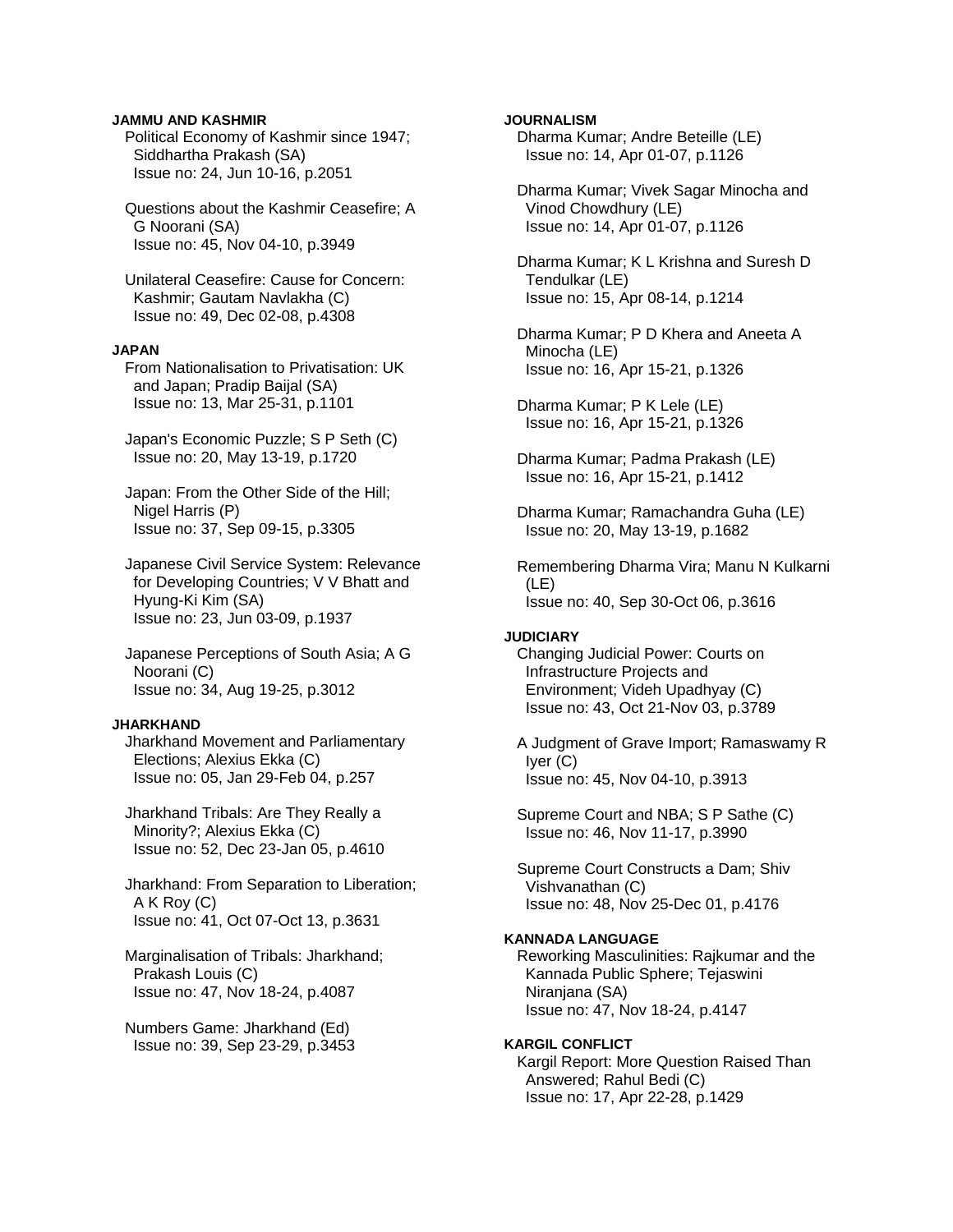**JAMMU AND KASHMIR**

Political Economy of Kashmir since 1947; Siddhartha Prakash (SA)
Issue no: 24, Jun 10-16, p.2051

Questions about the Kashmir Ceasefire; A G Noorani (SA)
Issue no: 45, Nov 04-10, p.3949

Unilateral Ceasefire: Cause for Concern: Kashmir; Gautam Navlakha (C)
Issue no: 49, Dec 02-08, p.4308

**JAPAN**

From Nationalisation to Privatisation: UK and Japan; Pradip Baijal (SA)
Issue no: 13, Mar 25-31, p.1101

Japan's Economic Puzzle; S P Seth (C)
Issue no: 20, May 13-19, p.1720

Japan: From the Other Side of the Hill; Nigel Harris (P)
Issue no: 37, Sep 09-15, p.3305

Japanese Civil Service System: Relevance for Developing Countries; V V Bhatt and Hyung-Ki Kim (SA)
Issue no: 23, Jun 03-09, p.1937

Japanese Perceptions of South Asia; A G Noorani (C)
Issue no: 34, Aug 19-25, p.3012

**JHARKHAND**

Jharkhand Movement and Parliamentary Elections; Alexius Ekka (C)
Issue no: 05, Jan 29-Feb 04, p.257

Jharkhand Tribals: Are They Really a Minority?; Alexius Ekka (C)
Issue no: 52, Dec 23-Jan 05, p.4610

Jharkhand: From Separation to Liberation; A K Roy (C)
Issue no: 41, Oct 07-Oct 13, p.3631

Marginalisation of Tribals: Jharkhand; Prakash Louis (C)
Issue no: 47, Nov 18-24, p.4087

Numbers Game: Jharkhand (Ed)
Issue no: 39, Sep 23-29, p.3453

**JOURNALISM**

Dharma Kumar; Andre Beteille (LE)
Issue no: 14, Apr 01-07, p.1126

Dharma Kumar; Vivek Sagar Minocha and Vinod Chowdhury (LE)
Issue no: 14, Apr 01-07, p.1126

Dharma Kumar; K L Krishna and Suresh D Tendulkar (LE)
Issue no: 15, Apr 08-14, p.1214

Dharma Kumar; P D Khera and Aneeta A Minocha (LE)
Issue no: 16, Apr 15-21, p.1326

Dharma Kumar; P K Lele (LE)
Issue no: 16, Apr 15-21, p.1326

Dharma Kumar; Padma Prakash (LE)
Issue no: 16, Apr 15-21, p.1412

Dharma Kumar; Ramachandra Guha (LE)
Issue no: 20, May 13-19, p.1682

Remembering Dharma Vira; Manu N Kulkarni (LE)
Issue no: 40, Sep 30-Oct 06, p.3616

**JUDICIARY**

Changing Judicial Power: Courts on Infrastructure Projects and Environment; Videh Upadhyay (C)
Issue no: 43, Oct 21-Nov 03, p.3789

A Judgment of Grave Import; Ramaswamy R Iyer (C)
Issue no: 45, Nov 04-10, p.3913

Supreme Court and NBA; S P Sathe (C)
Issue no: 46, Nov 11-17, p.3990

Supreme Court Constructs a Dam; Shiv Vishvanathan (C)
Issue no: 48, Nov 25-Dec 01, p.4176

**KANNADA LANGUAGE**

Reworking Masculinities: Rajkumar and the Kannada Public Sphere; Tejaswini Niranjana (SA)
Issue no: 47, Nov 18-24, p.4147

**KARGIL CONFLICT**

Kargil Report: More Question Raised Than Answered; Rahul Bedi (C)
Issue no: 17, Apr 22-28, p.1429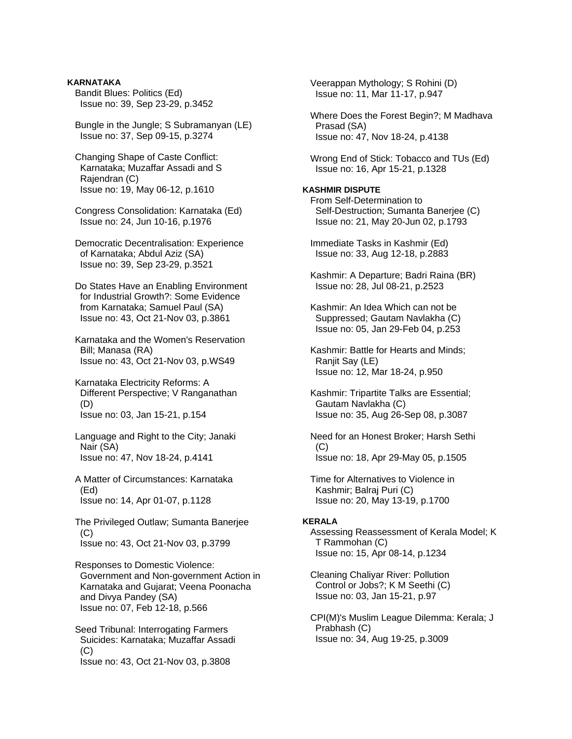**KARNATAKA**

Bandit Blues: Politics (Ed)
Issue no: 39, Sep 23-29, p.3452

Bungle in the Jungle; S Subramanyan (LE)
Issue no: 37, Sep 09-15, p.3274

Changing Shape of Caste Conflict: Karnataka; Muzaffar Assadi and S Rajendran (C)
Issue no: 19, May 06-12, p.1610

Congress Consolidation: Karnataka (Ed)
Issue no: 24, Jun 10-16, p.1976

Democratic Decentralisation: Experience of Karnataka; Abdul Aziz (SA)
Issue no: 39, Sep 23-29, p.3521

Do States Have an Enabling Environment for Industrial Growth?: Some Evidence from Karnataka; Samuel Paul (SA)
Issue no: 43, Oct 21-Nov 03, p.3861

Karnataka and the Women's Reservation Bill; Manasa (RA)
Issue no: 43, Oct 21-Nov 03, p.WS49

Karnataka Electricity Reforms: A Different Perspective; V Ranganathan (D)
Issue no: 03, Jan 15-21, p.154

Language and Right to the City; Janaki Nair (SA)
Issue no: 47, Nov 18-24, p.4141

A Matter of Circumstances: Karnataka (Ed)
Issue no: 14, Apr 01-07, p.1128

The Privileged Outlaw; Sumanta Banerjee (C)
Issue no: 43, Oct 21-Nov 03, p.3799

Responses to Domestic Violence: Government and Non-government Action in Karnataka and Gujarat; Veena Poonacha and Divya Pandey (SA)
Issue no: 07, Feb 12-18, p.566

Seed Tribunal: Interrogating Farmers Suicides: Karnataka; Muzaffar Assadi (C)
Issue no: 43, Oct 21-Nov 03, p.3808

Veerappan Mythology; S Rohini (D)
Issue no: 11, Mar 11-17, p.947

Where Does the Forest Begin?; M Madhava Prasad (SA)
Issue no: 47, Nov 18-24, p.4138

Wrong End of Stick: Tobacco and TUs (Ed)
Issue no: 16, Apr 15-21, p.1328

**KASHMIR DISPUTE**

From Self-Determination to Self-Destruction; Sumanta Banerjee (C)
Issue no: 21, May 20-Jun 02, p.1793

Immediate Tasks in Kashmir (Ed)
Issue no: 33, Aug 12-18, p.2883

Kashmir: A Departure; Badri Raina (BR)
Issue no: 28, Jul 08-21, p.2523

Kashmir: An Idea Which can not be Suppressed; Gautam Navlakha (C)
Issue no: 05, Jan 29-Feb 04, p.253

Kashmir: Battle for Hearts and Minds; Ranjit Say (LE)
Issue no: 12, Mar 18-24, p.950

Kashmir: Tripartite Talks are Essential; Gautam Navlakha (C)
Issue no: 35, Aug 26-Sep 08, p.3087

Need for an Honest Broker; Harsh Sethi (C)
Issue no: 18, Apr 29-May 05, p.1505

Time for Alternatives to Violence in Kashmir; Balraj Puri (C)
Issue no: 20, May 13-19, p.1700

**KERALA**

Assessing Reassessment of Kerala Model; K T Rammohan (C)
Issue no: 15, Apr 08-14, p.1234

Cleaning Chaliyar River: Pollution Control or Jobs?; K M Seethi (C)
Issue no: 03, Jan 15-21, p.97

CPI(M)'s Muslim League Dilemma: Kerala; J Prabhash (C)
Issue no: 34, Aug 19-25, p.3009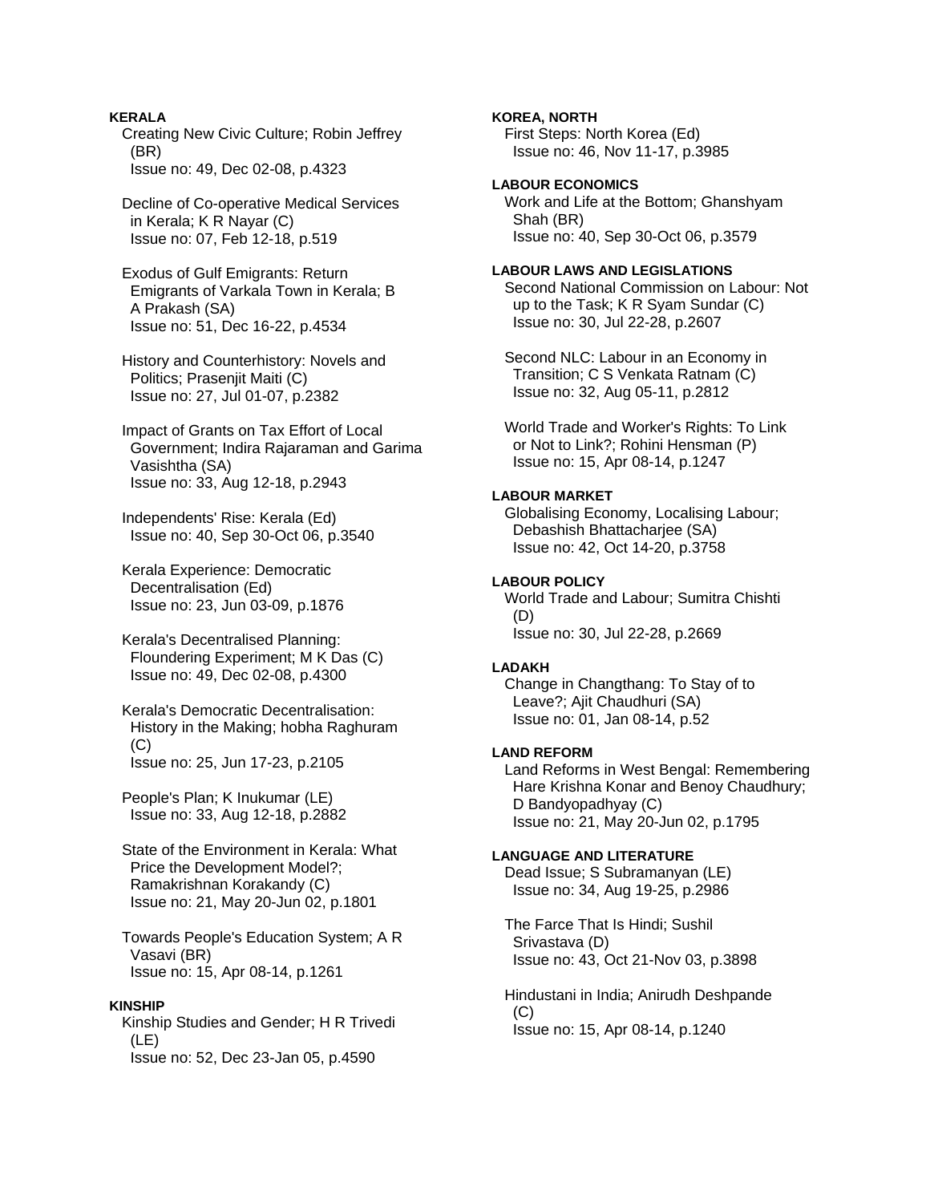**KERALA**

Creating New Civic Culture; Robin Jeffrey (BR)
Issue no: 49, Dec 02-08, p.4323

Decline of Co-operative Medical Services in Kerala; K R Nayar (C)
Issue no: 07, Feb 12-18, p.519

Exodus of Gulf Emigrants: Return Emigrants of Varkala Town in Kerala; B A Prakash (SA)
Issue no: 51, Dec 16-22, p.4534

History and Counterhistory: Novels and Politics; Prasenjit Maiti (C)
Issue no: 27, Jul 01-07, p.2382

Impact of Grants on Tax Effort of Local Government; Indira Rajaraman and Garima Vasishtha (SA)
Issue no: 33, Aug 12-18, p.2943

Independents' Rise: Kerala (Ed)
Issue no: 40, Sep 30-Oct 06, p.3540

Kerala Experience: Democratic Decentralisation (Ed)
Issue no: 23, Jun 03-09, p.1876

Kerala's Decentralised Planning: Floundering Experiment; M K Das (C)
Issue no: 49, Dec 02-08, p.4300

Kerala's Democratic Decentralisation: History in the Making; hobha Raghuram (C)
Issue no: 25, Jun 17-23, p.2105

People's Plan; K Inukumar (LE)
Issue no: 33, Aug 12-18, p.2882

State of the Environment in Kerala: What Price the Development Model?; Ramakrishnan Korakandy (C)
Issue no: 21, May 20-Jun 02, p.1801

Towards People's Education System; A R Vasavi (BR)
Issue no: 15, Apr 08-14, p.1261

**KINSHIP**

Kinship Studies and Gender; H R Trivedi (LE)
Issue no: 52, Dec 23-Jan 05, p.4590

**KOREA, NORTH**

First Steps: North Korea (Ed)
Issue no: 46, Nov 11-17, p.3985

**LABOUR ECONOMICS**

Work and Life at the Bottom; Ghanshyam Shah (BR)
Issue no: 40, Sep 30-Oct 06, p.3579

**LABOUR LAWS AND LEGISLATIONS**

Second National Commission on Labour: Not up to the Task; K R Syam Sundar (C)
Issue no: 30, Jul 22-28, p.2607

Second NLC: Labour in an Economy in Transition; C S Venkata Ratnam (C)
Issue no: 32, Aug 05-11, p.2812

World Trade and Worker's Rights: To Link or Not to Link?; Rohini Hensman (P)
Issue no: 15, Apr 08-14, p.1247

**LABOUR MARKET**

Globalising Economy, Localising Labour; Debashish Bhattacharjee (SA)
Issue no: 42, Oct 14-20, p.3758

**LABOUR POLICY**

World Trade and Labour; Sumitra Chishti (D)
Issue no: 30, Jul 22-28, p.2669

**LADAKH**

Change in Changthang: To Stay of to Leave?; Ajit Chaudhuri (SA)
Issue no: 01, Jan 08-14, p.52

**LAND REFORM**

Land Reforms in West Bengal: Remembering Hare Krishna Konar and Benoy Chaudhury; D Bandyopadhyay (C)
Issue no: 21, May 20-Jun 02, p.1795

**LANGUAGE AND LITERATURE**

Dead Issue; S Subramanyan (LE)
Issue no: 34, Aug 19-25, p.2986

The Farce That Is Hindi; Sushil Srivastava (D)
Issue no: 43, Oct 21-Nov 03, p.3898

Hindustani in India; Anirudh Deshpande (C)
Issue no: 15, Apr 08-14, p.1240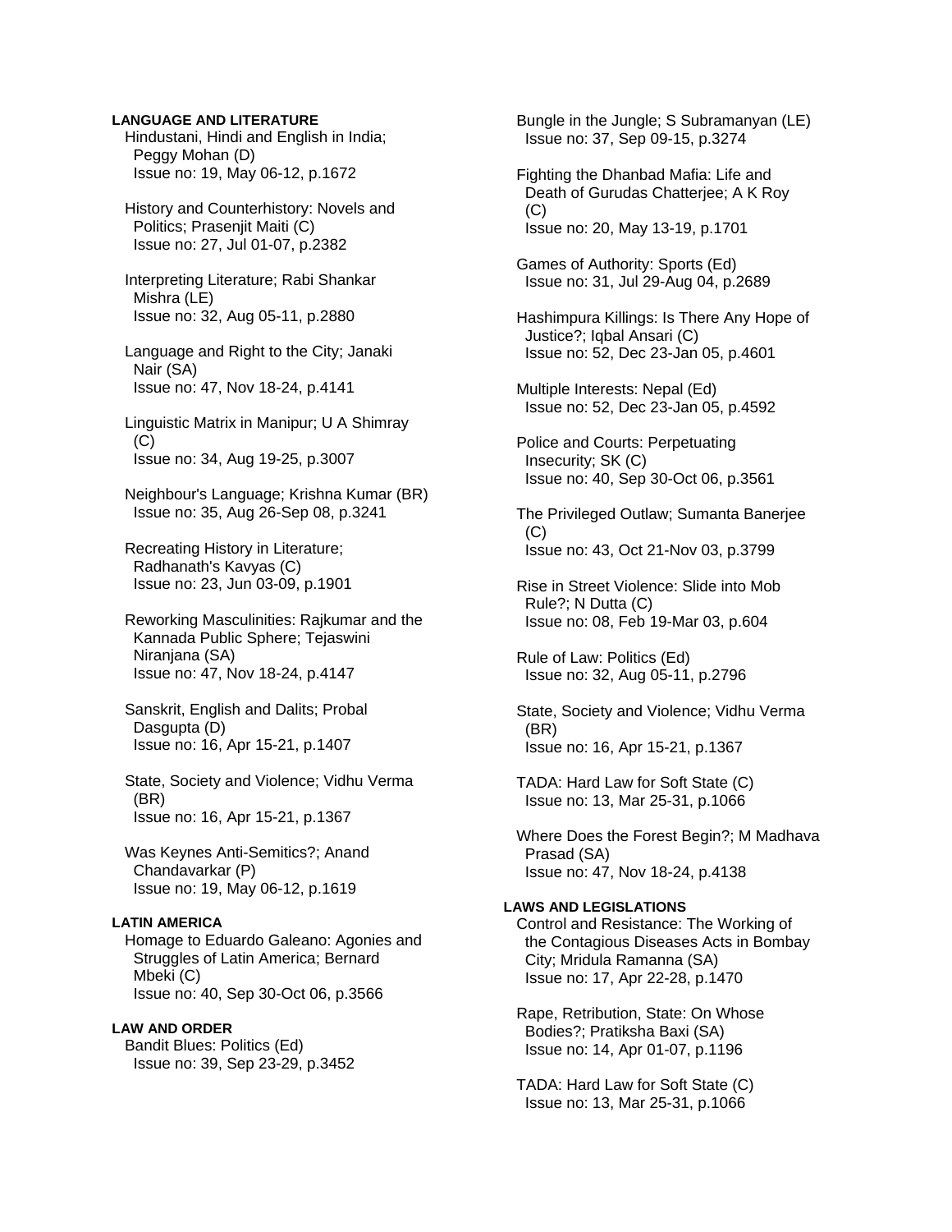**LANGUAGE AND LITERATURE**

Hindustani, Hindi and English in India; Peggy Mohan (D)
Issue no: 19, May 06-12, p.1672

History and Counterhistory: Novels and Politics; Prasenjit Maiti (C)
Issue no: 27, Jul 01-07, p.2382

Interpreting Literature; Rabi Shankar Mishra (LE)
Issue no: 32, Aug 05-11, p.2880

Language and Right to the City; Janaki Nair (SA)
Issue no: 47, Nov 18-24, p.4141

Linguistic Matrix in Manipur; U A Shimray (C)
Issue no: 34, Aug 19-25, p.3007

Neighbour's Language; Krishna Kumar (BR)
Issue no: 35, Aug 26-Sep 08, p.3241

Recreating History in Literature; Radhanath's Kavyas (C)
Issue no: 23, Jun 03-09, p.1901

Reworking Masculinities: Rajkumar and the Kannada Public Sphere; Tejaswini Niranjana (SA)
Issue no: 47, Nov 18-24, p.4147

Sanskrit, English and Dalits; Probal Dasgupta (D)
Issue no: 16, Apr 15-21, p.1407

State, Society and Violence; Vidhu Verma (BR)
Issue no: 16, Apr 15-21, p.1367

Was Keynes Anti-Semitics?; Anand Chandavarkar (P)
Issue no: 19, May 06-12, p.1619

**LATIN AMERICA**

Homage to Eduardo Galeano: Agonies and Struggles of Latin America; Bernard Mbeki (C)
Issue no: 40, Sep 30-Oct 06, p.3566

**LAW AND ORDER**

Bandit Blues: Politics (Ed)
Issue no: 39, Sep 23-29, p.3452

Bungle in the Jungle; S Subramanyan (LE)
Issue no: 37, Sep 09-15, p.3274

Fighting the Dhanbad Mafia: Life and Death of Gurudas Chatterjee; A K Roy (C)
Issue no: 20, May 13-19, p.1701

Games of Authority: Sports (Ed)
Issue no: 31, Jul 29-Aug 04, p.2689

Hashimpura Killings: Is There Any Hope of Justice?; Iqbal Ansari (C)
Issue no: 52, Dec 23-Jan 05, p.4601

Multiple Interests: Nepal (Ed)
Issue no: 52, Dec 23-Jan 05, p.4592

Police and Courts: Perpetuating Insecurity; SK (C)
Issue no: 40, Sep 30-Oct 06, p.3561

The Privileged Outlaw; Sumanta Banerjee (C)
Issue no: 43, Oct 21-Nov 03, p.3799

Rise in Street Violence: Slide into Mob Rule?; N Dutta (C)
Issue no: 08, Feb 19-Mar 03, p.604

Rule of Law: Politics (Ed)
Issue no: 32, Aug 05-11, p.2796

State, Society and Violence; Vidhu Verma (BR)
Issue no: 16, Apr 15-21, p.1367

TADA: Hard Law for Soft State (C)
Issue no: 13, Mar 25-31, p.1066

Where Does the Forest Begin?; M Madhava Prasad (SA)
Issue no: 47, Nov 18-24, p.4138

**LAWS AND LEGISLATIONS**

Control and Resistance: The Working of the Contagious Diseases Acts in Bombay City; Mridula Ramanna (SA)
Issue no: 17, Apr 22-28, p.1470

Rape, Retribution, State: On Whose Bodies?; Pratiksha Baxi (SA)
Issue no: 14, Apr 01-07, p.1196

TADA: Hard Law for Soft State (C)
Issue no: 13, Mar 25-31, p.1066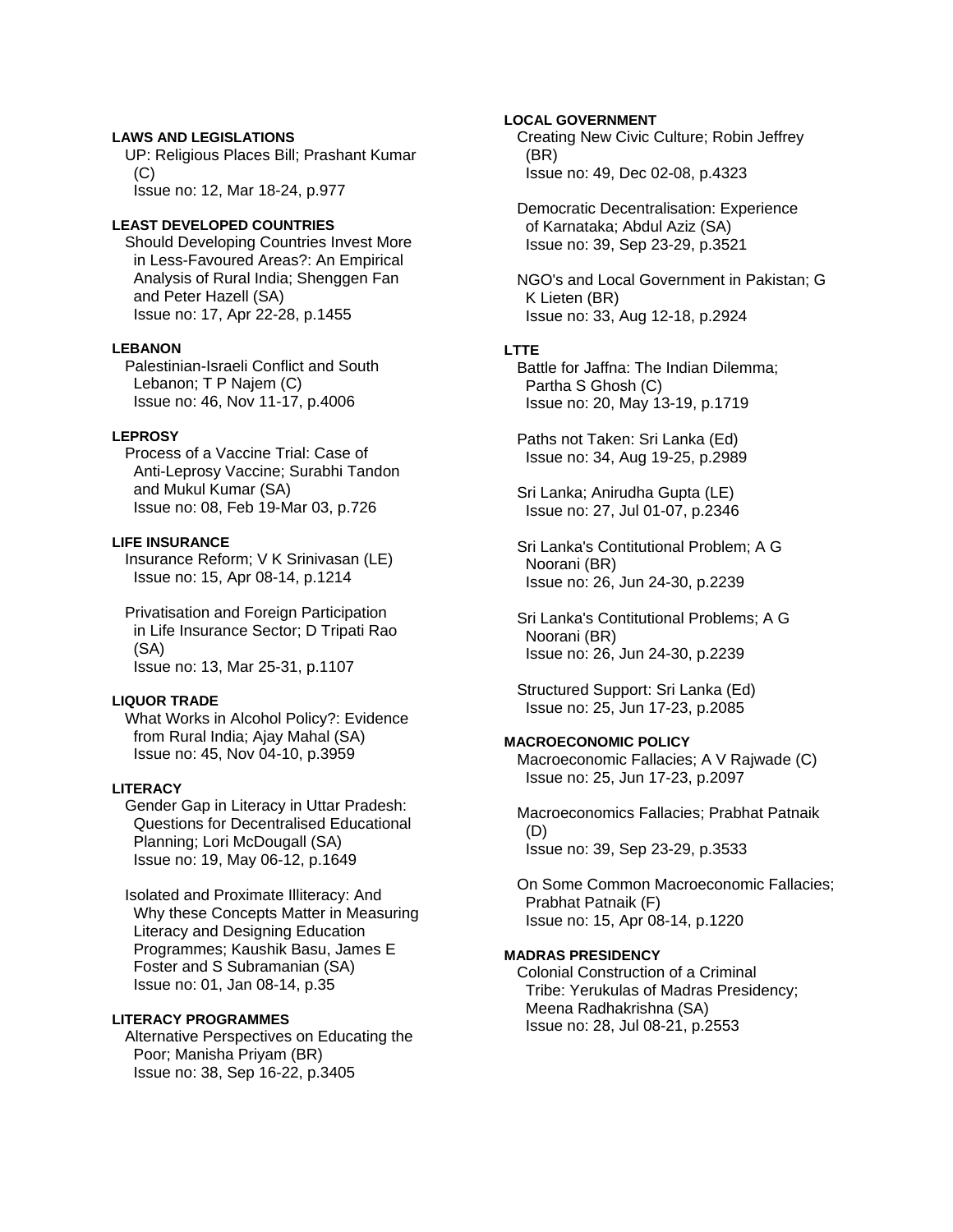**LAWS AND LEGISLATIONS**

UP: Religious Places Bill; Prashant Kumar (C)
Issue no: 12, Mar 18-24, p.977

**LEAST DEVELOPED COUNTRIES**

Should Developing Countries Invest More in Less-Favoured Areas?: An Empirical Analysis of Rural India; Shenggen Fan and Peter Hazell (SA)
Issue no: 17, Apr 22-28, p.1455

**LEBANON**

Palestinian-Israeli Conflict and South Lebanon; T P Najem (C)
Issue no: 46, Nov 11-17, p.4006

**LEPROSY**

Process of a Vaccine Trial: Case of Anti-Leprosy Vaccine; Surabhi Tandon and Mukul Kumar (SA)
Issue no: 08, Feb 19-Mar 03, p.726

**LIFE INSURANCE**

Insurance Reform; V K Srinivasan (LE)
Issue no: 15, Apr 08-14, p.1214

Privatisation and Foreign Participation in Life Insurance Sector; D Tripati Rao (SA)
Issue no: 13, Mar 25-31, p.1107

**LIQUOR TRADE**

What Works in Alcohol Policy?: Evidence from Rural India; Ajay Mahal (SA)
Issue no: 45, Nov 04-10, p.3959

**LITERACY**

Gender Gap in Literacy in Uttar Pradesh: Questions for Decentralised Educational Planning; Lori McDougall (SA)
Issue no: 19, May 06-12, p.1649

Isolated and Proximate Illiteracy: And Why these Concepts Matter in Measuring Literacy and Designing Education Programmes; Kaushik Basu, James E Foster and S Subramanian (SA)
Issue no: 01, Jan 08-14, p.35

**LITERACY PROGRAMMES**

Alternative Perspectives on Educating the Poor; Manisha Priyam (BR)
Issue no: 38, Sep 16-22, p.3405

**LOCAL GOVERNMENT**

Creating New Civic Culture; Robin Jeffrey (BR)
Issue no: 49, Dec 02-08, p.4323

Democratic Decentralisation: Experience of Karnataka; Abdul Aziz (SA)
Issue no: 39, Sep 23-29, p.3521

NGO's and Local Government in Pakistan; G K Lieten (BR)
Issue no: 33, Aug 12-18, p.2924

**LTTE**

Battle for Jaffna: The Indian Dilemma; Partha S Ghosh (C)
Issue no: 20, May 13-19, p.1719

Paths not Taken: Sri Lanka (Ed)
Issue no: 34, Aug 19-25, p.2989

Sri Lanka; Anirudha Gupta (LE)
Issue no: 27, Jul 01-07, p.2346

Sri Lanka's Contitutional Problem; A G Noorani (BR)
Issue no: 26, Jun 24-30, p.2239

Sri Lanka's Contitutional Problems; A G Noorani (BR)
Issue no: 26, Jun 24-30, p.2239

Structured Support: Sri Lanka (Ed)
Issue no: 25, Jun 17-23, p.2085

**MACROECONOMIC POLICY**

Macroeconomic Fallacies; A V Rajwade (C)
Issue no: 25, Jun 17-23, p.2097

Macroeconomics Fallacies; Prabhat Patnaik (D)
Issue no: 39, Sep 23-29, p.3533

On Some Common Macroeconomic Fallacies; Prabhat Patnaik (F)
Issue no: 15, Apr 08-14, p.1220

**MADRAS PRESIDENCY**

Colonial Construction of a Criminal Tribe: Yerukulas of Madras Presidency; Meena Radhakrishna (SA)
Issue no: 28, Jul 08-21, p.2553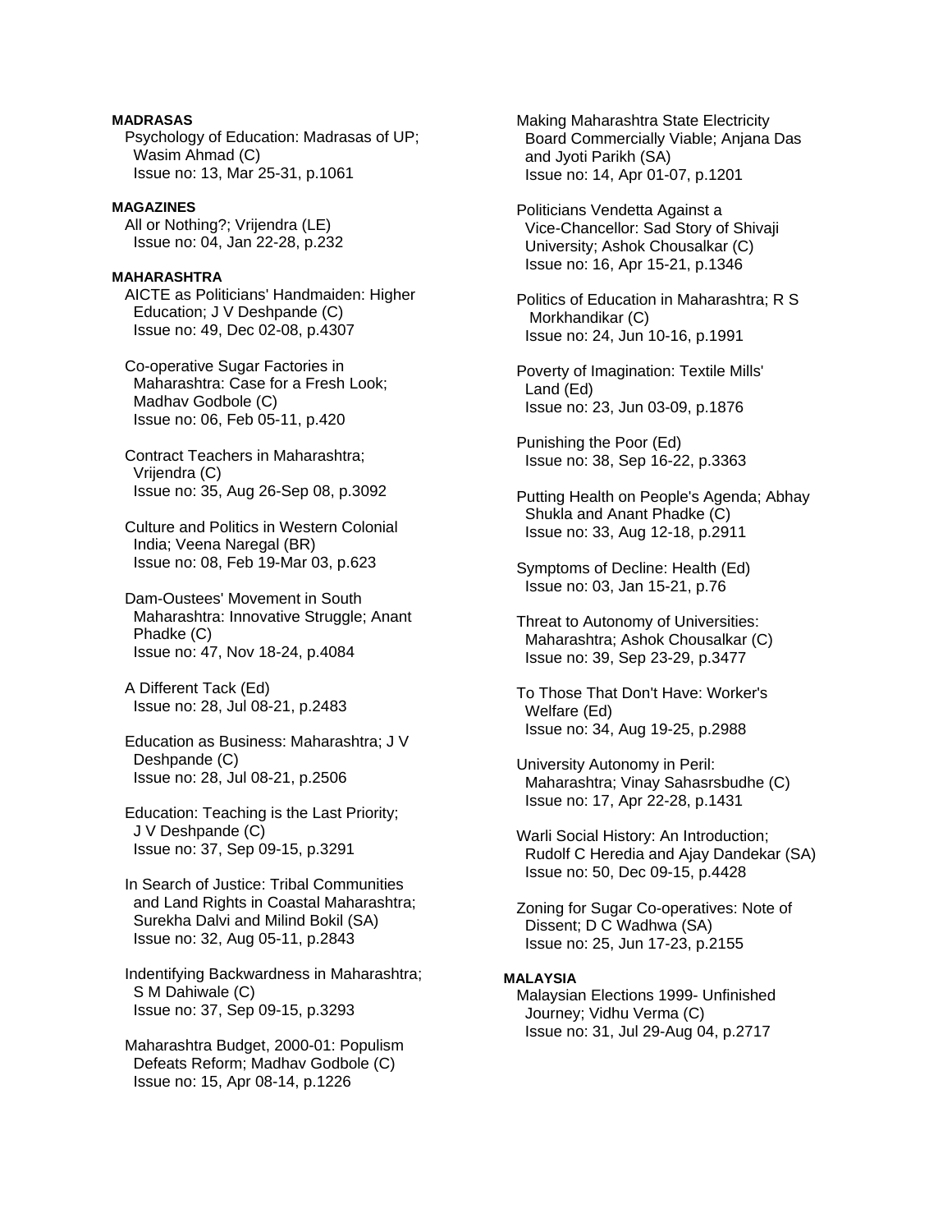**MADRASAS**

Psychology of Education: Madrasas of UP; Wasim Ahmad (C)
Issue no: 13, Mar 25-31, p.1061

**MAGAZINES**

All or Nothing?; Vrijendra (LE)
Issue no: 04, Jan 22-28, p.232

**MAHARASHTRA**

AICTE as Politicians' Handmaiden: Higher Education; J V Deshpande (C)
Issue no: 49, Dec 02-08, p.4307

Co-operative Sugar Factories in Maharashtra: Case for a Fresh Look; Madhav Godbole (C)
Issue no: 06, Feb 05-11, p.420

Contract Teachers in Maharashtra; Vrijendra (C)
Issue no: 35, Aug 26-Sep 08, p.3092

Culture and Politics in Western Colonial India; Veena Naregal (BR)
Issue no: 08, Feb 19-Mar 03, p.623

Dam-Oustees' Movement in South Maharashtra: Innovative Struggle; Anant Phadke (C)
Issue no: 47, Nov 18-24, p.4084

A Different Tack (Ed)
Issue no: 28, Jul 08-21, p.2483

Education as Business: Maharashtra; J V Deshpande (C)
Issue no: 28, Jul 08-21, p.2506

Education: Teaching is the Last Priority; J V Deshpande (C)
Issue no: 37, Sep 09-15, p.3291

In Search of Justice: Tribal Communities and Land Rights in Coastal Maharashtra; Surekha Dalvi and Milind Bokil (SA)
Issue no: 32, Aug 05-11, p.2843

Indentifying Backwardness in Maharashtra; S M Dahiwale (C)
Issue no: 37, Sep 09-15, p.3293

Maharashtra Budget, 2000-01: Populism Defeats Reform; Madhav Godbole (C)
Issue no: 15, Apr 08-14, p.1226

Making Maharashtra State Electricity Board Commercially Viable; Anjana Das and Jyoti Parikh (SA)
Issue no: 14, Apr 01-07, p.1201

Politicians Vendetta Against a Vice-Chancellor: Sad Story of Shivaji University; Ashok Chousalkar (C)
Issue no: 16, Apr 15-21, p.1346

Politics of Education in Maharashtra; R S Morkhandikar (C)
Issue no: 24, Jun 10-16, p.1991

Poverty of Imagination: Textile Mills' Land (Ed)
Issue no: 23, Jun 03-09, p.1876

Punishing the Poor (Ed)
Issue no: 38, Sep 16-22, p.3363

Putting Health on People's Agenda; Abhay Shukla and Anant Phadke (C)
Issue no: 33, Aug 12-18, p.2911

Symptoms of Decline: Health (Ed)
Issue no: 03, Jan 15-21, p.76

Threat to Autonomy of Universities: Maharashtra; Ashok Chousalkar (C)
Issue no: 39, Sep 23-29, p.3477

To Those That Don't Have: Worker's Welfare (Ed)
Issue no: 34, Aug 19-25, p.2988

University Autonomy in Peril: Maharashtra; Vinay Sahasrsbudhe (C)
Issue no: 17, Apr 22-28, p.1431

Warli Social History: An Introduction; Rudolf C Heredia and Ajay Dandekar (SA)
Issue no: 50, Dec 09-15, p.4428

Zoning for Sugar Co-operatives: Note of Dissent; D C Wadhwa (SA)
Issue no: 25, Jun 17-23, p.2155

**MALAYSIA**

Malaysian Elections 1999- Unfinished Journey; Vidhu Verma (C)
Issue no: 31, Jul 29-Aug 04, p.2717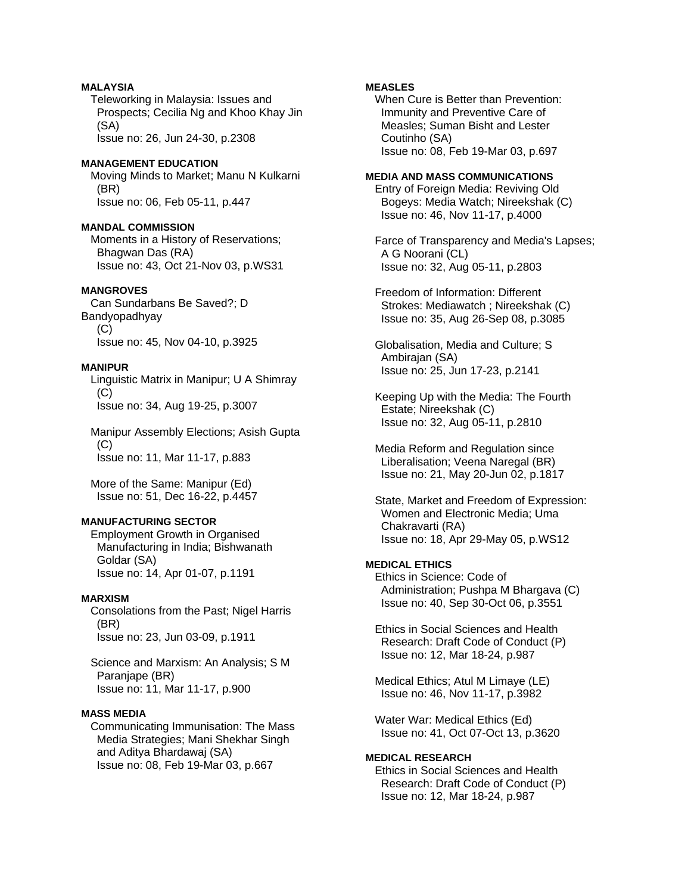**MALAYSIA**

Teleworking in Malaysia: Issues and Prospects; Cecilia Ng and Khoo Khay Jin (SA)
Issue no: 26, Jun 24-30, p.2308

**MANAGEMENT EDUCATION**

Moving Minds to Market; Manu N Kulkarni (BR)
Issue no: 06, Feb 05-11, p.447

**MANDAL COMMISSION**

Moments in a History of Reservations; Bhagwan Das (RA)
Issue no: 43, Oct 21-Nov 03, p.WS31

**MANGROVES**

Can Sundarbans Be Saved?; D Bandyopadhyay (C)
Issue no: 45, Nov 04-10, p.3925

**MANIPUR**

Linguistic Matrix in Manipur; U A Shimray (C)
Issue no: 34, Aug 19-25, p.3007

Manipur Assembly Elections; Asish Gupta (C)
Issue no: 11, Mar 11-17, p.883

More of the Same: Manipur (Ed)
Issue no: 51, Dec 16-22, p.4457

**MANUFACTURING SECTOR**

Employment Growth in Organised Manufacturing in India; Bishwanath Goldar (SA)
Issue no: 14, Apr 01-07, p.1191

**MARXISM**

Consolations from the Past; Nigel Harris (BR)
Issue no: 23, Jun 03-09, p.1911

Science and Marxism: An Analysis; S M Paranjape (BR)
Issue no: 11, Mar 11-17, p.900

**MASS MEDIA**

Communicating Immunisation: The Mass Media Strategies; Mani Shekhar Singh and Aditya Bhardawaj (SA)
Issue no: 08, Feb 19-Mar 03, p.667

**MEASLES**

When Cure is Better than Prevention: Immunity and Preventive Care of Measles; Suman Bisht and Lester Coutinho (SA)
Issue no: 08, Feb 19-Mar 03, p.697

**MEDIA AND MASS COMMUNICATIONS**

Entry of Foreign Media: Reviving Old Bogeys: Media Watch; Nireekshak (C)
Issue no: 46, Nov 11-17, p.4000

Farce of Transparency and Media's Lapses; A G Noorani (CL)
Issue no: 32, Aug 05-11, p.2803

Freedom of Information: Different Strokes: Mediawatch ; Nireekshak (C)
Issue no: 35, Aug 26-Sep 08, p.3085

Globalisation, Media and Culture; S Ambirajan (SA)
Issue no: 25, Jun 17-23, p.2141

Keeping Up with the Media: The Fourth Estate; Nireekshak (C)
Issue no: 32, Aug 05-11, p.2810

Media Reform and Regulation since Liberalisation; Veena Naregal (BR)
Issue no: 21, May 20-Jun 02, p.1817

State, Market and Freedom of Expression: Women and Electronic Media; Uma Chakravarti (RA)
Issue no: 18, Apr 29-May 05, p.WS12

**MEDICAL ETHICS**

Ethics in Science: Code of Administration; Pushpa M Bhargava (C)
Issue no: 40, Sep 30-Oct 06, p.3551

Ethics in Social Sciences and Health Research: Draft Code of Conduct (P)
Issue no: 12, Mar 18-24, p.987

Medical Ethics; Atul M Limaye (LE)
Issue no: 46, Nov 11-17, p.3982

Water War: Medical Ethics (Ed)
Issue no: 41, Oct 07-Oct 13, p.3620

**MEDICAL RESEARCH**

Ethics in Social Sciences and Health Research: Draft Code of Conduct (P)
Issue no: 12, Mar 18-24, p.987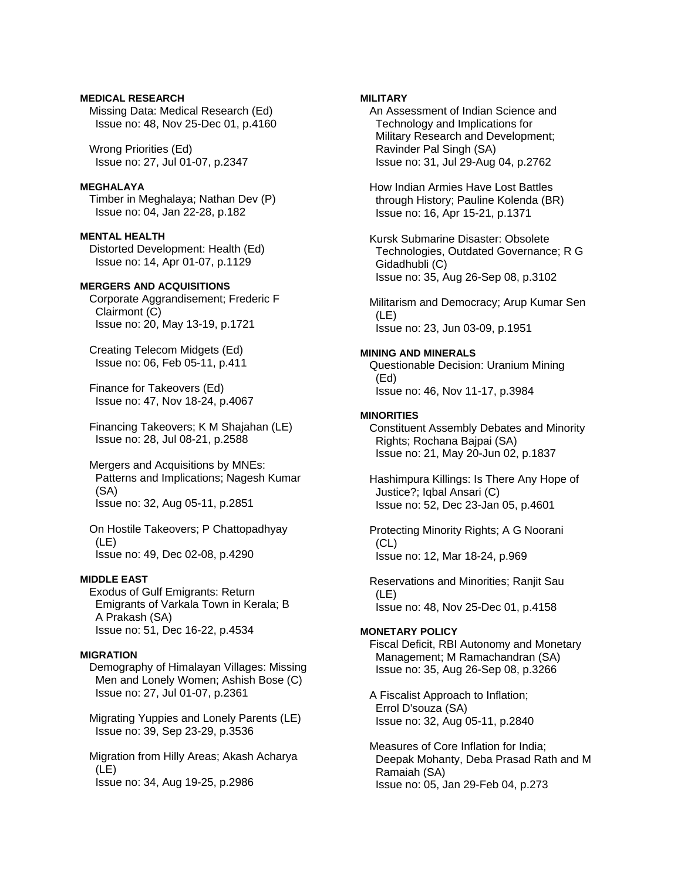**MEDICAL RESEARCH**

Missing Data: Medical Research (Ed)
Issue no: 48, Nov 25-Dec 01, p.4160

Wrong Priorities (Ed)
Issue no: 27, Jul 01-07, p.2347

**MEGHALAYA**

Timber in Meghalaya; Nathan Dev (P)
Issue no: 04, Jan 22-28, p.182

**MENTAL HEALTH**

Distorted Development: Health (Ed)
Issue no: 14, Apr 01-07, p.1129

**MERGERS AND ACQUISITIONS**

Corporate Aggrandisement; Frederic F Clairmont (C)
Issue no: 20, May 13-19, p.1721

Creating Telecom Midgets (Ed)
Issue no: 06, Feb 05-11, p.411

Finance for Takeovers (Ed)
Issue no: 47, Nov 18-24, p.4067

Financing Takeovers; K M Shajahan (LE)
Issue no: 28, Jul 08-21, p.2588

Mergers and Acquisitions by MNEs: Patterns and Implications; Nagesh Kumar (SA)
Issue no: 32, Aug 05-11, p.2851

On Hostile Takeovers; P Chattopadhyay (LE)
Issue no: 49, Dec 02-08, p.4290

**MIDDLE EAST**

Exodus of Gulf Emigrants: Return Emigrants of Varkala Town in Kerala; B A Prakash (SA)
Issue no: 51, Dec 16-22, p.4534

**MIGRATION**

Demography of Himalayan Villages: Missing Men and Lonely Women; Ashish Bose (C)
Issue no: 27, Jul 01-07, p.2361

Migrating Yuppies and Lonely Parents (LE)
Issue no: 39, Sep 23-29, p.3536

Migration from Hilly Areas; Akash Acharya (LE)
Issue no: 34, Aug 19-25, p.2986

**MILITARY**

An Assessment of Indian Science and Technology and Implications for Military Research and Development; Ravinder Pal Singh (SA)
Issue no: 31, Jul 29-Aug 04, p.2762

How Indian Armies Have Lost Battles through History; Pauline Kolenda (BR)
Issue no: 16, Apr 15-21, p.1371

Kursk Submarine Disaster: Obsolete Technologies, Outdated Governance; R G Gidadhubli (C)
Issue no: 35, Aug 26-Sep 08, p.3102

Militarism and Democracy; Arup Kumar Sen (LE)
Issue no: 23, Jun 03-09, p.1951

**MINING AND MINERALS**

Questionable Decision: Uranium Mining (Ed)
Issue no: 46, Nov 11-17, p.3984

**MINORITIES**

Constituent Assembly Debates and Minority Rights; Rochana Bajpai (SA)
Issue no: 21, May 20-Jun 02, p.1837

Hashimpura Killings: Is There Any Hope of Justice?; Iqbal Ansari (C)
Issue no: 52, Dec 23-Jan 05, p.4601

Protecting Minority Rights; A G Noorani (CL)
Issue no: 12, Mar 18-24, p.969

Reservations and Minorities; Ranjit Sau (LE)
Issue no: 48, Nov 25-Dec 01, p.4158

**MONETARY POLICY**

Fiscal Deficit, RBI Autonomy and Monetary Management; M Ramachandran (SA)
Issue no: 35, Aug 26-Sep 08, p.3266

A Fiscalist Approach to Inflation; Errol D'souza (SA)
Issue no: 32, Aug 05-11, p.2840

Measures of Core Inflation for India; Deepak Mohanty, Deba Prasad Rath and M Ramaiah (SA)
Issue no: 05, Jan 29-Feb 04, p.273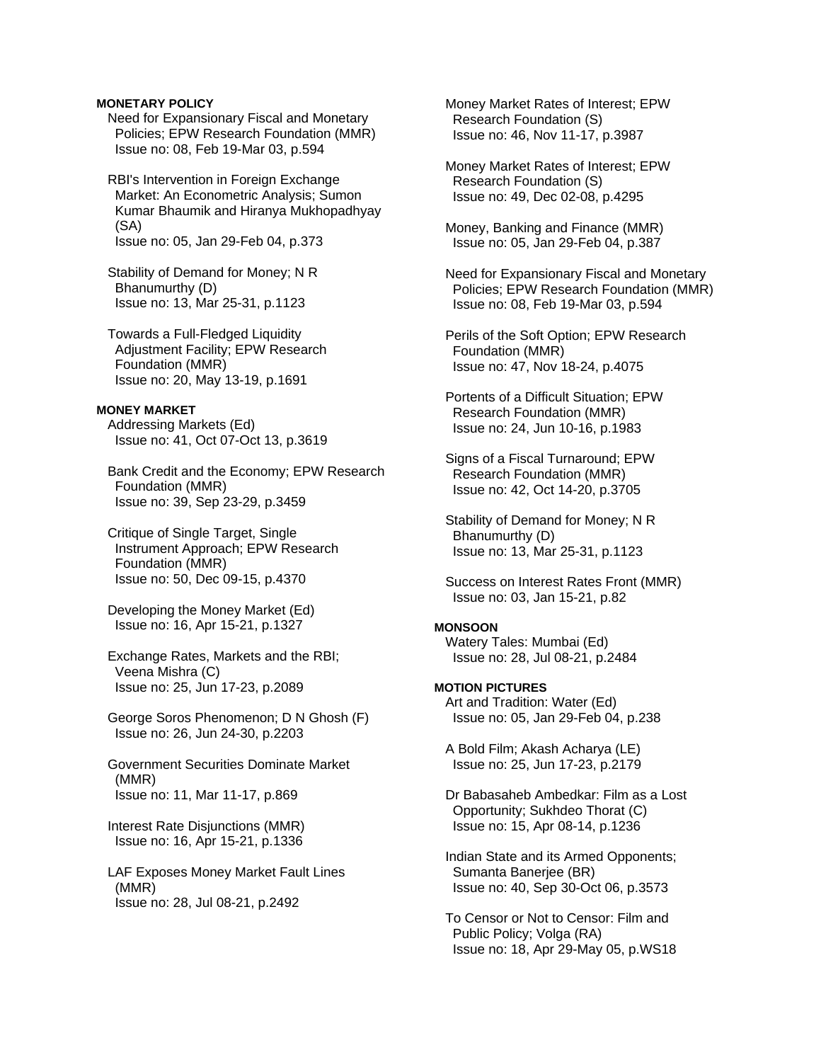**MONETARY POLICY**

Need for Expansionary Fiscal and Monetary Policies; EPW Research Foundation (MMR)
Issue no: 08, Feb 19-Mar 03, p.594

RBI's Intervention in Foreign Exchange Market: An Econometric Analysis; Sumon Kumar Bhaumik and Hiranya Mukhopadhyay (SA)
Issue no: 05, Jan 29-Feb 04, p.373

Stability of Demand for Money; N R Bhanumurthy (D)
Issue no: 13, Mar 25-31, p.1123

Towards a Full-Fledged Liquidity Adjustment Facility; EPW Research Foundation (MMR)
Issue no: 20, May 13-19, p.1691

**MONEY MARKET**

Addressing Markets (Ed)
Issue no: 41, Oct 07-Oct 13, p.3619

Bank Credit and the Economy; EPW Research Foundation (MMR)
Issue no: 39, Sep 23-29, p.3459

Critique of Single Target, Single Instrument Approach; EPW Research Foundation (MMR)
Issue no: 50, Dec 09-15, p.4370

Developing the Money Market (Ed)
Issue no: 16, Apr 15-21, p.1327

Exchange Rates, Markets and the RBI; Veena Mishra (C)
Issue no: 25, Jun 17-23, p.2089

George Soros Phenomenon; D N Ghosh (F)
Issue no: 26, Jun 24-30, p.2203

Government Securities Dominate Market (MMR)
Issue no: 11, Mar 11-17, p.869

Interest Rate Disjunctions (MMR)
Issue no: 16, Apr 15-21, p.1336

LAF Exposes Money Market Fault Lines (MMR)
Issue no: 28, Jul 08-21, p.2492

Money Market Rates of Interest; EPW Research Foundation (S)
Issue no: 46, Nov 11-17, p.3987

Money Market Rates of Interest; EPW Research Foundation (S)
Issue no: 49, Dec 02-08, p.4295

Money, Banking and Finance (MMR)
Issue no: 05, Jan 29-Feb 04, p.387

Need for Expansionary Fiscal and Monetary Policies; EPW Research Foundation (MMR)
Issue no: 08, Feb 19-Mar 03, p.594

Perils of the Soft Option; EPW Research Foundation (MMR)
Issue no: 47, Nov 18-24, p.4075

Portents of a Difficult Situation; EPW Research Foundation (MMR)
Issue no: 24, Jun 10-16, p.1983

Signs of a Fiscal Turnaround; EPW Research Foundation (MMR)
Issue no: 42, Oct 14-20, p.3705

Stability of Demand for Money; N R Bhanumurthy (D)
Issue no: 13, Mar 25-31, p.1123

Success on Interest Rates Front (MMR)
Issue no: 03, Jan 15-21, p.82

**MONSOON**

Watery Tales: Mumbai (Ed)
Issue no: 28, Jul 08-21, p.2484

**MOTION PICTURES**

Art and Tradition: Water (Ed)
Issue no: 05, Jan 29-Feb 04, p.238

A Bold Film; Akash Acharya (LE)
Issue no: 25, Jun 17-23, p.2179

Dr Babasaheb Ambedkar: Film as a Lost Opportunity; Sukhdeo Thorat (C)
Issue no: 15, Apr 08-14, p.1236

Indian State and its Armed Opponents; Sumanta Banerjee (BR)
Issue no: 40, Sep 30-Oct 06, p.3573

To Censor or Not to Censor: Film and Public Policy; Volga (RA)
Issue no: 18, Apr 29-May 05, p.WS18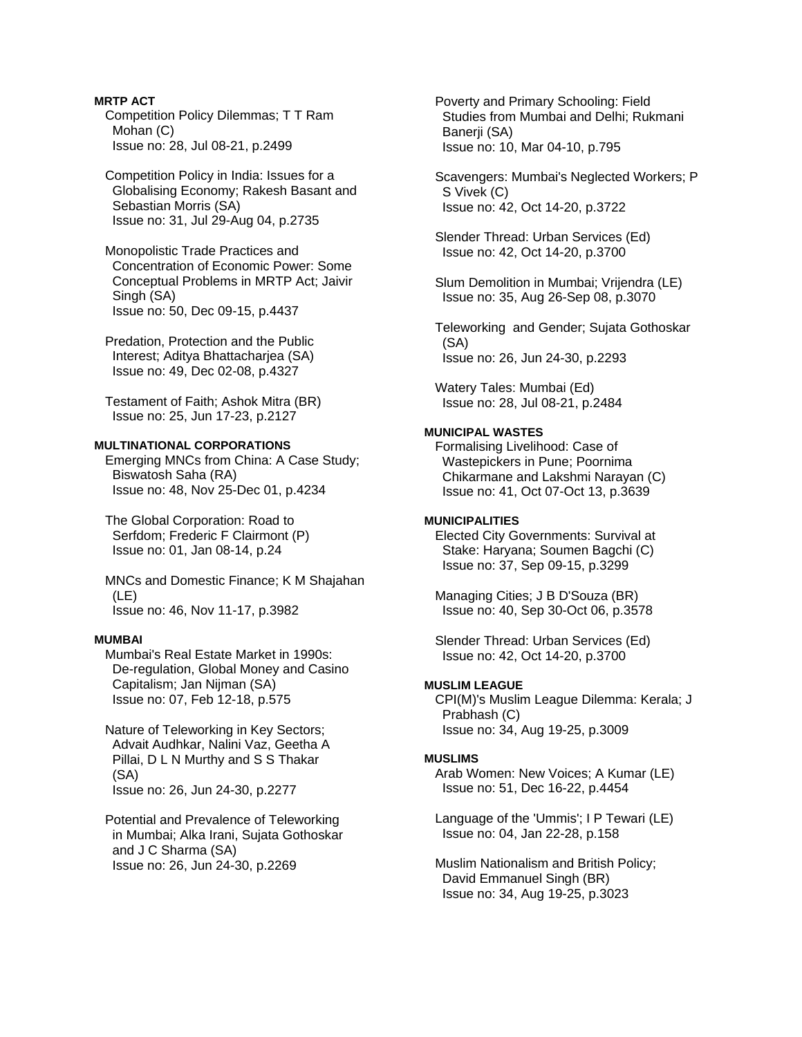**MRTP ACT**

Competition Policy Dilemmas; T T Ram Mohan (C)
Issue no: 28, Jul 08-21, p.2499

Competition Policy in India: Issues for a Globalising Economy; Rakesh Basant and Sebastian Morris (SA)
Issue no: 31, Jul 29-Aug 04, p.2735

Monopolistic Trade Practices and Concentration of Economic Power: Some Conceptual Problems in MRTP Act; Jaivir Singh (SA)
Issue no: 50, Dec 09-15, p.4437

Predation, Protection and the Public Interest; Aditya Bhattacharjea (SA)
Issue no: 49, Dec 02-08, p.4327

Testament of Faith; Ashok Mitra (BR)
Issue no: 25, Jun 17-23, p.2127

**MULTINATIONAL CORPORATIONS**

Emerging MNCs from China: A Case Study; Biswatosh Saha (RA)
Issue no: 48, Nov 25-Dec 01, p.4234

The Global Corporation: Road to Serfdom; Frederic F Clairmont (P)
Issue no: 01, Jan 08-14, p.24

MNCs and Domestic Finance; K M Shajahan (LE)
Issue no: 46, Nov 11-17, p.3982

**MUMBAI**

Mumbai's Real Estate Market in 1990s: De-regulation, Global Money and Casino Capitalism; Jan Nijman (SA)
Issue no: 07, Feb 12-18, p.575

Nature of Teleworking in Key Sectors; Advait Audhkar, Nalini Vaz, Geetha A Pillai, D L N Murthy and S S Thakar (SA)
Issue no: 26, Jun 24-30, p.2277

Potential and Prevalence of Teleworking in Mumbai; Alka Irani, Sujata Gothoskar and J C Sharma (SA)
Issue no: 26, Jun 24-30, p.2269

Poverty and Primary Schooling: Field Studies from Mumbai and Delhi; Rukmani Banerji (SA)
Issue no: 10, Mar 04-10, p.795

Scavengers: Mumbai's Neglected Workers; P S Vivek (C)
Issue no: 42, Oct 14-20, p.3722

Slender Thread: Urban Services (Ed)
Issue no: 42, Oct 14-20, p.3700

Slum Demolition in Mumbai; Vrijendra (LE)
Issue no: 35, Aug 26-Sep 08, p.3070

Teleworking and Gender; Sujata Gothoskar (SA)
Issue no: 26, Jun 24-30, p.2293

Watery Tales: Mumbai (Ed)
Issue no: 28, Jul 08-21, p.2484

**MUNICIPAL WASTES**

Formalising Livelihood: Case of Wastepickers in Pune; Poornima Chikarmane and Lakshmi Narayan (C)
Issue no: 41, Oct 07-Oct 13, p.3639

**MUNICIPALITIES**

Elected City Governments: Survival at Stake: Haryana; Soumen Bagchi (C)
Issue no: 37, Sep 09-15, p.3299

Managing Cities; J B D'Souza (BR)
Issue no: 40, Sep 30-Oct 06, p.3578

Slender Thread: Urban Services (Ed)
Issue no: 42, Oct 14-20, p.3700

**MUSLIM LEAGUE**

CPI(M)'s Muslim League Dilemma: Kerala; J Prabhash (C)
Issue no: 34, Aug 19-25, p.3009

**MUSLIMS**

Arab Women: New Voices; A Kumar (LE)
Issue no: 51, Dec 16-22, p.4454

Language of the 'Ummis'; I P Tewari (LE)
Issue no: 04, Jan 22-28, p.158

Muslim Nationalism and British Policy; David Emmanuel Singh (BR)
Issue no: 34, Aug 19-25, p.3023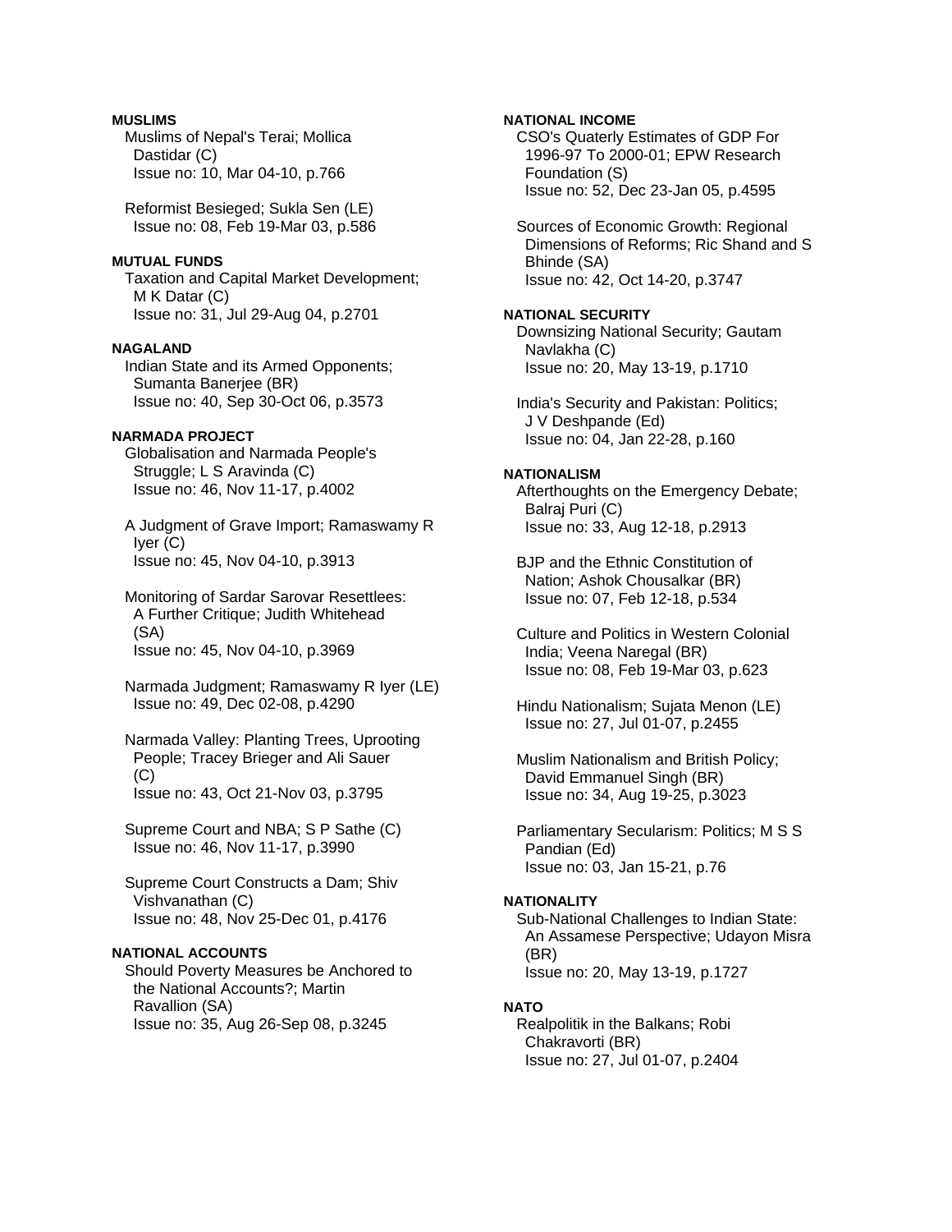**MUSLIMS**

Muslims of Nepal's Terai; Mollica Dastidar (C)
Issue no: 10, Mar 04-10, p.766

Reformist Besieged; Sukla Sen (LE)
Issue no: 08, Feb 19-Mar 03, p.586

**MUTUAL FUNDS**

Taxation and Capital Market Development; M K Datar (C)
Issue no: 31, Jul 29-Aug 04, p.2701

**NAGALAND**

Indian State and its Armed Opponents; Sumanta Banerjee (BR)
Issue no: 40, Sep 30-Oct 06, p.3573

**NARMADA PROJECT**

Globalisation and Narmada People's Struggle; L S Aravinda (C)
Issue no: 46, Nov 11-17, p.4002

A Judgment of Grave Import; Ramaswamy R Iyer (C)
Issue no: 45, Nov 04-10, p.3913

Monitoring of Sardar Sarovar Resettlees: A Further Critique; Judith Whitehead (SA)
Issue no: 45, Nov 04-10, p.3969

Narmada Judgment; Ramaswamy R Iyer (LE)
Issue no: 49, Dec 02-08, p.4290

Narmada Valley: Planting Trees, Uprooting People; Tracey Brieger and Ali Sauer (C)
Issue no: 43, Oct 21-Nov 03, p.3795

Supreme Court and NBA; S P Sathe (C)
Issue no: 46, Nov 11-17, p.3990

Supreme Court Constructs a Dam; Shiv Vishvanathan (C)
Issue no: 48, Nov 25-Dec 01, p.4176

**NATIONAL ACCOUNTS**

Should Poverty Measures be Anchored to the National Accounts?; Martin Ravallion (SA)
Issue no: 35, Aug 26-Sep 08, p.3245

**NATIONAL INCOME**

CSO's Quaterly Estimates of GDP For 1996-97 To 2000-01; EPW Research Foundation (S)
Issue no: 52, Dec 23-Jan 05, p.4595

Sources of Economic Growth: Regional Dimensions of Reforms; Ric Shand and S Bhinde (SA)
Issue no: 42, Oct 14-20, p.3747

**NATIONAL SECURITY**

Downsizing National Security; Gautam Navlakha (C)
Issue no: 20, May 13-19, p.1710

India's Security and Pakistan: Politics; J V Deshpande (Ed)
Issue no: 04, Jan 22-28, p.160

**NATIONALISM**

Afterthoughts on the Emergency Debate; Balraj Puri (C)
Issue no: 33, Aug 12-18, p.2913

BJP and the Ethnic Constitution of Nation; Ashok Chousalkar (BR)
Issue no: 07, Feb 12-18, p.534

Culture and Politics in Western Colonial India; Veena Naregal (BR)
Issue no: 08, Feb 19-Mar 03, p.623

Hindu Nationalism; Sujata Menon (LE)
Issue no: 27, Jul 01-07, p.2455

Muslim Nationalism and British Policy; David Emmanuel Singh (BR)
Issue no: 34, Aug 19-25, p.3023

Parliamentary Secularism: Politics; M S S Pandian (Ed)
Issue no: 03, Jan 15-21, p.76

**NATIONALITY**

Sub-National Challenges to Indian State: An Assamese Perspective; Udayon Misra (BR)
Issue no: 20, May 13-19, p.1727

**NATO**

Realpolitik in the Balkans; Robi Chakravorti (BR)
Issue no: 27, Jul 01-07, p.2404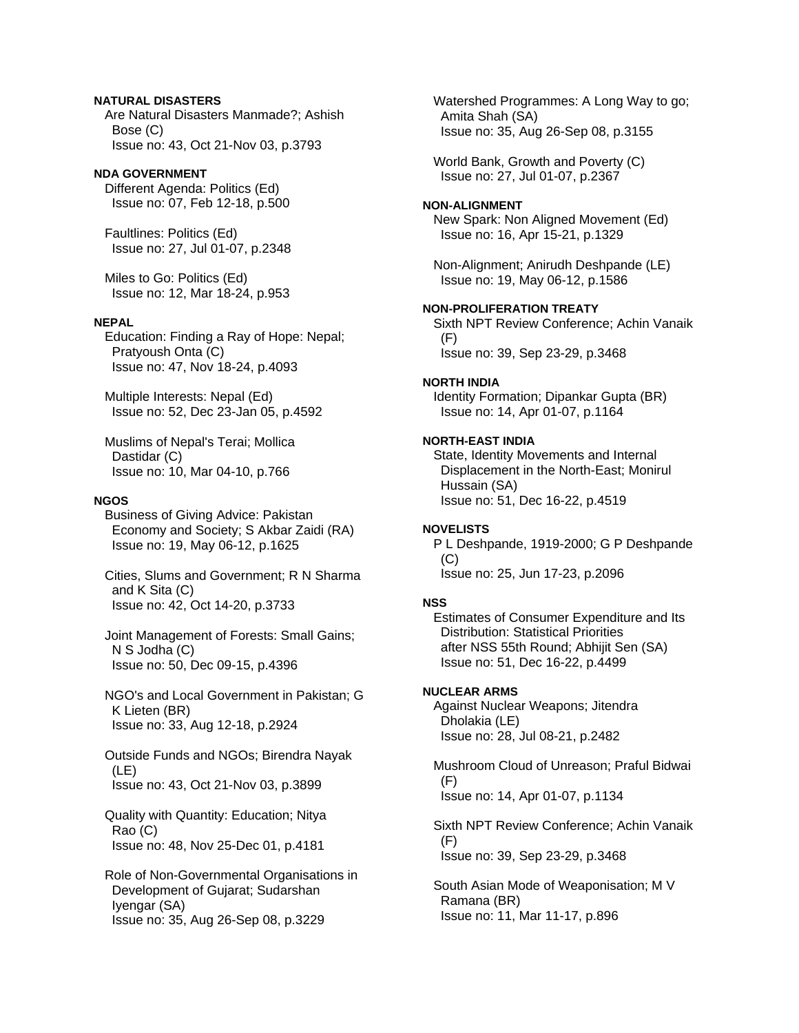**NATURAL DISASTERS**

Are Natural Disasters Manmade?; Ashish Bose (C)
Issue no: 43, Oct 21-Nov 03, p.3793

**NDA GOVERNMENT**

Different Agenda: Politics (Ed)
Issue no: 07, Feb 12-18, p.500

Faultlines: Politics (Ed)
Issue no: 27, Jul 01-07, p.2348

Miles to Go: Politics (Ed)
Issue no: 12, Mar 18-24, p.953

**NEPAL**

Education: Finding a Ray of Hope: Nepal; Pratyoush Onta (C)
Issue no: 47, Nov 18-24, p.4093

Multiple Interests: Nepal (Ed)
Issue no: 52, Dec 23-Jan 05, p.4592

Muslims of Nepal's Terai; Mollica Dastidar (C)
Issue no: 10, Mar 04-10, p.766

**NGOS**

Business of Giving Advice: Pakistan Economy and Society; S Akbar Zaidi (RA)
Issue no: 19, May 06-12, p.1625

Cities, Slums and Government; R N Sharma and K Sita (C)
Issue no: 42, Oct 14-20, p.3733

Joint Management of Forests: Small Gains; N S Jodha (C)
Issue no: 50, Dec 09-15, p.4396

NGO's and Local Government in Pakistan; G K Lieten (BR)
Issue no: 33, Aug 12-18, p.2924

Outside Funds and NGOs; Birendra Nayak (LE)
Issue no: 43, Oct 21-Nov 03, p.3899

Quality with Quantity: Education; Nitya Rao (C)
Issue no: 48, Nov 25-Dec 01, p.4181

Role of Non-Governmental Organisations in Development of Gujarat; Sudarshan Iyengar (SA)
Issue no: 35, Aug 26-Sep 08, p.3229

Watershed Programmes: A Long Way to go; Amita Shah (SA)
Issue no: 35, Aug 26-Sep 08, p.3155

World Bank, Growth and Poverty (C)
Issue no: 27, Jul 01-07, p.2367

**NON-ALIGNMENT**

New Spark: Non Aligned Movement (Ed)
Issue no: 16, Apr 15-21, p.1329

Non-Alignment; Anirudh Deshpande (LE)
Issue no: 19, May 06-12, p.1586

**NON-PROLIFERATION TREATY**

Sixth NPT Review Conference; Achin Vanaik (F)
Issue no: 39, Sep 23-29, p.3468

**NORTH INDIA**

Identity Formation; Dipankar Gupta (BR)
Issue no: 14, Apr 01-07, p.1164

**NORTH-EAST INDIA**

State, Identity Movements and Internal Displacement in the North-East; Monirul Hussain (SA)
Issue no: 51, Dec 16-22, p.4519

**NOVELISTS**

P L Deshpande, 1919-2000; G P Deshpande (C)
Issue no: 25, Jun 17-23, p.2096

**NSS**

Estimates of Consumer Expenditure and Its Distribution: Statistical Priorities after NSS 55th Round; Abhijit Sen (SA)
Issue no: 51, Dec 16-22, p.4499

**NUCLEAR ARMS**

Against Nuclear Weapons; Jitendra Dholakia (LE)
Issue no: 28, Jul 08-21, p.2482

Mushroom Cloud of Unreason; Praful Bidwai (F)
Issue no: 14, Apr 01-07, p.1134

Sixth NPT Review Conference; Achin Vanaik (F)
Issue no: 39, Sep 23-29, p.3468

South Asian Mode of Weaponisation; M V Ramana (BR)
Issue no: 11, Mar 11-17, p.896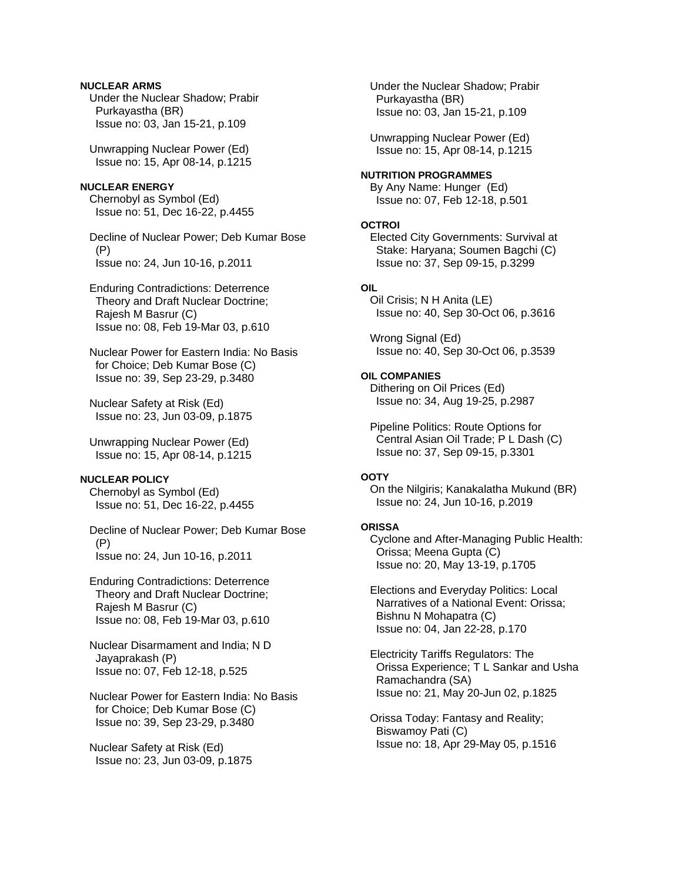**NUCLEAR ARMS**

Under the Nuclear Shadow; Prabir Purkayastha (BR)
Issue no: 03, Jan 15-21, p.109

Unwrapping Nuclear Power (Ed)
Issue no: 15, Apr 08-14, p.1215

**NUCLEAR ENERGY**

Chernobyl as Symbol (Ed)
Issue no: 51, Dec 16-22, p.4455

Decline of Nuclear Power; Deb Kumar Bose (P)
Issue no: 24, Jun 10-16, p.2011

Enduring Contradictions: Deterrence Theory and Draft Nuclear Doctrine; Rajesh M Basrur (C)
Issue no: 08, Feb 19-Mar 03, p.610

Nuclear Power for Eastern India: No Basis for Choice; Deb Kumar Bose (C)
Issue no: 39, Sep 23-29, p.3480

Nuclear Safety at Risk (Ed)
Issue no: 23, Jun 03-09, p.1875

Unwrapping Nuclear Power (Ed)
Issue no: 15, Apr 08-14, p.1215

**NUCLEAR POLICY**

Chernobyl as Symbol (Ed)
Issue no: 51, Dec 16-22, p.4455

Decline of Nuclear Power; Deb Kumar Bose (P)
Issue no: 24, Jun 10-16, p.2011

Enduring Contradictions: Deterrence Theory and Draft Nuclear Doctrine; Rajesh M Basrur (C)
Issue no: 08, Feb 19-Mar 03, p.610

Nuclear Disarmament and India; N D Jayaprakash (P)
Issue no: 07, Feb 12-18, p.525

Nuclear Power for Eastern India: No Basis for Choice; Deb Kumar Bose (C)
Issue no: 39, Sep 23-29, p.3480

Nuclear Safety at Risk (Ed)
Issue no: 23, Jun 03-09, p.1875

Under the Nuclear Shadow; Prabir Purkayastha (BR)
Issue no: 03, Jan 15-21, p.109

Unwrapping Nuclear Power (Ed)
Issue no: 15, Apr 08-14, p.1215

**NUTRITION PROGRAMMES**

By Any Name: Hunger (Ed)
Issue no: 07, Feb 12-18, p.501

**OCTROI**

Elected City Governments: Survival at Stake: Haryana; Soumen Bagchi (C)
Issue no: 37, Sep 09-15, p.3299

**OIL**

Oil Crisis; N H Anita (LE)
Issue no: 40, Sep 30-Oct 06, p.3616

Wrong Signal (Ed)
Issue no: 40, Sep 30-Oct 06, p.3539

**OIL COMPANIES**

Dithering on Oil Prices (Ed)
Issue no: 34, Aug 19-25, p.2987

Pipeline Politics: Route Options for Central Asian Oil Trade; P L Dash (C)
Issue no: 37, Sep 09-15, p.3301

**OOTY**

On the Nilgiris; Kanakalatha Mukund (BR)
Issue no: 24, Jun 10-16, p.2019

**ORISSA**

Cyclone and After-Managing Public Health: Orissa; Meena Gupta (C)
Issue no: 20, May 13-19, p.1705

Elections and Everyday Politics: Local Narratives of a National Event: Orissa; Bishnu N Mohapatra (C)
Issue no: 04, Jan 22-28, p.170

Electricity Tariffs Regulators: The Orissa Experience; T L Sankar and Usha Ramachandra (SA)
Issue no: 21, May 20-Jun 02, p.1825

Orissa Today: Fantasy and Reality; Biswamoy Pati (C)
Issue no: 18, Apr 29-May 05, p.1516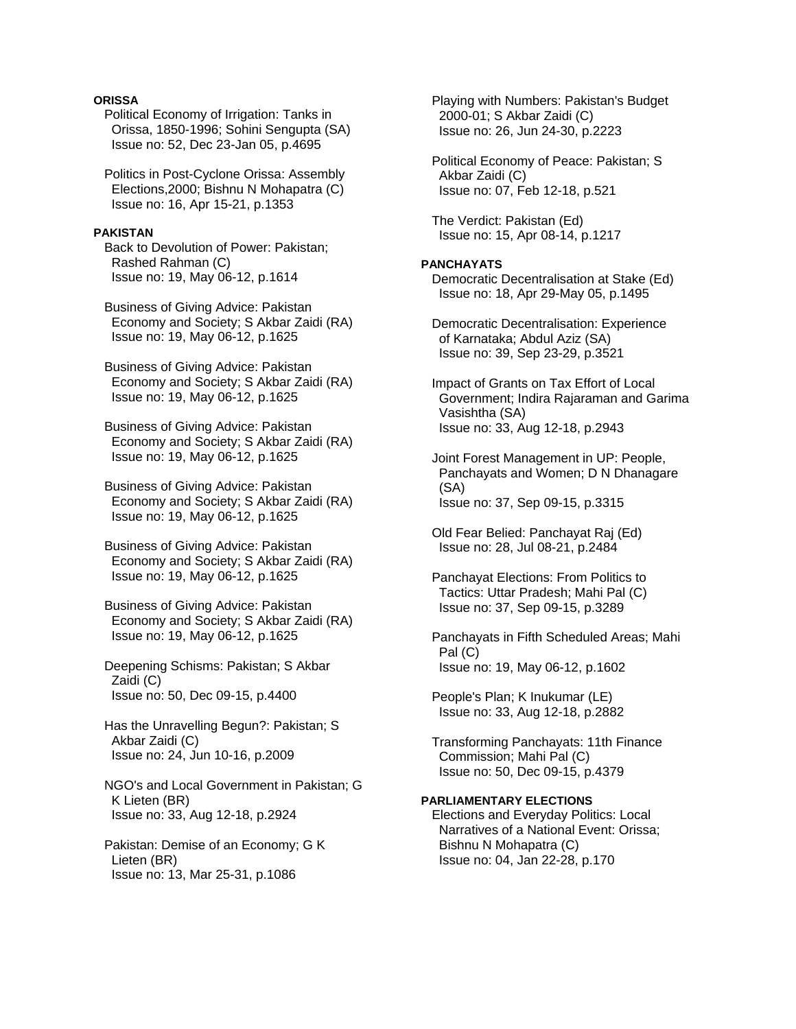**ORISSA**

Political Economy of Irrigation: Tanks in Orissa, 1850-1996; Sohini Sengupta (SA)
Issue no: 52, Dec 23-Jan 05, p.4695

Politics in Post-Cyclone Orissa: Assembly Elections,2000; Bishnu N Mohapatra (C)
Issue no: 16, Apr 15-21, p.1353

**PAKISTAN**

Back to Devolution of Power: Pakistan; Rashed Rahman (C)
Issue no: 19, May 06-12, p.1614

Business of Giving Advice: Pakistan Economy and Society; S Akbar Zaidi (RA)
Issue no: 19, May 06-12, p.1625

Business of Giving Advice: Pakistan Economy and Society; S Akbar Zaidi (RA)
Issue no: 19, May 06-12, p.1625

Business of Giving Advice: Pakistan Economy and Society; S Akbar Zaidi (RA)
Issue no: 19, May 06-12, p.1625

Business of Giving Advice: Pakistan Economy and Society; S Akbar Zaidi (RA)
Issue no: 19, May 06-12, p.1625

Business of Giving Advice: Pakistan Economy and Society; S Akbar Zaidi (RA)
Issue no: 19, May 06-12, p.1625

Business of Giving Advice: Pakistan Economy and Society; S Akbar Zaidi (RA)
Issue no: 19, May 06-12, p.1625

Deepening Schisms: Pakistan; S Akbar Zaidi (C)
Issue no: 50, Dec 09-15, p.4400

Has the Unravelling Begun?: Pakistan; S Akbar Zaidi (C)
Issue no: 24, Jun 10-16, p.2009

NGO's and Local Government in Pakistan; G K Lieten (BR)
Issue no: 33, Aug 12-18, p.2924

Pakistan: Demise of an Economy; G K Lieten (BR)
Issue no: 13, Mar 25-31, p.1086

Playing with Numbers: Pakistan's Budget 2000-01; S Akbar Zaidi (C)
Issue no: 26, Jun 24-30, p.2223

Political Economy of Peace: Pakistan; S Akbar Zaidi (C)
Issue no: 07, Feb 12-18, p.521

The Verdict: Pakistan (Ed)
Issue no: 15, Apr 08-14, p.1217

**PANCHAYATS**

Democratic Decentralisation at Stake (Ed)
Issue no: 18, Apr 29-May 05, p.1495

Democratic Decentralisation: Experience of Karnataka; Abdul Aziz (SA)
Issue no: 39, Sep 23-29, p.3521

Impact of Grants on Tax Effort of Local Government; Indira Rajaraman and Garima Vasishtha (SA)
Issue no: 33, Aug 12-18, p.2943

Joint Forest Management in UP: People, Panchayats and Women; D N Dhanagare (SA)
Issue no: 37, Sep 09-15, p.3315

Old Fear Belied: Panchayat Raj (Ed)
Issue no: 28, Jul 08-21, p.2484

Panchayat Elections: From Politics to Tactics: Uttar Pradesh; Mahi Pal (C)
Issue no: 37, Sep 09-15, p.3289

Panchayats in Fifth Scheduled Areas; Mahi Pal (C)
Issue no: 19, May 06-12, p.1602

People's Plan; K Inukumar (LE)
Issue no: 33, Aug 12-18, p.2882

Transforming Panchayats: 11th Finance Commission; Mahi Pal (C)
Issue no: 50, Dec 09-15, p.4379

**PARLIAMENTARY ELECTIONS**

Elections and Everyday Politics: Local Narratives of a National Event: Orissa; Bishnu N Mohapatra (C)
Issue no: 04, Jan 22-28, p.170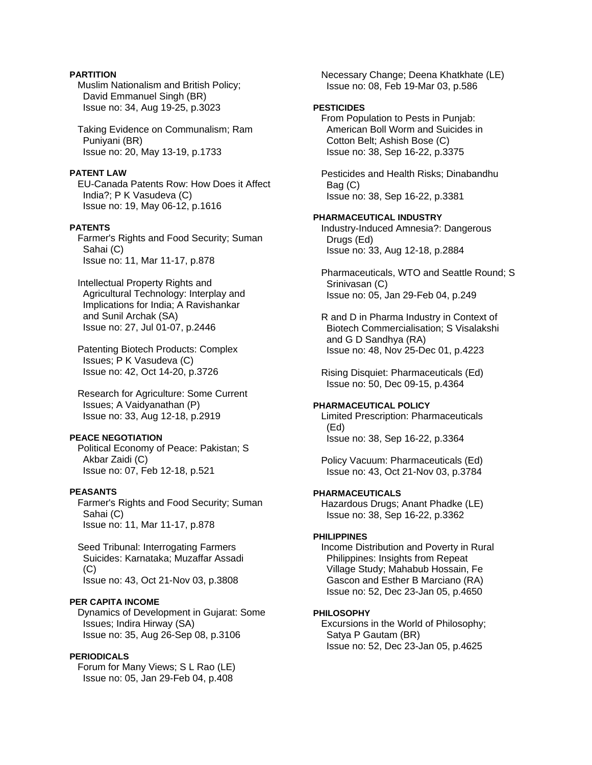**PARTITION**

Muslim Nationalism and British Policy; David Emmanuel Singh (BR)
Issue no: 34, Aug 19-25, p.3023

Taking Evidence on Communalism; Ram Puniyani (BR)
Issue no: 20, May 13-19, p.1733

**PATENT LAW**

EU-Canada Patents Row: How Does it Affect India?; P K Vasudeva (C)
Issue no: 19, May 06-12, p.1616

**PATENTS**

Farmer's Rights and Food Security; Suman Sahai (C)
Issue no: 11, Mar 11-17, p.878

Intellectual Property Rights and Agricultural Technology: Interplay and Implications for India; A Ravishankar and Sunil Archak (SA)
Issue no: 27, Jul 01-07, p.2446

Patenting Biotech Products: Complex Issues; P K Vasudeva (C)
Issue no: 42, Oct 14-20, p.3726

Research for Agriculture: Some Current Issues; A Vaidyanathan (P)
Issue no: 33, Aug 12-18, p.2919

**PEACE NEGOTIATION**

Political Economy of Peace: Pakistan; S Akbar Zaidi (C)
Issue no: 07, Feb 12-18, p.521

**PEASANTS**

Farmer's Rights and Food Security; Suman Sahai (C)
Issue no: 11, Mar 11-17, p.878

Seed Tribunal: Interrogating Farmers Suicides: Karnataka; Muzaffar Assadi (C)
Issue no: 43, Oct 21-Nov 03, p.3808

**PER CAPITA INCOME**

Dynamics of Development in Gujarat: Some Issues; Indira Hirway (SA)
Issue no: 35, Aug 26-Sep 08, p.3106

**PERIODICALS**

Forum for Many Views; S L Rao (LE)
Issue no: 05, Jan 29-Feb 04, p.408

Necessary Change; Deena Khatkhate (LE)
Issue no: 08, Feb 19-Mar 03, p.586

**PESTICIDES**

From Population to Pests in Punjab: American Boll Worm and Suicides in Cotton Belt; Ashish Bose (C)
Issue no: 38, Sep 16-22, p.3375

Pesticides and Health Risks; Dinabandhu Bag (C)
Issue no: 38, Sep 16-22, p.3381

**PHARMACEUTICAL INDUSTRY**

Industry-Induced Amnesia?: Dangerous Drugs (Ed)
Issue no: 33, Aug 12-18, p.2884

Pharmaceuticals, WTO and Seattle Round; S Srinivasan (C)
Issue no: 05, Jan 29-Feb 04, p.249

R and D in Pharma Industry in Context of Biotech Commercialisation; S Visalakshi and G D Sandhya (RA)
Issue no: 48, Nov 25-Dec 01, p.4223

Rising Disquiet: Pharmaceuticals (Ed)
Issue no: 50, Dec 09-15, p.4364

**PHARMACEUTICAL POLICY**

Limited Prescription: Pharmaceuticals (Ed)
Issue no: 38, Sep 16-22, p.3364

Policy Vacuum: Pharmaceuticals (Ed)
Issue no: 43, Oct 21-Nov 03, p.3784

**PHARMACEUTICALS**

Hazardous Drugs; Anant Phadke (LE)
Issue no: 38, Sep 16-22, p.3362

**PHILIPPINES**

Income Distribution and Poverty in Rural Philippines: Insights from Repeat Village Study; Mahabub Hossain, Fe Gascon and Esther B Marciano (RA)
Issue no: 52, Dec 23-Jan 05, p.4650

**PHILOSOPHY**

Excursions in the World of Philosophy; Satya P Gautam (BR)
Issue no: 52, Dec 23-Jan 05, p.4625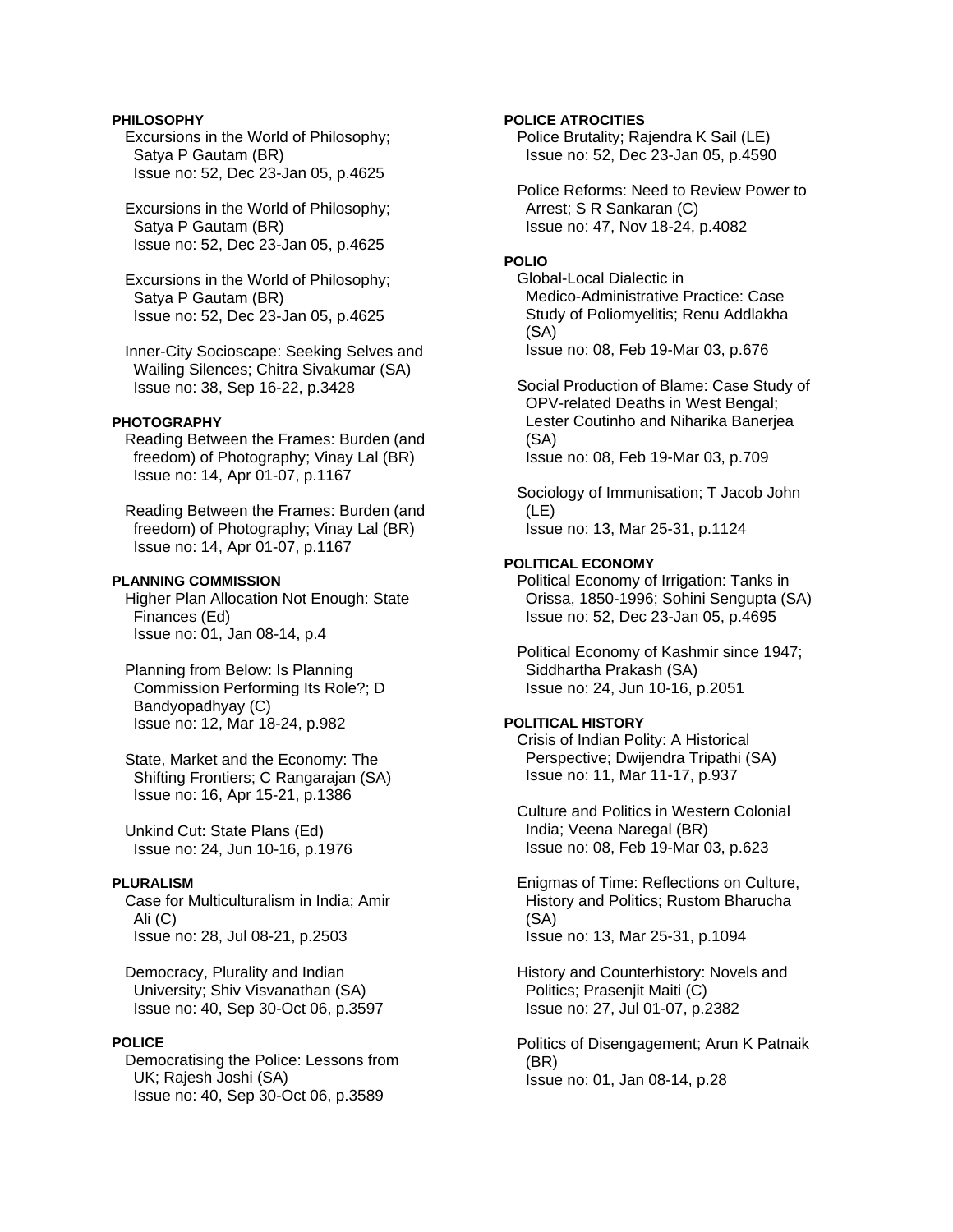**PHILOSOPHY**

Excursions in the World of Philosophy; Satya P Gautam (BR)
Issue no: 52, Dec 23-Jan 05, p.4625

Excursions in the World of Philosophy; Satya P Gautam (BR)
Issue no: 52, Dec 23-Jan 05, p.4625

Excursions in the World of Philosophy; Satya P Gautam (BR)
Issue no: 52, Dec 23-Jan 05, p.4625

Inner-City Socioscape: Seeking Selves and Wailing Silences; Chitra Sivakumar (SA)
Issue no: 38, Sep 16-22, p.3428

**PHOTOGRAPHY**

Reading Between the Frames: Burden (and freedom) of Photography; Vinay Lal (BR)
Issue no: 14, Apr 01-07, p.1167

Reading Between the Frames: Burden (and freedom) of Photography; Vinay Lal (BR)
Issue no: 14, Apr 01-07, p.1167

**PLANNING COMMISSION**

Higher Plan Allocation Not Enough: State Finances (Ed)
Issue no: 01, Jan 08-14, p.4

Planning from Below: Is Planning Commission Performing Its Role?; D Bandyopadhyay (C)
Issue no: 12, Mar 18-24, p.982

State, Market and the Economy: The Shifting Frontiers; C Rangarajan (SA)
Issue no: 16, Apr 15-21, p.1386

Unkind Cut: State Plans (Ed)
Issue no: 24, Jun 10-16, p.1976

**PLURALISM**

Case for Multiculturalism in India; Amir Ali (C)
Issue no: 28, Jul 08-21, p.2503

Democracy, Plurality and Indian University; Shiv Visvanathan (SA)
Issue no: 40, Sep 30-Oct 06, p.3597

**POLICE**

Democratising the Police: Lessons from UK; Rajesh Joshi (SA)
Issue no: 40, Sep 30-Oct 06, p.3589

**POLICE ATROCITIES**

Police Brutality; Rajendra K Sail (LE)
Issue no: 52, Dec 23-Jan 05, p.4590

Police Reforms: Need to Review Power to Arrest; S R Sankaran (C)
Issue no: 47, Nov 18-24, p.4082

**POLIO**

Global-Local Dialectic in Medico-Administrative Practice: Case Study of Poliomyelitis; Renu Addlakha (SA)
Issue no: 08, Feb 19-Mar 03, p.676

Social Production of Blame: Case Study of OPV-related Deaths in West Bengal; Lester Coutinho and Niharika Banerjea (SA)
Issue no: 08, Feb 19-Mar 03, p.709

Sociology of Immunisation; T Jacob John (LE)
Issue no: 13, Mar 25-31, p.1124

**POLITICAL ECONOMY**

Political Economy of Irrigation: Tanks in Orissa, 1850-1996; Sohini Sengupta (SA)
Issue no: 52, Dec 23-Jan 05, p.4695

Political Economy of Kashmir since 1947; Siddhartha Prakash (SA)
Issue no: 24, Jun 10-16, p.2051

**POLITICAL HISTORY**

Crisis of Indian Polity: A Historical Perspective; Dwijendra Tripathi (SA)
Issue no: 11, Mar 11-17, p.937

Culture and Politics in Western Colonial India; Veena Naregal (BR)
Issue no: 08, Feb 19-Mar 03, p.623

Enigmas of Time: Reflections on Culture, History and Politics; Rustom Bharucha (SA)
Issue no: 13, Mar 25-31, p.1094

History and Counterhistory: Novels and Politics; Prasenjit Maiti (C)
Issue no: 27, Jul 01-07, p.2382

Politics of Disengagement; Arun K Patnaik (BR)
Issue no: 01, Jan 08-14, p.28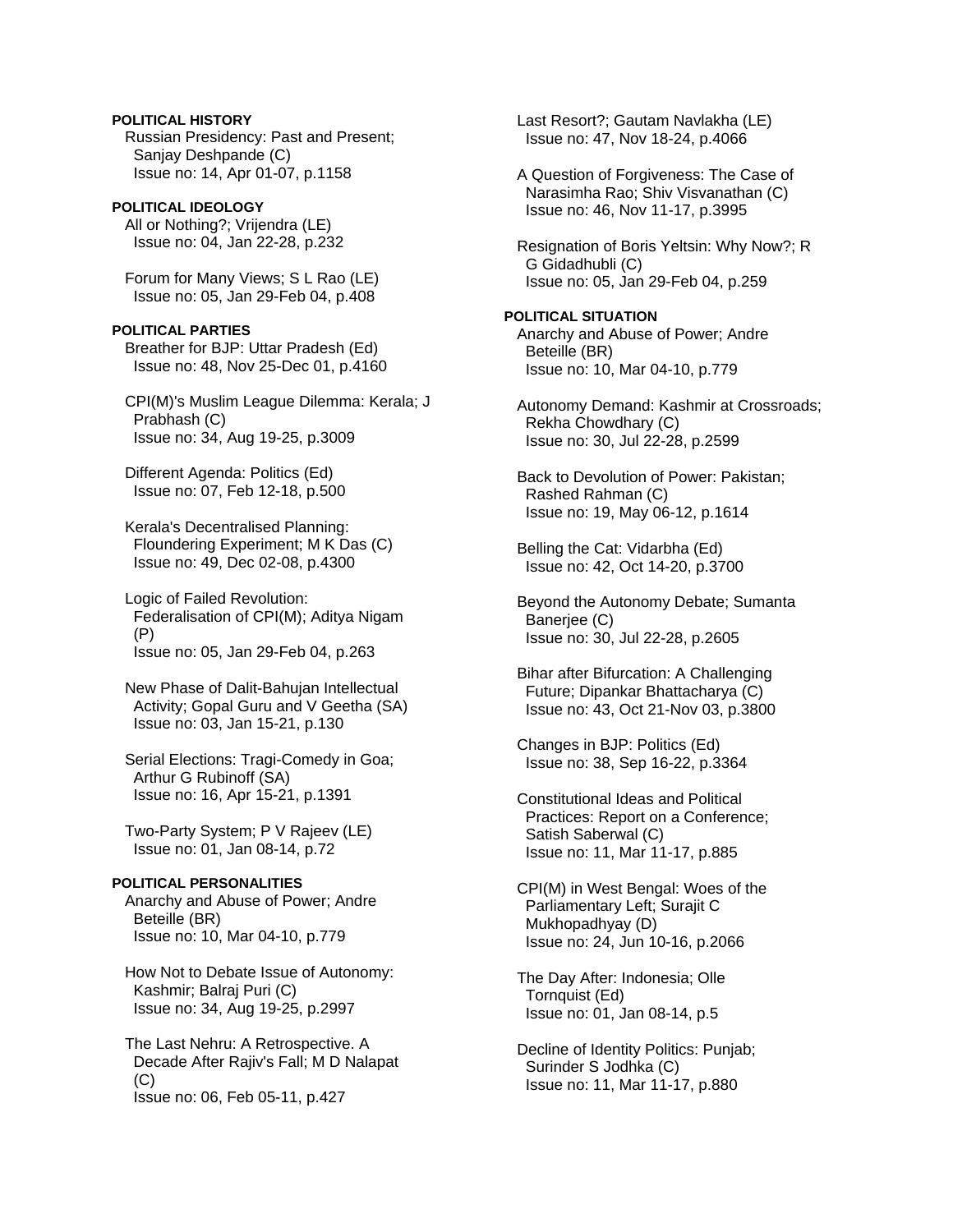**POLITICAL HISTORY**

Russian Presidency: Past and Present; Sanjay Deshpande (C)
Issue no: 14, Apr 01-07, p.1158

**POLITICAL IDEOLOGY**

All or Nothing?; Vrijendra (LE)
Issue no: 04, Jan 22-28, p.232

Forum for Many Views; S L Rao (LE)
Issue no: 05, Jan 29-Feb 04, p.408

**POLITICAL PARTIES**

Breather for BJP: Uttar Pradesh (Ed)
Issue no: 48, Nov 25-Dec 01, p.4160

CPI(M)'s Muslim League Dilemma: Kerala; J Prabhash (C)
Issue no: 34, Aug 19-25, p.3009

Different Agenda: Politics (Ed)
Issue no: 07, Feb 12-18, p.500

Kerala's Decentralised Planning: Floundering Experiment; M K Das (C)
Issue no: 49, Dec 02-08, p.4300

Logic of Failed Revolution: Federalisation of CPI(M); Aditya Nigam (P)
Issue no: 05, Jan 29-Feb 04, p.263

New Phase of Dalit-Bahujan Intellectual Activity; Gopal Guru and V Geetha (SA)
Issue no: 03, Jan 15-21, p.130

Serial Elections: Tragi-Comedy in Goa; Arthur G Rubinoff (SA)
Issue no: 16, Apr 15-21, p.1391

Two-Party System; P V Rajeev (LE)
Issue no: 01, Jan 08-14, p.72

**POLITICAL PERSONALITIES**

Anarchy and Abuse of Power; Andre Beteille (BR)
Issue no: 10, Mar 04-10, p.779

How Not to Debate Issue of Autonomy: Kashmir; Balraj Puri (C)
Issue no: 34, Aug 19-25, p.2997

The Last Nehru: A Retrospective. A Decade After Rajiv's Fall; M D Nalapat (C)
Issue no: 06, Feb 05-11, p.427

Last Resort?; Gautam Navlakha (LE)
Issue no: 47, Nov 18-24, p.4066

A Question of Forgiveness: The Case of Narasimha Rao; Shiv Visvanathan (C)
Issue no: 46, Nov 11-17, p.3995

Resignation of Boris Yeltsin: Why Now?; R G Gidadhubli (C)
Issue no: 05, Jan 29-Feb 04, p.259

**POLITICAL SITUATION**

Anarchy and Abuse of Power; Andre Beteille (BR)
Issue no: 10, Mar 04-10, p.779

Autonomy Demand: Kashmir at Crossroads; Rekha Chowdhary (C)
Issue no: 30, Jul 22-28, p.2599

Back to Devolution of Power: Pakistan; Rashed Rahman (C)
Issue no: 19, May 06-12, p.1614

Belling the Cat: Vidarbha (Ed)
Issue no: 42, Oct 14-20, p.3700

Beyond the Autonomy Debate; Sumanta Banerjee (C)
Issue no: 30, Jul 22-28, p.2605

Bihar after Bifurcation: A Challenging Future; Dipankar Bhattacharya (C)
Issue no: 43, Oct 21-Nov 03, p.3800

Changes in BJP: Politics (Ed)
Issue no: 38, Sep 16-22, p.3364

Constitutional Ideas and Political Practices: Report on a Conference; Satish Saberwal (C)
Issue no: 11, Mar 11-17, p.885

CPI(M) in West Bengal: Woes of the Parliamentary Left; Surajit C Mukhopadhyay (D)
Issue no: 24, Jun 10-16, p.2066

The Day After: Indonesia; Olle Tornquist (Ed)
Issue no: 01, Jan 08-14, p.5

Decline of Identity Politics: Punjab; Surinder S Jodhka (C)
Issue no: 11, Mar 11-17, p.880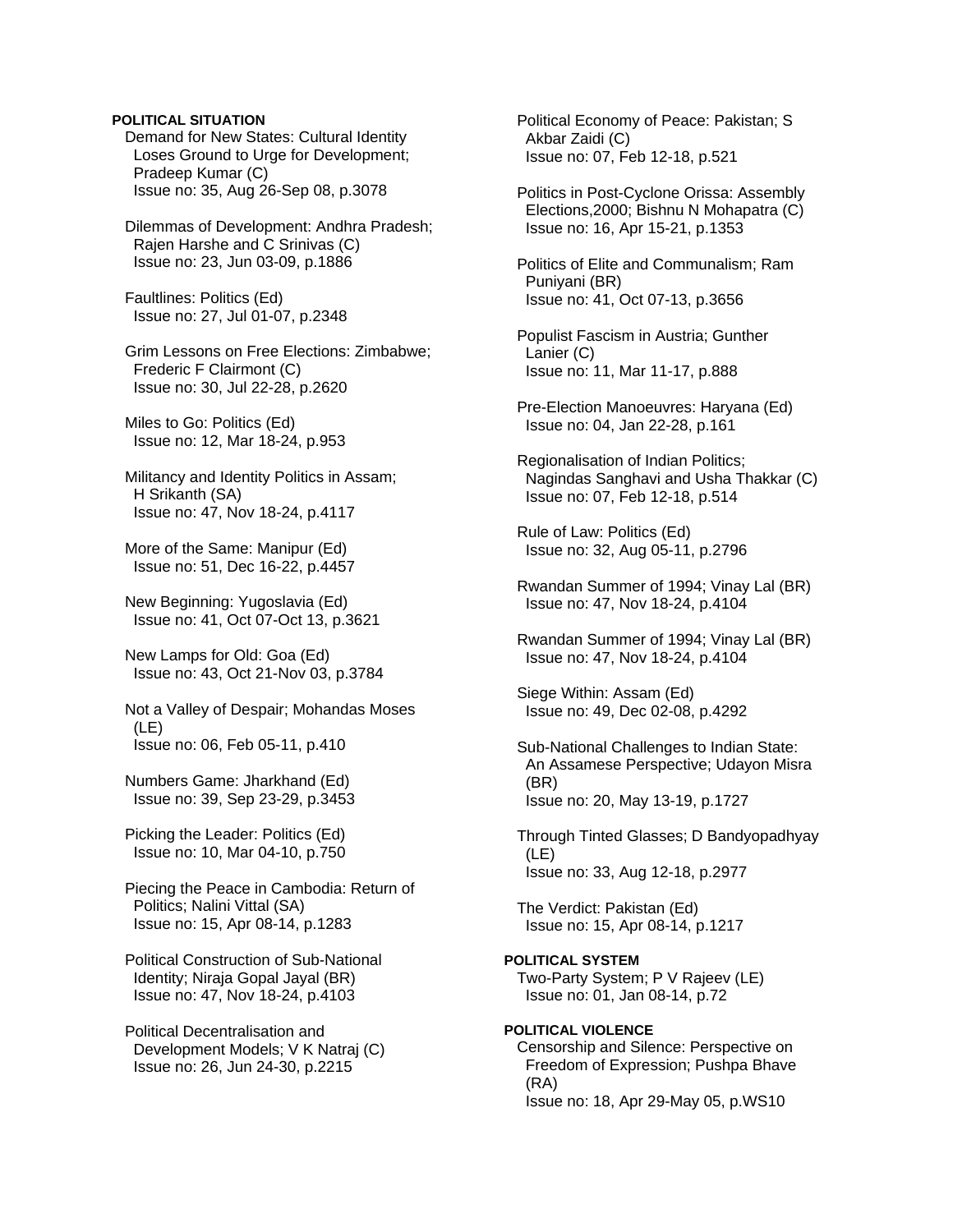**POLITICAL SITUATION**

Demand for New States: Cultural Identity Loses Ground to Urge for Development; Pradeep Kumar (C)
Issue no: 35, Aug 26-Sep 08, p.3078

Dilemmas of Development: Andhra Pradesh; Rajen Harshe and C Srinivas (C)
Issue no: 23, Jun 03-09, p.1886

Faultlines: Politics (Ed)
Issue no: 27, Jul 01-07, p.2348

Grim Lessons on Free Elections: Zimbabwe; Frederic F Clairmont (C)
Issue no: 30, Jul 22-28, p.2620

Miles to Go: Politics (Ed)
Issue no: 12, Mar 18-24, p.953

Militancy and Identity Politics in Assam; H Srikanth (SA)
Issue no: 47, Nov 18-24, p.4117

More of the Same: Manipur (Ed)
Issue no: 51, Dec 16-22, p.4457

New Beginning: Yugoslavia (Ed)
Issue no: 41, Oct 07-Oct 13, p.3621

New Lamps for Old: Goa (Ed)
Issue no: 43, Oct 21-Nov 03, p.3784

Not a Valley of Despair; Mohandas Moses (LE)
Issue no: 06, Feb 05-11, p.410

Numbers Game: Jharkhand (Ed)
Issue no: 39, Sep 23-29, p.3453

Picking the Leader: Politics (Ed)
Issue no: 10, Mar 04-10, p.750

Piecing the Peace in Cambodia: Return of Politics; Nalini Vittal (SA)
Issue no: 15, Apr 08-14, p.1283

Political Construction of Sub-National Identity; Niraja Gopal Jayal (BR)
Issue no: 47, Nov 18-24, p.4103

Political Decentralisation and Development Models; V K Natraj (C)
Issue no: 26, Jun 24-30, p.2215

Political Economy of Peace: Pakistan; S Akbar Zaidi (C)
Issue no: 07, Feb 12-18, p.521

Politics in Post-Cyclone Orissa: Assembly Elections,2000; Bishnu N Mohapatra (C)
Issue no: 16, Apr 15-21, p.1353

Politics of Elite and Communalism; Ram Puniyani (BR)
Issue no: 41, Oct 07-13, p.3656

Populist Fascism in Austria; Gunther Lanier (C)
Issue no: 11, Mar 11-17, p.888

Pre-Election Manoeuvres: Haryana (Ed)
Issue no: 04, Jan 22-28, p.161

Regionalisation of Indian Politics; Nagindas Sanghavi and Usha Thakkar (C)
Issue no: 07, Feb 12-18, p.514

Rule of Law: Politics (Ed)
Issue no: 32, Aug 05-11, p.2796

Rwandan Summer of 1994; Vinay Lal (BR)
Issue no: 47, Nov 18-24, p.4104

Rwandan Summer of 1994; Vinay Lal (BR)
Issue no: 47, Nov 18-24, p.4104

Siege Within: Assam (Ed)
Issue no: 49, Dec 02-08, p.4292

Sub-National Challenges to Indian State: An Assamese Perspective; Udayon Misra (BR)
Issue no: 20, May 13-19, p.1727

Through Tinted Glasses; D Bandyopadhyay (LE)
Issue no: 33, Aug 12-18, p.2977

The Verdict: Pakistan (Ed)
Issue no: 15, Apr 08-14, p.1217

**POLITICAL SYSTEM**

Two-Party System; P V Rajeev (LE)
Issue no: 01, Jan 08-14, p.72

**POLITICAL VIOLENCE**

Censorship and Silence: Perspective on Freedom of Expression; Pushpa Bhave (RA)
Issue no: 18, Apr 29-May 05, p.WS10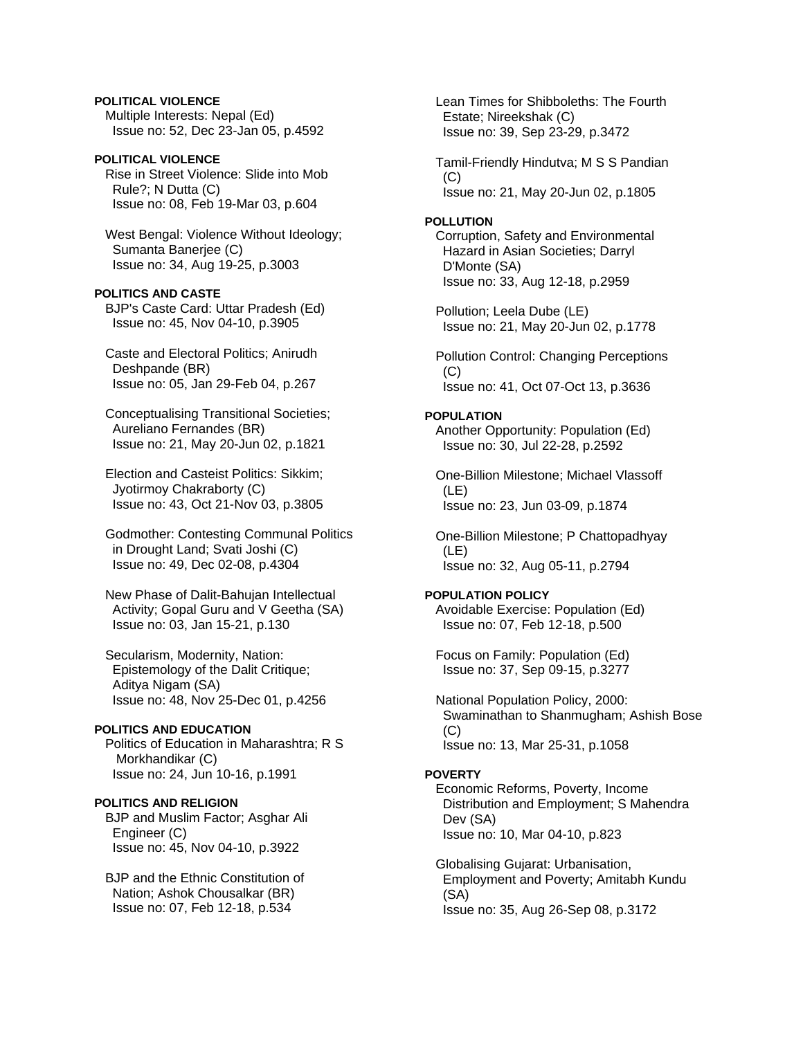**POLITICAL VIOLENCE**

Multiple Interests: Nepal (Ed)
Issue no: 52, Dec 23-Jan 05, p.4592

**POLITICAL VIOLENCE**

Rise in Street Violence: Slide into Mob Rule?; N Dutta (C)
Issue no: 08, Feb 19-Mar 03, p.604

West Bengal: Violence Without Ideology; Sumanta Banerjee (C)
Issue no: 34, Aug 19-25, p.3003

**POLITICS AND CASTE**

BJP's Caste Card: Uttar Pradesh (Ed)
Issue no: 45, Nov 04-10, p.3905

Caste and Electoral Politics; Anirudh Deshpande (BR)
Issue no: 05, Jan 29-Feb 04, p.267

Conceptualising Transitional Societies; Aureliano Fernandes (BR)
Issue no: 21, May 20-Jun 02, p.1821

Election and Casteist Politics: Sikkim; Jyotirmoy Chakraborty (C)
Issue no: 43, Oct 21-Nov 03, p.3805

Godmother: Contesting Communal Politics in Drought Land; Svati Joshi (C)
Issue no: 49, Dec 02-08, p.4304

New Phase of Dalit-Bahujan Intellectual Activity; Gopal Guru and V Geetha (SA)
Issue no: 03, Jan 15-21, p.130

Secularism, Modernity, Nation: Epistemology of the Dalit Critique; Aditya Nigam (SA)
Issue no: 48, Nov 25-Dec 01, p.4256

**POLITICS AND EDUCATION**

Politics of Education in Maharashtra; R S Morkhandikar (C)
Issue no: 24, Jun 10-16, p.1991

**POLITICS AND RELIGION**

BJP and Muslim Factor; Asghar Ali Engineer (C)
Issue no: 45, Nov 04-10, p.3922

BJP and the Ethnic Constitution of Nation; Ashok Chousalkar (BR)
Issue no: 07, Feb 12-18, p.534

Lean Times for Shibboleths: The Fourth Estate; Nireekshak (C)
Issue no: 39, Sep 23-29, p.3472

Tamil-Friendly Hindutva; M S S Pandian (C)
Issue no: 21, May 20-Jun 02, p.1805

**POLLUTION**

Corruption, Safety and Environmental Hazard in Asian Societies; Darryl D'Monte (SA)
Issue no: 33, Aug 12-18, p.2959

Pollution; Leela Dube (LE)
Issue no: 21, May 20-Jun 02, p.1778

Pollution Control: Changing Perceptions (C)
Issue no: 41, Oct 07-Oct 13, p.3636

**POPULATION**

Another Opportunity: Population (Ed)
Issue no: 30, Jul 22-28, p.2592

One-Billion Milestone; Michael Vlassoff (LE)
Issue no: 23, Jun 03-09, p.1874

One-Billion Milestone; P Chattopadhyay (LE)
Issue no: 32, Aug 05-11, p.2794

**POPULATION POLICY**

Avoidable Exercise: Population (Ed)
Issue no: 07, Feb 12-18, p.500

Focus on Family: Population (Ed)
Issue no: 37, Sep 09-15, p.3277

National Population Policy, 2000: Swaminathan to Shanmugham; Ashish Bose (C)
Issue no: 13, Mar 25-31, p.1058

**POVERTY**

Economic Reforms, Poverty, Income Distribution and Employment; S Mahendra Dev (SA)
Issue no: 10, Mar 04-10, p.823

Globalising Gujarat: Urbanisation, Employment and Poverty; Amitabh Kundu (SA)
Issue no: 35, Aug 26-Sep 08, p.3172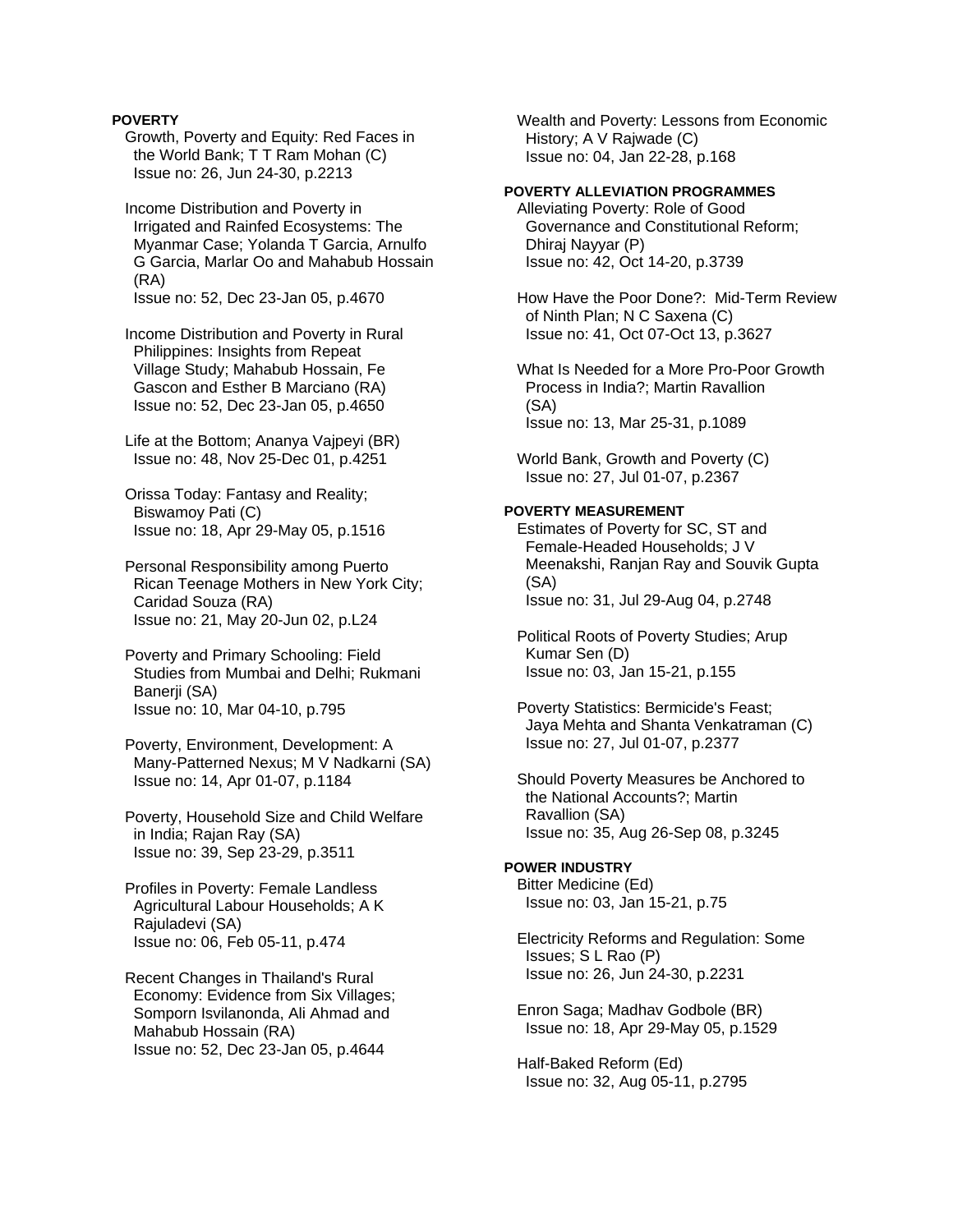**POVERTY**

Growth, Poverty and Equity: Red Faces in the World Bank; T T Ram Mohan (C)
Issue no: 26, Jun 24-30, p.2213

Income Distribution and Poverty in Irrigated and Rainfed Ecosystems: The Myanmar Case; Yolanda T Garcia, Arnulfo G Garcia, Marlar Oo and Mahabub Hossain (RA)
Issue no: 52, Dec 23-Jan 05, p.4670

Income Distribution and Poverty in Rural Philippines: Insights from Repeat Village Study; Mahabub Hossain, Fe Gascon and Esther B Marciano (RA)
Issue no: 52, Dec 23-Jan 05, p.4650

Life at the Bottom; Ananya Vajpeyi (BR)
Issue no: 48, Nov 25-Dec 01, p.4251

Orissa Today: Fantasy and Reality; Biswamoy Pati (C)
Issue no: 18, Apr 29-May 05, p.1516

Personal Responsibility among Puerto Rican Teenage Mothers in New York City; Caridad Souza (RA)
Issue no: 21, May 20-Jun 02, p.L24

Poverty and Primary Schooling: Field Studies from Mumbai and Delhi; Rukmani Banerji (SA)
Issue no: 10, Mar 04-10, p.795

Poverty, Environment, Development: A Many-Patterned Nexus; M V Nadkarni (SA)
Issue no: 14, Apr 01-07, p.1184

Poverty, Household Size and Child Welfare in India; Rajan Ray (SA)
Issue no: 39, Sep 23-29, p.3511

Profiles in Poverty: Female Landless Agricultural Labour Households; A K Rajuladevi (SA)
Issue no: 06, Feb 05-11, p.474

Recent Changes in Thailand's Rural Economy: Evidence from Six Villages; Somporn Isvilanonda, Ali Ahmad and Mahabub Hossain (RA)
Issue no: 52, Dec 23-Jan 05, p.4644

Wealth and Poverty: Lessons from Economic History; A V Rajwade (C)
Issue no: 04, Jan 22-28, p.168

**POVERTY ALLEVIATION PROGRAMMES**

Alleviating Poverty: Role of Good Governance and Constitutional Reform; Dhiraj Nayyar (P)
Issue no: 42, Oct 14-20, p.3739

How Have the Poor Done?: Mid-Term Review of Ninth Plan; N C Saxena (C)
Issue no: 41, Oct 07-Oct 13, p.3627

What Is Needed for a More Pro-Poor Growth Process in India?; Martin Ravallion (SA)
Issue no: 13, Mar 25-31, p.1089

World Bank, Growth and Poverty (C)
Issue no: 27, Jul 01-07, p.2367

**POVERTY MEASUREMENT**

Estimates of Poverty for SC, ST and Female-Headed Households; J V Meenakshi, Ranjan Ray and Souvik Gupta (SA)
Issue no: 31, Jul 29-Aug 04, p.2748

Political Roots of Poverty Studies; Arup Kumar Sen (D)
Issue no: 03, Jan 15-21, p.155

Poverty Statistics: Bermicide's Feast; Jaya Mehta and Shanta Venkatraman (C)
Issue no: 27, Jul 01-07, p.2377

Should Poverty Measures be Anchored to the National Accounts?; Martin Ravallion (SA)
Issue no: 35, Aug 26-Sep 08, p.3245

**POWER INDUSTRY**

Bitter Medicine (Ed)
Issue no: 03, Jan 15-21, p.75

Electricity Reforms and Regulation: Some Issues; S L Rao (P)
Issue no: 26, Jun 24-30, p.2231

Enron Saga; Madhav Godbole (BR)
Issue no: 18, Apr 29-May 05, p.1529

Half-Baked Reform (Ed)
Issue no: 32, Aug 05-11, p.2795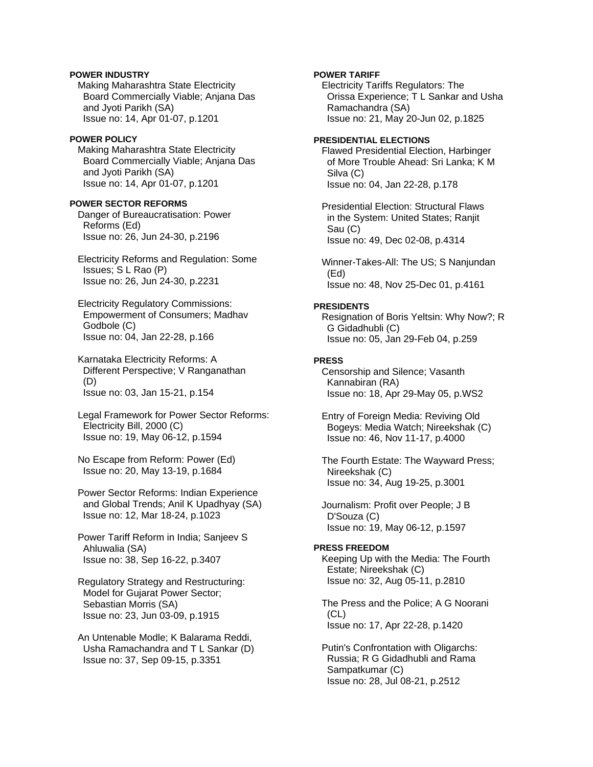**POWER INDUSTRY**

Making Maharashtra State Electricity Board Commercially Viable; Anjana Das and Jyoti Parikh (SA)
Issue no: 14, Apr 01-07, p.1201

**POWER POLICY**

Making Maharashtra State Electricity Board Commercially Viable; Anjana Das and Jyoti Parikh (SA)
Issue no: 14, Apr 01-07, p.1201

**POWER SECTOR REFORMS**

Danger of Bureaucratisation: Power Reforms (Ed)
Issue no: 26, Jun 24-30, p.2196

Electricity Reforms and Regulation: Some Issues; S L Rao (P)
Issue no: 26, Jun 24-30, p.2231

Electricity Regulatory Commissions: Empowerment of Consumers; Madhav Godbole (C)
Issue no: 04, Jan 22-28, p.166

Karnataka Electricity Reforms: A Different Perspective; V Ranganathan (D)
Issue no: 03, Jan 15-21, p.154

Legal Framework for Power Sector Reforms: Electricity Bill, 2000 (C)
Issue no: 19, May 06-12, p.1594

No Escape from Reform: Power (Ed)
Issue no: 20, May 13-19, p.1684

Power Sector Reforms: Indian Experience and Global Trends; Anil K Upadhyay (SA)
Issue no: 12, Mar 18-24, p.1023

Power Tariff Reform in India; Sanjeev S Ahluwalia (SA)
Issue no: 38, Sep 16-22, p.3407

Regulatory Strategy and Restructuring: Model for Gujarat Power Sector; Sebastian Morris (SA)
Issue no: 23, Jun 03-09, p.1915

An Untenable Modle; K Balarama Reddi, Usha Ramachandra and T L Sankar (D)
Issue no: 37, Sep 09-15, p.3351

**POWER TARIFF**

Electricity Tariffs Regulators: The Orissa Experience; T L Sankar and Usha Ramachandra (SA)
Issue no: 21, May 20-Jun 02, p.1825

**PRESIDENTIAL ELECTIONS**

Flawed Presidential Election, Harbinger of More Trouble Ahead: Sri Lanka; K M Silva (C)
Issue no: 04, Jan 22-28, p.178

Presidential Election: Structural Flaws in the System: United States; Ranjit Sau (C)
Issue no: 49, Dec 02-08, p.4314

Winner-Takes-All: The US; S Nanjundan (Ed)
Issue no: 48, Nov 25-Dec 01, p.4161

**PRESIDENTS**

Resignation of Boris Yeltsin: Why Now?; R G Gidadhubli (C)
Issue no: 05, Jan 29-Feb 04, p.259

**PRESS**

Censorship and Silence; Vasanth Kannabiran (RA)
Issue no: 18, Apr 29-May 05, p.WS2

Entry of Foreign Media: Reviving Old Bogeys: Media Watch; Nireekshak (C)
Issue no: 46, Nov 11-17, p.4000

The Fourth Estate: The Wayward Press; Nireekshak (C)
Issue no: 34, Aug 19-25, p.3001

Journalism: Profit over People; J B D'Souza (C)
Issue no: 19, May 06-12, p.1597

**PRESS FREEDOM**

Keeping Up with the Media: The Fourth Estate; Nireekshak (C)
Issue no: 32, Aug 05-11, p.2810

The Press and the Police; A G Noorani (CL)
Issue no: 17, Apr 22-28, p.1420

Putin's Confrontation with Oligarchs: Russia; R G Gidadhubli and Rama Sampatkumar (C)
Issue no: 28, Jul 08-21, p.2512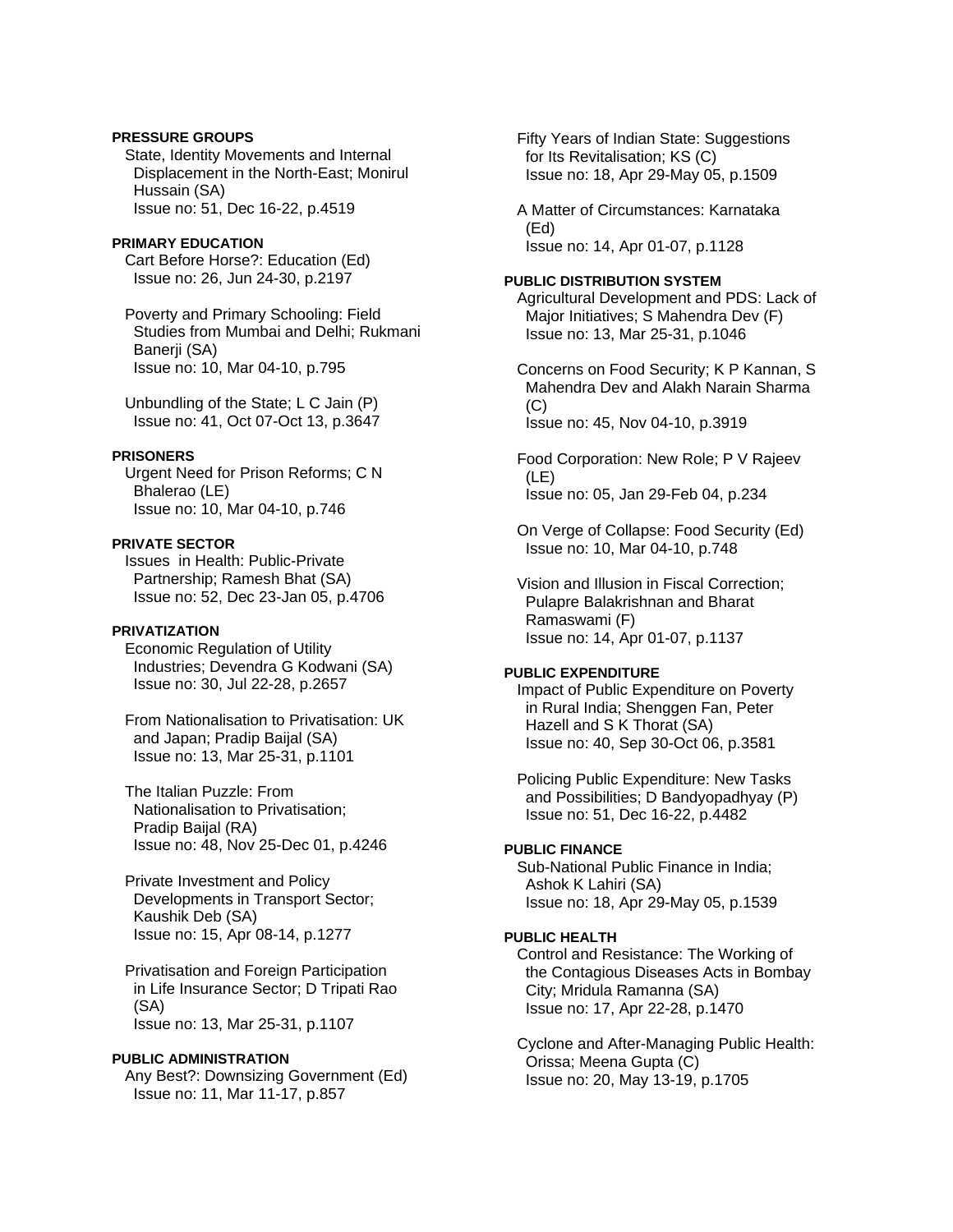**PRESSURE GROUPS**

State, Identity Movements and Internal Displacement in the North-East; Monirul Hussain (SA)
Issue no: 51, Dec 16-22, p.4519

**PRIMARY EDUCATION**

Cart Before Horse?: Education (Ed)
Issue no: 26, Jun 24-30, p.2197

Poverty and Primary Schooling: Field Studies from Mumbai and Delhi; Rukmani Banerji (SA)
Issue no: 10, Mar 04-10, p.795

Unbundling of the State; L C Jain (P)
Issue no: 41, Oct 07-Oct 13, p.3647

**PRISONERS**

Urgent Need for Prison Reforms; C N Bhalerao (LE)
Issue no: 10, Mar 04-10, p.746

**PRIVATE SECTOR**

Issues in Health: Public-Private Partnership; Ramesh Bhat (SA)
Issue no: 52, Dec 23-Jan 05, p.4706

**PRIVATIZATION**

Economic Regulation of Utility Industries; Devendra G Kodwani (SA)
Issue no: 30, Jul 22-28, p.2657

From Nationalisation to Privatisation: UK and Japan; Pradip Baijal (SA)
Issue no: 13, Mar 25-31, p.1101

The Italian Puzzle: From Nationalisation to Privatisation; Pradip Baijal (RA)
Issue no: 48, Nov 25-Dec 01, p.4246

Private Investment and Policy Developments in Transport Sector; Kaushik Deb (SA)
Issue no: 15, Apr 08-14, p.1277

Privatisation and Foreign Participation in Life Insurance Sector; D Tripati Rao (SA)
Issue no: 13, Mar 25-31, p.1107

**PUBLIC ADMINISTRATION**

Any Best?: Downsizing Government (Ed)
Issue no: 11, Mar 11-17, p.857

Fifty Years of Indian State: Suggestions for Its Revitalisation; KS (C)
Issue no: 18, Apr 29-May 05, p.1509

A Matter of Circumstances: Karnataka (Ed)
Issue no: 14, Apr 01-07, p.1128

**PUBLIC DISTRIBUTION SYSTEM**

Agricultural Development and PDS: Lack of Major Initiatives; S Mahendra Dev (F)
Issue no: 13, Mar 25-31, p.1046

Concerns on Food Security; K P Kannan, S Mahendra Dev and Alakh Narain Sharma (C)
Issue no: 45, Nov 04-10, p.3919

Food Corporation: New Role; P V Rajeev (LE)
Issue no: 05, Jan 29-Feb 04, p.234

On Verge of Collapse: Food Security (Ed)
Issue no: 10, Mar 04-10, p.748

Vision and Illusion in Fiscal Correction; Pulapre Balakrishnan and Bharat Ramaswami (F)
Issue no: 14, Apr 01-07, p.1137

**PUBLIC EXPENDITURE**

Impact of Public Expenditure on Poverty in Rural India; Shenggen Fan, Peter Hazell and S K Thorat (SA)
Issue no: 40, Sep 30-Oct 06, p.3581

Policing Public Expenditure: New Tasks and Possibilities; D Bandyopadhyay (P)
Issue no: 51, Dec 16-22, p.4482

**PUBLIC FINANCE**

Sub-National Public Finance in India; Ashok K Lahiri (SA)
Issue no: 18, Apr 29-May 05, p.1539

**PUBLIC HEALTH**

Control and Resistance: The Working of the Contagious Diseases Acts in Bombay City; Mridula Ramanna (SA)
Issue no: 17, Apr 22-28, p.1470

Cyclone and After-Managing Public Health: Orissa; Meena Gupta (C)
Issue no: 20, May 13-19, p.1705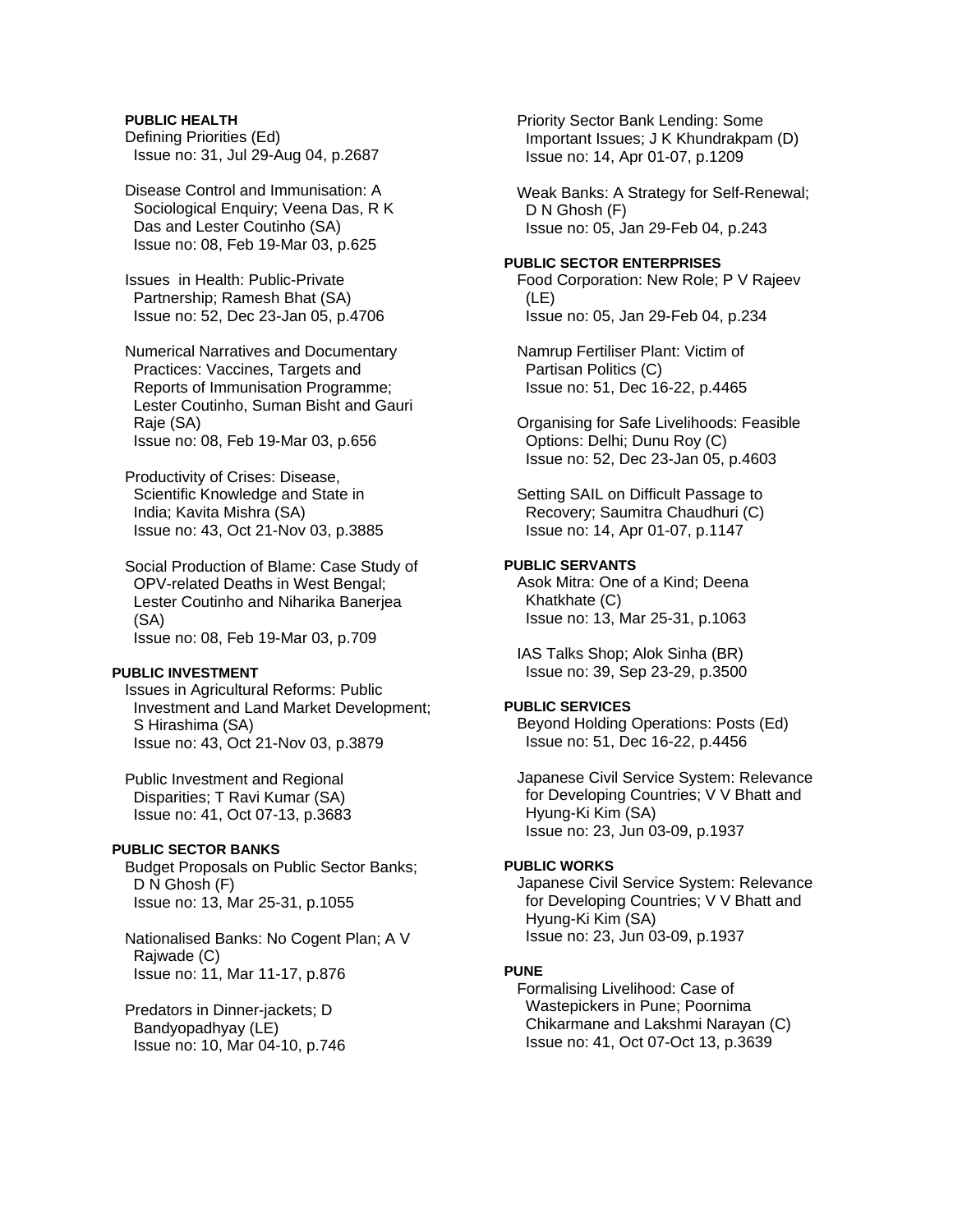**PUBLIC HEALTH**

Defining Priorities (Ed)
Issue no: 31, Jul 29-Aug 04, p.2687

Disease Control and Immunisation: A Sociological Enquiry; Veena Das, R K Das and Lester Coutinho (SA)
Issue no: 08, Feb 19-Mar 03, p.625

Issues in Health: Public-Private Partnership; Ramesh Bhat (SA)
Issue no: 52, Dec 23-Jan 05, p.4706

Numerical Narratives and Documentary Practices: Vaccines, Targets and Reports of Immunisation Programme; Lester Coutinho, Suman Bisht and Gauri Raje (SA)
Issue no: 08, Feb 19-Mar 03, p.656

Productivity of Crises: Disease, Scientific Knowledge and State in India; Kavita Mishra (SA)
Issue no: 43, Oct 21-Nov 03, p.3885

Social Production of Blame: Case Study of OPV-related Deaths in West Bengal; Lester Coutinho and Niharika Banerjea (SA)
Issue no: 08, Feb 19-Mar 03, p.709

**PUBLIC INVESTMENT**

Issues in Agricultural Reforms: Public Investment and Land Market Development; S Hirashima (SA)
Issue no: 43, Oct 21-Nov 03, p.3879

Public Investment and Regional Disparities; T Ravi Kumar (SA)
Issue no: 41, Oct 07-13, p.3683

**PUBLIC SECTOR BANKS**

Budget Proposals on Public Sector Banks; D N Ghosh (F)
Issue no: 13, Mar 25-31, p.1055

Nationalised Banks: No Cogent Plan; A V Rajwade (C)
Issue no: 11, Mar 11-17, p.876

Predators in Dinner-jackets; D Bandyopadhyay (LE)
Issue no: 10, Mar 04-10, p.746

Priority Sector Bank Lending: Some Important Issues; J K Khundrakpam (D)
Issue no: 14, Apr 01-07, p.1209

Weak Banks: A Strategy for Self-Renewal; D N Ghosh (F)
Issue no: 05, Jan 29-Feb 04, p.243

**PUBLIC SECTOR ENTERPRISES**

Food Corporation: New Role; P V Rajeev (LE)
Issue no: 05, Jan 29-Feb 04, p.234

Namrup Fertiliser Plant: Victim of Partisan Politics (C)
Issue no: 51, Dec 16-22, p.4465

Organising for Safe Livelihoods: Feasible Options: Delhi; Dunu Roy (C)
Issue no: 52, Dec 23-Jan 05, p.4603

Setting SAIL on Difficult Passage to Recovery; Saumitra Chaudhuri (C)
Issue no: 14, Apr 01-07, p.1147

**PUBLIC SERVANTS**

Asok Mitra: One of a Kind; Deena Khatkhate (C)
Issue no: 13, Mar 25-31, p.1063

IAS Talks Shop; Alok Sinha (BR)
Issue no: 39, Sep 23-29, p.3500

**PUBLIC SERVICES**

Beyond Holding Operations: Posts (Ed)
Issue no: 51, Dec 16-22, p.4456

Japanese Civil Service System: Relevance for Developing Countries; V V Bhatt and Hyung-Ki Kim (SA)
Issue no: 23, Jun 03-09, p.1937

**PUBLIC WORKS**

Japanese Civil Service System: Relevance for Developing Countries; V V Bhatt and Hyung-Ki Kim (SA)
Issue no: 23, Jun 03-09, p.1937

**PUNE**

Formalising Livelihood: Case of Wastepickers in Pune; Poornima Chikarmane and Lakshmi Narayan (C)
Issue no: 41, Oct 07-Oct 13, p.3639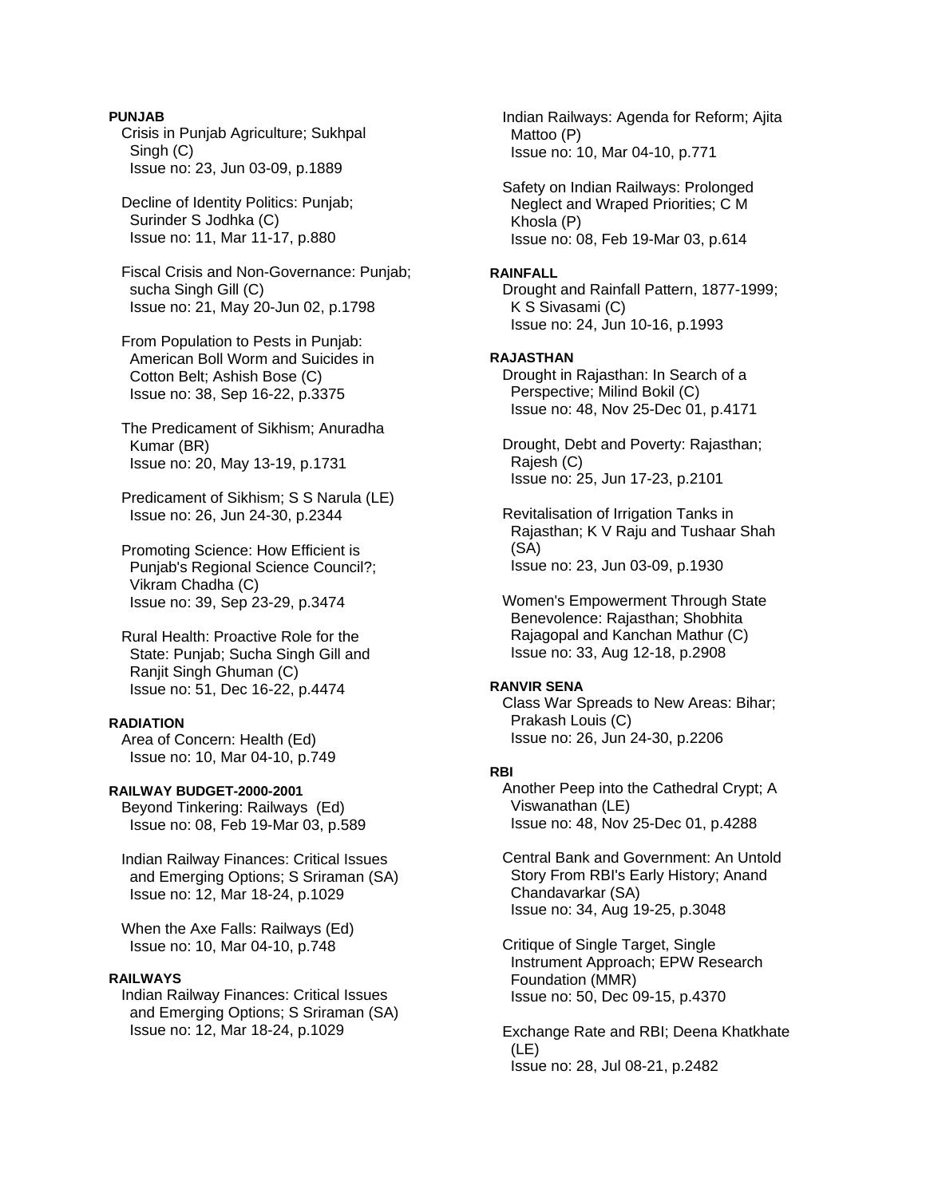**PUNJAB**

Crisis in Punjab Agriculture; Sukhpal Singh (C)
Issue no: 23, Jun 03-09, p.1889

Decline of Identity Politics: Punjab; Surinder S Jodhka (C)
Issue no: 11, Mar 11-17, p.880

Fiscal Crisis and Non-Governance: Punjab; sucha Singh Gill (C)
Issue no: 21, May 20-Jun 02, p.1798

From Population to Pests in Punjab: American Boll Worm and Suicides in Cotton Belt; Ashish Bose (C)
Issue no: 38, Sep 16-22, p.3375

The Predicament of Sikhism; Anuradha Kumar (BR)
Issue no: 20, May 13-19, p.1731

Predicament of Sikhism; S S Narula (LE)
Issue no: 26, Jun 24-30, p.2344

Promoting Science: How Efficient is Punjab's Regional Science Council?; Vikram Chadha (C)
Issue no: 39, Sep 23-29, p.3474

Rural Health: Proactive Role for the State: Punjab; Sucha Singh Gill and Ranjit Singh Ghuman (C)
Issue no: 51, Dec 16-22, p.4474

**RADIATION**

Area of Concern: Health (Ed)
Issue no: 10, Mar 04-10, p.749

**RAILWAY BUDGET-2000-2001**

Beyond Tinkering: Railways (Ed)
Issue no: 08, Feb 19-Mar 03, p.589

Indian Railway Finances: Critical Issues and Emerging Options; S Sriraman (SA)
Issue no: 12, Mar 18-24, p.1029

When the Axe Falls: Railways (Ed)
Issue no: 10, Mar 04-10, p.748

**RAILWAYS**

Indian Railway Finances: Critical Issues and Emerging Options; S Sriraman (SA)
Issue no: 12, Mar 18-24, p.1029

Indian Railways: Agenda for Reform; Ajita Mattoo (P)
Issue no: 10, Mar 04-10, p.771

Safety on Indian Railways: Prolonged Neglect and Wraped Priorities; C M Khosla (P)
Issue no: 08, Feb 19-Mar 03, p.614

**RAINFALL**

Drought and Rainfall Pattern, 1877-1999; K S Sivasami (C)
Issue no: 24, Jun 10-16, p.1993

**RAJASTHAN**

Drought in Rajasthan: In Search of a Perspective; Milind Bokil (C)
Issue no: 48, Nov 25-Dec 01, p.4171

Drought, Debt and Poverty: Rajasthan; Rajesh (C)
Issue no: 25, Jun 17-23, p.2101

Revitalisation of Irrigation Tanks in Rajasthan; K V Raju and Tushaar Shah (SA)
Issue no: 23, Jun 03-09, p.1930

Women's Empowerment Through State Benevolence: Rajasthan; Shobhita Rajagopal and Kanchan Mathur (C)
Issue no: 33, Aug 12-18, p.2908

**RANVIR SENA**

Class War Spreads to New Areas: Bihar; Prakash Louis (C)
Issue no: 26, Jun 24-30, p.2206

**RBI**

Another Peep into the Cathedral Crypt; A Viswanathan (LE)
Issue no: 48, Nov 25-Dec 01, p.4288

Central Bank and Government: An Untold Story From RBI's Early History; Anand Chandavarkar (SA)
Issue no: 34, Aug 19-25, p.3048

Critique of Single Target, Single Instrument Approach; EPW Research Foundation (MMR)
Issue no: 50, Dec 09-15, p.4370

Exchange Rate and RBI; Deena Khatkhate (LE)
Issue no: 28, Jul 08-21, p.2482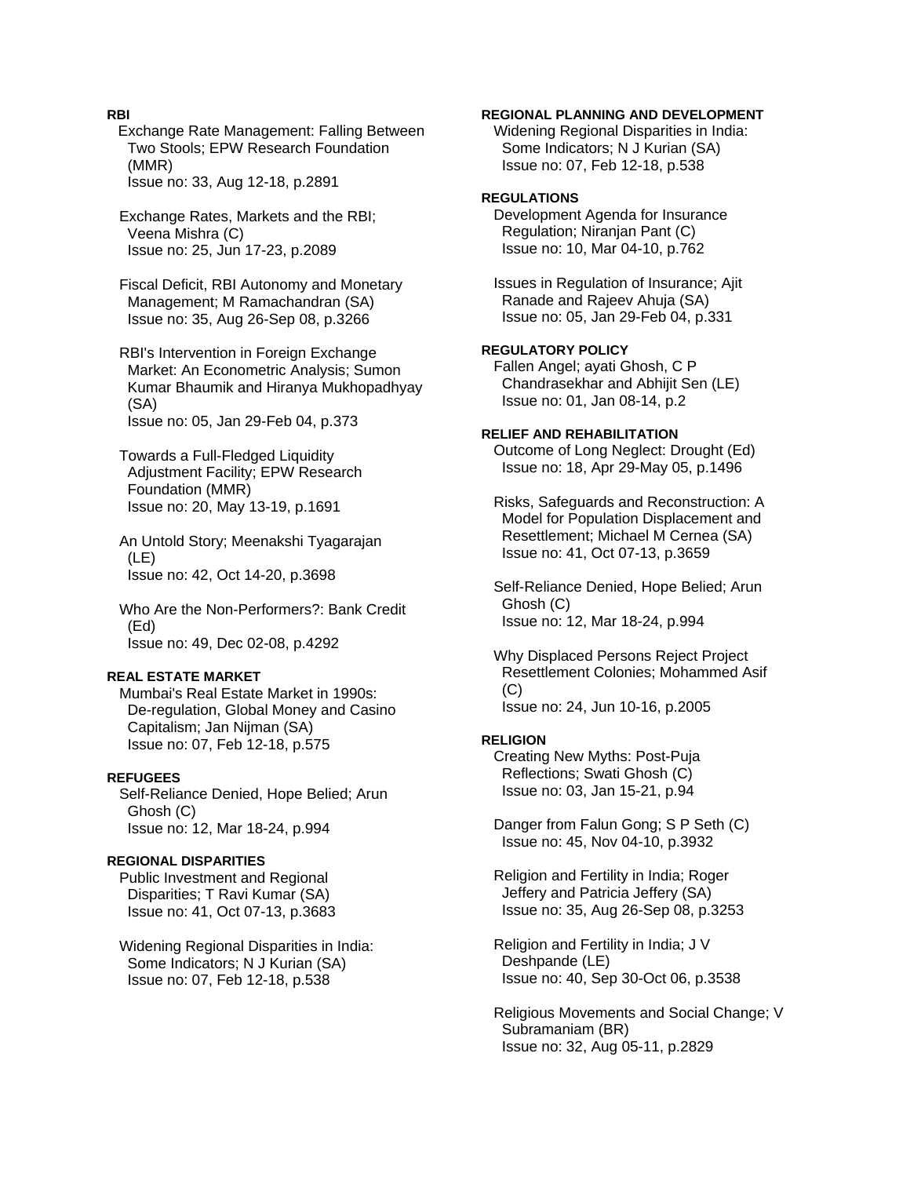**RBI**

Exchange Rate Management: Falling Between Two Stools; EPW Research Foundation (MMR)
Issue no: 33, Aug 12-18, p.2891

Exchange Rates, Markets and the RBI; Veena Mishra (C)
Issue no: 25, Jun 17-23, p.2089

Fiscal Deficit, RBI Autonomy and Monetary Management; M Ramachandran (SA)
Issue no: 35, Aug 26-Sep 08, p.3266

RBI's Intervention in Foreign Exchange Market: An Econometric Analysis; Sumon Kumar Bhaumik and Hiranya Mukhopadhyay (SA)
Issue no: 05, Jan 29-Feb 04, p.373

Towards a Full-Fledged Liquidity Adjustment Facility; EPW Research Foundation (MMR)
Issue no: 20, May 13-19, p.1691

An Untold Story; Meenakshi Tyagarajan (LE)
Issue no: 42, Oct 14-20, p.3698

Who Are the Non-Performers?: Bank Credit (Ed)
Issue no: 49, Dec 02-08, p.4292

**REAL ESTATE MARKET**

Mumbai's Real Estate Market in 1990s: De-regulation, Global Money and Casino Capitalism; Jan Nijman (SA)
Issue no: 07, Feb 12-18, p.575

**REFUGEES**

Self-Reliance Denied, Hope Belied; Arun Ghosh (C)
Issue no: 12, Mar 18-24, p.994

**REGIONAL DISPARITIES**

Public Investment and Regional Disparities; T Ravi Kumar (SA)
Issue no: 41, Oct 07-13, p.3683

Widening Regional Disparities in India: Some Indicators; N J Kurian (SA)
Issue no: 07, Feb 12-18, p.538

**REGIONAL PLANNING AND DEVELOPMENT**

Widening Regional Disparities in India: Some Indicators; N J Kurian (SA)
Issue no: 07, Feb 12-18, p.538

**REGULATIONS**

Development Agenda for Insurance Regulation; Niranjan Pant (C)
Issue no: 10, Mar 04-10, p.762

Issues in Regulation of Insurance; Ajit Ranade and Rajeev Ahuja (SA)
Issue no: 05, Jan 29-Feb 04, p.331

**REGULATORY POLICY**

Fallen Angel; ayati Ghosh, C P Chandrasekhar and Abhijit Sen (LE)
Issue no: 01, Jan 08-14, p.2

**RELIEF AND REHABILITATION**

Outcome of Long Neglect: Drought (Ed)
Issue no: 18, Apr 29-May 05, p.1496

Risks, Safeguards and Reconstruction: A Model for Population Displacement and Resettlement; Michael M Cernea (SA)
Issue no: 41, Oct 07-13, p.3659

Self-Reliance Denied, Hope Belied; Arun Ghosh (C)
Issue no: 12, Mar 18-24, p.994

Why Displaced Persons Reject Project Resettlement Colonies; Mohammed Asif (C)
Issue no: 24, Jun 10-16, p.2005

**RELIGION**

Creating New Myths: Post-Puja Reflections; Swati Ghosh (C)
Issue no: 03, Jan 15-21, p.94

Danger from Falun Gong; S P Seth (C)
Issue no: 45, Nov 04-10, p.3932

Religion and Fertility in India; Roger Jeffery and Patricia Jeffery (SA)
Issue no: 35, Aug 26-Sep 08, p.3253

Religion and Fertility in India; J V Deshpande (LE)
Issue no: 40, Sep 30-Oct 06, p.3538

Religious Movements and Social Change; V Subramaniam (BR)
Issue no: 32, Aug 05-11, p.2829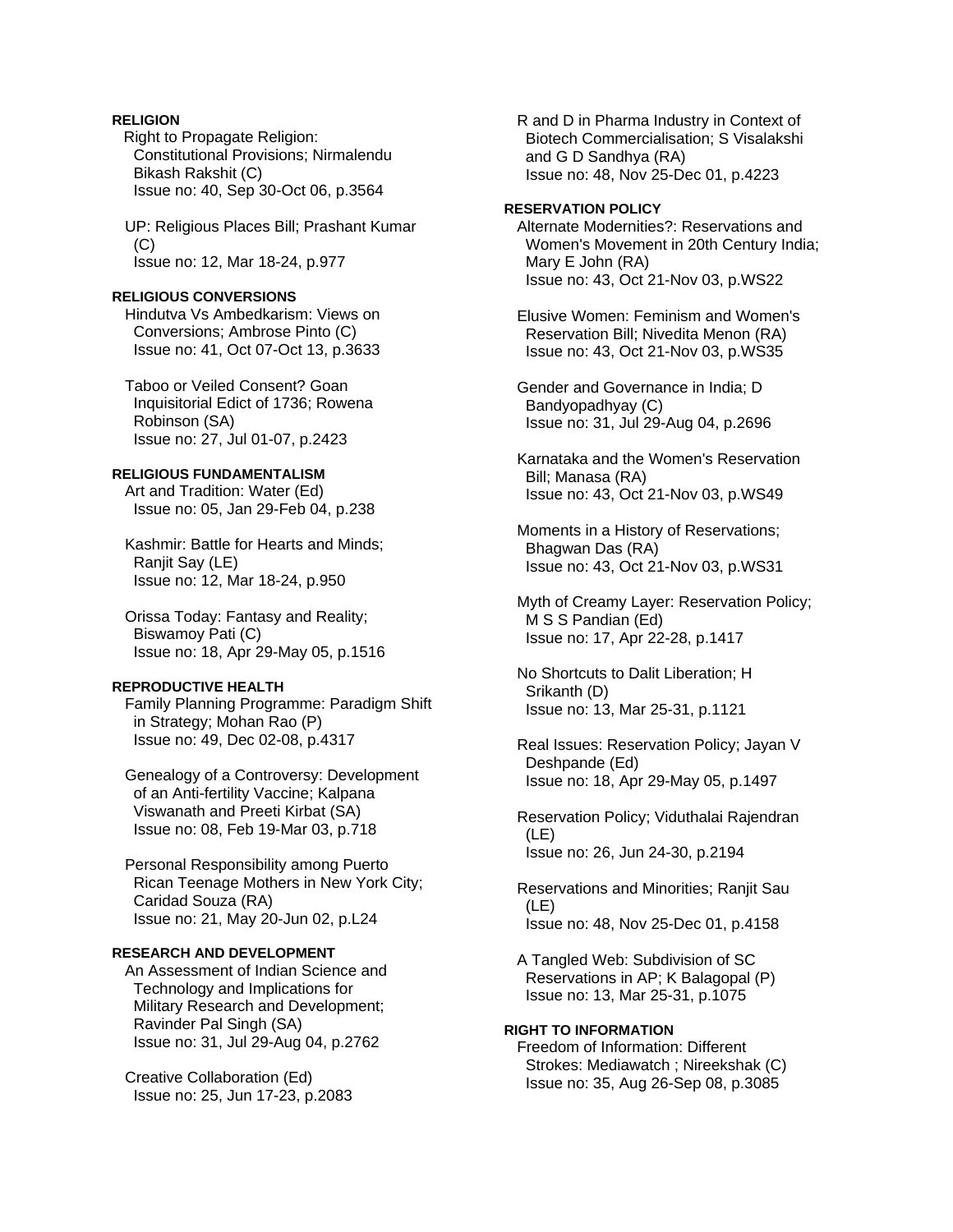**RELIGION**

Right to Propagate Religion: Constitutional Provisions; Nirmalendu Bikash Rakshit (C)
Issue no: 40, Sep 30-Oct 06, p.3564

UP: Religious Places Bill; Prashant Kumar (C)
Issue no: 12, Mar 18-24, p.977

**RELIGIOUS CONVERSIONS**

Hindutva Vs Ambedkarism: Views on Conversions; Ambrose Pinto (C)
Issue no: 41, Oct 07-Oct 13, p.3633

Taboo or Veiled Consent? Goan Inquisitorial Edict of 1736; Rowena Robinson (SA)
Issue no: 27, Jul 01-07, p.2423

**RELIGIOUS FUNDAMENTALISM**

Art and Tradition: Water (Ed)
Issue no: 05, Jan 29-Feb 04, p.238

Kashmir: Battle for Hearts and Minds; Ranjit Say (LE)
Issue no: 12, Mar 18-24, p.950

Orissa Today: Fantasy and Reality; Biswamoy Pati (C)
Issue no: 18, Apr 29-May 05, p.1516

**REPRODUCTIVE HEALTH**

Family Planning Programme: Paradigm Shift in Strategy; Mohan Rao (P)
Issue no: 49, Dec 02-08, p.4317

Genealogy of a Controversy: Development of an Anti-fertility Vaccine; Kalpana Viswanath and Preeti Kirbat (SA)
Issue no: 08, Feb 19-Mar 03, p.718

Personal Responsibility among Puerto Rican Teenage Mothers in New York City; Caridad Souza (RA)
Issue no: 21, May 20-Jun 02, p.L24

**RESEARCH AND DEVELOPMENT**

An Assessment of Indian Science and Technology and Implications for Military Research and Development; Ravinder Pal Singh (SA)
Issue no: 31, Jul 29-Aug 04, p.2762

Creative Collaboration (Ed)
Issue no: 25, Jun 17-23, p.2083

R and D in Pharma Industry in Context of Biotech Commercialisation; S Visalakshi and G D Sandhya (RA)
Issue no: 48, Nov 25-Dec 01, p.4223

**RESERVATION POLICY**

Alternate Modernities?: Reservations and Women's Movement in 20th Century India; Mary E John (RA)
Issue no: 43, Oct 21-Nov 03, p.WS22

Elusive Women: Feminism and Women's Reservation Bill; Nivedita Menon (RA)
Issue no: 43, Oct 21-Nov 03, p.WS35

Gender and Governance in India; D Bandyopadhyay (C)
Issue no: 31, Jul 29-Aug 04, p.2696

Karnataka and the Women's Reservation Bill; Manasa (RA)
Issue no: 43, Oct 21-Nov 03, p.WS49

Moments in a History of Reservations; Bhagwan Das (RA)
Issue no: 43, Oct 21-Nov 03, p.WS31

Myth of Creamy Layer: Reservation Policy; M S S Pandian (Ed)
Issue no: 17, Apr 22-28, p.1417

No Shortcuts to Dalit Liberation; H Srikanth (D)
Issue no: 13, Mar 25-31, p.1121

Real Issues: Reservation Policy; Jayan V Deshpande (Ed)
Issue no: 18, Apr 29-May 05, p.1497

Reservation Policy; Viduthalai Rajendran (LE)
Issue no: 26, Jun 24-30, p.2194

Reservations and Minorities; Ranjit Sau (LE)
Issue no: 48, Nov 25-Dec 01, p.4158

A Tangled Web: Subdivision of SC Reservations in AP; K Balagopal (P)
Issue no: 13, Mar 25-31, p.1075

**RIGHT TO INFORMATION**

Freedom of Information: Different Strokes: Mediawatch ; Nireekshak (C)
Issue no: 35, Aug 26-Sep 08, p.3085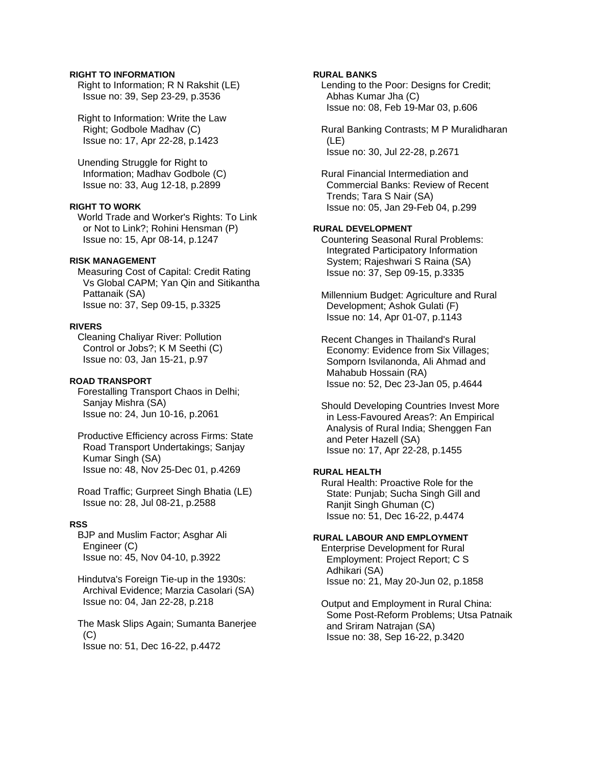**RIGHT TO INFORMATION**

Right to Information; R N Rakshit (LE)
Issue no: 39, Sep 23-29, p.3536

Right to Information: Write the Law Right; Godbole Madhav (C)
Issue no: 17, Apr 22-28, p.1423

Unending Struggle for Right to Information; Madhav Godbole (C)
Issue no: 33, Aug 12-18, p.2899

**RIGHT TO WORK**

World Trade and Worker's Rights: To Link or Not to Link?; Rohini Hensman (P)
Issue no: 15, Apr 08-14, p.1247

**RISK MANAGEMENT**

Measuring Cost of Capital: Credit Rating Vs Global CAPM; Yan Qin and Sitikantha Pattanaik (SA)
Issue no: 37, Sep 09-15, p.3325

**RIVERS**

Cleaning Chaliyar River: Pollution Control or Jobs?; K M Seethi (C)
Issue no: 03, Jan 15-21, p.97

**ROAD TRANSPORT**

Forestalling Transport Chaos in Delhi; Sanjay Mishra (SA)
Issue no: 24, Jun 10-16, p.2061

Productive Efficiency across Firms: State Road Transport Undertakings; Sanjay Kumar Singh (SA)
Issue no: 48, Nov 25-Dec 01, p.4269

Road Traffic; Gurpreet Singh Bhatia (LE)
Issue no: 28, Jul 08-21, p.2588

**RSS**

BJP and Muslim Factor; Asghar Ali Engineer (C)
Issue no: 45, Nov 04-10, p.3922

Hindutva's Foreign Tie-up in the 1930s: Archival Evidence; Marzia Casolari (SA)
Issue no: 04, Jan 22-28, p.218

The Mask Slips Again; Sumanta Banerjee (C)
Issue no: 51, Dec 16-22, p.4472

**RURAL BANKS**

Lending to the Poor: Designs for Credit; Abhas Kumar Jha (C)
Issue no: 08, Feb 19-Mar 03, p.606

Rural Banking Contrasts; M P Muralidharan (LE)
Issue no: 30, Jul 22-28, p.2671

Rural Financial Intermediation and Commercial Banks: Review of Recent Trends; Tara S Nair (SA)
Issue no: 05, Jan 29-Feb 04, p.299

**RURAL DEVELOPMENT**

Countering Seasonal Rural Problems: Integrated Participatory Information System; Rajeshwari S Raina (SA)
Issue no: 37, Sep 09-15, p.3335

Millennium Budget: Agriculture and Rural Development; Ashok Gulati (F)
Issue no: 14, Apr 01-07, p.1143

Recent Changes in Thailand's Rural Economy: Evidence from Six Villages; Somporn Isvilanonda, Ali Ahmad and Mahabub Hossain (RA)
Issue no: 52, Dec 23-Jan 05, p.4644

Should Developing Countries Invest More in Less-Favoured Areas?: An Empirical Analysis of Rural India; Shenggen Fan and Peter Hazell (SA)
Issue no: 17, Apr 22-28, p.1455

**RURAL HEALTH**

Rural Health: Proactive Role for the State: Punjab; Sucha Singh Gill and Ranjit Singh Ghuman (C)
Issue no: 51, Dec 16-22, p.4474

**RURAL LABOUR AND EMPLOYMENT**

Enterprise Development for Rural Employment: Project Report; C S Adhikari (SA)
Issue no: 21, May 20-Jun 02, p.1858

Output and Employment in Rural China: Some Post-Reform Problems; Utsa Patnaik and Sriram Natrajan (SA)
Issue no: 38, Sep 16-22, p.3420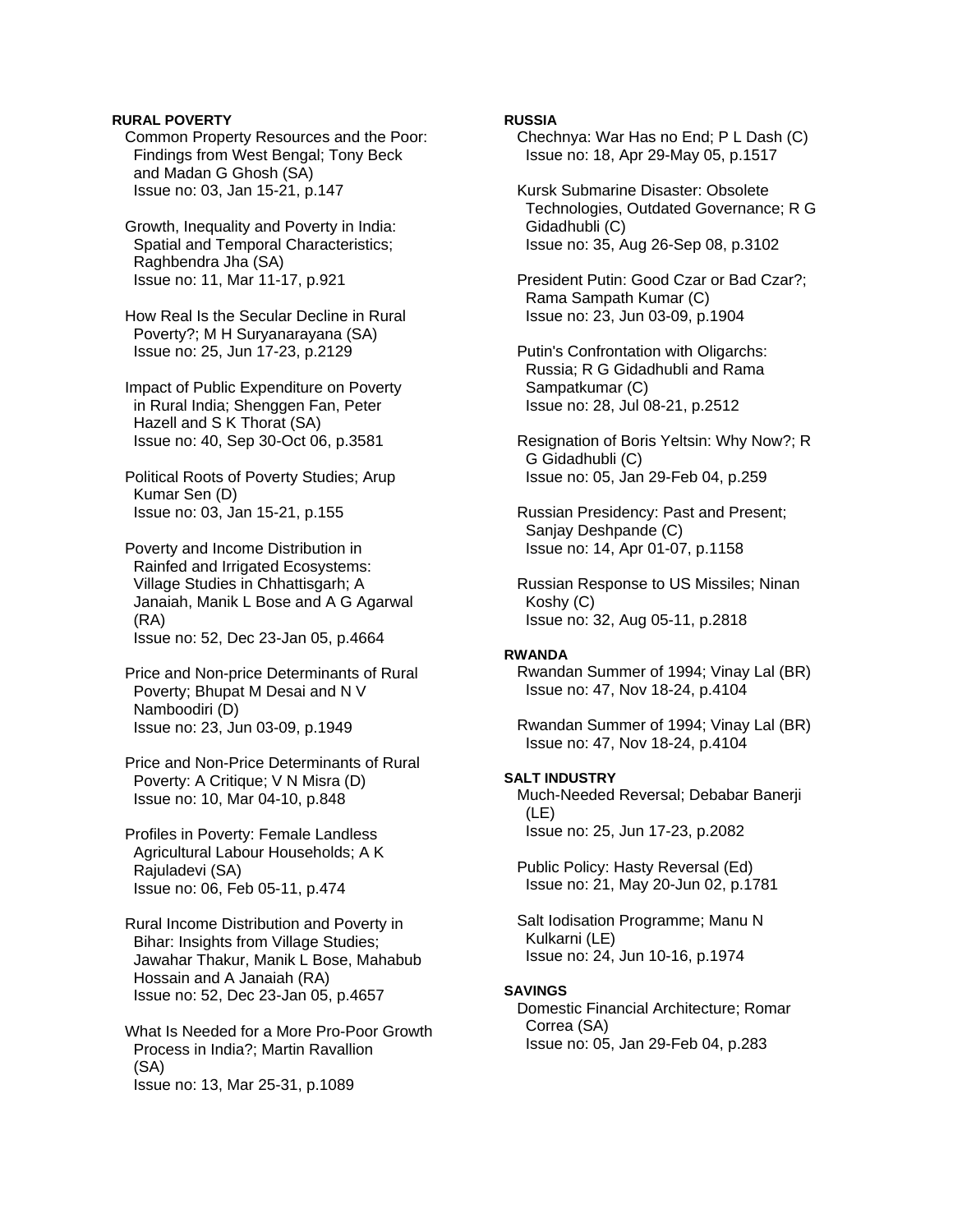**RURAL POVERTY**

Common Property Resources and the Poor: Findings from West Bengal; Tony Beck and Madan G Ghosh (SA)
Issue no: 03, Jan 15-21, p.147

Growth, Inequality and Poverty in India: Spatial and Temporal Characteristics; Raghbendra Jha (SA)
Issue no: 11, Mar 11-17, p.921

How Real Is the Secular Decline in Rural Poverty?; M H Suryanarayana (SA)
Issue no: 25, Jun 17-23, p.2129

Impact of Public Expenditure on Poverty in Rural India; Shenggen Fan, Peter Hazell and S K Thorat (SA)
Issue no: 40, Sep 30-Oct 06, p.3581

Political Roots of Poverty Studies; Arup Kumar Sen (D)
Issue no: 03, Jan 15-21, p.155

Poverty and Income Distribution in Rainfed and Irrigated Ecosystems: Village Studies in Chhattisgarh; A Janaiah, Manik L Bose and A G Agarwal (RA)
Issue no: 52, Dec 23-Jan 05, p.4664

Price and Non-price Determinants of Rural Poverty; Bhupat M Desai and N V Namboodiri (D)
Issue no: 23, Jun 03-09, p.1949

Price and Non-Price Determinants of Rural Poverty: A Critique; V N Misra (D)
Issue no: 10, Mar 04-10, p.848

Profiles in Poverty: Female Landless Agricultural Labour Households; A K Rajuladevi (SA)
Issue no: 06, Feb 05-11, p.474

Rural Income Distribution and Poverty in Bihar: Insights from Village Studies; Jawahar Thakur, Manik L Bose, Mahabub Hossain and A Janaiah (RA)
Issue no: 52, Dec 23-Jan 05, p.4657

What Is Needed for a More Pro-Poor Growth Process in India?; Martin Ravallion (SA)
Issue no: 13, Mar 25-31, p.1089

**RUSSIA**

Chechnya: War Has no End; P L Dash (C)
Issue no: 18, Apr 29-May 05, p.1517

Kursk Submarine Disaster: Obsolete Technologies, Outdated Governance; R G Gidadhubli (C)
Issue no: 35, Aug 26-Sep 08, p.3102

President Putin: Good Czar or Bad Czar?; Rama Sampath Kumar (C)
Issue no: 23, Jun 03-09, p.1904

Putin's Confrontation with Oligarchs: Russia; R G Gidadhubli and Rama Sampatkumar (C)
Issue no: 28, Jul 08-21, p.2512

Resignation of Boris Yeltsin: Why Now?; R G Gidadhubli (C)
Issue no: 05, Jan 29-Feb 04, p.259

Russian Presidency: Past and Present; Sanjay Deshpande (C)
Issue no: 14, Apr 01-07, p.1158

Russian Response to US Missiles; Ninan Koshy (C)
Issue no: 32, Aug 05-11, p.2818

**RWANDA**

Rwandan Summer of 1994; Vinay Lal (BR)
Issue no: 47, Nov 18-24, p.4104

Rwandan Summer of 1994; Vinay Lal (BR)
Issue no: 47, Nov 18-24, p.4104

**SALT INDUSTRY**

Much-Needed Reversal; Debabar Banerji (LE)
Issue no: 25, Jun 17-23, p.2082

Public Policy: Hasty Reversal (Ed)
Issue no: 21, May 20-Jun 02, p.1781

Salt Iodisation Programme; Manu N Kulkarni (LE)
Issue no: 24, Jun 10-16, p.1974

**SAVINGS**

Domestic Financial Architecture; Romar Correa (SA)
Issue no: 05, Jan 29-Feb 04, p.283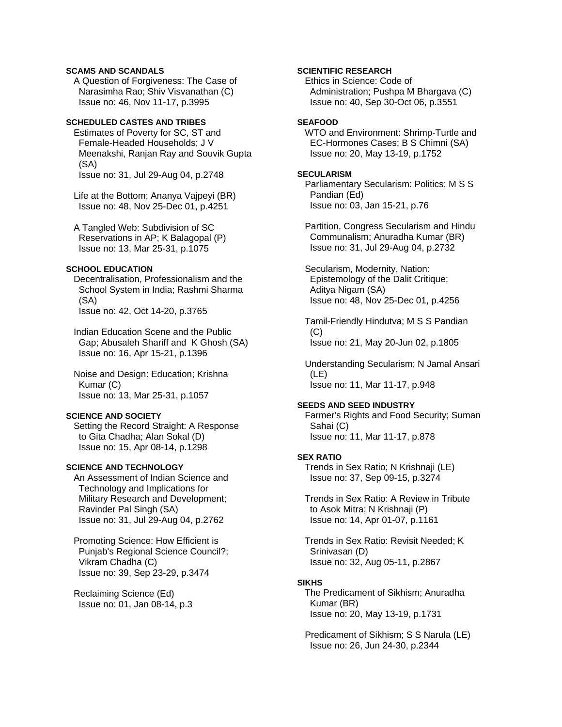**SCAMS AND SCANDALS**

A Question of Forgiveness: The Case of Narasimha Rao; Shiv Visvanathan (C)
Issue no: 46, Nov 11-17, p.3995

**SCHEDULED CASTES AND TRIBES**

Estimates of Poverty for SC, ST and Female-Headed Households; J V Meenakshi, Ranjan Ray and Souvik Gupta (SA)
Issue no: 31, Jul 29-Aug 04, p.2748

Life at the Bottom; Ananya Vajpeyi (BR)
Issue no: 48, Nov 25-Dec 01, p.4251

A Tangled Web: Subdivision of SC Reservations in AP; K Balagopal (P)
Issue no: 13, Mar 25-31, p.1075

**SCHOOL EDUCATION**

Decentralisation, Professionalism and the School System in India; Rashmi Sharma (SA)
Issue no: 42, Oct 14-20, p.3765

Indian Education Scene and the Public Gap; Abusaleh Shariff and K Ghosh (SA)
Issue no: 16, Apr 15-21, p.1396

Noise and Design: Education; Krishna Kumar (C)
Issue no: 13, Mar 25-31, p.1057

**SCIENCE AND SOCIETY**

Setting the Record Straight: A Response to Gita Chadha; Alan Sokal (D)
Issue no: 15, Apr 08-14, p.1298

**SCIENCE AND TECHNOLOGY**

An Assessment of Indian Science and Technology and Implications for Military Research and Development; Ravinder Pal Singh (SA)
Issue no: 31, Jul 29-Aug 04, p.2762

Promoting Science: How Efficient is Punjab's Regional Science Council?; Vikram Chadha (C)
Issue no: 39, Sep 23-29, p.3474

Reclaiming Science (Ed)
Issue no: 01, Jan 08-14, p.3

**SCIENTIFIC RESEARCH**

Ethics in Science: Code of Administration; Pushpa M Bhargava (C)
Issue no: 40, Sep 30-Oct 06, p.3551

**SEAFOOD**

WTO and Environment: Shrimp-Turtle and EC-Hormones Cases; B S Chimni (SA)
Issue no: 20, May 13-19, p.1752

**SECULARISM**

Parliamentary Secularism: Politics; M S S Pandian (Ed)
Issue no: 03, Jan 15-21, p.76

Partition, Congress Secularism and Hindu Communalism; Anuradha Kumar (BR)
Issue no: 31, Jul 29-Aug 04, p.2732

Secularism, Modernity, Nation: Epistemology of the Dalit Critique; Aditya Nigam (SA)
Issue no: 48, Nov 25-Dec 01, p.4256

Tamil-Friendly Hindutva; M S S Pandian (C)
Issue no: 21, May 20-Jun 02, p.1805

Understanding Secularism; N Jamal Ansari (LE)
Issue no: 11, Mar 11-17, p.948

**SEEDS AND SEED INDUSTRY**

Farmer's Rights and Food Security; Suman Sahai (C)
Issue no: 11, Mar 11-17, p.878

**SEX RATIO**

Trends in Sex Ratio; N Krishnaji (LE)
Issue no: 37, Sep 09-15, p.3274

Trends in Sex Ratio: A Review in Tribute to Asok Mitra; N Krishnaji (P)
Issue no: 14, Apr 01-07, p.1161

Trends in Sex Ratio: Revisit Needed; K Srinivasan (D)
Issue no: 32, Aug 05-11, p.2867

**SIKHS**

The Predicament of Sikhism; Anuradha Kumar (BR)
Issue no: 20, May 13-19, p.1731

Predicament of Sikhism; S S Narula (LE)
Issue no: 26, Jun 24-30, p.2344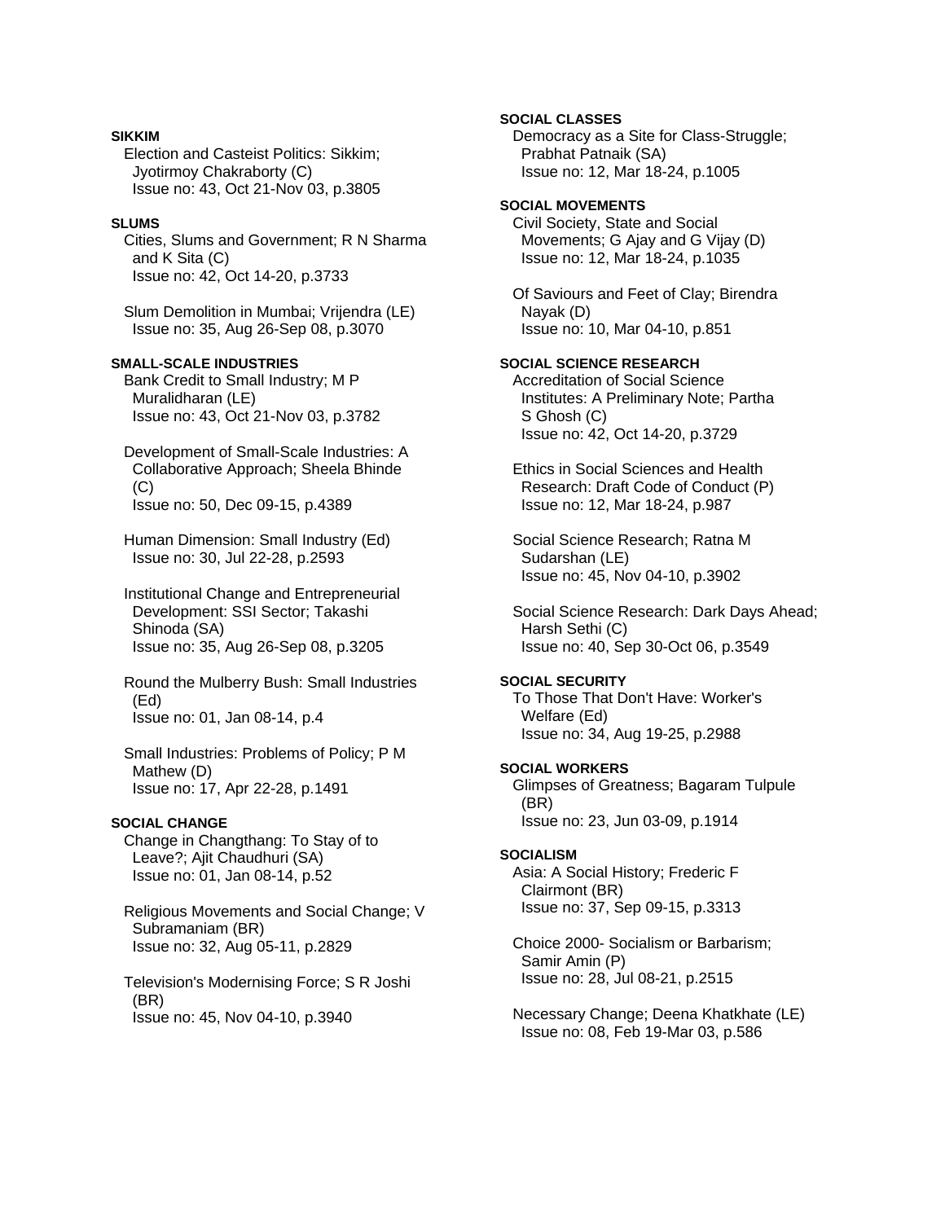**SIKKIM**

Election and Casteist Politics: Sikkim; Jyotirmoy Chakraborty (C)
Issue no: 43, Oct 21-Nov 03, p.3805

**SLUMS**

Cities, Slums and Government; R N Sharma and K Sita (C)
Issue no: 42, Oct 14-20, p.3733

Slum Demolition in Mumbai; Vrijendra (LE)
Issue no: 35, Aug 26-Sep 08, p.3070

**SMALL-SCALE INDUSTRIES**

Bank Credit to Small Industry; M P Muralidharan (LE)
Issue no: 43, Oct 21-Nov 03, p.3782

Development of Small-Scale Industries: A Collaborative Approach; Sheela Bhinde (C)
Issue no: 50, Dec 09-15, p.4389

Human Dimension: Small Industry (Ed)
Issue no: 30, Jul 22-28, p.2593

Institutional Change and Entrepreneurial Development: SSI Sector; Takashi Shinoda (SA)
Issue no: 35, Aug 26-Sep 08, p.3205

Round the Mulberry Bush: Small Industries (Ed)
Issue no: 01, Jan 08-14, p.4

Small Industries: Problems of Policy; P M Mathew (D)
Issue no: 17, Apr 22-28, p.1491

**SOCIAL CHANGE**

Change in Changthang: To Stay of to Leave?; Ajit Chaudhuri (SA)
Issue no: 01, Jan 08-14, p.52

Religious Movements and Social Change; V Subramaniam (BR)
Issue no: 32, Aug 05-11, p.2829

Television's Modernising Force; S R Joshi (BR)
Issue no: 45, Nov 04-10, p.3940

**SOCIAL CLASSES**

Democracy as a Site for Class-Struggle; Prabhat Patnaik (SA)
Issue no: 12, Mar 18-24, p.1005

**SOCIAL MOVEMENTS**

Civil Society, State and Social Movements; G Ajay and G Vijay (D)
Issue no: 12, Mar 18-24, p.1035

Of Saviours and Feet of Clay; Birendra Nayak (D)
Issue no: 10, Mar 04-10, p.851

**SOCIAL SCIENCE RESEARCH**

Accreditation of Social Science Institutes: A Preliminary Note; Partha S Ghosh (C)
Issue no: 42, Oct 14-20, p.3729

Ethics in Social Sciences and Health Research: Draft Code of Conduct (P)
Issue no: 12, Mar 18-24, p.987

Social Science Research; Ratna M Sudarshan (LE)
Issue no: 45, Nov 04-10, p.3902

Social Science Research: Dark Days Ahead; Harsh Sethi (C)
Issue no: 40, Sep 30-Oct 06, p.3549

**SOCIAL SECURITY**

To Those That Don't Have: Worker's Welfare (Ed)
Issue no: 34, Aug 19-25, p.2988

**SOCIAL WORKERS**

Glimpses of Greatness; Bagaram Tulpule (BR)
Issue no: 23, Jun 03-09, p.1914

**SOCIALISM**

Asia: A Social History; Frederic F Clairmont (BR)
Issue no: 37, Sep 09-15, p.3313

Choice 2000- Socialism or Barbarism; Samir Amin (P)
Issue no: 28, Jul 08-21, p.2515

Necessary Change; Deena Khatkhate (LE)
Issue no: 08, Feb 19-Mar 03, p.586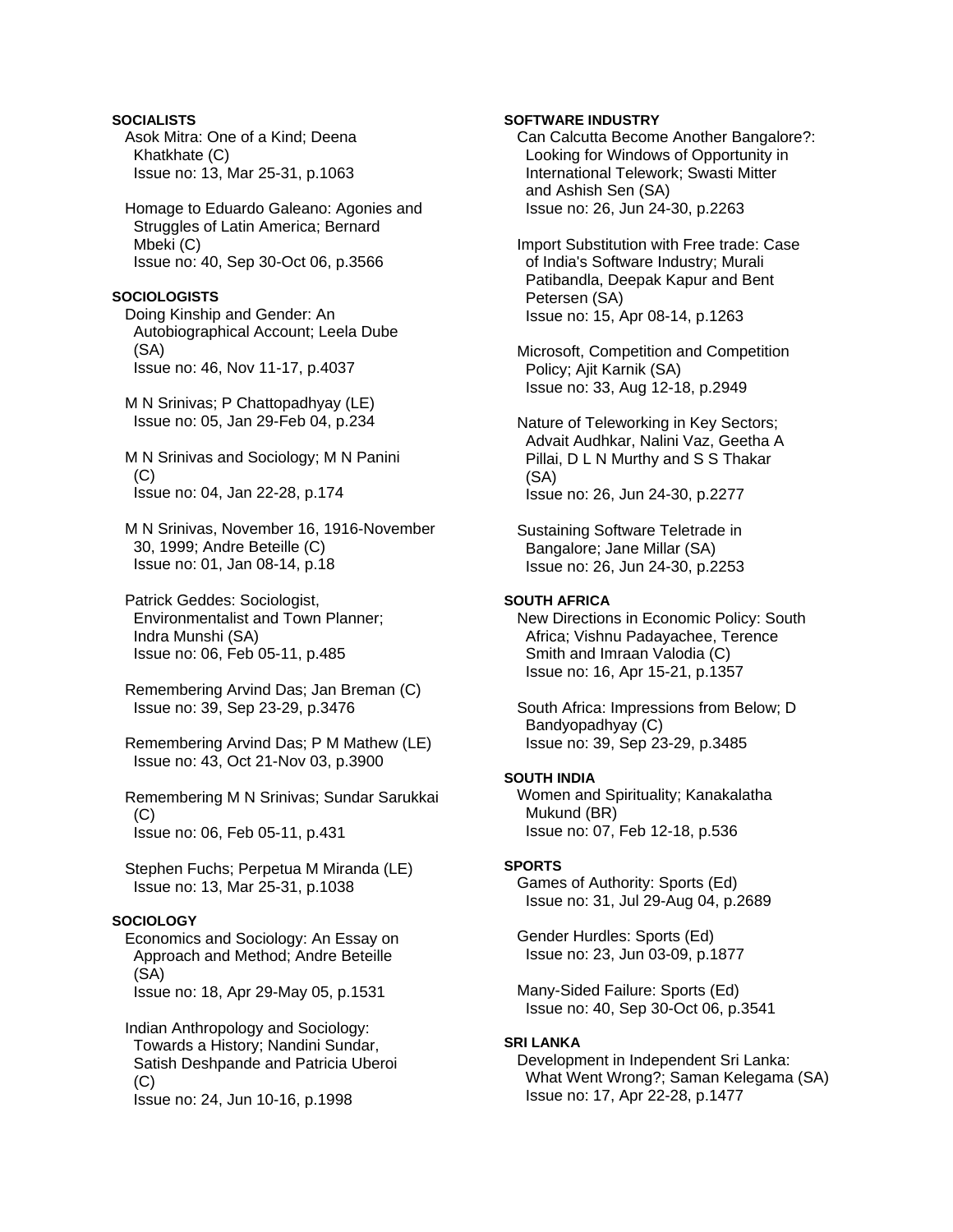**SOCIALISTS**

Asok Mitra: One of a Kind; Deena Khatkhate (C)
Issue no: 13, Mar 25-31, p.1063

Homage to Eduardo Galeano: Agonies and Struggles of Latin America; Bernard Mbeki (C)
Issue no: 40, Sep 30-Oct 06, p.3566

**SOCIOLOGISTS**

Doing Kinship and Gender: An Autobiographical Account; Leela Dube (SA)
Issue no: 46, Nov 11-17, p.4037

M N Srinivas; P Chattopadhyay (LE)
Issue no: 05, Jan 29-Feb 04, p.234

M N Srinivas and Sociology; M N Panini (C)
Issue no: 04, Jan 22-28, p.174

M N Srinivas, November 16, 1916-November 30, 1999; Andre Beteille (C)
Issue no: 01, Jan 08-14, p.18

Patrick Geddes: Sociologist, Environmentalist and Town Planner; Indra Munshi (SA)
Issue no: 06, Feb 05-11, p.485

Remembering Arvind Das; Jan Breman (C)
Issue no: 39, Sep 23-29, p.3476

Remembering Arvind Das; P M Mathew (LE)
Issue no: 43, Oct 21-Nov 03, p.3900

Remembering M N Srinivas; Sundar Sarukkai (C)
Issue no: 06, Feb 05-11, p.431

Stephen Fuchs; Perpetua M Miranda (LE)
Issue no: 13, Mar 25-31, p.1038

**SOCIOLOGY**

Economics and Sociology: An Essay on Approach and Method; Andre Beteille (SA)
Issue no: 18, Apr 29-May 05, p.1531

Indian Anthropology and Sociology: Towards a History; Nandini Sundar, Satish Deshpande and Patricia Uberoi (C)
Issue no: 24, Jun 10-16, p.1998

**SOFTWARE INDUSTRY**

Can Calcutta Become Another Bangalore?: Looking for Windows of Opportunity in International Telework; Swasti Mitter and Ashish Sen (SA)
Issue no: 26, Jun 24-30, p.2263

Import Substitution with Free trade: Case of India's Software Industry; Murali Patibandla, Deepak Kapur and Bent Petersen (SA)
Issue no: 15, Apr 08-14, p.1263

Microsoft, Competition and Competition Policy; Ajit Karnik (SA)
Issue no: 33, Aug 12-18, p.2949

Nature of Teleworking in Key Sectors; Advait Audhkar, Nalini Vaz, Geetha A Pillai, D L N Murthy and S S Thakar (SA)
Issue no: 26, Jun 24-30, p.2277

Sustaining Software Teletrade in Bangalore; Jane Millar (SA)
Issue no: 26, Jun 24-30, p.2253

**SOUTH AFRICA**

New Directions in Economic Policy: South Africa; Vishnu Padayachee, Terence Smith and Imraan Valodia (C)
Issue no: 16, Apr 15-21, p.1357

South Africa: Impressions from Below; D Bandyopadhyay (C)
Issue no: 39, Sep 23-29, p.3485

**SOUTH INDIA**

Women and Spirituality; Kanakalatha Mukund (BR)
Issue no: 07, Feb 12-18, p.536

**SPORTS**

Games of Authority: Sports (Ed)
Issue no: 31, Jul 29-Aug 04, p.2689

Gender Hurdles: Sports (Ed)
Issue no: 23, Jun 03-09, p.1877

Many-Sided Failure: Sports (Ed)
Issue no: 40, Sep 30-Oct 06, p.3541

**SRI LANKA**

Development in Independent Sri Lanka: What Went Wrong?; Saman Kelegama (SA)
Issue no: 17, Apr 22-28, p.1477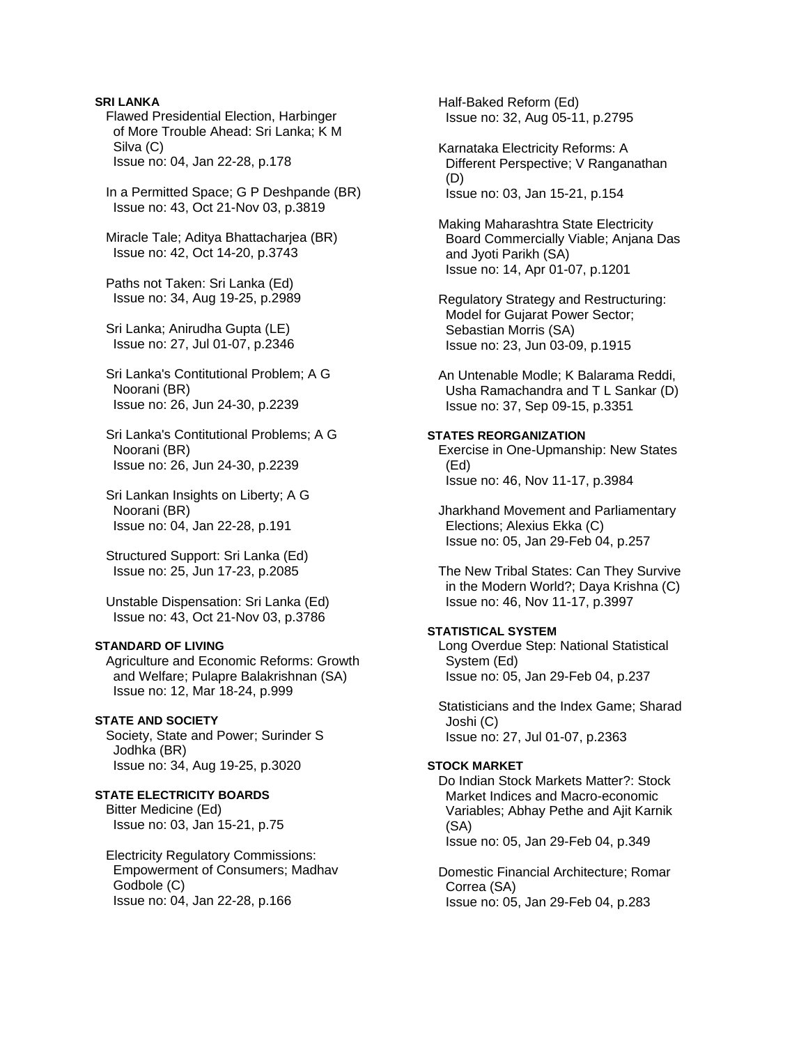**SRI LANKA**

Flawed Presidential Election, Harbinger of More Trouble Ahead: Sri Lanka; K M Silva (C)
Issue no: 04, Jan 22-28, p.178

In a Permitted Space; G P Deshpande (BR)
Issue no: 43, Oct 21-Nov 03, p.3819

Miracle Tale; Aditya Bhattacharjea (BR)
Issue no: 42, Oct 14-20, p.3743

Paths not Taken: Sri Lanka (Ed)
Issue no: 34, Aug 19-25, p.2989

Sri Lanka; Anirudha Gupta (LE)
Issue no: 27, Jul 01-07, p.2346

Sri Lanka's Contitutional Problem; A G Noorani (BR)
Issue no: 26, Jun 24-30, p.2239

Sri Lanka's Contitutional Problems; A G Noorani (BR)
Issue no: 26, Jun 24-30, p.2239

Sri Lankan Insights on Liberty; A G Noorani (BR)
Issue no: 04, Jan 22-28, p.191

Structured Support: Sri Lanka (Ed)
Issue no: 25, Jun 17-23, p.2085

Unstable Dispensation: Sri Lanka (Ed)
Issue no: 43, Oct 21-Nov 03, p.3786

**STANDARD OF LIVING**

Agriculture and Economic Reforms: Growth and Welfare; Pulapre Balakrishnan (SA)
Issue no: 12, Mar 18-24, p.999

**STATE AND SOCIETY**

Society, State and Power; Surinder S Jodhka (BR)
Issue no: 34, Aug 19-25, p.3020

**STATE ELECTRICITY BOARDS**

Bitter Medicine (Ed)
Issue no: 03, Jan 15-21, p.75

Electricity Regulatory Commissions: Empowerment of Consumers; Madhav Godbole (C)
Issue no: 04, Jan 22-28, p.166

Half-Baked Reform (Ed)
Issue no: 32, Aug 05-11, p.2795

Karnataka Electricity Reforms: A Different Perspective; V Ranganathan (D)
Issue no: 03, Jan 15-21, p.154

Making Maharashtra State Electricity Board Commercially Viable; Anjana Das and Jyoti Parikh (SA)
Issue no: 14, Apr 01-07, p.1201

Regulatory Strategy and Restructuring: Model for Gujarat Power Sector; Sebastian Morris (SA)
Issue no: 23, Jun 03-09, p.1915

An Untenable Modle; K Balarama Reddi, Usha Ramachandra and T L Sankar (D)
Issue no: 37, Sep 09-15, p.3351

**STATES REORGANIZATION**

Exercise in One-Upmanship: New States (Ed)
Issue no: 46, Nov 11-17, p.3984

Jharkhand Movement and Parliamentary Elections; Alexius Ekka (C)
Issue no: 05, Jan 29-Feb 04, p.257

The New Tribal States: Can They Survive in the Modern World?; Daya Krishna (C)
Issue no: 46, Nov 11-17, p.3997

**STATISTICAL SYSTEM**

Long Overdue Step: National Statistical System (Ed)
Issue no: 05, Jan 29-Feb 04, p.237

Statisticians and the Index Game; Sharad Joshi (C)
Issue no: 27, Jul 01-07, p.2363

**STOCK MARKET**

Do Indian Stock Markets Matter?: Stock Market Indices and Macro-economic Variables; Abhay Pethe and Ajit Karnik (SA)
Issue no: 05, Jan 29-Feb 04, p.349

Domestic Financial Architecture; Romar Correa (SA)
Issue no: 05, Jan 29-Feb 04, p.283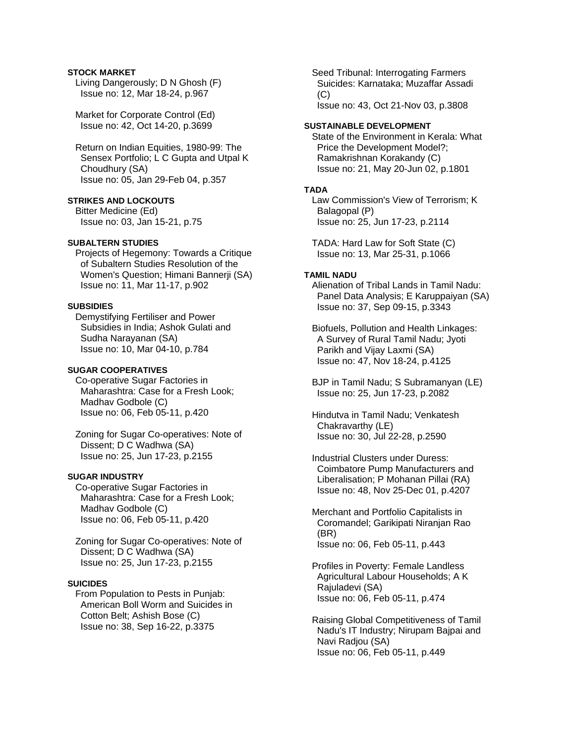**STOCK MARKET**

Living Dangerously; D N Ghosh (F)
Issue no: 12, Mar 18-24, p.967

Market for Corporate Control (Ed)
Issue no: 42, Oct 14-20, p.3699

Return on Indian Equities, 1980-99: The Sensex Portfolio; L C Gupta and Utpal K Choudhury (SA)
Issue no: 05, Jan 29-Feb 04, p.357

**STRIKES AND LOCKOUTS**

Bitter Medicine (Ed)
Issue no: 03, Jan 15-21, p.75

**SUBALTERN STUDIES**

Projects of Hegemony: Towards a Critique of Subaltern Studies Resolution of the Women's Question; Himani Bannerji (SA)
Issue no: 11, Mar 11-17, p.902

**SUBSIDIES**

Demystifying Fertiliser and Power Subsidies in India; Ashok Gulati and Sudha Narayanan (SA)
Issue no: 10, Mar 04-10, p.784

**SUGAR COOPERATIVES**

Co-operative Sugar Factories in Maharashtra: Case for a Fresh Look; Madhav Godbole (C)
Issue no: 06, Feb 05-11, p.420

Zoning for Sugar Co-operatives: Note of Dissent; D C Wadhwa (SA)
Issue no: 25, Jun 17-23, p.2155

**SUGAR INDUSTRY**

Co-operative Sugar Factories in Maharashtra: Case for a Fresh Look; Madhav Godbole (C)
Issue no: 06, Feb 05-11, p.420

Zoning for Sugar Co-operatives: Note of Dissent; D C Wadhwa (SA)
Issue no: 25, Jun 17-23, p.2155

**SUICIDES**

From Population to Pests in Punjab: American Boll Worm and Suicides in Cotton Belt; Ashish Bose (C)
Issue no: 38, Sep 16-22, p.3375

Seed Tribunal: Interrogating Farmers Suicides: Karnataka; Muzaffar Assadi (C)
Issue no: 43, Oct 21-Nov 03, p.3808

**SUSTAINABLE DEVELOPMENT**

State of the Environment in Kerala: What Price the Development Model?; Ramakrishnan Korakandy (C)
Issue no: 21, May 20-Jun 02, p.1801

**TADA**

Law Commission's View of Terrorism; K Balagopal (P)
Issue no: 25, Jun 17-23, p.2114

TADA: Hard Law for Soft State (C)
Issue no: 13, Mar 25-31, p.1066

**TAMIL NADU**

Alienation of Tribal Lands in Tamil Nadu: Panel Data Analysis; E Karuppaiyan (SA)
Issue no: 37, Sep 09-15, p.3343

Biofuels, Pollution and Health Linkages: A Survey of Rural Tamil Nadu; Jyoti Parikh and Vijay Laxmi (SA)
Issue no: 47, Nov 18-24, p.4125

BJP in Tamil Nadu; S Subramanyan (LE)
Issue no: 25, Jun 17-23, p.2082

Hindutva in Tamil Nadu; Venkatesh Chakravarthy (LE)
Issue no: 30, Jul 22-28, p.2590

Industrial Clusters under Duress: Coimbatore Pump Manufacturers and Liberalisation; P Mohanan Pillai (RA)
Issue no: 48, Nov 25-Dec 01, p.4207

Merchant and Portfolio Capitalists in Coromandel; Garikipati Niranjan Rao (BR)
Issue no: 06, Feb 05-11, p.443

Profiles in Poverty: Female Landless Agricultural Labour Households; A K Rajuladevi (SA)
Issue no: 06, Feb 05-11, p.474

Raising Global Competitiveness of Tamil Nadu's IT Industry; Nirupam Bajpai and Navi Radjou (SA)
Issue no: 06, Feb 05-11, p.449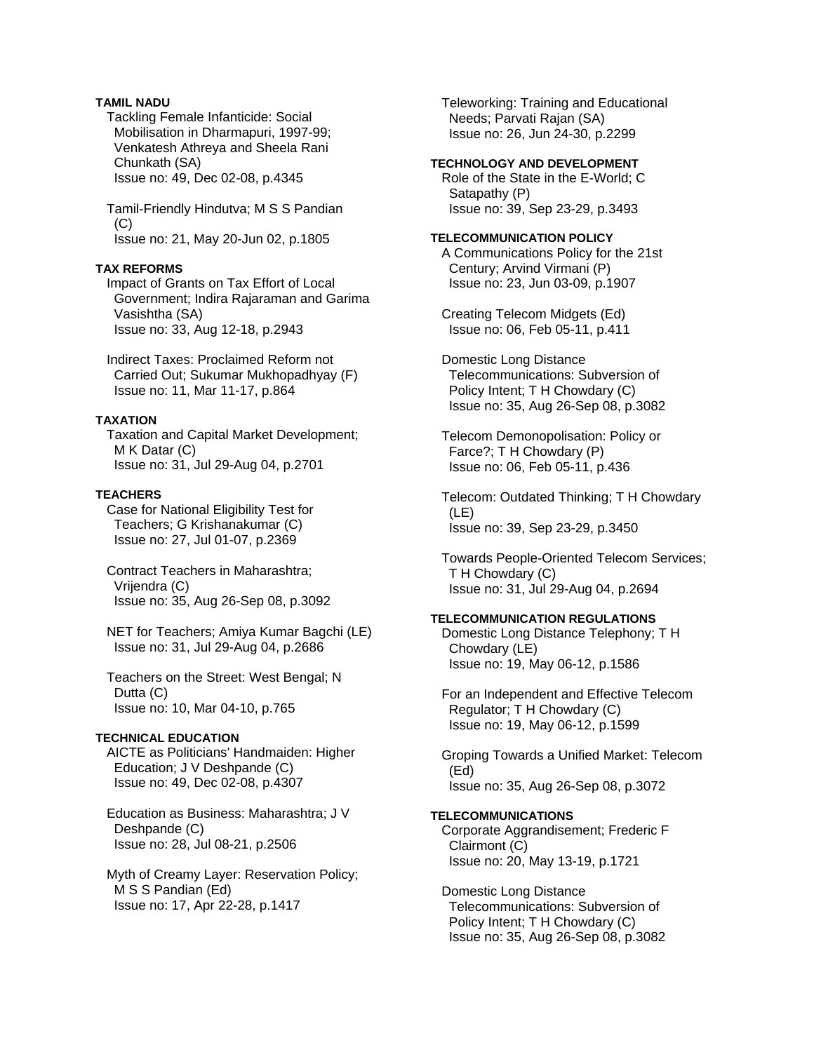**TAMIL NADU**

Tackling Female Infanticide: Social Mobilisation in Dharmapuri, 1997-99; Venkatesh Athreya and Sheela Rani Chunkath (SA)
Issue no: 49, Dec 02-08, p.4345

Tamil-Friendly Hindutva; M S S Pandian (C)
Issue no: 21, May 20-Jun 02, p.1805

**TAX REFORMS**

Impact of Grants on Tax Effort of Local Government; Indira Rajaraman and Garima Vasishtha (SA)
Issue no: 33, Aug 12-18, p.2943

Indirect Taxes: Proclaimed Reform not Carried Out; Sukumar Mukhopadhyay (F)
Issue no: 11, Mar 11-17, p.864

**TAXATION**

Taxation and Capital Market Development; M K Datar (C)
Issue no: 31, Jul 29-Aug 04, p.2701

**TEACHERS**

Case for National Eligibility Test for Teachers; G Krishanakumar (C)
Issue no: 27, Jul 01-07, p.2369

Contract Teachers in Maharashtra; Vrijendra (C)
Issue no: 35, Aug 26-Sep 08, p.3092

NET for Teachers; Amiya Kumar Bagchi (LE)
Issue no: 31, Jul 29-Aug 04, p.2686

Teachers on the Street: West Bengal; N Dutta (C)
Issue no: 10, Mar 04-10, p.765

**TECHNICAL EDUCATION**

AICTE as Politicians' Handmaiden: Higher Education; J V Deshpande (C)
Issue no: 49, Dec 02-08, p.4307

Education as Business: Maharashtra; J V Deshpande (C)
Issue no: 28, Jul 08-21, p.2506

Myth of Creamy Layer: Reservation Policy; M S S Pandian (Ed)
Issue no: 17, Apr 22-28, p.1417

Teleworking: Training and Educational Needs; Parvati Rajan (SA)
Issue no: 26, Jun 24-30, p.2299

**TECHNOLOGY AND DEVELOPMENT**

Role of the State in the E-World; C Satapathy (P)
Issue no: 39, Sep 23-29, p.3493

**TELECOMMUNICATION POLICY**

A Communications Policy for the 21st Century; Arvind Virmani (P)
Issue no: 23, Jun 03-09, p.1907

Creating Telecom Midgets (Ed)
Issue no: 06, Feb 05-11, p.411

Domestic Long Distance Telecommunications: Subversion of Policy Intent; T H Chowdary (C)
Issue no: 35, Aug 26-Sep 08, p.3082

Telecom Demonopolisation: Policy or Farce?; T H Chowdary (P)
Issue no: 06, Feb 05-11, p.436

Telecom: Outdated Thinking; T H Chowdary (LE)
Issue no: 39, Sep 23-29, p.3450

Towards People-Oriented Telecom Services; T H Chowdary (C)
Issue no: 31, Jul 29-Aug 04, p.2694

**TELECOMMUNICATION REGULATIONS**

Domestic Long Distance Telephony; T H Chowdary (LE)
Issue no: 19, May 06-12, p.1586

For an Independent and Effective Telecom Regulator; T H Chowdary (C)
Issue no: 19, May 06-12, p.1599

Groping Towards a Unified Market: Telecom (Ed)
Issue no: 35, Aug 26-Sep 08, p.3072

**TELECOMMUNICATIONS**

Corporate Aggrandisement; Frederic F Clairmont (C)
Issue no: 20, May 13-19, p.1721

Domestic Long Distance Telecommunications: Subversion of Policy Intent; T H Chowdary (C)
Issue no: 35, Aug 26-Sep 08, p.3082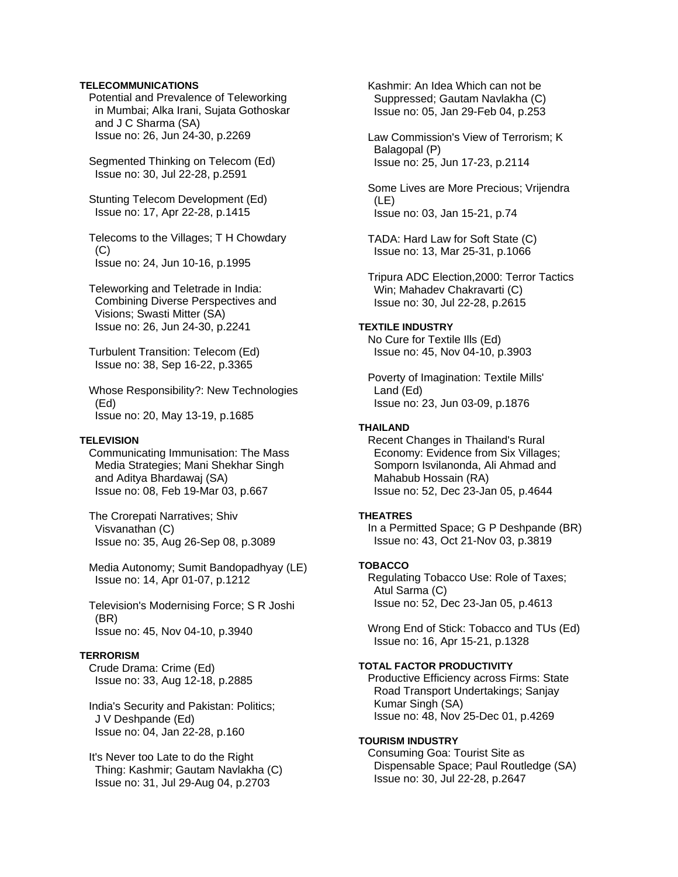**TELECOMMUNICATIONS**

Potential and Prevalence of Teleworking in Mumbai; Alka Irani, Sujata Gothoskar and J C Sharma (SA)
Issue no: 26, Jun 24-30, p.2269

Segmented Thinking on Telecom (Ed)
Issue no: 30, Jul 22-28, p.2591

Stunting Telecom Development (Ed)
Issue no: 17, Apr 22-28, p.1415

Telecoms to the Villages; T H Chowdary (C)
Issue no: 24, Jun 10-16, p.1995

Teleworking and Teletrade in India: Combining Diverse Perspectives and Visions; Swasti Mitter (SA)
Issue no: 26, Jun 24-30, p.2241

Turbulent Transition: Telecom (Ed)
Issue no: 38, Sep 16-22, p.3365

Whose Responsibility?: New Technologies (Ed)
Issue no: 20, May 13-19, p.1685

**TELEVISION**

Communicating Immunisation: The Mass Media Strategies; Mani Shekhar Singh and Aditya Bhardawaj (SA)
Issue no: 08, Feb 19-Mar 03, p.667

The Crorepati Narratives; Shiv Visvanathan (C)
Issue no: 35, Aug 26-Sep 08, p.3089

Media Autonomy; Sumit Bandopadhyay (LE)
Issue no: 14, Apr 01-07, p.1212

Television's Modernising Force; S R Joshi (BR)
Issue no: 45, Nov 04-10, p.3940

**TERRORISM**

Crude Drama: Crime (Ed)
Issue no: 33, Aug 12-18, p.2885

India's Security and Pakistan: Politics; J V Deshpande (Ed)
Issue no: 04, Jan 22-28, p.160

It's Never too Late to do the Right Thing: Kashmir; Gautam Navlakha (C)
Issue no: 31, Jul 29-Aug 04, p.2703

Kashmir: An Idea Which can not be Suppressed; Gautam Navlakha (C)
Issue no: 05, Jan 29-Feb 04, p.253

Law Commission's View of Terrorism; K Balagopal (P)
Issue no: 25, Jun 17-23, p.2114

Some Lives are More Precious; Vrijendra (LE)
Issue no: 03, Jan 15-21, p.74

TADA: Hard Law for Soft State (C)
Issue no: 13, Mar 25-31, p.1066

Tripura ADC Election,2000: Terror Tactics Win; Mahadev Chakravarti (C)
Issue no: 30, Jul 22-28, p.2615

**TEXTILE INDUSTRY**

No Cure for Textile Ills (Ed)
Issue no: 45, Nov 04-10, p.3903

Poverty of Imagination: Textile Mills' Land (Ed)
Issue no: 23, Jun 03-09, p.1876

**THAILAND**

Recent Changes in Thailand's Rural Economy: Evidence from Six Villages; Somporn Isvilanonda, Ali Ahmad and Mahabub Hossain (RA)
Issue no: 52, Dec 23-Jan 05, p.4644

**THEATRES**

In a Permitted Space; G P Deshpande (BR)
Issue no: 43, Oct 21-Nov 03, p.3819

**TOBACCO**

Regulating Tobacco Use: Role of Taxes; Atul Sarma (C)
Issue no: 52, Dec 23-Jan 05, p.4613

Wrong End of Stick: Tobacco and TUs (Ed)
Issue no: 16, Apr 15-21, p.1328

**TOTAL FACTOR PRODUCTIVITY**

Productive Efficiency across Firms: State Road Transport Undertakings; Sanjay Kumar Singh (SA)
Issue no: 48, Nov 25-Dec 01, p.4269

**TOURISM INDUSTRY**

Consuming Goa: Tourist Site as Dispensable Space; Paul Routledge (SA)
Issue no: 30, Jul 22-28, p.2647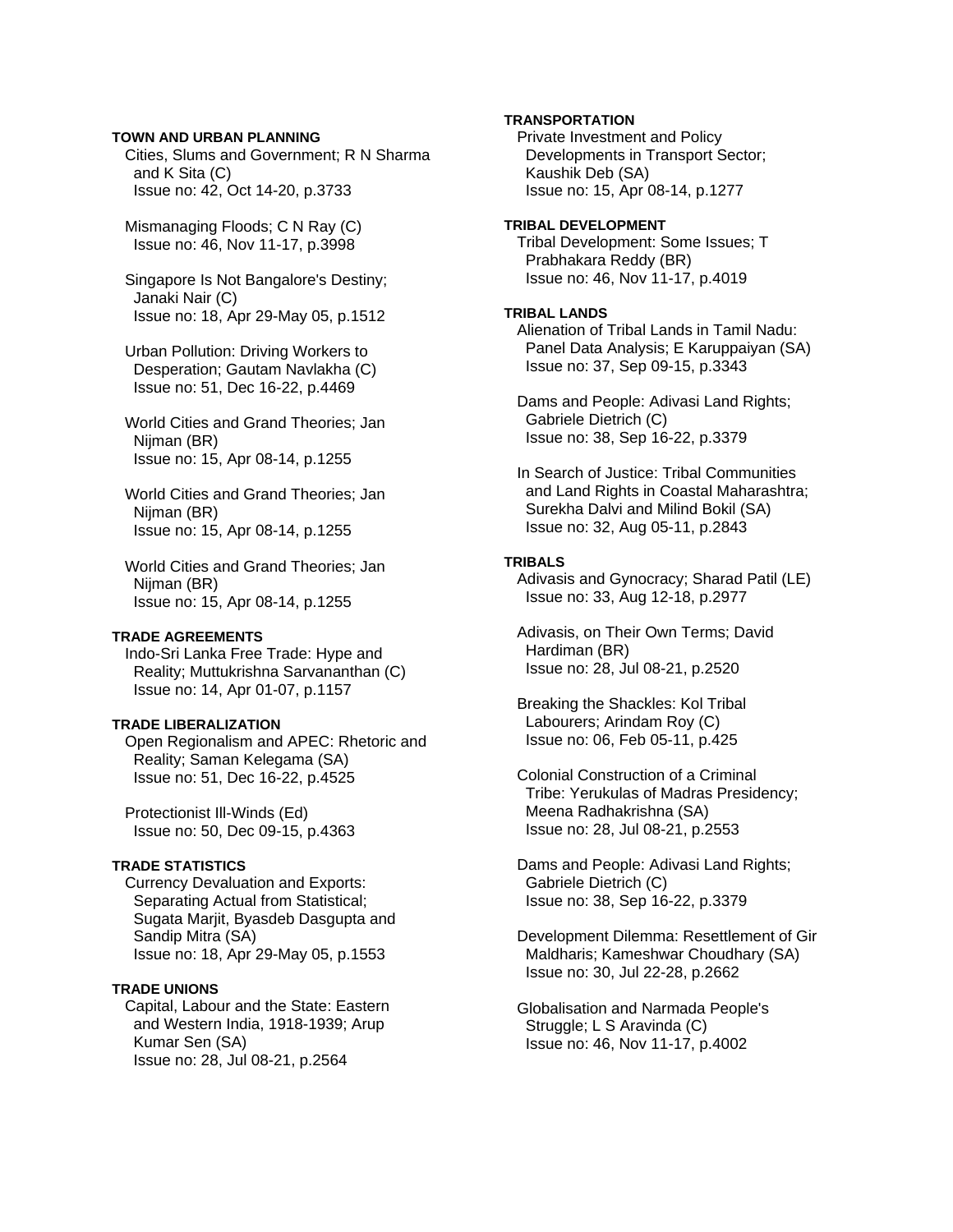**TOWN AND URBAN PLANNING**

Cities, Slums and Government; R N Sharma and K Sita (C)
Issue no: 42, Oct 14-20, p.3733

Mismanaging Floods; C N Ray (C)
Issue no: 46, Nov 11-17, p.3998

Singapore Is Not Bangalore's Destiny; Janaki Nair (C)
Issue no: 18, Apr 29-May 05, p.1512

Urban Pollution: Driving Workers to Desperation; Gautam Navlakha (C)
Issue no: 51, Dec 16-22, p.4469

World Cities and Grand Theories; Jan Nijman (BR)
Issue no: 15, Apr 08-14, p.1255

World Cities and Grand Theories; Jan Nijman (BR)
Issue no: 15, Apr 08-14, p.1255

World Cities and Grand Theories; Jan Nijman (BR)
Issue no: 15, Apr 08-14, p.1255

**TRADE AGREEMENTS**

Indo-Sri Lanka Free Trade: Hype and Reality; Muttukrishna Sarvananthan (C)
Issue no: 14, Apr 01-07, p.1157

**TRADE LIBERALIZATION**

Open Regionalism and APEC: Rhetoric and Reality; Saman Kelegama (SA)
Issue no: 51, Dec 16-22, p.4525

Protectionist Ill-Winds (Ed)
Issue no: 50, Dec 09-15, p.4363

**TRADE STATISTICS**

Currency Devaluation and Exports: Separating Actual from Statistical; Sugata Marjit, Byasdeb Dasgupta and Sandip Mitra (SA)
Issue no: 18, Apr 29-May 05, p.1553

**TRADE UNIONS**

Capital, Labour and the State: Eastern and Western India, 1918-1939; Arup Kumar Sen (SA)
Issue no: 28, Jul 08-21, p.2564

**TRANSPORTATION**

Private Investment and Policy Developments in Transport Sector; Kaushik Deb (SA)
Issue no: 15, Apr 08-14, p.1277

**TRIBAL DEVELOPMENT**

Tribal Development: Some Issues; T Prabhakara Reddy (BR)
Issue no: 46, Nov 11-17, p.4019

**TRIBAL LANDS**

Alienation of Tribal Lands in Tamil Nadu: Panel Data Analysis; E Karuppaiyan (SA)
Issue no: 37, Sep 09-15, p.3343

Dams and People: Adivasi Land Rights; Gabriele Dietrich (C)
Issue no: 38, Sep 16-22, p.3379

In Search of Justice: Tribal Communities and Land Rights in Coastal Maharashtra; Surekha Dalvi and Milind Bokil (SA)
Issue no: 32, Aug 05-11, p.2843

**TRIBALS**

Adivasis and Gynocracy; Sharad Patil (LE)
Issue no: 33, Aug 12-18, p.2977

Adivasis, on Their Own Terms; David Hardiman (BR)
Issue no: 28, Jul 08-21, p.2520

Breaking the Shackles: Kol Tribal Labourers; Arindam Roy (C)
Issue no: 06, Feb 05-11, p.425

Colonial Construction of a Criminal Tribe: Yerukulas of Madras Presidency; Meena Radhakrishna (SA)
Issue no: 28, Jul 08-21, p.2553

Dams and People: Adivasi Land Rights; Gabriele Dietrich (C)
Issue no: 38, Sep 16-22, p.3379

Development Dilemma: Resettlement of Gir Maldharis; Kameshwar Choudhary (SA)
Issue no: 30, Jul 22-28, p.2662

Globalisation and Narmada People's Struggle; L S Aravinda (C)
Issue no: 46, Nov 11-17, p.4002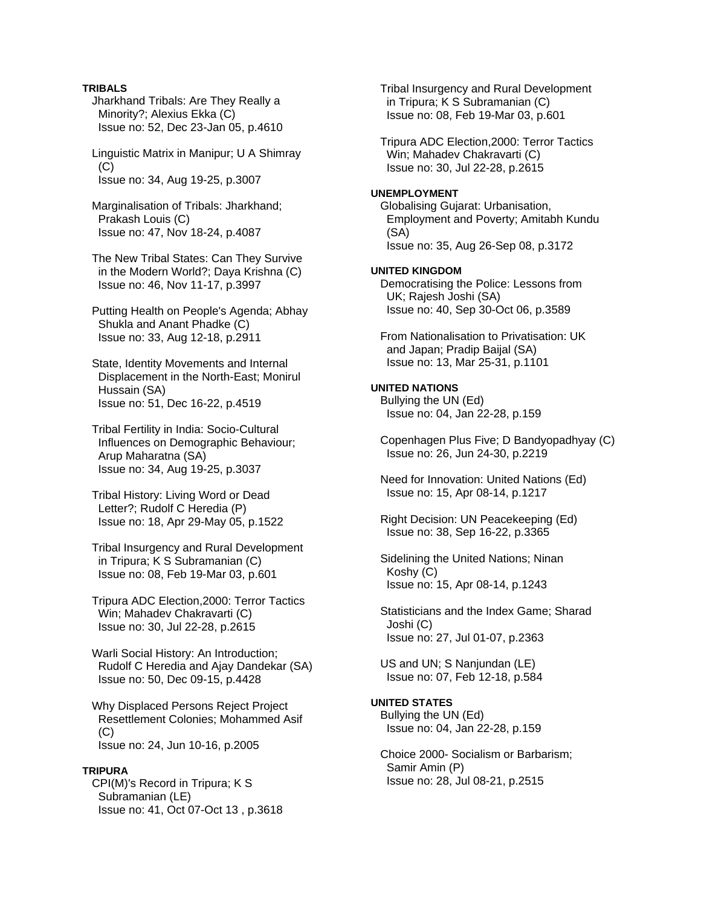**TRIBALS**

Jharkhand Tribals: Are They Really a Minority?; Alexius Ekka (C)
Issue no: 52, Dec 23-Jan 05, p.4610

Linguistic Matrix in Manipur; U A Shimray (C)
Issue no: 34, Aug 19-25, p.3007

Marginalisation of Tribals: Jharkhand; Prakash Louis (C)
Issue no: 47, Nov 18-24, p.4087

The New Tribal States: Can They Survive in the Modern World?; Daya Krishna (C)
Issue no: 46, Nov 11-17, p.3997

Putting Health on People's Agenda; Abhay Shukla and Anant Phadke (C)
Issue no: 33, Aug 12-18, p.2911

State, Identity Movements and Internal Displacement in the North-East; Monirul Hussain (SA)
Issue no: 51, Dec 16-22, p.4519

Tribal Fertility in India: Socio-Cultural Influences on Demographic Behaviour; Arup Maharatna (SA)
Issue no: 34, Aug 19-25, p.3037

Tribal History: Living Word or Dead Letter?; Rudolf C Heredia (P)
Issue no: 18, Apr 29-May 05, p.1522

Tribal Insurgency and Rural Development in Tripura; K S Subramanian (C)
Issue no: 08, Feb 19-Mar 03, p.601

Tripura ADC Election,2000: Terror Tactics Win; Mahadev Chakravarti (C)
Issue no: 30, Jul 22-28, p.2615

Warli Social History: An Introduction; Rudolf C Heredia and Ajay Dandekar (SA)
Issue no: 50, Dec 09-15, p.4428

Why Displaced Persons Reject Project Resettlement Colonies; Mohammed Asif (C)
Issue no: 24, Jun 10-16, p.2005

**TRIPURA**

CPI(M)'s Record in Tripura; K S Subramanian (LE)
Issue no: 41, Oct 07-Oct 13 , p.3618

Tribal Insurgency and Rural Development in Tripura; K S Subramanian (C)
Issue no: 08, Feb 19-Mar 03, p.601

Tripura ADC Election,2000: Terror Tactics Win; Mahadev Chakravarti (C)
Issue no: 30, Jul 22-28, p.2615

**UNEMPLOYMENT**

Globalising Gujarat: Urbanisation, Employment and Poverty; Amitabh Kundu (SA)
Issue no: 35, Aug 26-Sep 08, p.3172

**UNITED KINGDOM**

Democratising the Police: Lessons from UK; Rajesh Joshi (SA)
Issue no: 40, Sep 30-Oct 06, p.3589

From Nationalisation to Privatisation: UK and Japan; Pradip Baijal (SA)
Issue no: 13, Mar 25-31, p.1101

**UNITED NATIONS**

Bullying the UN (Ed)
Issue no: 04, Jan 22-28, p.159

Copenhagen Plus Five; D Bandyopadhyay (C)
Issue no: 26, Jun 24-30, p.2219

Need for Innovation: United Nations (Ed)
Issue no: 15, Apr 08-14, p.1217

Right Decision: UN Peacekeeping (Ed)
Issue no: 38, Sep 16-22, p.3365

Sidelining the United Nations; Ninan Koshy (C)
Issue no: 15, Apr 08-14, p.1243

Statisticians and the Index Game; Sharad Joshi (C)
Issue no: 27, Jul 01-07, p.2363

US and UN; S Nanjundan (LE)
Issue no: 07, Feb 12-18, p.584

**UNITED STATES**

Bullying the UN (Ed)
Issue no: 04, Jan 22-28, p.159

Choice 2000- Socialism or Barbarism; Samir Amin (P)
Issue no: 28, Jul 08-21, p.2515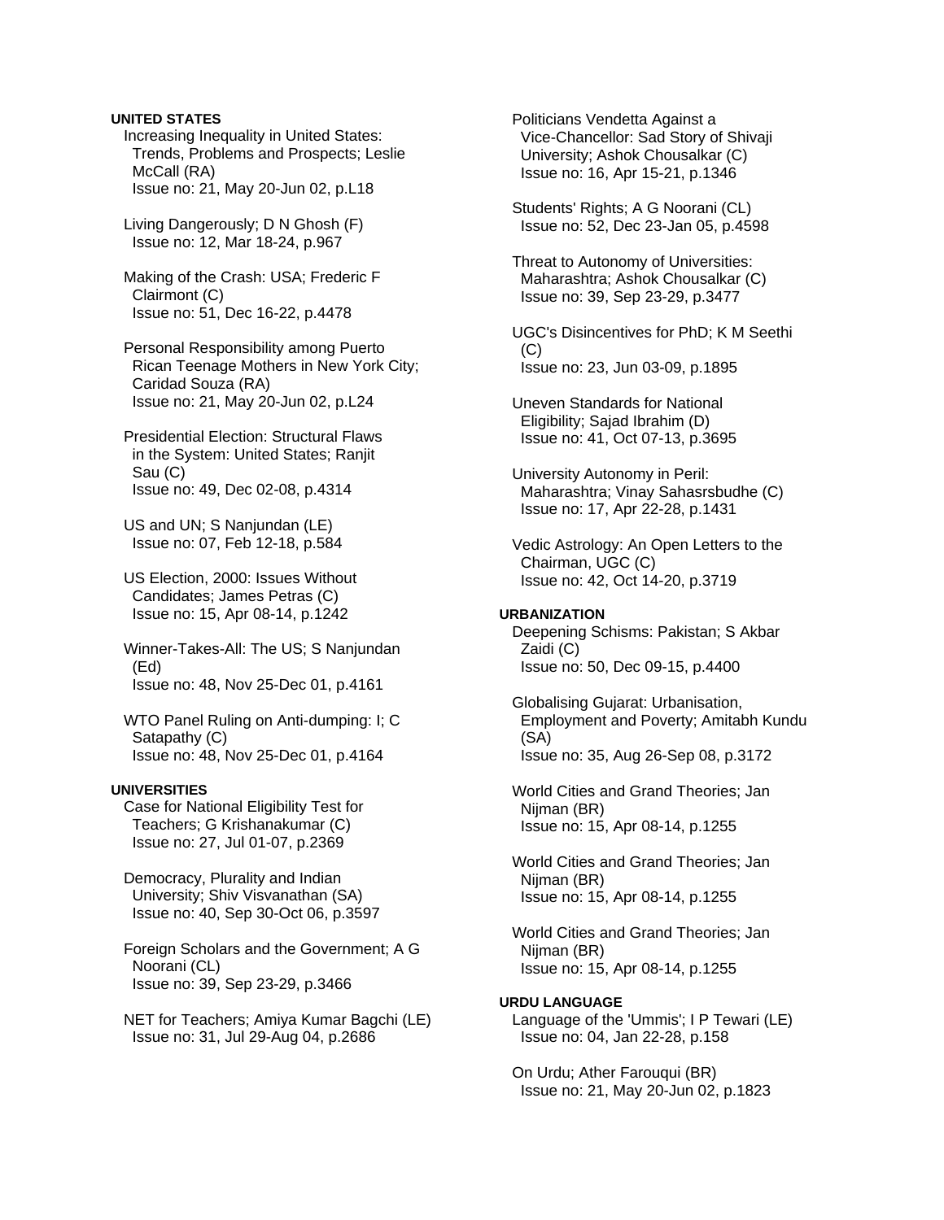**UNITED STATES**

Increasing Inequality in United States: Trends, Problems and Prospects; Leslie McCall (RA)
Issue no: 21, May 20-Jun 02, p.L18

Living Dangerously; D N Ghosh (F)
Issue no: 12, Mar 18-24, p.967

Making of the Crash: USA; Frederic F Clairmont (C)
Issue no: 51, Dec 16-22, p.4478

Personal Responsibility among Puerto Rican Teenage Mothers in New York City; Caridad Souza (RA)
Issue no: 21, May 20-Jun 02, p.L24

Presidential Election: Structural Flaws in the System: United States; Ranjit Sau (C)
Issue no: 49, Dec 02-08, p.4314

US and UN; S Nanjundan (LE)
Issue no: 07, Feb 12-18, p.584

US Election, 2000: Issues Without Candidates; James Petras (C)
Issue no: 15, Apr 08-14, p.1242

Winner-Takes-All: The US; S Nanjundan (Ed)
Issue no: 48, Nov 25-Dec 01, p.4161

WTO Panel Ruling on Anti-dumping: I; C Satapathy (C)
Issue no: 48, Nov 25-Dec 01, p.4164

**UNIVERSITIES**

Case for National Eligibility Test for Teachers; G Krishanakumar (C)
Issue no: 27, Jul 01-07, p.2369

Democracy, Plurality and Indian University; Shiv Visvanathan (SA)
Issue no: 40, Sep 30-Oct 06, p.3597

Foreign Scholars and the Government; A G Noorani (CL)
Issue no: 39, Sep 23-29, p.3466

NET for Teachers; Amiya Kumar Bagchi (LE)
Issue no: 31, Jul 29-Aug 04, p.2686

Politicians Vendetta Against a Vice-Chancellor: Sad Story of Shivaji University; Ashok Chousalkar (C)
Issue no: 16, Apr 15-21, p.1346

Students' Rights; A G Noorani (CL)
Issue no: 52, Dec 23-Jan 05, p.4598

Threat to Autonomy of Universities: Maharashtra; Ashok Chousalkar (C)
Issue no: 39, Sep 23-29, p.3477

UGC's Disincentives for PhD; K M Seethi (C)
Issue no: 23, Jun 03-09, p.1895

Uneven Standards for National Eligibility; Sajad Ibrahim (D)
Issue no: 41, Oct 07-13, p.3695

University Autonomy in Peril: Maharashtra; Vinay Sahasrsbudhe (C)
Issue no: 17, Apr 22-28, p.1431

Vedic Astrology: An Open Letters to the Chairman, UGC (C)
Issue no: 42, Oct 14-20, p.3719

**URBANIZATION**

Deepening Schisms: Pakistan; S Akbar Zaidi (C)
Issue no: 50, Dec 09-15, p.4400

Globalising Gujarat: Urbanisation, Employment and Poverty; Amitabh Kundu (SA)
Issue no: 35, Aug 26-Sep 08, p.3172

World Cities and Grand Theories; Jan Nijman (BR)
Issue no: 15, Apr 08-14, p.1255

World Cities and Grand Theories; Jan Nijman (BR)
Issue no: 15, Apr 08-14, p.1255

World Cities and Grand Theories; Jan Nijman (BR)
Issue no: 15, Apr 08-14, p.1255

**URDU LANGUAGE**

Language of the 'Ummis'; I P Tewari (LE)
Issue no: 04, Jan 22-28, p.158

On Urdu; Ather Farouqui (BR)
Issue no: 21, May 20-Jun 02, p.1823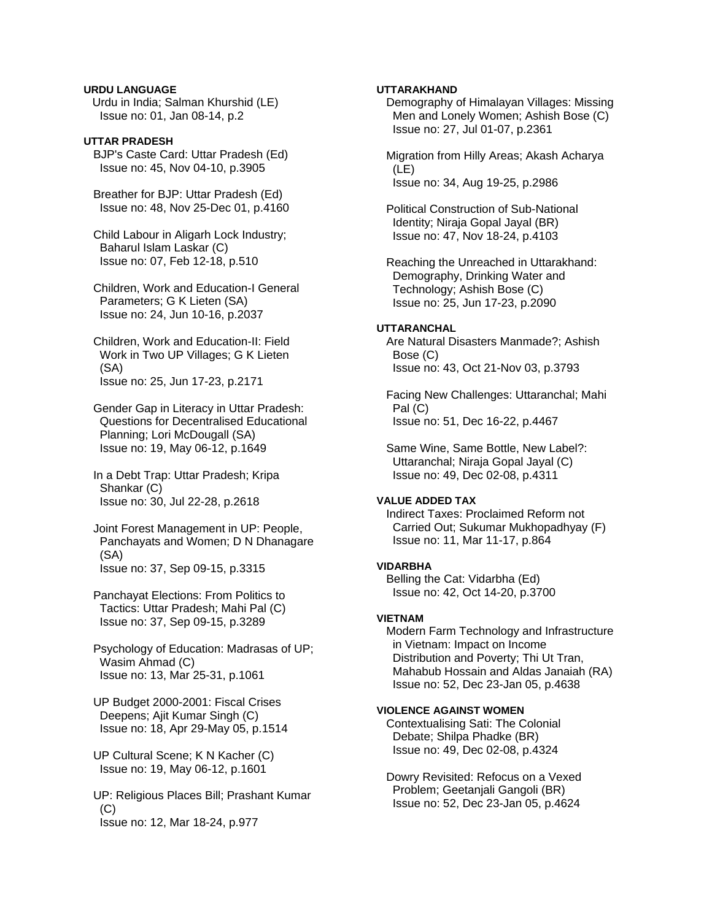**URDU LANGUAGE**

Urdu in India; Salman Khurshid (LE)
Issue no: 01, Jan 08-14, p.2

**UTTAR PRADESH**

BJP's Caste Card: Uttar Pradesh (Ed)
Issue no: 45, Nov 04-10, p.3905

Breather for BJP: Uttar Pradesh (Ed)
Issue no: 48, Nov 25-Dec 01, p.4160

Child Labour in Aligarh Lock Industry; Baharul Islam Laskar (C)
Issue no: 07, Feb 12-18, p.510

Children, Work and Education-I General Parameters; G K Lieten (SA)
Issue no: 24, Jun 10-16, p.2037

Children, Work and Education-II: Field Work in Two UP Villages; G K Lieten (SA)
Issue no: 25, Jun 17-23, p.2171

Gender Gap in Literacy in Uttar Pradesh: Questions for Decentralised Educational Planning; Lori McDougall (SA)
Issue no: 19, May 06-12, p.1649

In a Debt Trap: Uttar Pradesh; Kripa Shankar (C)
Issue no: 30, Jul 22-28, p.2618

Joint Forest Management in UP: People, Panchayats and Women; D N Dhanagare (SA)
Issue no: 37, Sep 09-15, p.3315

Panchayat Elections: From Politics to Tactics: Uttar Pradesh; Mahi Pal (C)
Issue no: 37, Sep 09-15, p.3289

Psychology of Education: Madrasas of UP; Wasim Ahmad (C)
Issue no: 13, Mar 25-31, p.1061

UP Budget 2000-2001: Fiscal Crises Deepens; Ajit Kumar Singh (C)
Issue no: 18, Apr 29-May 05, p.1514

UP Cultural Scene; K N Kacher (C)
Issue no: 19, May 06-12, p.1601

UP: Religious Places Bill; Prashant Kumar (C)
Issue no: 12, Mar 18-24, p.977

**UTTARAKHAND**

Demography of Himalayan Villages: Missing Men and Lonely Women; Ashish Bose (C)
Issue no: 27, Jul 01-07, p.2361

Migration from Hilly Areas; Akash Acharya (LE)
Issue no: 34, Aug 19-25, p.2986

Political Construction of Sub-National Identity; Niraja Gopal Jayal (BR)
Issue no: 47, Nov 18-24, p.4103

Reaching the Unreached in Uttarakhand: Demography, Drinking Water and Technology; Ashish Bose (C)
Issue no: 25, Jun 17-23, p.2090

**UTTARANCHAL**

Are Natural Disasters Manmade?; Ashish Bose (C)
Issue no: 43, Oct 21-Nov 03, p.3793

Facing New Challenges: Uttaranchal; Mahi Pal (C)
Issue no: 51, Dec 16-22, p.4467

Same Wine, Same Bottle, New Label?: Uttaranchal; Niraja Gopal Jayal (C)
Issue no: 49, Dec 02-08, p.4311

**VALUE ADDED TAX**

Indirect Taxes: Proclaimed Reform not Carried Out; Sukumar Mukhopadhyay (F)
Issue no: 11, Mar 11-17, p.864

**VIDARBHA**

Belling the Cat: Vidarbha (Ed)
Issue no: 42, Oct 14-20, p.3700

**VIETNAM**

Modern Farm Technology and Infrastructure in Vietnam: Impact on Income Distribution and Poverty; Thi Ut Tran, Mahabub Hossain and Aldas Janaiah (RA)
Issue no: 52, Dec 23-Jan 05, p.4638

**VIOLENCE AGAINST WOMEN**

Contextualising Sati: The Colonial Debate; Shilpa Phadke (BR)
Issue no: 49, Dec 02-08, p.4324

Dowry Revisited: Refocus on a Vexed Problem; Geetanjali Gangoli (BR)
Issue no: 52, Dec 23-Jan 05, p.4624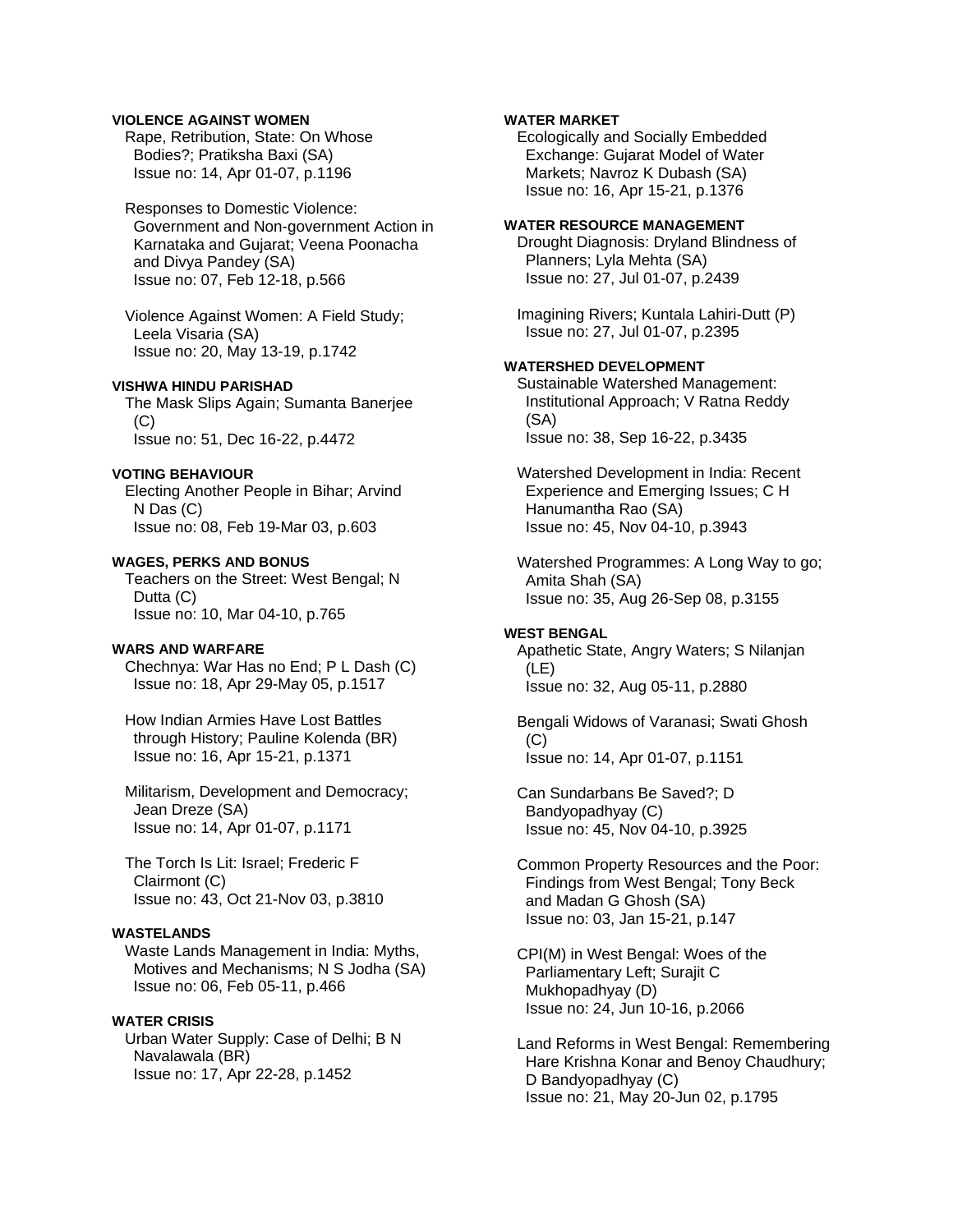**VIOLENCE AGAINST WOMEN**

Rape, Retribution, State: On Whose Bodies?; Pratiksha Baxi (SA)
Issue no: 14, Apr 01-07, p.1196

Responses to Domestic Violence: Government and Non-government Action in Karnataka and Gujarat; Veena Poonacha and Divya Pandey (SA)
Issue no: 07, Feb 12-18, p.566

Violence Against Women: A Field Study; Leela Visaria (SA)
Issue no: 20, May 13-19, p.1742

**VISHWA HINDU PARISHAD**

The Mask Slips Again; Sumanta Banerjee (C)
Issue no: 51, Dec 16-22, p.4472

**VOTING BEHAVIOUR**

Electing Another People in Bihar; Arvind N Das (C)
Issue no: 08, Feb 19-Mar 03, p.603

**WAGES, PERKS AND BONUS**

Teachers on the Street: West Bengal; N Dutta (C)
Issue no: 10, Mar 04-10, p.765

**WARS AND WARFARE**

Chechnya: War Has no End; P L Dash (C)
Issue no: 18, Apr 29-May 05, p.1517

How Indian Armies Have Lost Battles through History; Pauline Kolenda (BR)
Issue no: 16, Apr 15-21, p.1371

Militarism, Development and Democracy; Jean Dreze (SA)
Issue no: 14, Apr 01-07, p.1171

The Torch Is Lit: Israel; Frederic F Clairmont (C)
Issue no: 43, Oct 21-Nov 03, p.3810

**WASTELANDS**

Waste Lands Management in India: Myths, Motives and Mechanisms; N S Jodha (SA)
Issue no: 06, Feb 05-11, p.466

**WATER CRISIS**

Urban Water Supply: Case of Delhi; B N Navalawala (BR)
Issue no: 17, Apr 22-28, p.1452

**WATER MARKET**

Ecologically and Socially Embedded Exchange: Gujarat Model of Water Markets; Navroz K Dubash (SA)
Issue no: 16, Apr 15-21, p.1376

**WATER RESOURCE MANAGEMENT**

Drought Diagnosis: Dryland Blindness of Planners; Lyla Mehta (SA)
Issue no: 27, Jul 01-07, p.2439

Imagining Rivers; Kuntala Lahiri-Dutt (P)
Issue no: 27, Jul 01-07, p.2395

**WATERSHED DEVELOPMENT**

Sustainable Watershed Management: Institutional Approach; V Ratna Reddy (SA)
Issue no: 38, Sep 16-22, p.3435

Watershed Development in India: Recent Experience and Emerging Issues; C H Hanumantha Rao (SA)
Issue no: 45, Nov 04-10, p.3943

Watershed Programmes: A Long Way to go; Amita Shah (SA)
Issue no: 35, Aug 26-Sep 08, p.3155

**WEST BENGAL**

Apathetic State, Angry Waters; S Nilanjan (LE)
Issue no: 32, Aug 05-11, p.2880

Bengali Widows of Varanasi; Swati Ghosh (C)
Issue no: 14, Apr 01-07, p.1151

Can Sundarbans Be Saved?; D Bandyopadhyay (C)
Issue no: 45, Nov 04-10, p.3925

Common Property Resources and the Poor: Findings from West Bengal; Tony Beck and Madan G Ghosh (SA)
Issue no: 03, Jan 15-21, p.147

CPI(M) in West Bengal: Woes of the Parliamentary Left; Surajit C Mukhopadhyay (D)
Issue no: 24, Jun 10-16, p.2066

Land Reforms in West Bengal: Remembering Hare Krishna Konar and Benoy Chaudhury; D Bandyopadhyay (C)
Issue no: 21, May 20-Jun 02, p.1795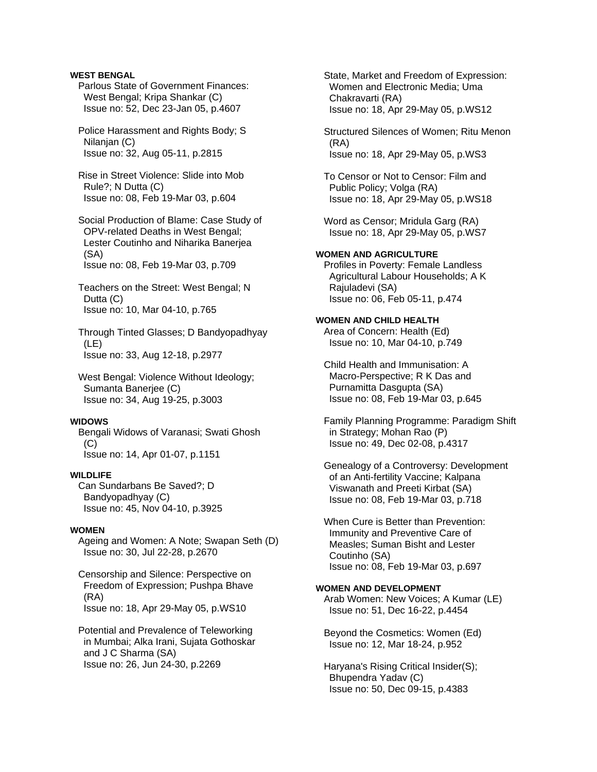**WEST BENGAL**

Parlous State of Government Finances: West Bengal; Kripa Shankar (C)
Issue no: 52, Dec 23-Jan 05, p.4607

Police Harassment and Rights Body; S Nilanjan (C)
Issue no: 32, Aug 05-11, p.2815

Rise in Street Violence: Slide into Mob Rule?; N Dutta (C)
Issue no: 08, Feb 19-Mar 03, p.604

Social Production of Blame: Case Study of OPV-related Deaths in West Bengal; Lester Coutinho and Niharika Banerjea (SA)
Issue no: 08, Feb 19-Mar 03, p.709

Teachers on the Street: West Bengal; N Dutta (C)
Issue no: 10, Mar 04-10, p.765

Through Tinted Glasses; D Bandyopadhyay (LE)
Issue no: 33, Aug 12-18, p.2977

West Bengal: Violence Without Ideology; Sumanta Banerjee (C)
Issue no: 34, Aug 19-25, p.3003

**WIDOWS**

Bengali Widows of Varanasi; Swati Ghosh (C)
Issue no: 14, Apr 01-07, p.1151

**WILDLIFE**

Can Sundarbans Be Saved?; D Bandyopadhyay (C)
Issue no: 45, Nov 04-10, p.3925

**WOMEN**

Ageing and Women: A Note; Swapan Seth (D)
Issue no: 30, Jul 22-28, p.2670

Censorship and Silence: Perspective on Freedom of Expression; Pushpa Bhave (RA)
Issue no: 18, Apr 29-May 05, p.WS10

Potential and Prevalence of Teleworking in Mumbai; Alka Irani, Sujata Gothoskar and J C Sharma (SA)
Issue no: 26, Jun 24-30, p.2269

State, Market and Freedom of Expression: Women and Electronic Media; Uma Chakravarti (RA)
Issue no: 18, Apr 29-May 05, p.WS12

Structured Silences of Women; Ritu Menon (RA)
Issue no: 18, Apr 29-May 05, p.WS3

To Censor or Not to Censor: Film and Public Policy; Volga (RA)
Issue no: 18, Apr 29-May 05, p.WS18

Word as Censor; Mridula Garg (RA)
Issue no: 18, Apr 29-May 05, p.WS7

**WOMEN AND AGRICULTURE**

Profiles in Poverty: Female Landless Agricultural Labour Households; A K Rajuladevi (SA)
Issue no: 06, Feb 05-11, p.474

**WOMEN AND CHILD HEALTH**

Area of Concern: Health (Ed)
Issue no: 10, Mar 04-10, p.749

Child Health and Immunisation: A Macro-Perspective; R K Das and Purnamitta Dasgupta (SA)
Issue no: 08, Feb 19-Mar 03, p.645

Family Planning Programme: Paradigm Shift in Strategy; Mohan Rao (P)
Issue no: 49, Dec 02-08, p.4317

Genealogy of a Controversy: Development of an Anti-fertility Vaccine; Kalpana Viswanath and Preeti Kirbat (SA)
Issue no: 08, Feb 19-Mar 03, p.718

When Cure is Better than Prevention: Immunity and Preventive Care of Measles; Suman Bisht and Lester Coutinho (SA)
Issue no: 08, Feb 19-Mar 03, p.697

**WOMEN AND DEVELOPMENT**

Arab Women: New Voices; A Kumar (LE)
Issue no: 51, Dec 16-22, p.4454

Beyond the Cosmetics: Women (Ed)
Issue no: 12, Mar 18-24, p.952

Haryana's Rising Critical Insider(S); Bhupendra Yadav (C)
Issue no: 50, Dec 09-15, p.4383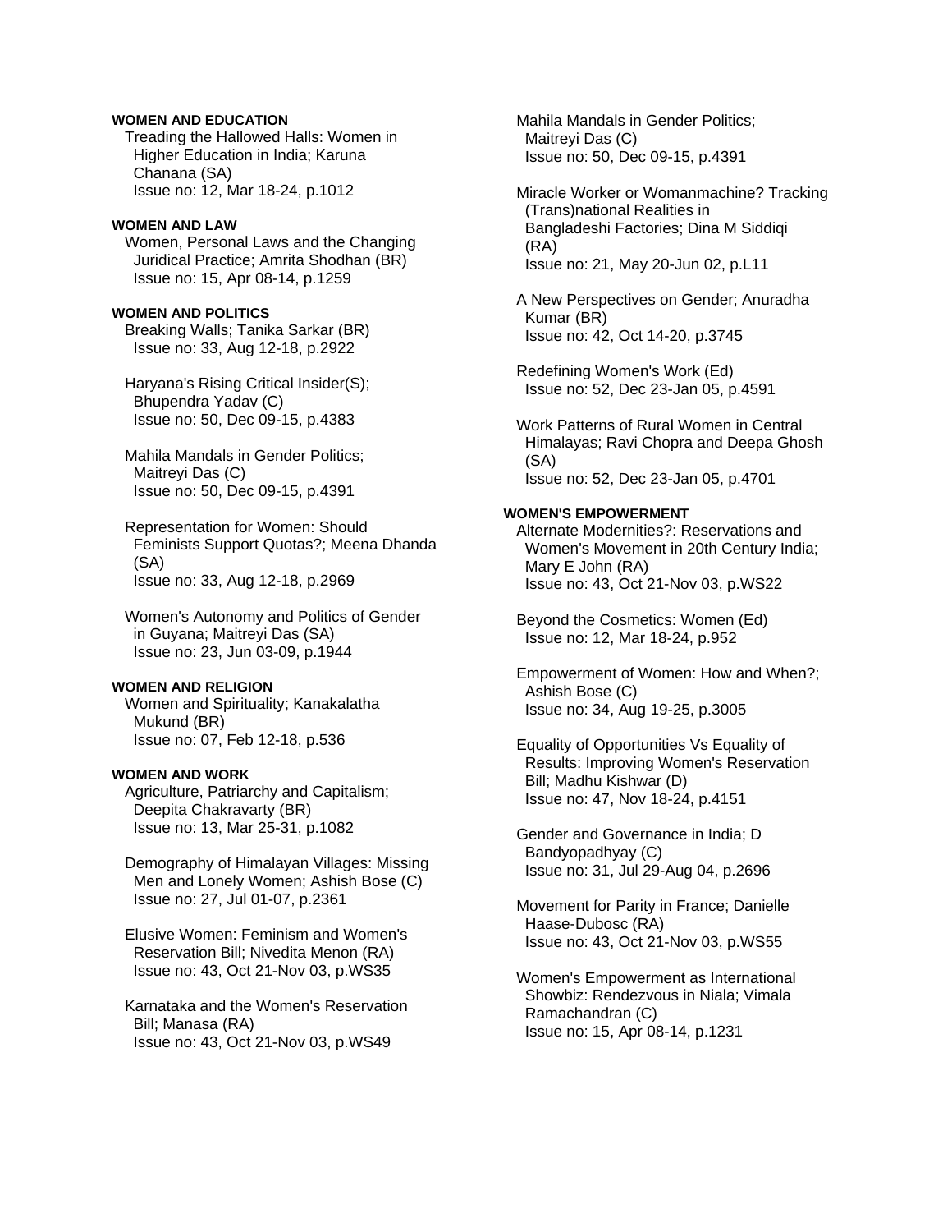**WOMEN AND EDUCATION**

Treading the Hallowed Halls: Women in Higher Education in India; Karuna Chanana (SA)
Issue no: 12, Mar 18-24, p.1012

**WOMEN AND LAW**

Women, Personal Laws and the Changing Juridical Practice; Amrita Shodhan (BR)
Issue no: 15, Apr 08-14, p.1259

**WOMEN AND POLITICS**

Breaking Walls; Tanika Sarkar (BR)
Issue no: 33, Aug 12-18, p.2922

Haryana's Rising Critical Insider(S); Bhupendra Yadav (C)
Issue no: 50, Dec 09-15, p.4383

Mahila Mandals in Gender Politics; Maitreyi Das (C)
Issue no: 50, Dec 09-15, p.4391

Representation for Women: Should Feminists Support Quotas?; Meena Dhanda (SA)
Issue no: 33, Aug 12-18, p.2969

Women's Autonomy and Politics of Gender in Guyana; Maitreyi Das (SA)
Issue no: 23, Jun 03-09, p.1944

**WOMEN AND RELIGION**

Women and Spirituality; Kanakalatha Mukund (BR)
Issue no: 07, Feb 12-18, p.536

**WOMEN AND WORK**

Agriculture, Patriarchy and Capitalism; Deepita Chakravarty (BR)
Issue no: 13, Mar 25-31, p.1082

Demography of Himalayan Villages: Missing Men and Lonely Women; Ashish Bose (C)
Issue no: 27, Jul 01-07, p.2361

Elusive Women: Feminism and Women's Reservation Bill; Nivedita Menon (RA)
Issue no: 43, Oct 21-Nov 03, p.WS35

Karnataka and the Women's Reservation Bill; Manasa (RA)
Issue no: 43, Oct 21-Nov 03, p.WS49

Mahila Mandals in Gender Politics; Maitreyi Das (C)
Issue no: 50, Dec 09-15, p.4391

Miracle Worker or Womanmachine? Tracking (Trans)national Realities in Bangladeshi Factories; Dina M Siddiqi (RA)
Issue no: 21, May 20-Jun 02, p.L11

A New Perspectives on Gender; Anuradha Kumar (BR)
Issue no: 42, Oct 14-20, p.3745

Redefining Women's Work (Ed)
Issue no: 52, Dec 23-Jan 05, p.4591

Work Patterns of Rural Women in Central Himalayas; Ravi Chopra and Deepa Ghosh (SA)
Issue no: 52, Dec 23-Jan 05, p.4701

**WOMEN'S EMPOWERMENT**

Alternate Modernities?: Reservations and Women's Movement in 20th Century India; Mary E John (RA)
Issue no: 43, Oct 21-Nov 03, p.WS22

Beyond the Cosmetics: Women (Ed)
Issue no: 12, Mar 18-24, p.952

Empowerment of Women: How and When?; Ashish Bose (C)
Issue no: 34, Aug 19-25, p.3005

Equality of Opportunities Vs Equality of Results: Improving Women's Reservation Bill; Madhu Kishwar (D)
Issue no: 47, Nov 18-24, p.4151

Gender and Governance in India; D Bandyopadhyay (C)
Issue no: 31, Jul 29-Aug 04, p.2696

Movement for Parity in France; Danielle Haase-Dubosc (RA)
Issue no: 43, Oct 21-Nov 03, p.WS55

Women's Empowerment as International Showbiz: Rendezvous in Niala; Vimala Ramachandran (C)
Issue no: 15, Apr 08-14, p.1231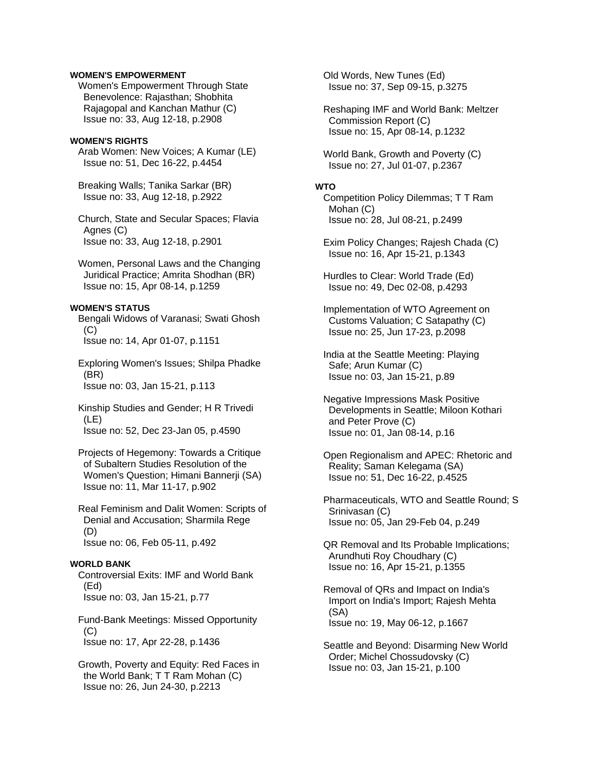**WOMEN'S EMPOWERMENT**

Women's Empowerment Through State Benevolence: Rajasthan; Shobhita Rajagopal and Kanchan Mathur (C)
Issue no: 33, Aug 12-18, p.2908

**WOMEN'S RIGHTS**

Arab Women: New Voices; A Kumar (LE)
Issue no: 51, Dec 16-22, p.4454

Breaking Walls; Tanika Sarkar (BR)
Issue no: 33, Aug 12-18, p.2922

Church, State and Secular Spaces; Flavia Agnes (C)
Issue no: 33, Aug 12-18, p.2901

Women, Personal Laws and the Changing Juridical Practice; Amrita Shodhan (BR)
Issue no: 15, Apr 08-14, p.1259

**WOMEN'S STATUS**

Bengali Widows of Varanasi; Swati Ghosh (C)
Issue no: 14, Apr 01-07, p.1151

Exploring Women's Issues; Shilpa Phadke (BR)
Issue no: 03, Jan 15-21, p.113

Kinship Studies and Gender; H R Trivedi (LE)
Issue no: 52, Dec 23-Jan 05, p.4590

Projects of Hegemony: Towards a Critique of Subaltern Studies Resolution of the Women's Question; Himani Bannerji (SA)
Issue no: 11, Mar 11-17, p.902

Real Feminism and Dalit Women: Scripts of Denial and Accusation; Sharmila Rege (D)
Issue no: 06, Feb 05-11, p.492

**WORLD BANK**

Controversial Exits: IMF and World Bank (Ed)
Issue no: 03, Jan 15-21, p.77

Fund-Bank Meetings: Missed Opportunity (C)
Issue no: 17, Apr 22-28, p.1436

Growth, Poverty and Equity: Red Faces in the World Bank; T T Ram Mohan (C)
Issue no: 26, Jun 24-30, p.2213

Old Words, New Tunes (Ed)
Issue no: 37, Sep 09-15, p.3275

Reshaping IMF and World Bank: Meltzer Commission Report (C)
Issue no: 15, Apr 08-14, p.1232

World Bank, Growth and Poverty (C)
Issue no: 27, Jul 01-07, p.2367

**WTO**

Competition Policy Dilemmas; T T Ram Mohan (C)
Issue no: 28, Jul 08-21, p.2499

Exim Policy Changes; Rajesh Chada (C)
Issue no: 16, Apr 15-21, p.1343

Hurdles to Clear: World Trade (Ed)
Issue no: 49, Dec 02-08, p.4293

Implementation of WTO Agreement on Customs Valuation; C Satapathy (C)
Issue no: 25, Jun 17-23, p.2098

India at the Seattle Meeting: Playing Safe; Arun Kumar (C)
Issue no: 03, Jan 15-21, p.89

Negative Impressions Mask Positive Developments in Seattle; Miloon Kothari and Peter Prove (C)
Issue no: 01, Jan 08-14, p.16

Open Regionalism and APEC: Rhetoric and Reality; Saman Kelegama (SA)
Issue no: 51, Dec 16-22, p.4525

Pharmaceuticals, WTO and Seattle Round; S Srinivasan (C)
Issue no: 05, Jan 29-Feb 04, p.249

QR Removal and Its Probable Implications; Arundhuti Roy Choudhary (C)
Issue no: 16, Apr 15-21, p.1355

Removal of QRs and Impact on India's Import on India's Import; Rajesh Mehta (SA)
Issue no: 19, May 06-12, p.1667

Seattle and Beyond: Disarming New World Order; Michel Chossudovsky (C)
Issue no: 03, Jan 15-21, p.100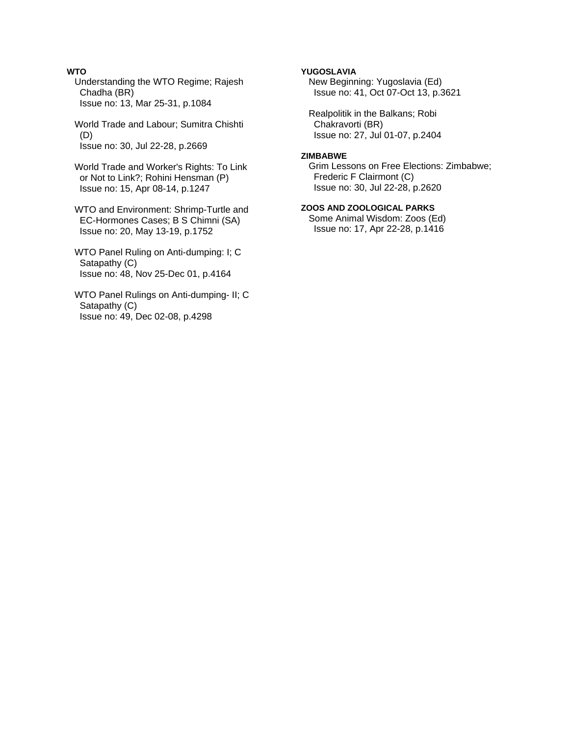**WTO**

Understanding the WTO Regime; Rajesh Chadha (BR)
Issue no: 13, Mar 25-31, p.1084

World Trade and Labour; Sumitra Chishti (D)
Issue no: 30, Jul 22-28, p.2669

World Trade and Worker's Rights: To Link or Not to Link?; Rohini Hensman (P)
Issue no: 15, Apr 08-14, p.1247

WTO and Environment: Shrimp-Turtle and EC-Hormones Cases; B S Chimni (SA)
Issue no: 20, May 13-19, p.1752

WTO Panel Ruling on Anti-dumping: I; C Satapathy (C)
Issue no: 48, Nov 25-Dec 01, p.4164

WTO Panel Rulings on Anti-dumping- II; C Satapathy (C)
Issue no: 49, Dec 02-08, p.4298

**YUGOSLAVIA**

New Beginning: Yugoslavia (Ed)
Issue no: 41, Oct 07-Oct 13, p.3621

Realpolitik in the Balkans; Robi Chakravorti (BR)
Issue no: 27, Jul 01-07, p.2404

**ZIMBABWE**

Grim Lessons on Free Elections: Zimbabwe; Frederic F Clairmont (C)
Issue no: 30, Jul 22-28, p.2620

**ZOOS AND ZOOLOGICAL PARKS**

Some Animal Wisdom: Zoos (Ed)
Issue no: 17, Apr 22-28, p.1416